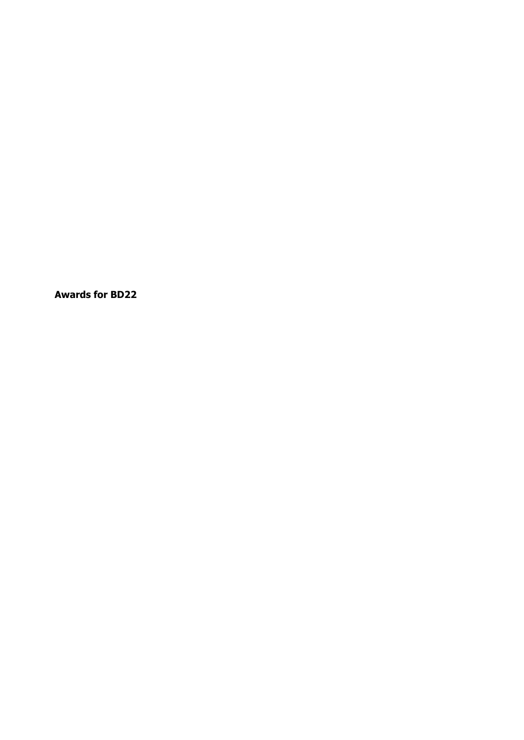**Awards for BD22**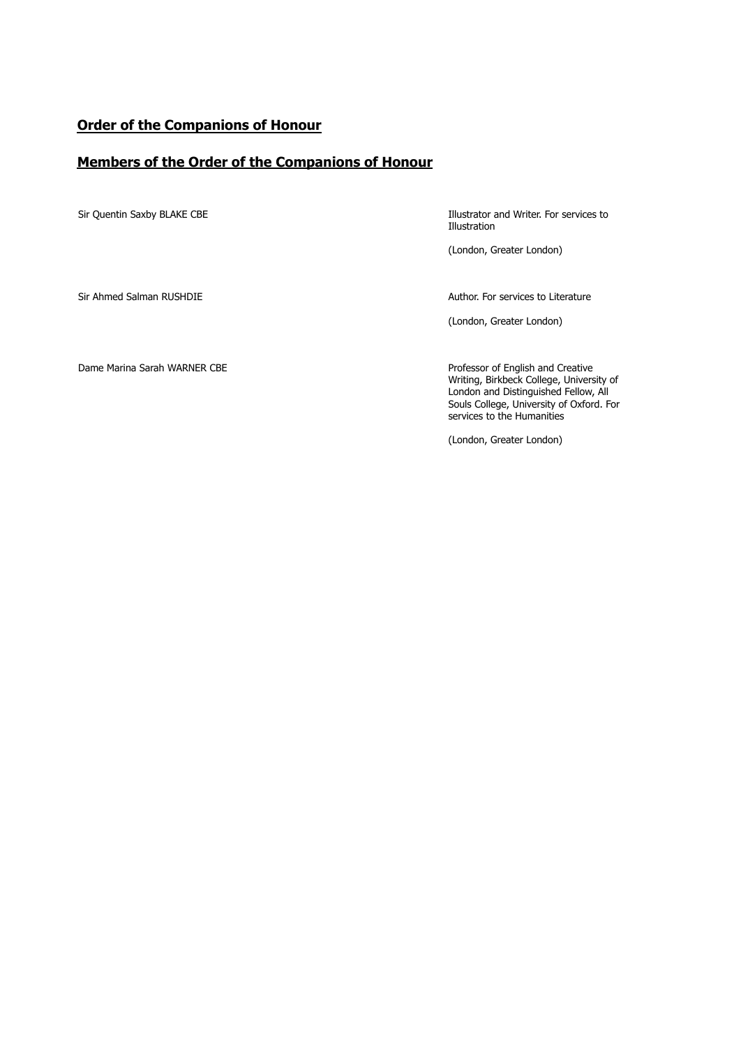## Order of the Companions of Honour

## Members of the Order of the Companions of Honour

| | |
|---|---|
| Sir Quentin Saxby BLAKE CBE | Illustrator and Writer. For services to Illustration<br><br>(London, Greater London) |
| Sir Ahmed Salman RUSHDIE | Author. For services to Literature<br><br>(London, Greater London) |
| Dame Marina Sarah WARNER CBE | Professor of English and Creative Writing, Birkbeck College, University of London and Distinguished Fellow, All Souls College, University of Oxford. For services to the Humanities<br><br>(London, Greater London) |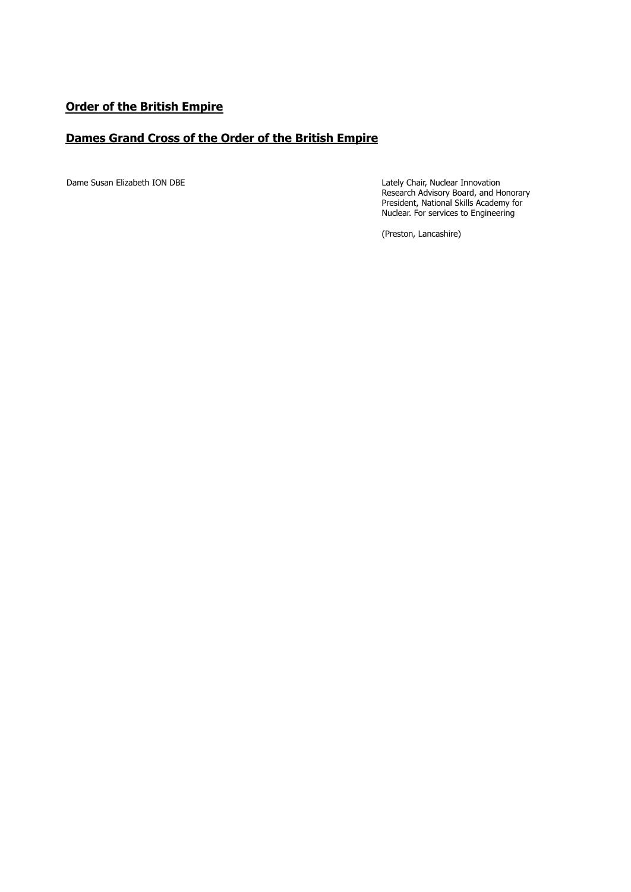## Order of the British Empire

### Dames Grand Cross of the Order of the British Empire

| | |
|---|---|
| Dame Susan Elizabeth ION DBE | Lately Chair, Nuclear Innovation Research Advisory Board, and Honorary President, National Skills Academy for Nuclear. For services to Engineering<br><br>(Preston, Lancashire) |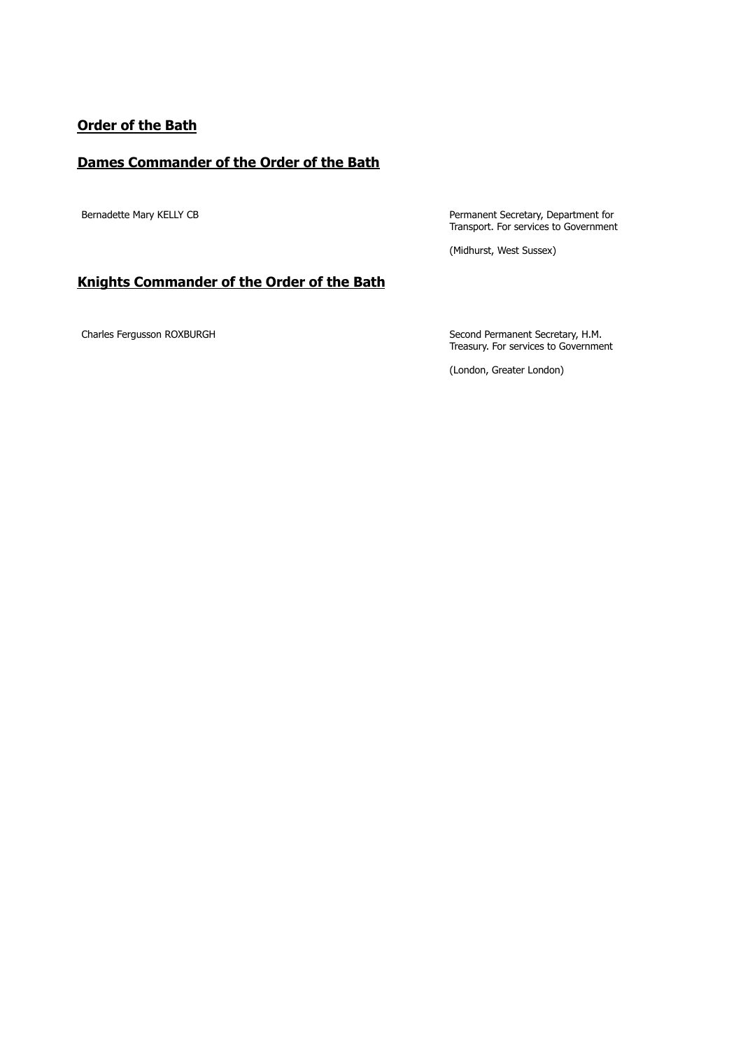## Order of the Bath

### Dames Commander of the Order of the Bath

| | |
|---|---|
| Bernadette Mary KELLY CB | Permanent Secretary, Department for Transport. For services to Government<br><br>(Midhurst, West Sussex) |

### Knights Commander of the Order of the Bath

| | |
|---|---|
| Charles Fergusson ROXBURGH | Second Permanent Secretary, H.M. Treasury. For services to Government<br><br>(London, Greater London) |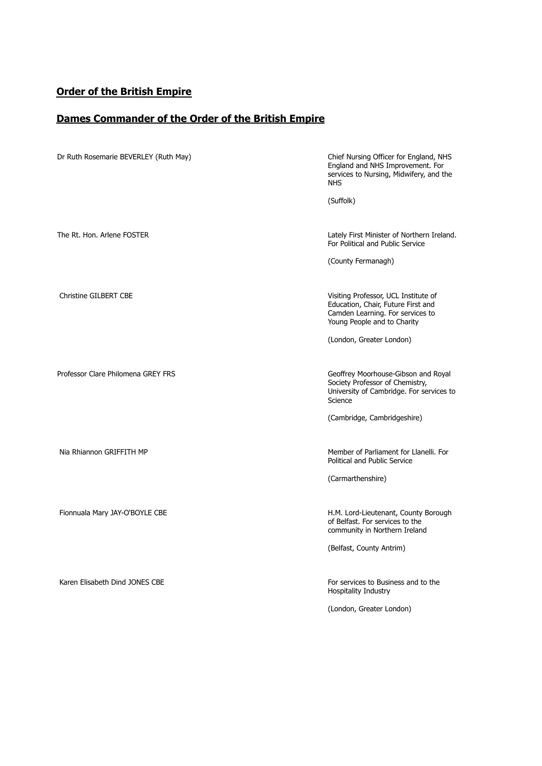## **Order of the British Empire**

## **Dames Commander of the Order of the British Empire**

| | |
|---|---|
| Dr Ruth Rosemarie BEVERLEY (Ruth May) | Chief Nursing Officer for England, NHS England and NHS Improvement. For services to Nursing, Midwifery, and the NHS<br><br>(Suffolk) |
| The Rt. Hon. Arlene FOSTER | Lately First Minister of Northern Ireland. For Political and Public Service<br><br>(County Fermanagh) |
| Christine GILBERT CBE | Visiting Professor, UCL Institute of Education, Chair, Future First and Camden Learning. For services to Young People and to Charity<br><br>(London, Greater London) |
| Professor Clare Philomena GREY FRS | Geoffrey Moorhouse-Gibson and Royal Society Professor of Chemistry, University of Cambridge. For services to Science<br><br>(Cambridge, Cambridgeshire) |
| Nia Rhiannon GRIFFITH MP | Member of Parliament for Llanelli. For Political and Public Service<br><br>(Carmarthenshire) |
| Fionnuala Mary JAY-O'BOYLE CBE | H.M. Lord-Lieutenant, County Borough of Belfast. For services to the community in Northern Ireland<br><br>(Belfast, County Antrim) |
| Karen Elisabeth Dind JONES CBE | For services to Business and to the Hospitality Industry<br><br>(London, Greater London) |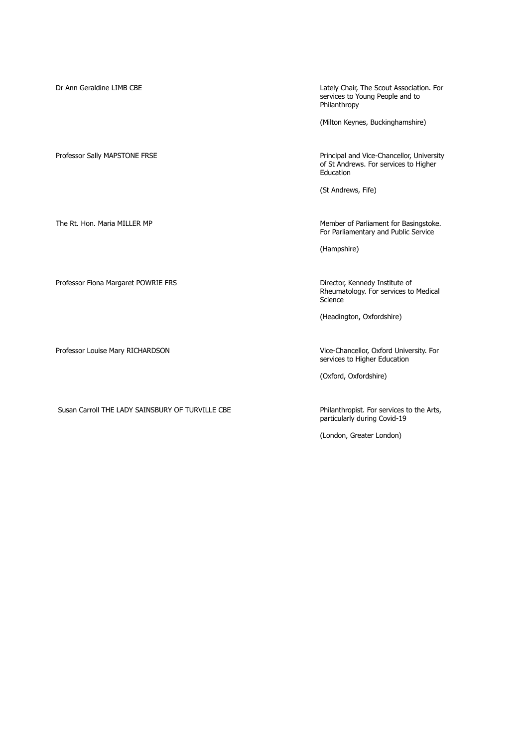Dr Ann Geraldine LIMB CBE

Lately Chair, The Scout Association. For services to Young People and to Philanthropy

(Milton Keynes, Buckinghamshire)

Professor Sally MAPSTONE FRSE

Principal and Vice-Chancellor, University of St Andrews. For services to Higher Education

(St Andrews, Fife)

The Rt. Hon. Maria MILLER MP

Member of Parliament for Basingstoke. For Parliamentary and Public Service

(Hampshire)

Professor Fiona Margaret POWRIE FRS

Director, Kennedy Institute of Rheumatology. For services to Medical Science

(Headington, Oxfordshire)

Professor Louise Mary RICHARDSON

Vice-Chancellor, Oxford University. For services to Higher Education

(Oxford, Oxfordshire)

Susan Carroll THE LADY SAINSBURY OF TURVILLE CBE

Philanthropist. For services to the Arts, particularly during Covid-19

(London, Greater London)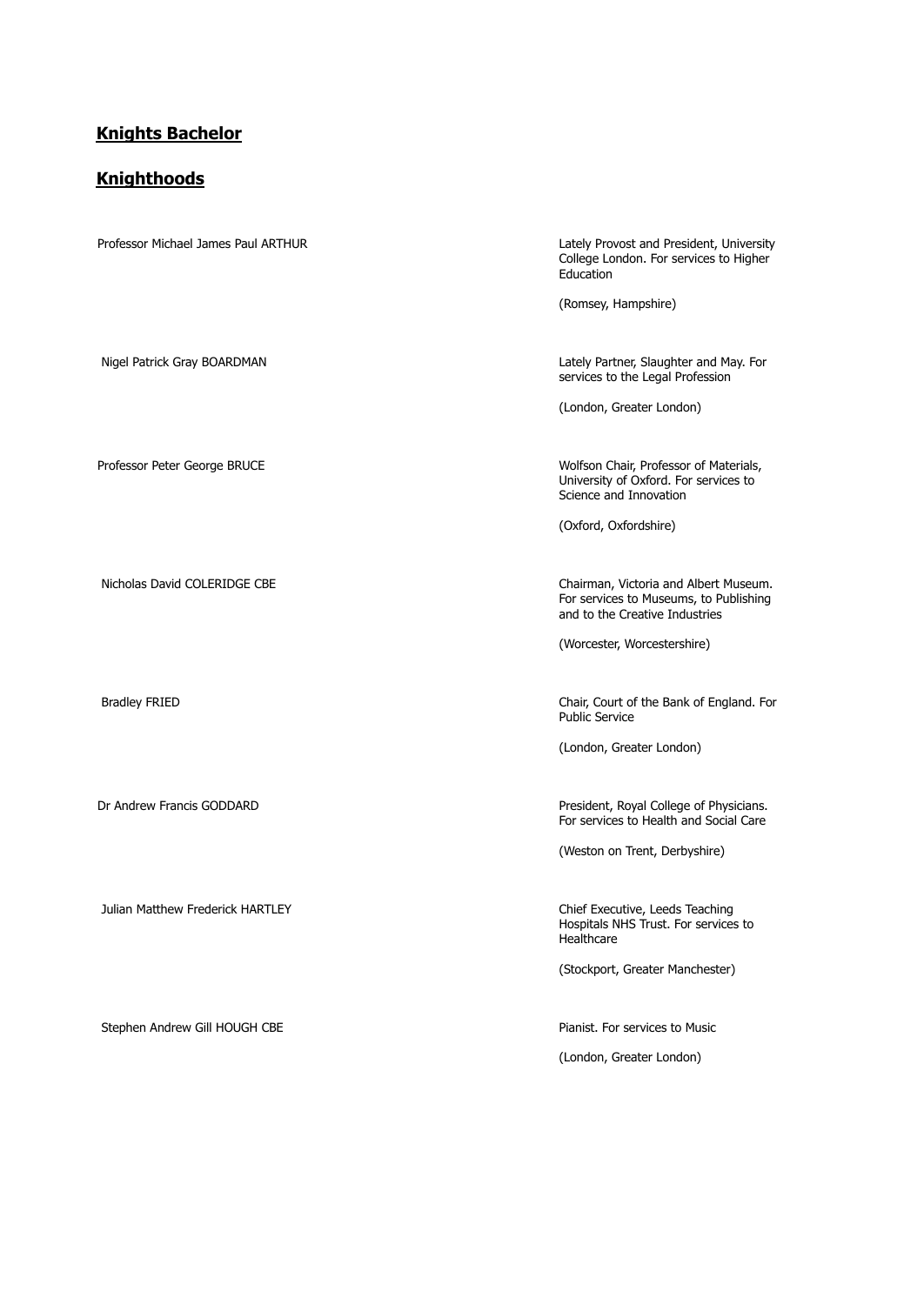## Knights Bachelor

## Knighthoods

| Name | Citation |
| --- | --- |
| Professor Michael James Paul ARTHUR | Lately Provost and President, University College London. For services to Higher Education<br><br>(Romsey, Hampshire) |
| Nigel Patrick Gray BOARDMAN | Lately Partner, Slaughter and May. For services to the Legal Profession<br><br>(London, Greater London) |
| Professor Peter George BRUCE | Wolfson Chair, Professor of Materials, University of Oxford. For services to Science and Innovation<br><br>(Oxford, Oxfordshire) |
| Nicholas David COLERIDGE CBE | Chairman, Victoria and Albert Museum. For services to Museums, to Publishing and to the Creative Industries<br><br>(Worcester, Worcestershire) |
| Bradley FRIED | Chair, Court of the Bank of England. For Public Service<br><br>(London, Greater London) |
| Dr Andrew Francis GODDARD | President, Royal College of Physicians. For services to Health and Social Care<br><br>(Weston on Trent, Derbyshire) |
| Julian Matthew Frederick HARTLEY | Chief Executive, Leeds Teaching Hospitals NHS Trust. For services to Healthcare<br><br>(Stockport, Greater Manchester) |
| Stephen Andrew Gill HOUGH CBE | Pianist. For services to Music<br><br>(London, Greater London) |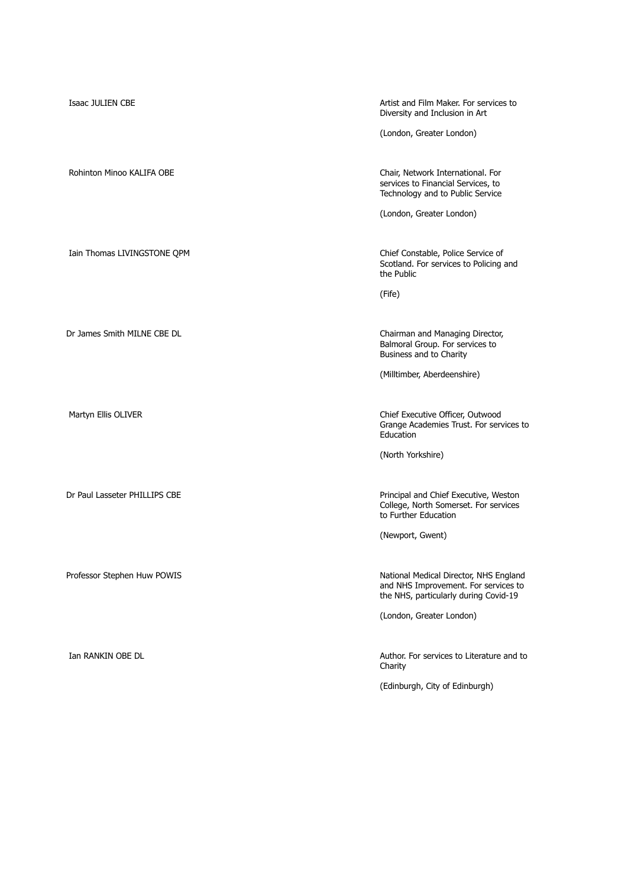| | |
|---|---|
| Isaac JULIEN CBE | Artist and Film Maker. For services to Diversity and Inclusion in Art<br><br>(London, Greater London) |
| Rohinton Minoo KALIFA OBE | Chair, Network International. For services to Financial Services, to Technology and to Public Service<br><br>(London, Greater London) |
| Iain Thomas LIVINGSTONE QPM | Chief Constable, Police Service of Scotland. For services to Policing and the Public<br><br>(Fife) |
| Dr James Smith MILNE CBE DL | Chairman and Managing Director, Balmoral Group. For services to Business and to Charity<br><br>(Milltimber, Aberdeenshire) |
| Martyn Ellis OLIVER | Chief Executive Officer, Outwood Grange Academies Trust. For services to Education<br><br>(North Yorkshire) |
| Dr Paul Lasseter PHILLIPS CBE | Principal and Chief Executive, Weston College, North Somerset. For services to Further Education<br><br>(Newport, Gwent) |
| Professor Stephen Huw POWIS | National Medical Director, NHS England and NHS Improvement. For services to the NHS, particularly during Covid-19<br><br>(London, Greater London) |
| Ian RANKIN OBE DL | Author. For services to Literature and to Charity<br><br>(Edinburgh, City of Edinburgh) |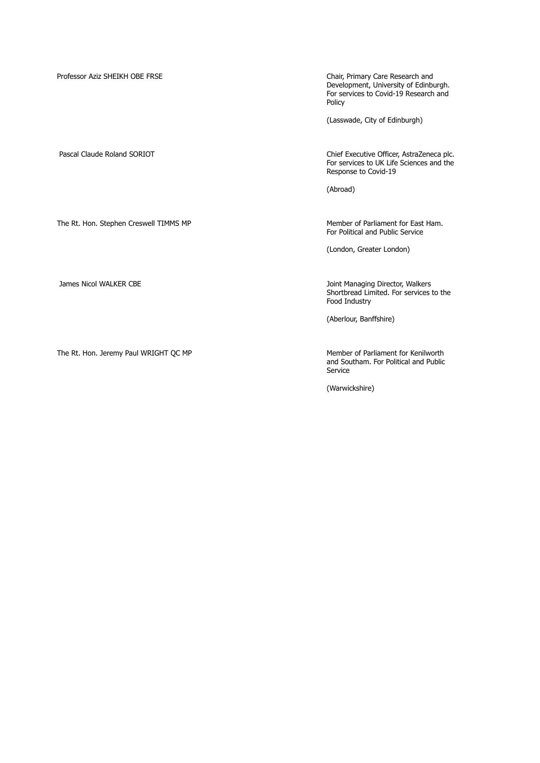| | |
|---|---|
| Professor Aziz SHEIKH OBE FRSE | Chair, Primary Care Research and Development, University of Edinburgh. For services to Covid-19 Research and Policy<br><br>(Lasswade, City of Edinburgh) |
| Pascal Claude Roland SORIOT | Chief Executive Officer, AstraZeneca plc. For services to UK Life Sciences and the Response to Covid-19<br><br>(Abroad) |
| The Rt. Hon. Stephen Creswell TIMMS MP | Member of Parliament for East Ham. For Political and Public Service<br><br>(London, Greater London) |
| James Nicol WALKER CBE | Joint Managing Director, Walkers Shortbread Limited. For services to the Food Industry<br><br>(Aberlour, Banffshire) |
| The Rt. Hon. Jeremy Paul WRIGHT QC MP | Member of Parliament for Kenilworth and Southam. For Political and Public Service<br><br>(Warwickshire) |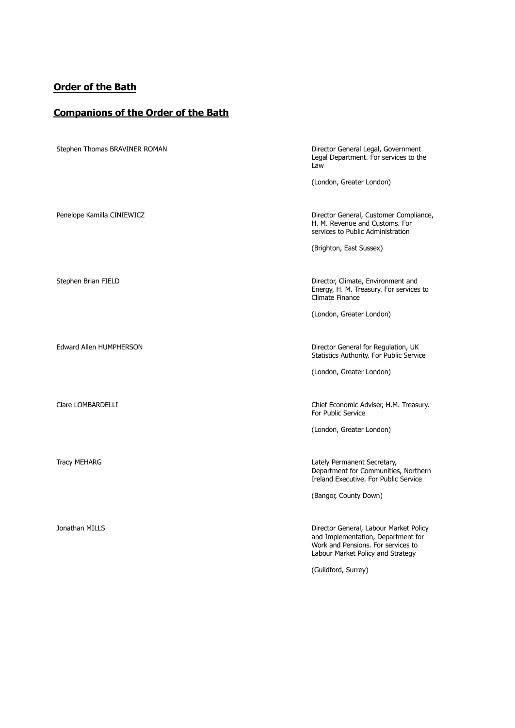## Order of the Bath

## Companions of the Order of the Bath

| | |
|---|---|
| Stephen Thomas BRAVINER ROMAN | Director General Legal, Government Legal Department. For services to the Law<br><br>(London, Greater London) |
| Penelope Kamilla CINIEWICZ | Director General, Customer Compliance, H. M. Revenue and Customs. For services to Public Administration<br><br>(Brighton, East Sussex) |
| Stephen Brian FIELD | Director, Climate, Environment and Energy, H. M. Treasury. For services to Climate Finance<br><br>(London, Greater London) |
| Edward Allen HUMPHERSON | Director General for Regulation, UK Statistics Authority. For Public Service<br><br>(London, Greater London) |
| Clare LOMBARDELLI | Chief Economic Adviser, H.M. Treasury. For Public Service<br><br>(London, Greater London) |
| Tracy MEHARG | Lately Permanent Secretary, Department for Communities, Northern Ireland Executive. For Public Service<br><br>(Bangor, County Down) |
| Jonathan MILLS | Director General, Labour Market Policy and Implementation, Department for Work and Pensions. For services to Labour Market Policy and Strategy<br><br>(Guildford, Surrey) |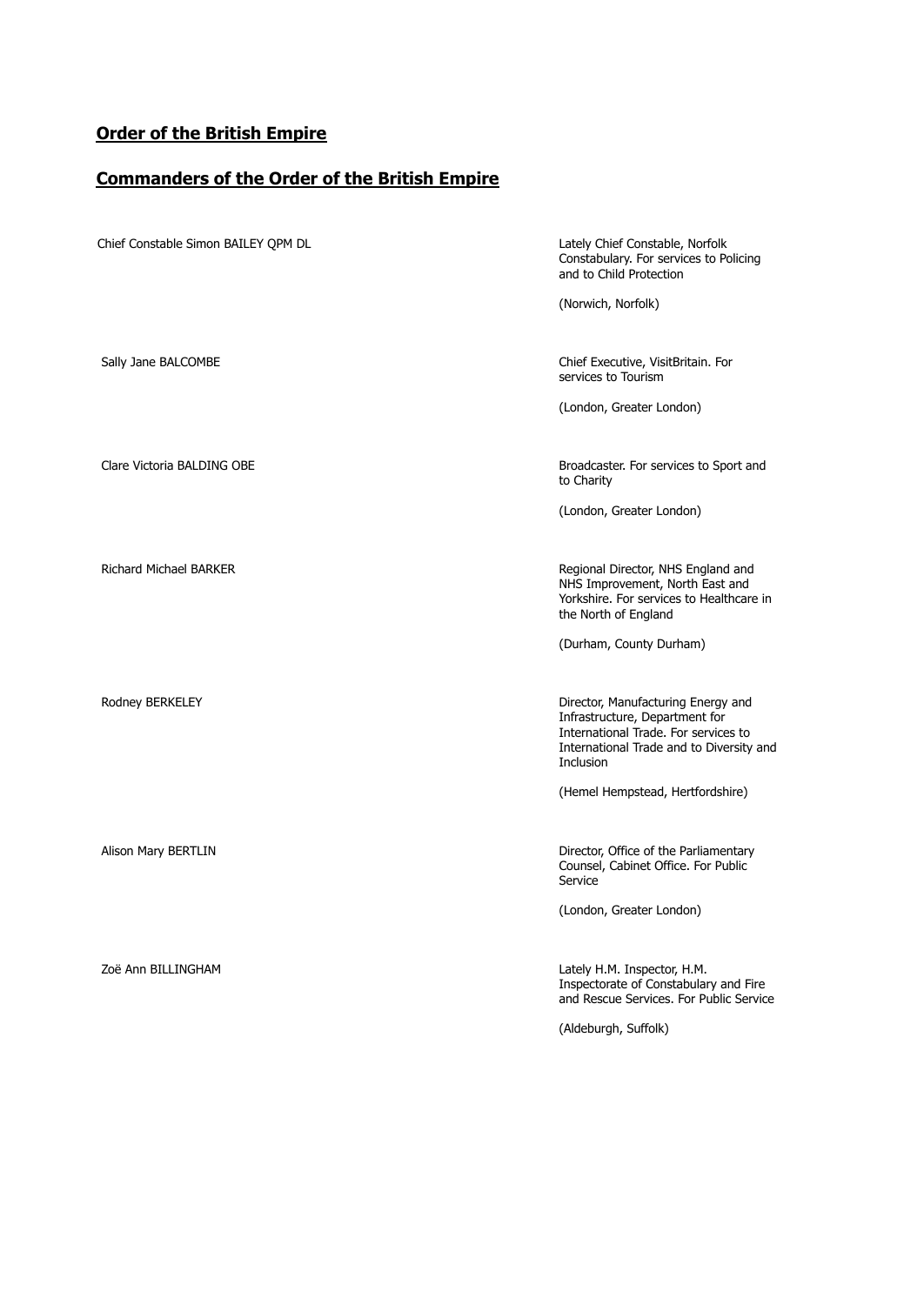## Order of the British Empire

## Commanders of the Order of the British Empire

| | |
|---|---|
| Chief Constable Simon BAILEY QPM DL | Lately Chief Constable, Norfolk Constabulary. For services to Policing and to Child Protection<br><br>(Norwich, Norfolk) |
| Sally Jane BALCOMBE | Chief Executive, VisitBritain. For services to Tourism<br><br>(London, Greater London) |
| Clare Victoria BALDING OBE | Broadcaster. For services to Sport and to Charity<br><br>(London, Greater London) |
| Richard Michael BARKER | Regional Director, NHS England and NHS Improvement, North East and Yorkshire. For services to Healthcare in the North of England<br><br>(Durham, County Durham) |
| Rodney BERKELEY | Director, Manufacturing Energy and Infrastructure, Department for International Trade. For services to International Trade and to Diversity and Inclusion<br><br>(Hemel Hempstead, Hertfordshire) |
| Alison Mary BERTLIN | Director, Office of the Parliamentary Counsel, Cabinet Office. For Public Service<br><br>(London, Greater London) |
| Zoë Ann BILLINGHAM | Lately H.M. Inspector, H.M. Inspectorate of Constabulary and Fire and Rescue Services. For Public Service<br><br>(Aldeburgh, Suffolk) |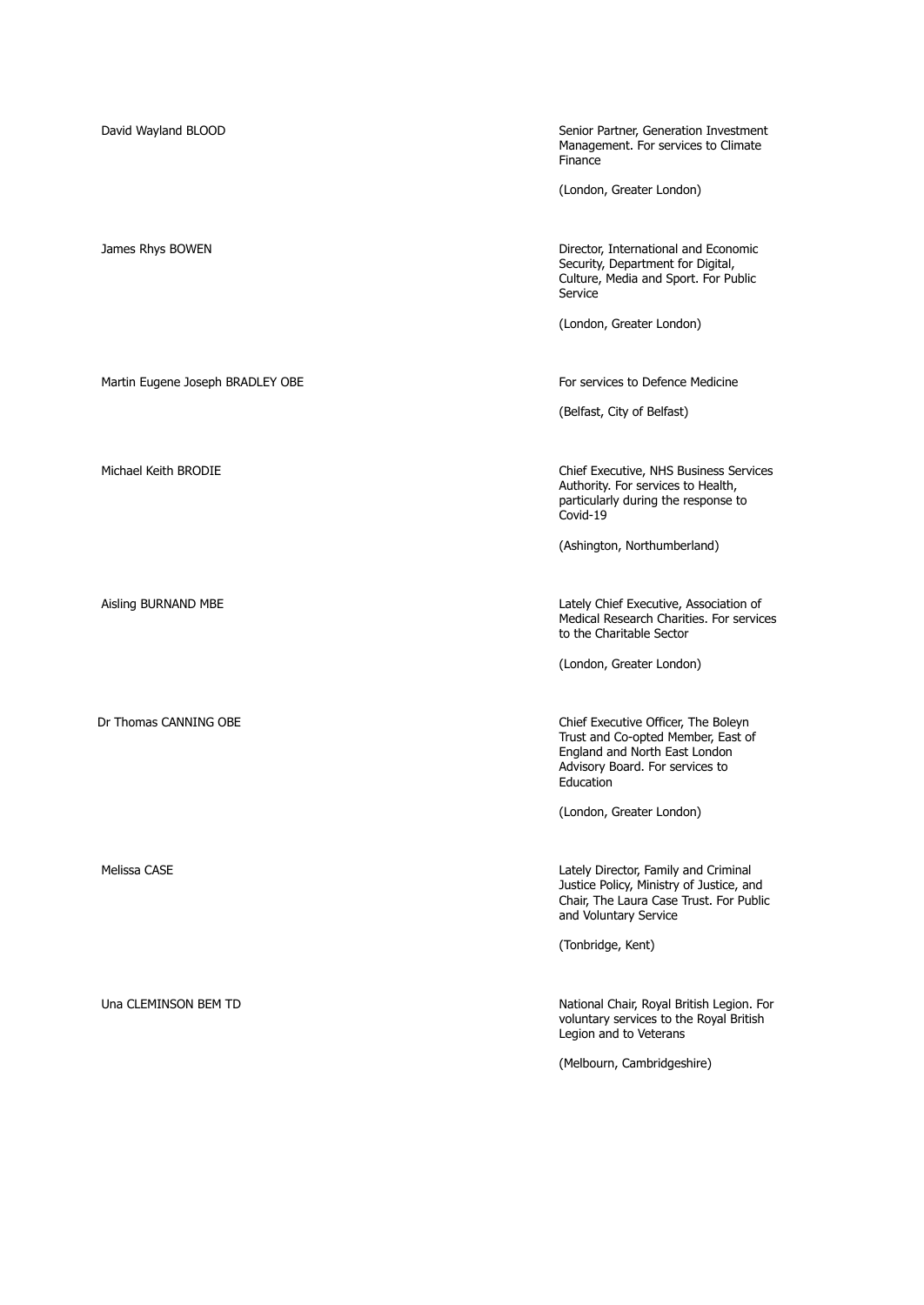David Wayland BLOOD

Senior Partner, Generation Investment Management. For services to Climate Finance

(London, Greater London)

James Rhys BOWEN

Director, International and Economic Security, Department for Digital, Culture, Media and Sport. For Public Service

(London, Greater London)

Martin Eugene Joseph BRADLEY OBE

For services to Defence Medicine

(Belfast, City of Belfast)

Michael Keith BRODIE

Chief Executive, NHS Business Services Authority. For services to Health, particularly during the response to Covid-19

(Ashington, Northumberland)

Aisling BURNAND MBE

Lately Chief Executive, Association of Medical Research Charities. For services to the Charitable Sector

(London, Greater London)

Dr Thomas CANNING OBE

Chief Executive Officer, The Boleyn Trust and Co-opted Member, East of England and North East London Advisory Board. For services to Education

(London, Greater London)

Melissa CASE

Lately Director, Family and Criminal Justice Policy, Ministry of Justice, and Chair, The Laura Case Trust. For Public and Voluntary Service

(Tonbridge, Kent)

Una CLEMINSON BEM TD

National Chair, Royal British Legion. For voluntary services to the Royal British Legion and to Veterans

(Melbourn, Cambridgeshire)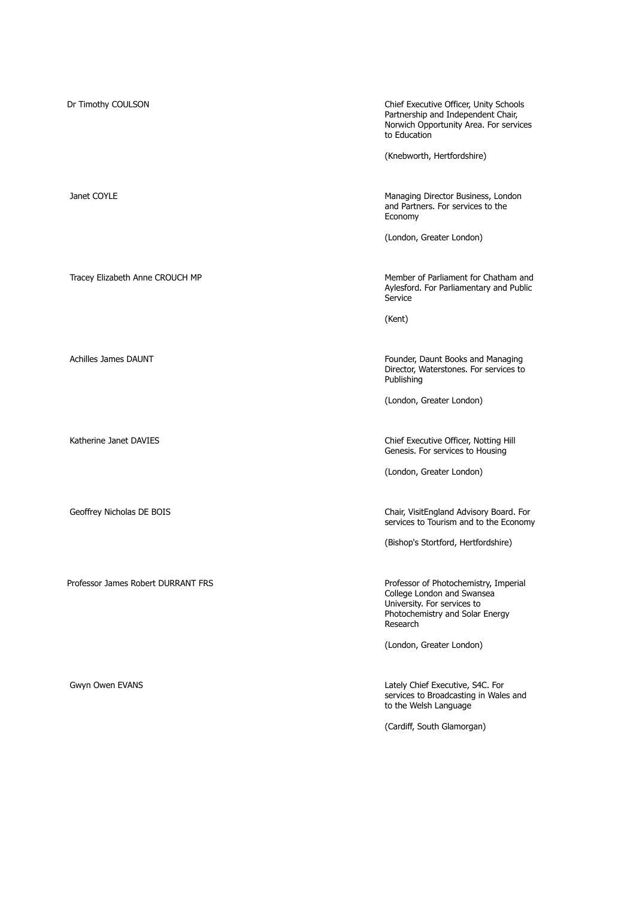| Name | Citation |
|---|---|
| Dr Timothy COULSON | Chief Executive Officer, Unity Schools Partnership and Independent Chair, Norwich Opportunity Area. For services to Education<br><br>(Knebworth, Hertfordshire) |
| Janet COYLE | Managing Director Business, London and Partners. For services to the Economy<br><br>(London, Greater London) |
| Tracey Elizabeth Anne CROUCH MP | Member of Parliament for Chatham and Aylesford. For Parliamentary and Public Service<br><br>(Kent) |
| Achilles James DAUNT | Founder, Daunt Books and Managing Director, Waterstones. For services to Publishing<br><br>(London, Greater London) |
| Katherine Janet DAVIES | Chief Executive Officer, Notting Hill Genesis. For services to Housing<br><br>(London, Greater London) |
| Geoffrey Nicholas DE BOIS | Chair, VisitEngland Advisory Board. For services to Tourism and to the Economy<br><br>(Bishop's Stortford, Hertfordshire) |
| Professor James Robert DURRANT FRS | Professor of Photochemistry, Imperial College London and Swansea University. For services to Photochemistry and Solar Energy Research<br><br>(London, Greater London) |
| Gwyn Owen EVANS | Lately Chief Executive, S4C. For services to Broadcasting in Wales and to the Welsh Language<br><br>(Cardiff, South Glamorgan) |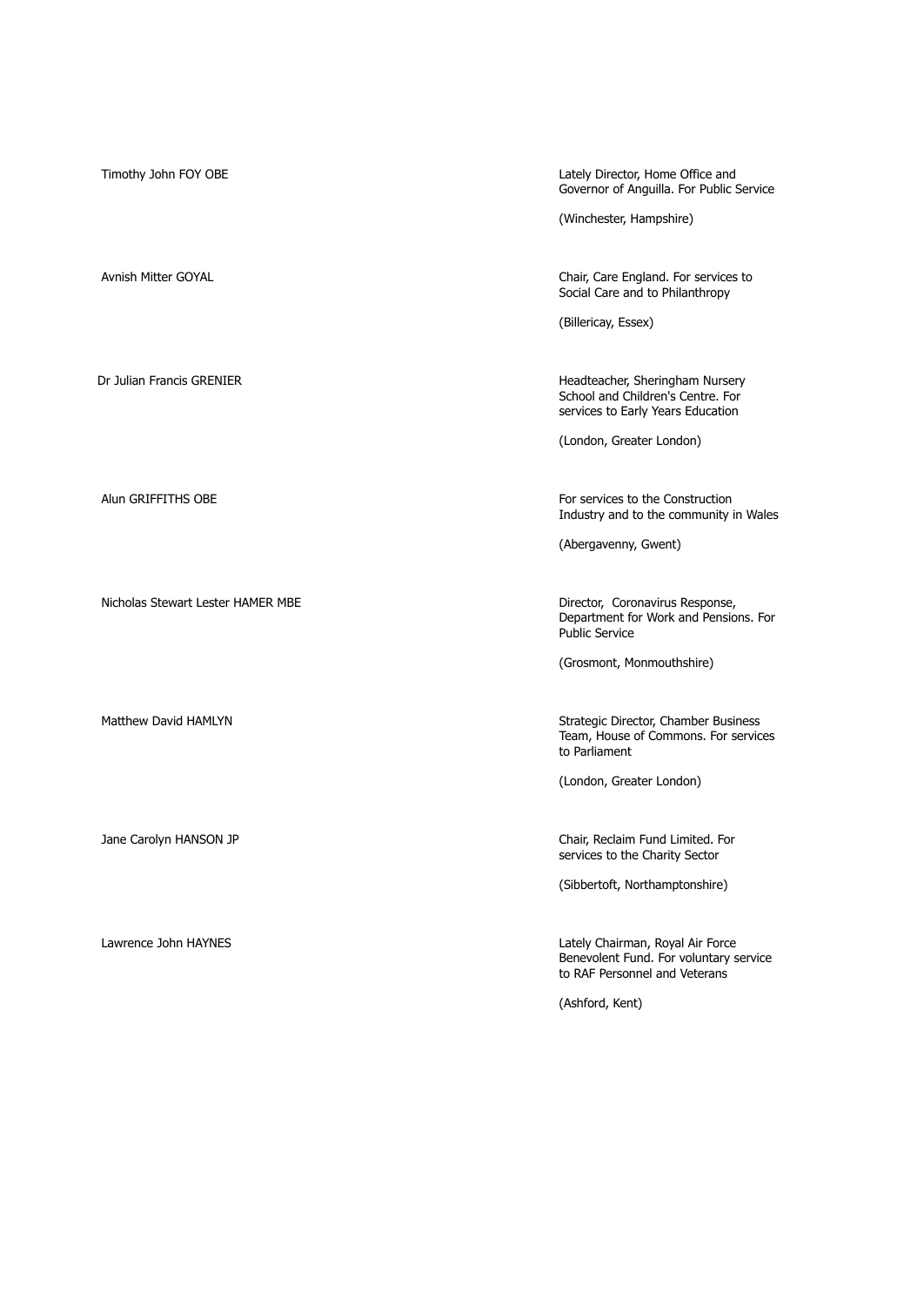| | |
|---|---|
| Timothy John FOY OBE | Lately Director, Home Office and Governor of Anguilla. For Public Service<br><br>(Winchester, Hampshire) |
| Avnish Mitter GOYAL | Chair, Care England. For services to Social Care and to Philanthropy<br><br>(Billericay, Essex) |
| Dr Julian Francis GRENIER | Headteacher, Sheringham Nursery School and Children's Centre. For services to Early Years Education<br><br>(London, Greater London) |
| Alun GRIFFITHS OBE | For services to the Construction Industry and to the community in Wales<br><br>(Abergavenny, Gwent) |
| Nicholas Stewart Lester HAMER MBE | Director, Coronavirus Response, Department for Work and Pensions. For Public Service<br><br>(Grosmont, Monmouthshire) |
| Matthew David HAMLYN | Strategic Director, Chamber Business Team, House of Commons. For services to Parliament<br><br>(London, Greater London) |
| Jane Carolyn HANSON JP | Chair, Reclaim Fund Limited. For services to the Charity Sector<br><br>(Sibbertoft, Northamptonshire) |
| Lawrence John HAYNES | Lately Chairman, Royal Air Force Benevolent Fund. For voluntary service to RAF Personnel and Veterans<br><br>(Ashford, Kent) |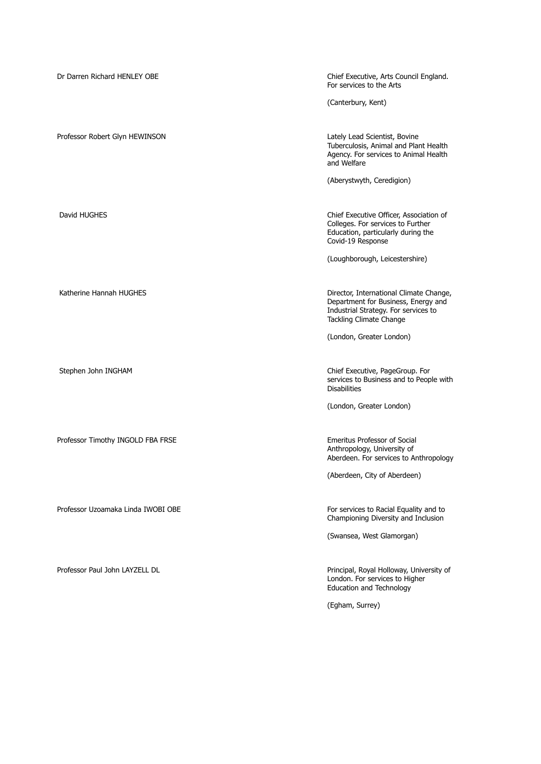| | |
|---|---|
| Dr Darren Richard HENLEY OBE | Chief Executive, Arts Council England. For services to the Arts<br><br>(Canterbury, Kent) |
| Professor Robert Glyn HEWINSON | Lately Lead Scientist, Bovine Tuberculosis, Animal and Plant Health Agency. For services to Animal Health and Welfare<br><br>(Aberystwyth, Ceredigion) |
| David HUGHES | Chief Executive Officer, Association of Colleges. For services to Further Education, particularly during the Covid-19 Response<br><br>(Loughborough, Leicestershire) |
| Katherine Hannah HUGHES | Director, International Climate Change, Department for Business, Energy and Industrial Strategy. For services to Tackling Climate Change<br><br>(London, Greater London) |
| Stephen John INGHAM | Chief Executive, PageGroup. For services to Business and to People with Disabilities<br><br>(London, Greater London) |
| Professor Timothy INGOLD FBA FRSE | Emeritus Professor of Social Anthropology, University of Aberdeen. For services to Anthropology<br><br>(Aberdeen, City of Aberdeen) |
| Professor Uzoamaka Linda IWOBI OBE | For services to Racial Equality and to Championing Diversity and Inclusion<br><br>(Swansea, West Glamorgan) |
| Professor Paul John LAYZELL DL | Principal, Royal Holloway, University of London. For services to Higher Education and Technology<br><br>(Egham, Surrey) |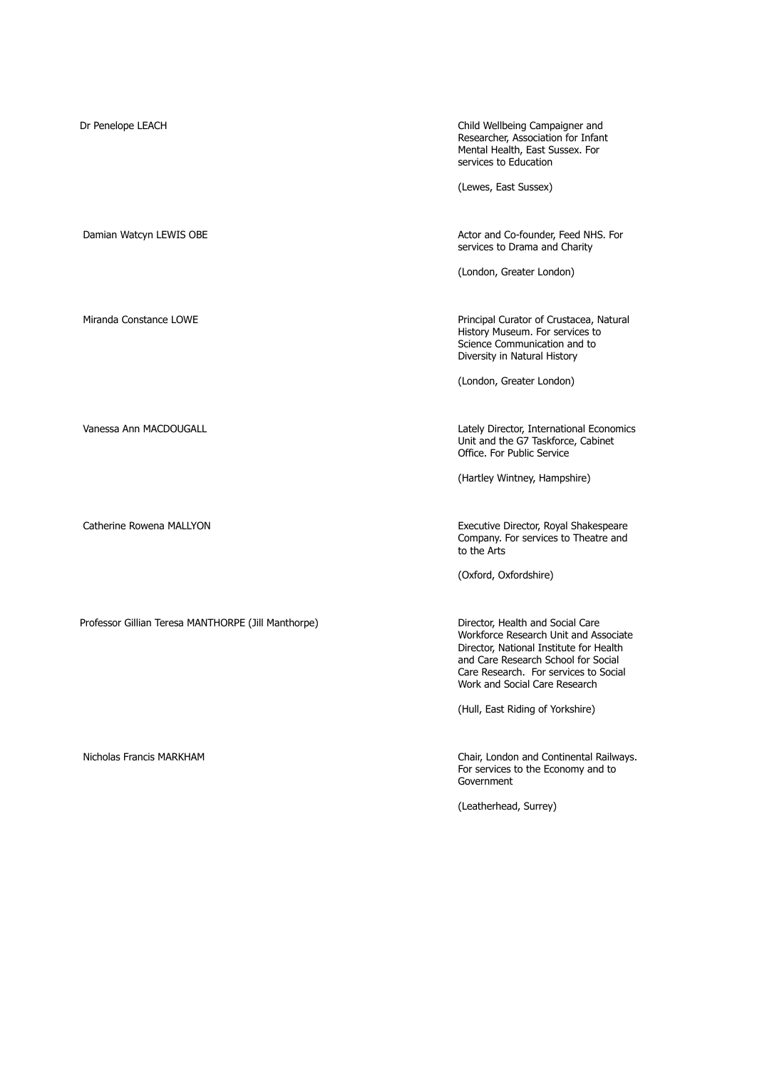| | |
|---|---|
| Dr Penelope LEACH | Child Wellbeing Campaigner and Researcher, Association for Infant Mental Health, East Sussex. For services to Education<br><br>(Lewes, East Sussex) |
| Damian Watcyn LEWIS OBE | Actor and Co-founder, Feed NHS. For services to Drama and Charity<br><br>(London, Greater London) |
| Miranda Constance LOWE | Principal Curator of Crustacea, Natural History Museum. For services to Science Communication and to Diversity in Natural History<br><br>(London, Greater London) |
| Vanessa Ann MACDOUGALL | Lately Director, International Economics Unit and the G7 Taskforce, Cabinet Office. For Public Service<br><br>(Hartley Wintney, Hampshire) |
| Catherine Rowena MALLYON | Executive Director, Royal Shakespeare Company. For services to Theatre and to the Arts<br><br>(Oxford, Oxfordshire) |
| Professor Gillian Teresa MANTHORPE (Jill Manthorpe) | Director, Health and Social Care Workforce Research Unit and Associate Director, National Institute for Health and Care Research School for Social Care Research. For services to Social Work and Social Care Research<br><br>(Hull, East Riding of Yorkshire) |
| Nicholas Francis MARKHAM | Chair, London and Continental Railways. For services to the Economy and to Government<br><br>(Leatherhead, Surrey) |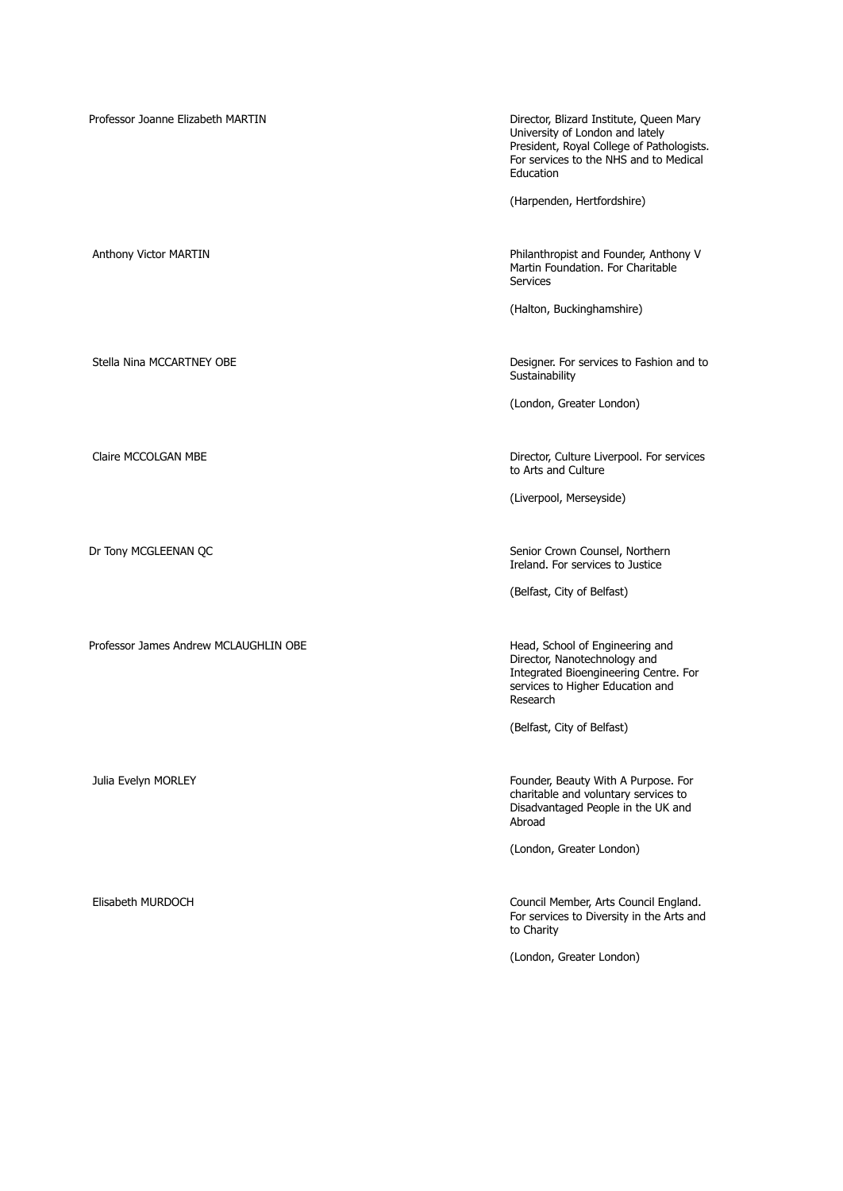| | |
|---|---|
| Professor Joanne Elizabeth MARTIN | Director, Blizard Institute, Queen Mary University of London and lately President, Royal College of Pathologists. For services to the NHS and to Medical Education<br><br>(Harpenden, Hertfordshire) |
| Anthony Victor MARTIN | Philanthropist and Founder, Anthony V Martin Foundation. For Charitable Services<br><br>(Halton, Buckinghamshire) |
| Stella Nina MCCARTNEY OBE | Designer. For services to Fashion and to Sustainability<br><br>(London, Greater London) |
| Claire MCCOLGAN MBE | Director, Culture Liverpool. For services to Arts and Culture<br><br>(Liverpool, Merseyside) |
| Dr Tony MCGLEENAN QC | Senior Crown Counsel, Northern Ireland. For services to Justice<br><br>(Belfast, City of Belfast) |
| Professor James Andrew MCLAUGHLIN OBE | Head, School of Engineering and Director, Nanotechnology and Integrated Bioengineering Centre. For services to Higher Education and Research<br><br>(Belfast, City of Belfast) |
| Julia Evelyn MORLEY | Founder, Beauty With A Purpose. For charitable and voluntary services to Disadvantaged People in the UK and Abroad<br><br>(London, Greater London) |
| Elisabeth MURDOCH | Council Member, Arts Council England. For services to Diversity in the Arts and to Charity<br><br>(London, Greater London) |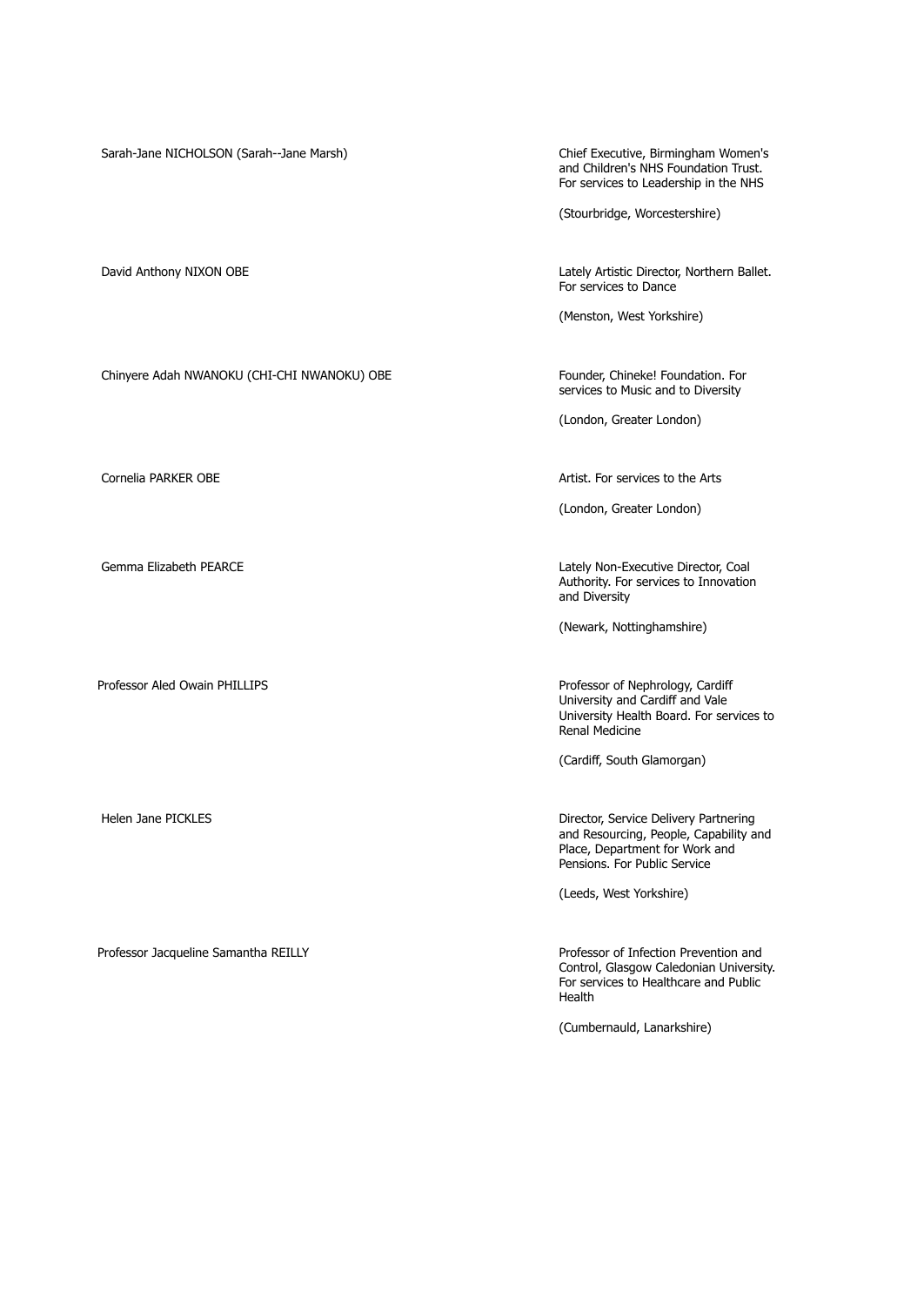Sarah-Jane NICHOLSON (Sarah--Jane Marsh)

Chief Executive, Birmingham Women's and Children's NHS Foundation Trust. For services to Leadership in the NHS

(Stourbridge, Worcestershire)

David Anthony NIXON OBE

Lately Artistic Director, Northern Ballet. For services to Dance

(Menston, West Yorkshire)

Chinyere Adah NWANOKU (CHI-CHI NWANOKU) OBE

Founder, Chineke! Foundation. For services to Music and to Diversity

(London, Greater London)

Cornelia PARKER OBE

Artist. For services to the Arts

(London, Greater London)

Gemma Elizabeth PEARCE

Lately Non-Executive Director, Coal Authority. For services to Innovation and Diversity

(Newark, Nottinghamshire)

Professor Aled Owain PHILLIPS

Professor of Nephrology, Cardiff University and Cardiff and Vale University Health Board. For services to Renal Medicine

(Cardiff, South Glamorgan)

Helen Jane PICKLES

Director, Service Delivery Partnering and Resourcing, People, Capability and Place, Department for Work and Pensions. For Public Service

(Leeds, West Yorkshire)

Professor Jacqueline Samantha REILLY

Professor of Infection Prevention and Control, Glasgow Caledonian University. For services to Healthcare and Public Health

(Cumbernauld, Lanarkshire)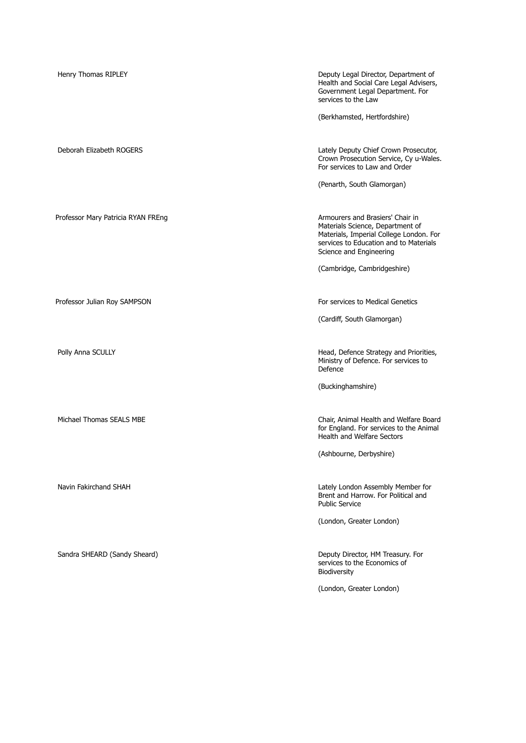Henry Thomas RIPLEY

Deputy Legal Director, Department of Health and Social Care Legal Advisers, Government Legal Department. For services to the Law

(Berkhamsted, Hertfordshire)

Deborah Elizabeth ROGERS

Lately Deputy Chief Crown Prosecutor, Crown Prosecution Service, Cy u-Wales. For services to Law and Order

(Penarth, South Glamorgan)

Professor Mary Patricia RYAN FREng

Armourers and Brasiers' Chair in Materials Science, Department of Materials, Imperial College London. For services to Education and to Materials Science and Engineering

(Cambridge, Cambridgeshire)

Professor Julian Roy SAMPSON

For services to Medical Genetics

(Cardiff, South Glamorgan)

Polly Anna SCULLY

Head, Defence Strategy and Priorities, Ministry of Defence. For services to Defence

(Buckinghamshire)

Michael Thomas SEALS MBE

Chair, Animal Health and Welfare Board for England. For services to the Animal Health and Welfare Sectors

(Ashbourne, Derbyshire)

Navin Fakirchand SHAH

Lately London Assembly Member for Brent and Harrow. For Political and Public Service

(London, Greater London)

Sandra SHEARD (Sandy Sheard)

Deputy Director, HM Treasury. For services to the Economics of Biodiversity

(London, Greater London)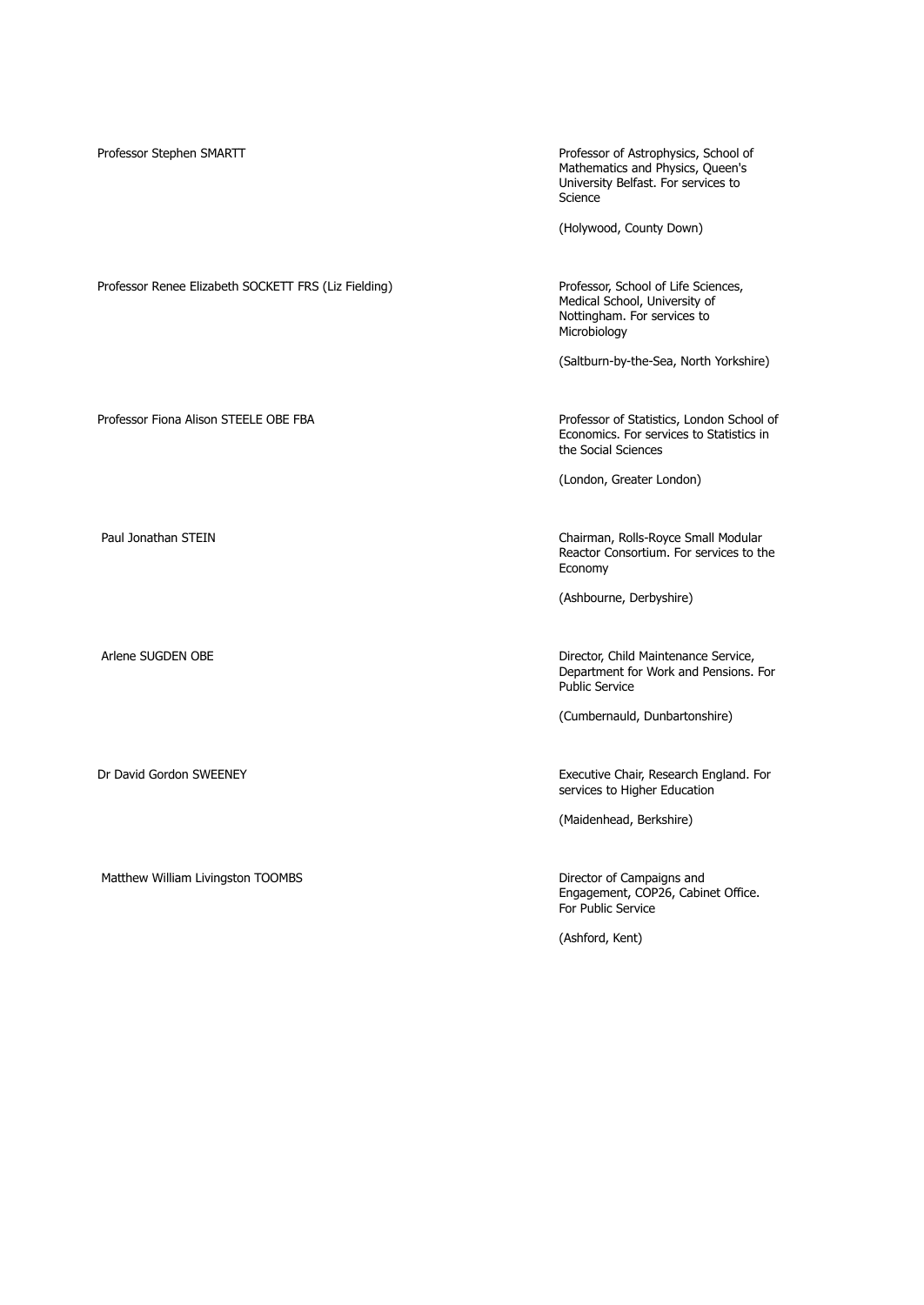| | |
|---|---|
| Professor Stephen SMARTT | Professor of Astrophysics, School of Mathematics and Physics, Queen's University Belfast. For services to Science<br><br>(Holywood, County Down) |
| Professor Renee Elizabeth SOCKETT FRS (Liz Fielding) | Professor, School of Life Sciences, Medical School, University of Nottingham. For services to Microbiology<br><br>(Saltburn-by-the-Sea, North Yorkshire) |
| Professor Fiona Alison STEELE OBE FBA | Professor of Statistics, London School of Economics. For services to Statistics in the Social Sciences<br><br>(London, Greater London) |
| Paul Jonathan STEIN | Chairman, Rolls-Royce Small Modular Reactor Consortium. For services to the Economy<br><br>(Ashbourne, Derbyshire) |
| Arlene SUGDEN OBE | Director, Child Maintenance Service, Department for Work and Pensions. For Public Service<br><br>(Cumbernauld, Dunbartonshire) |
| Dr David Gordon SWEENEY | Executive Chair, Research England. For services to Higher Education<br><br>(Maidenhead, Berkshire) |
| Matthew William Livingston TOOMBS | Director of Campaigns and Engagement, COP26, Cabinet Office. For Public Service<br><br>(Ashford, Kent) |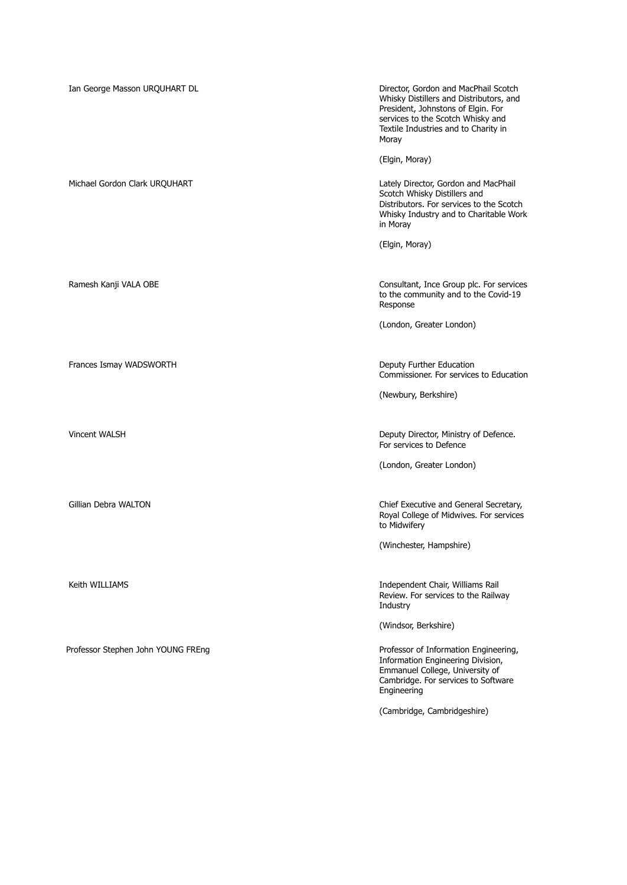Ian George Masson URQUHART DL

Director, Gordon and MacPhail Scotch Whisky Distillers and Distributors, and President, Johnstons of Elgin. For services to the Scotch Whisky and Textile Industries and to Charity in Moray

(Elgin, Moray)

Michael Gordon Clark URQUHART

Lately Director, Gordon and MacPhail Scotch Whisky Distillers and Distributors. For services to the Scotch Whisky Industry and to Charitable Work in Moray

(Elgin, Moray)

Ramesh Kanji VALA OBE

Consultant, Ince Group plc. For services to the community and to the Covid-19 Response

(London, Greater London)

Frances Ismay WADSWORTH

Deputy Further Education Commissioner. For services to Education

(Newbury, Berkshire)

Vincent WALSH

Deputy Director, Ministry of Defence. For services to Defence

(London, Greater London)

Gillian Debra WALTON

Chief Executive and General Secretary, Royal College of Midwives. For services to Midwifery

(Winchester, Hampshire)

Keith WILLIAMS

Independent Chair, Williams Rail Review. For services to the Railway Industry

(Windsor, Berkshire)

Professor Stephen John YOUNG FREng

Professor of Information Engineering, Information Engineering Division, Emmanuel College, University of Cambridge. For services to Software Engineering

(Cambridge, Cambridgeshire)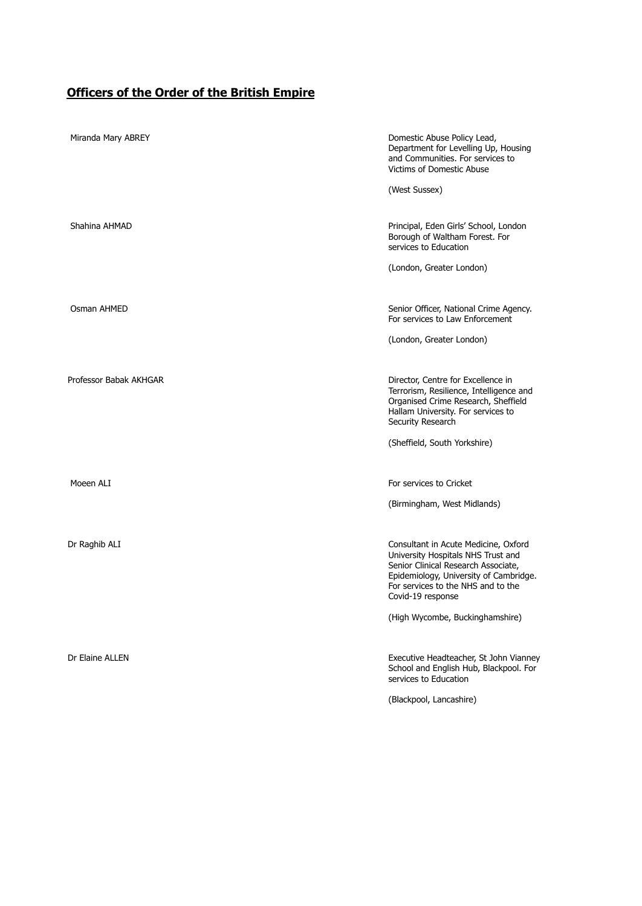## Officers of the Order of the British Empire

| | |
|---|---|
| Miranda Mary ABREY | Domestic Abuse Policy Lead, Department for Levelling Up, Housing and Communities. For services to Victims of Domestic Abuse<br><br>(West Sussex) |
| Shahina AHMAD | Principal, Eden Girls' School, London Borough of Waltham Forest. For services to Education<br><br>(London, Greater London) |
| Osman AHMED | Senior Officer, National Crime Agency. For services to Law Enforcement<br><br>(London, Greater London) |
| Professor Babak AKHGAR | Director, Centre for Excellence in Terrorism, Resilience, Intelligence and Organised Crime Research, Sheffield Hallam University. For services to Security Research<br><br>(Sheffield, South Yorkshire) |
| Moeen ALI | For services to Cricket<br><br>(Birmingham, West Midlands) |
| Dr Raghib ALI | Consultant in Acute Medicine, Oxford University Hospitals NHS Trust and Senior Clinical Research Associate, Epidemiology, University of Cambridge. For services to the NHS and to the Covid-19 response<br><br>(High Wycombe, Buckinghamshire) |
| Dr Elaine ALLEN | Executive Headteacher, St John Vianney School and English Hub, Blackpool. For services to Education<br><br>(Blackpool, Lancashire) |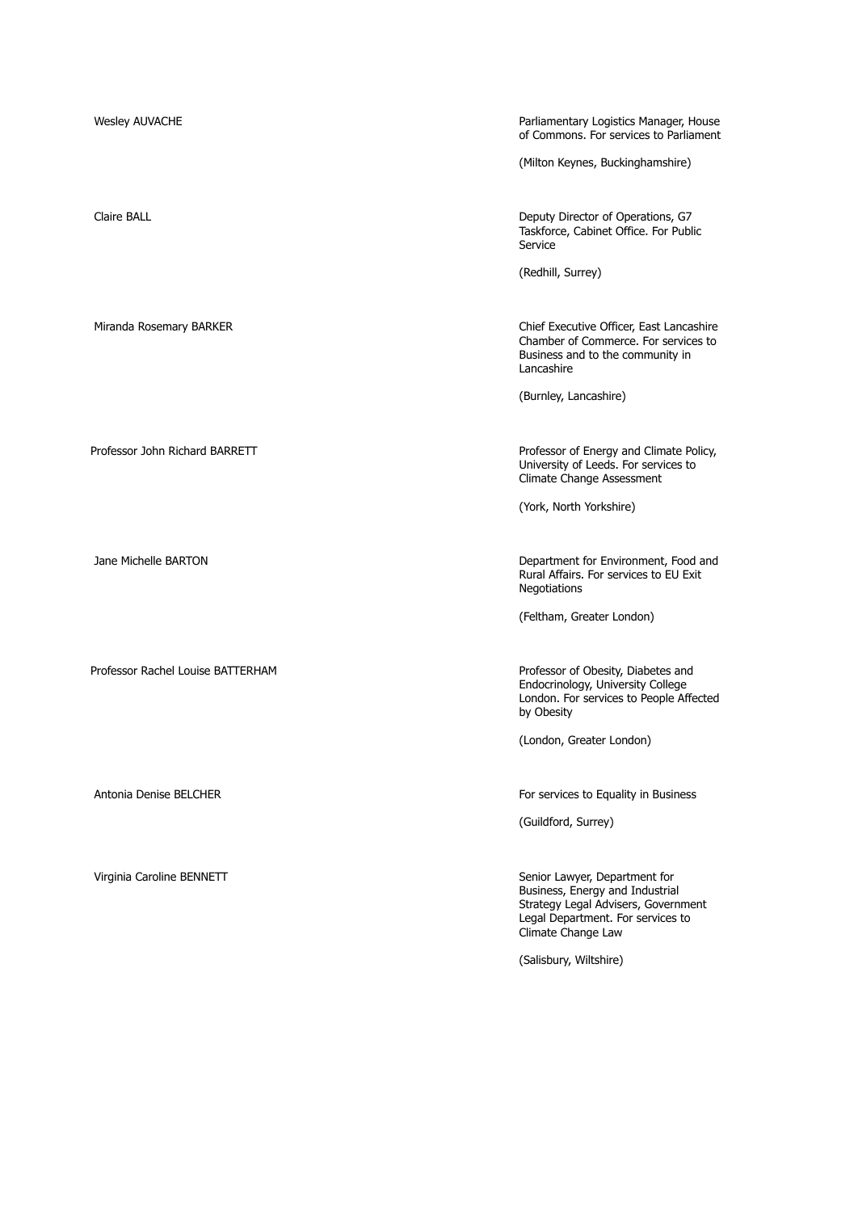| | |
|---|---|
| Wesley AUVACHE | Parliamentary Logistics Manager, House of Commons. For services to Parliament<br><br>(Milton Keynes, Buckinghamshire) |
| Claire BALL | Deputy Director of Operations, G7 Taskforce, Cabinet Office. For Public Service<br><br>(Redhill, Surrey) |
| Miranda Rosemary BARKER | Chief Executive Officer, East Lancashire Chamber of Commerce. For services to Business and to the community in Lancashire<br><br>(Burnley, Lancashire) |
| Professor John Richard BARRETT | Professor of Energy and Climate Policy, University of Leeds. For services to Climate Change Assessment<br><br>(York, North Yorkshire) |
| Jane Michelle BARTON | Department for Environment, Food and Rural Affairs. For services to EU Exit Negotiations<br><br>(Feltham, Greater London) |
| Professor Rachel Louise BATTERHAM | Professor of Obesity, Diabetes and Endocrinology, University College London. For services to People Affected by Obesity<br><br>(London, Greater London) |
| Antonia Denise BELCHER | For services to Equality in Business<br><br>(Guildford, Surrey) |
| Virginia Caroline BENNETT | Senior Lawyer, Department for Business, Energy and Industrial Strategy Legal Advisers, Government Legal Department. For services to Climate Change Law<br><br>(Salisbury, Wiltshire) |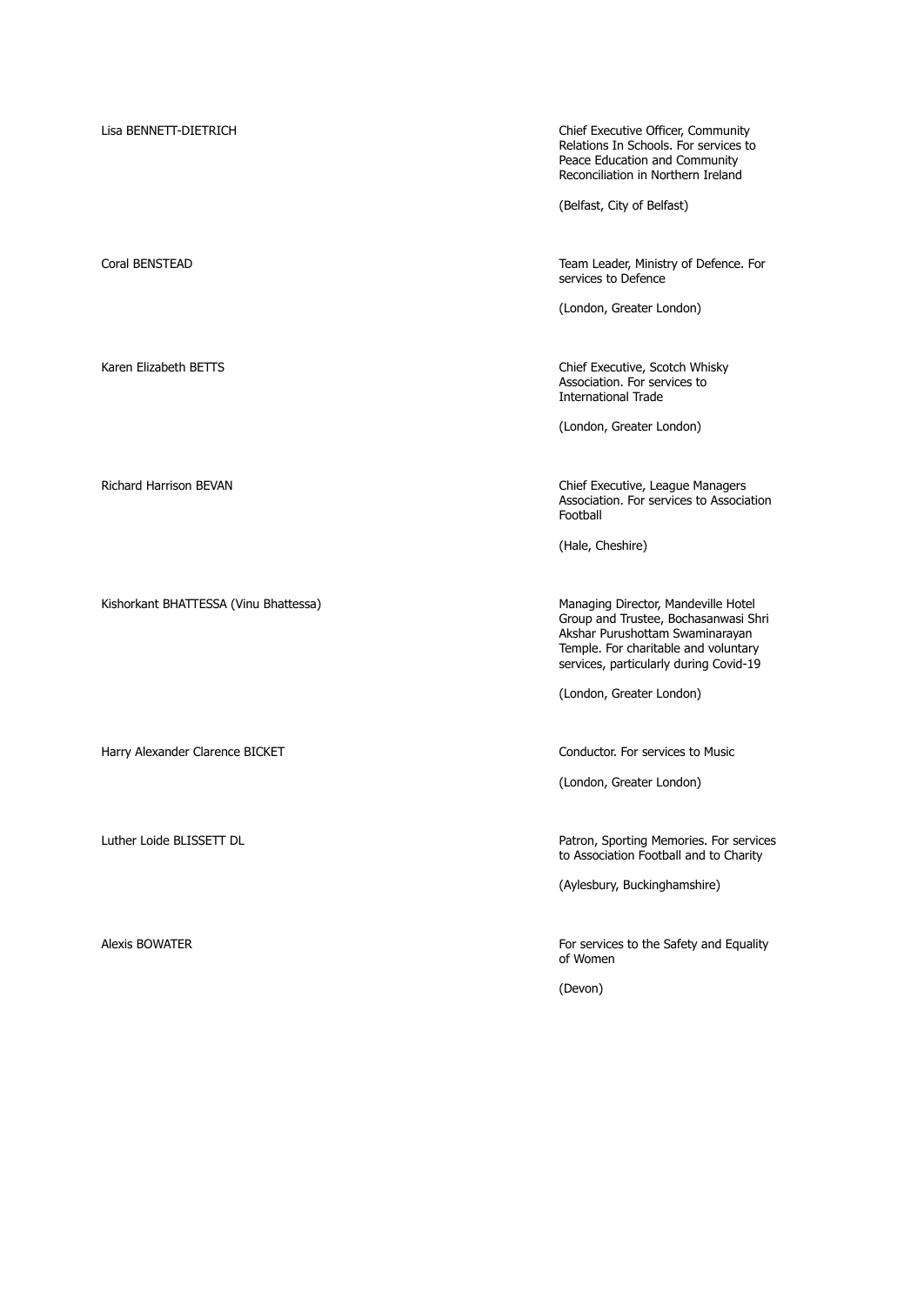Lisa BENNETT-DIETRICH

Chief Executive Officer, Community Relations In Schools. For services to Peace Education and Community Reconciliation in Northern Ireland

(Belfast, City of Belfast)

Coral BENSTEAD

Team Leader, Ministry of Defence. For services to Defence

(London, Greater London)

Karen Elizabeth BETTS

Chief Executive, Scotch Whisky Association. For services to International Trade

(London, Greater London)

Richard Harrison BEVAN

Chief Executive, League Managers Association. For services to Association Football

(Hale, Cheshire)

Kishorkant BHATTESSA (Vinu Bhattessa)

Managing Director, Mandeville Hotel Group and Trustee, Bochasanwasi Shri Akshar Purushottam Swaminarayan Temple. For charitable and voluntary services, particularly during Covid-19

(London, Greater London)

Harry Alexander Clarence BICKET

Conductor. For services to Music

(London, Greater London)

Luther Loide BLISSETT DL

Patron, Sporting Memories. For services to Association Football and to Charity

(Aylesbury, Buckinghamshire)

Alexis BOWATER

For services to the Safety and Equality of Women

(Devon)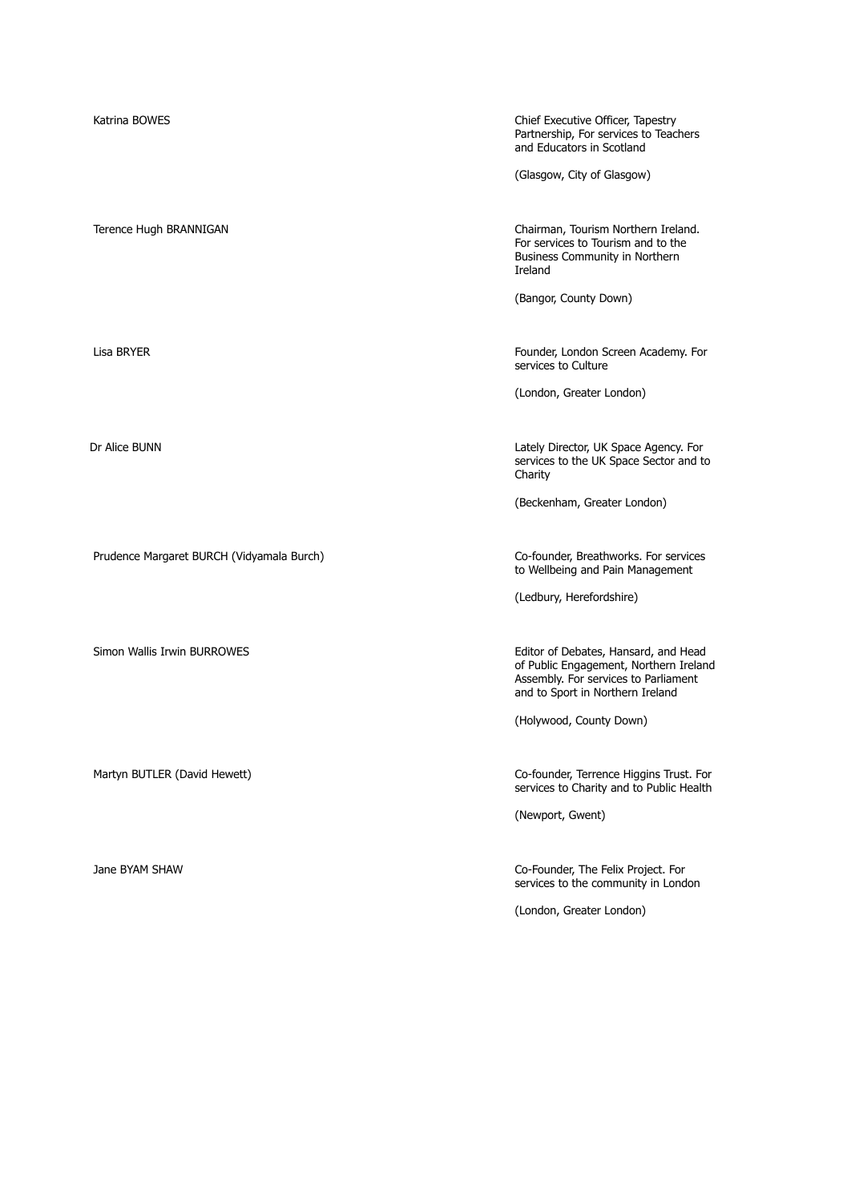| | |
|---|---|
| Katrina BOWES | Chief Executive Officer, Tapestry Partnership, For services to Teachers and Educators in Scotland<br><br>(Glasgow, City of Glasgow) |
| Terence Hugh BRANNIGAN | Chairman, Tourism Northern Ireland. For services to Tourism and to the Business Community in Northern Ireland<br><br>(Bangor, County Down) |
| Lisa BRYER | Founder, London Screen Academy. For services to Culture<br><br>(London, Greater London) |
| Dr Alice BUNN | Lately Director, UK Space Agency. For services to the UK Space Sector and to Charity<br><br>(Beckenham, Greater London) |
| Prudence Margaret BURCH (Vidyamala Burch) | Co-founder, Breathworks. For services to Wellbeing and Pain Management<br><br>(Ledbury, Herefordshire) |
| Simon Wallis Irwin BURROWES | Editor of Debates, Hansard, and Head of Public Engagement, Northern Ireland Assembly. For services to Parliament and to Sport in Northern Ireland<br><br>(Holywood, County Down) |
| Martyn BUTLER (David Hewett) | Co-founder, Terrence Higgins Trust. For services to Charity and to Public Health<br><br>(Newport, Gwent) |
| Jane BYAM SHAW | Co-Founder, The Felix Project. For services to the community in London<br><br>(London, Greater London) |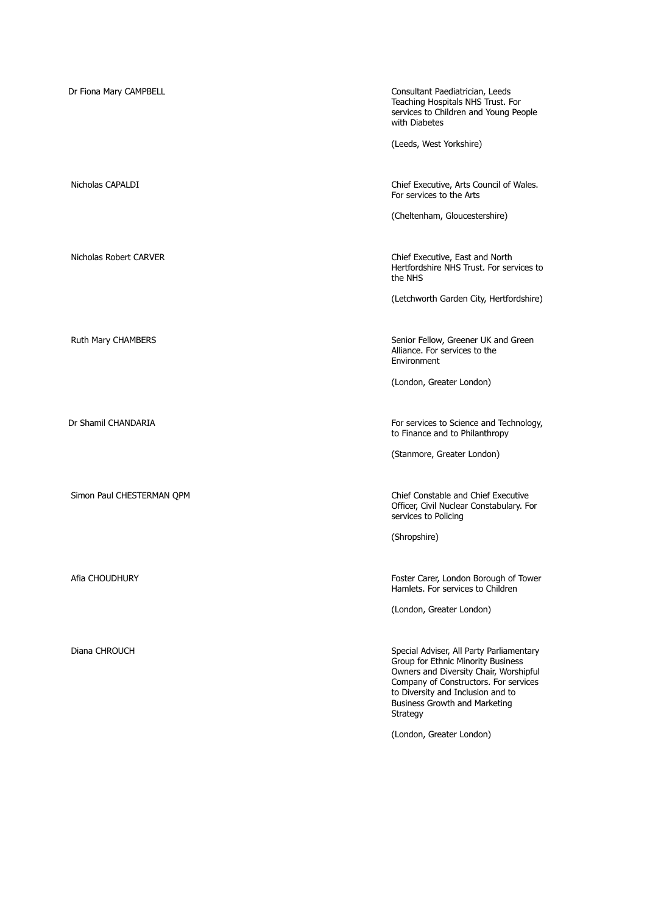| | |
|---|---|
| Dr Fiona Mary CAMPBELL | Consultant Paediatrician, Leeds Teaching Hospitals NHS Trust. For services to Children and Young People with Diabetes<br><br>(Leeds, West Yorkshire) |
| Nicholas CAPALDI | Chief Executive, Arts Council of Wales. For services to the Arts<br><br>(Cheltenham, Gloucestershire) |
| Nicholas Robert CARVER | Chief Executive, East and North Hertfordshire NHS Trust. For services to the NHS<br><br>(Letchworth Garden City, Hertfordshire) |
| Ruth Mary CHAMBERS | Senior Fellow, Greener UK and Green Alliance. For services to the Environment<br><br>(London, Greater London) |
| Dr Shamil CHANDARIA | For services to Science and Technology, to Finance and to Philanthropy<br><br>(Stanmore, Greater London) |
| Simon Paul CHESTERMAN QPM | Chief Constable and Chief Executive Officer, Civil Nuclear Constabulary. For services to Policing<br><br>(Shropshire) |
| Afia CHOUDHURY | Foster Carer, London Borough of Tower Hamlets. For services to Children<br><br>(London, Greater London) |
| Diana CHROUCH | Special Adviser, All Party Parliamentary Group for Ethnic Minority Business Owners and Diversity Chair, Worshipful Company of Constructors. For services to Diversity and Inclusion and to Business Growth and Marketing Strategy<br><br>(London, Greater London) |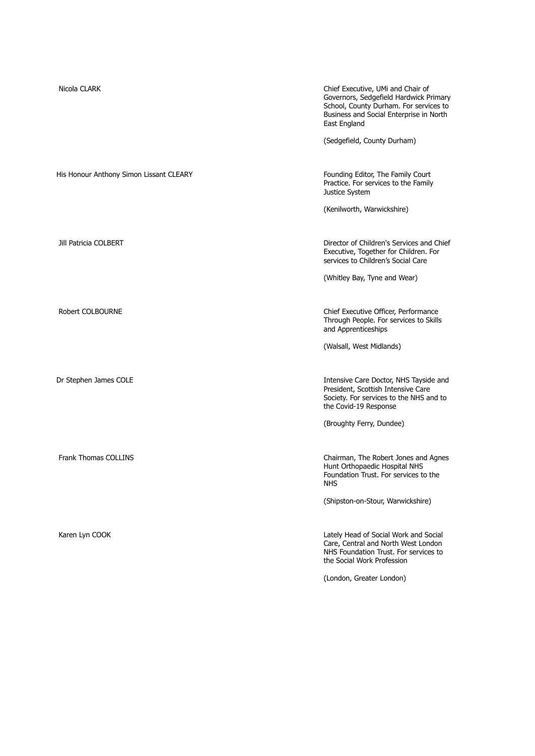| Name | Details |
| --- | --- |
| Nicola CLARK | Chief Executive, UMi and Chair of Governors, Sedgefield Hardwick Primary School, County Durham. For services to Business and Social Enterprise in North East England<br><br>(Sedgefield, County Durham) |
| His Honour Anthony Simon Lissant CLEARY | Founding Editor, The Family Court Practice. For services to the Family Justice System<br><br>(Kenilworth, Warwickshire) |
| Jill Patricia COLBERT | Director of Children's Services and Chief Executive, Together for Children. For services to Children's Social Care<br><br>(Whitley Bay, Tyne and Wear) |
| Robert COLBOURNE | Chief Executive Officer, Performance Through People. For services to Skills and Apprenticeships<br><br>(Walsall, West Midlands) |
| Dr Stephen James COLE | Intensive Care Doctor, NHS Tayside and President, Scottish Intensive Care Society. For services to the NHS and to the Covid-19 Response<br><br>(Broughty Ferry, Dundee) |
| Frank Thomas COLLINS | Chairman, The Robert Jones and Agnes Hunt Orthopaedic Hospital NHS Foundation Trust. For services to the NHS<br><br>(Shipston-on-Stour, Warwickshire) |
| Karen Lyn COOK | Lately Head of Social Work and Social Care, Central and North West London NHS Foundation Trust. For services to the Social Work Profession<br><br>(London, Greater London) |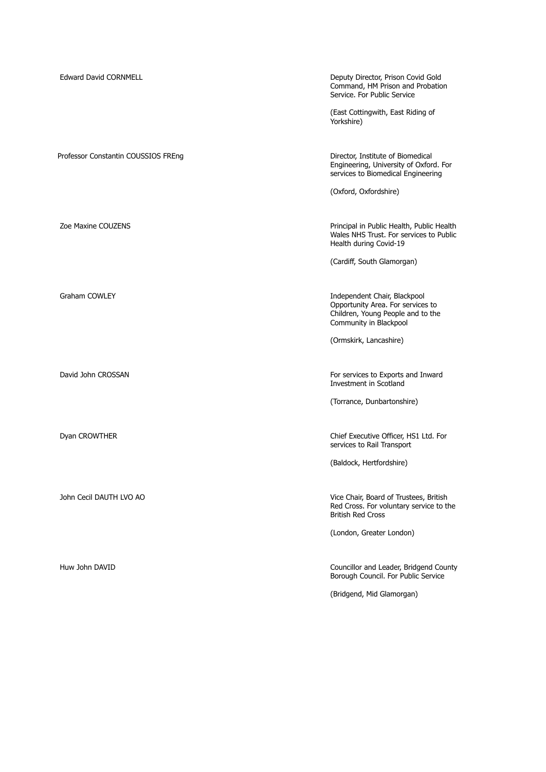| | |
|---|---|
| Edward David CORNMELL | Deputy Director, Prison Covid Gold Command, HM Prison and Probation Service. For Public Service<br><br>(East Cottingwith, East Riding of Yorkshire) |
| Professor Constantin COUSSIOS FREng | Director, Institute of Biomedical Engineering, University of Oxford. For services to Biomedical Engineering<br><br>(Oxford, Oxfordshire) |
| Zoe Maxine COUZENS | Principal in Public Health, Public Health Wales NHS Trust. For services to Public Health during Covid-19<br><br>(Cardiff, South Glamorgan) |
| Graham COWLEY | Independent Chair, Blackpool Opportunity Area. For services to Children, Young People and to the Community in Blackpool<br><br>(Ormskirk, Lancashire) |
| David John CROSSAN | For services to Exports and Inward Investment in Scotland<br><br>(Torrance, Dunbartonshire) |
| Dyan CROWTHER | Chief Executive Officer, HS1 Ltd. For services to Rail Transport<br><br>(Baldock, Hertfordshire) |
| John Cecil DAUTH LVO AO | Vice Chair, Board of Trustees, British Red Cross. For voluntary service to the British Red Cross<br><br>(London, Greater London) |
| Huw John DAVID | Councillor and Leader, Bridgend County Borough Council. For Public Service<br><br>(Bridgend, Mid Glamorgan) |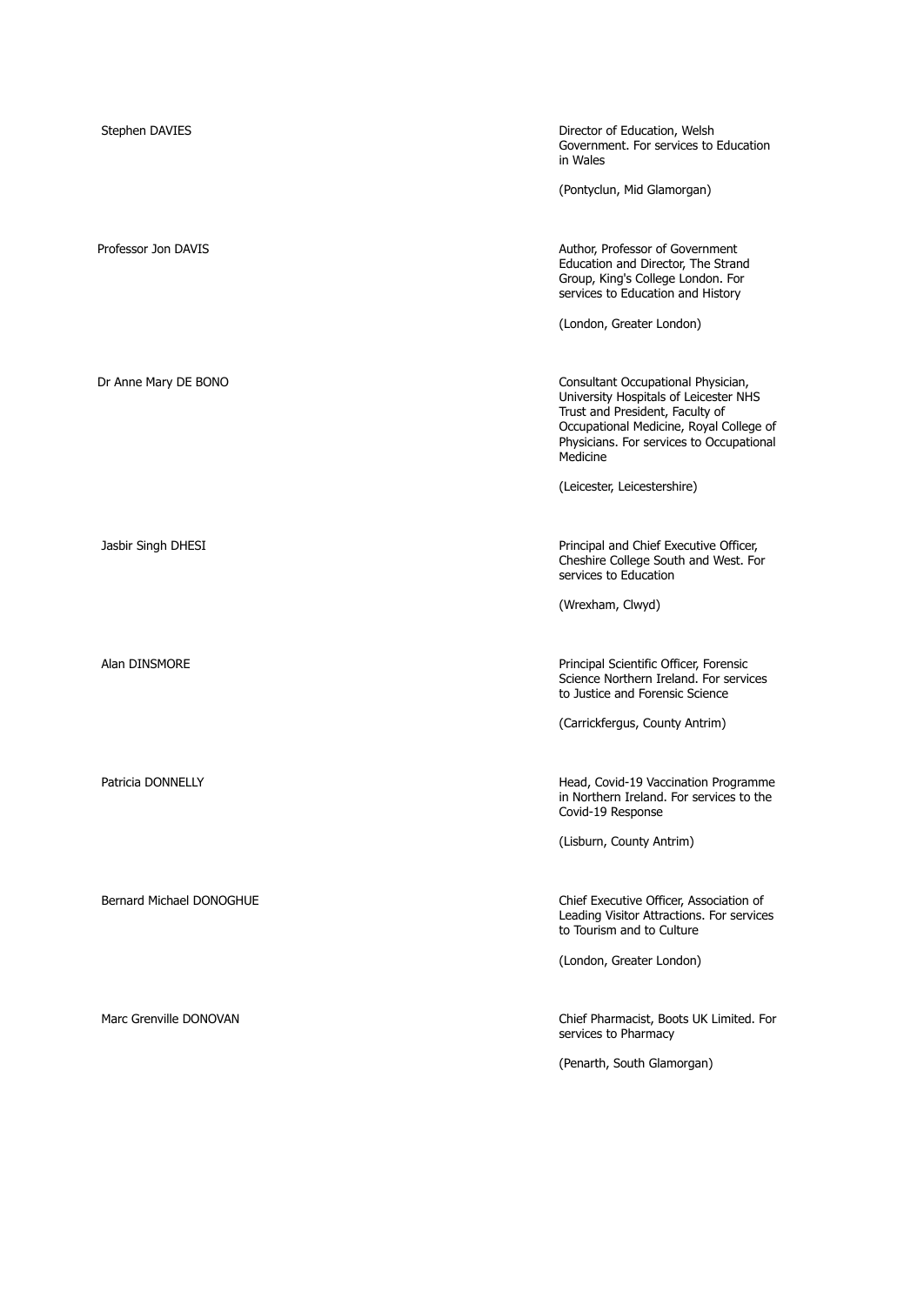| | |
|---|---|
| Stephen DAVIES | Director of Education, Welsh Government. For services to Education in Wales<br><br>(Pontyclun, Mid Glamorgan) |
| Professor Jon DAVIS | Author, Professor of Government Education and Director, The Strand Group, King's College London. For services to Education and History<br><br>(London, Greater London) |
| Dr Anne Mary DE BONO | Consultant Occupational Physician, University Hospitals of Leicester NHS Trust and President, Faculty of Occupational Medicine, Royal College of Physicians. For services to Occupational Medicine<br><br>(Leicester, Leicestershire) |
| Jasbir Singh DHESI | Principal and Chief Executive Officer, Cheshire College South and West. For services to Education<br><br>(Wrexham, Clwyd) |
| Alan DINSMORE | Principal Scientific Officer, Forensic Science Northern Ireland. For services to Justice and Forensic Science<br><br>(Carrickfergus, County Antrim) |
| Patricia DONNELLY | Head, Covid-19 Vaccination Programme in Northern Ireland. For services to the Covid-19 Response<br><br>(Lisburn, County Antrim) |
| Bernard Michael DONOGHUE | Chief Executive Officer, Association of Leading Visitor Attractions. For services to Tourism and to Culture<br><br>(London, Greater London) |
| Marc Grenville DONOVAN | Chief Pharmacist, Boots UK Limited. For services to Pharmacy<br><br>(Penarth, South Glamorgan) |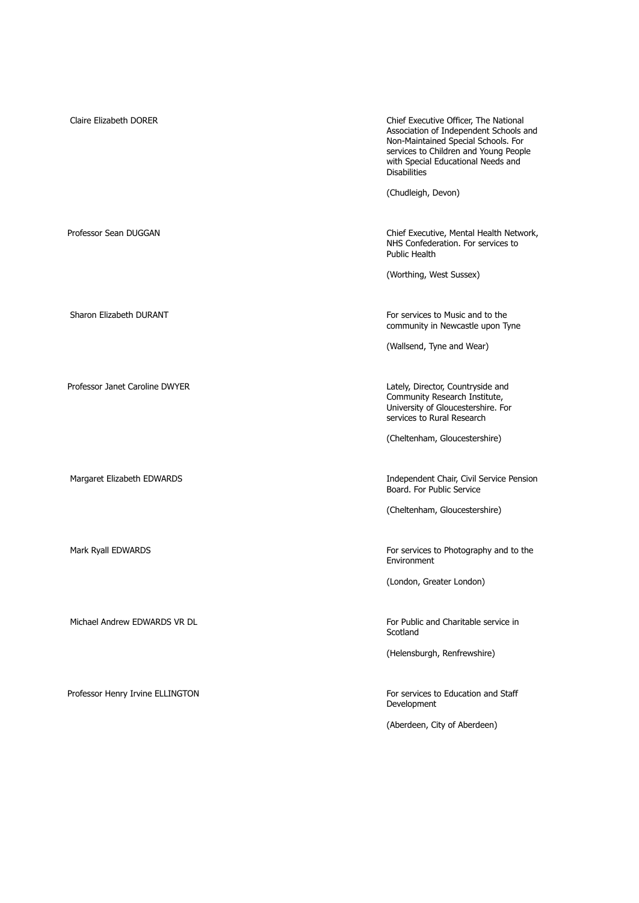| Name | Citation |
| --- | --- |
| Claire Elizabeth DORER | Chief Executive Officer, The National Association of Independent Schools and Non-Maintained Special Schools. For services to Children and Young People with Special Educational Needs and Disabilities<br><br>(Chudleigh, Devon) |
| Professor Sean DUGGAN | Chief Executive, Mental Health Network, NHS Confederation. For services to Public Health<br><br>(Worthing, West Sussex) |
| Sharon Elizabeth DURANT | For services to Music and to the community in Newcastle upon Tyne<br><br>(Wallsend, Tyne and Wear) |
| Professor Janet Caroline DWYER | Lately, Director, Countryside and Community Research Institute, University of Gloucestershire. For services to Rural Research<br><br>(Cheltenham, Gloucestershire) |
| Margaret Elizabeth EDWARDS | Independent Chair, Civil Service Pension Board. For Public Service<br><br>(Cheltenham, Gloucestershire) |
| Mark Ryall EDWARDS | For services to Photography and to the Environment<br><br>(London, Greater London) |
| Michael Andrew EDWARDS VR DL | For Public and Charitable service in Scotland<br><br>(Helensburgh, Renfrewshire) |
| Professor Henry Irvine ELLINGTON | For services to Education and Staff Development<br><br>(Aberdeen, City of Aberdeen) |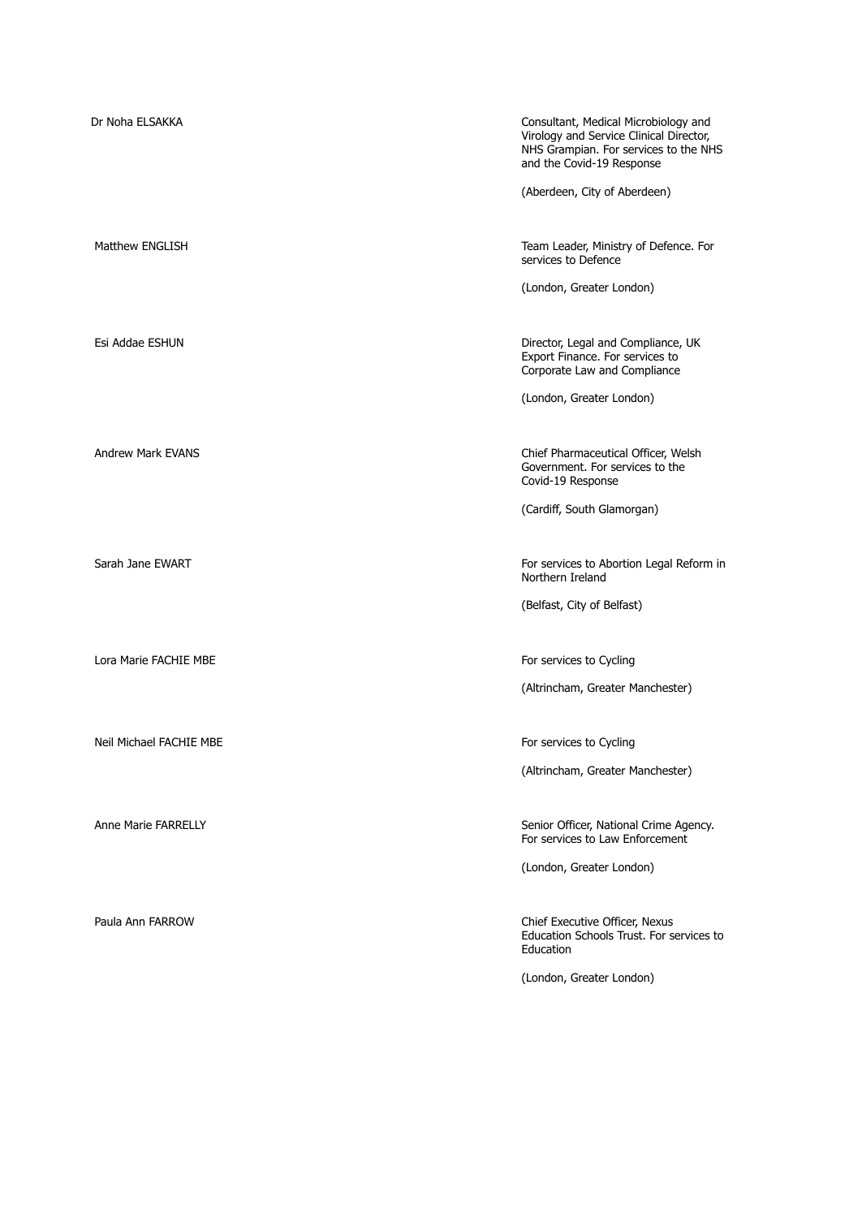| | |
|---|---|
| Dr Noha ELSAKKA | Consultant, Medical Microbiology and Virology and Service Clinical Director, NHS Grampian. For services to the NHS and the Covid-19 Response<br><br>(Aberdeen, City of Aberdeen) |
| Matthew ENGLISH | Team Leader, Ministry of Defence. For services to Defence<br><br>(London, Greater London) |
| Esi Addae ESHUN | Director, Legal and Compliance, UK Export Finance. For services to Corporate Law and Compliance<br><br>(London, Greater London) |
| Andrew Mark EVANS | Chief Pharmaceutical Officer, Welsh Government. For services to the Covid-19 Response<br><br>(Cardiff, South Glamorgan) |
| Sarah Jane EWART | For services to Abortion Legal Reform in Northern Ireland<br><br>(Belfast, City of Belfast) |
| Lora Marie FACHIE MBE | For services to Cycling<br><br>(Altrincham, Greater Manchester) |
| Neil Michael FACHIE MBE | For services to Cycling<br><br>(Altrincham, Greater Manchester) |
| Anne Marie FARRELLY | Senior Officer, National Crime Agency. For services to Law Enforcement<br><br>(London, Greater London) |
| Paula Ann FARROW | Chief Executive Officer, Nexus Education Schools Trust. For services to Education<br><br>(London, Greater London) |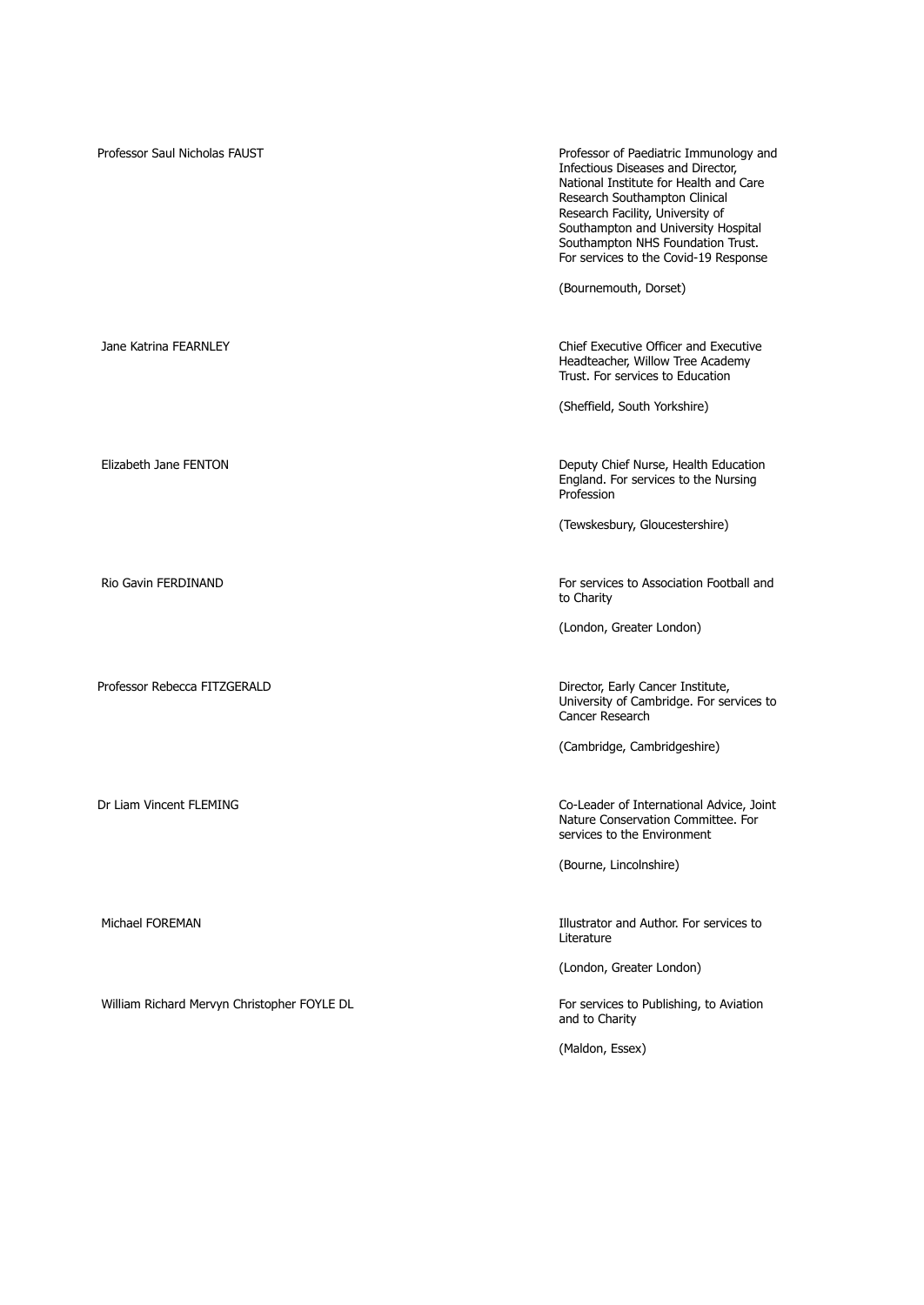| | |
|---|---|
| Professor Saul Nicholas FAUST | Professor of Paediatric Immunology and Infectious Diseases and Director, National Institute for Health and Care Research Southampton Clinical Research Facility, University of Southampton and University Hospital Southampton NHS Foundation Trust. For services to the Covid-19 Response<br><br>(Bournemouth, Dorset) |
| Jane Katrina FEARNLEY | Chief Executive Officer and Executive Headteacher, Willow Tree Academy Trust. For services to Education<br><br>(Sheffield, South Yorkshire) |
| Elizabeth Jane FENTON | Deputy Chief Nurse, Health Education England. For services to the Nursing Profession<br><br>(Tewskesbury, Gloucestershire) |
| Rio Gavin FERDINAND | For services to Association Football and to Charity<br><br>(London, Greater London) |
| Professor Rebecca FITZGERALD | Director, Early Cancer Institute, University of Cambridge. For services to Cancer Research<br><br>(Cambridge, Cambridgeshire) |
| Dr Liam Vincent FLEMING | Co-Leader of International Advice, Joint Nature Conservation Committee. For services to the Environment<br><br>(Bourne, Lincolnshire) |
| Michael FOREMAN | Illustrator and Author. For services to Literature<br><br>(London, Greater London) |
| William Richard Mervyn Christopher FOYLE DL | For services to Publishing, to Aviation and to Charity<br><br>(Maldon, Essex) |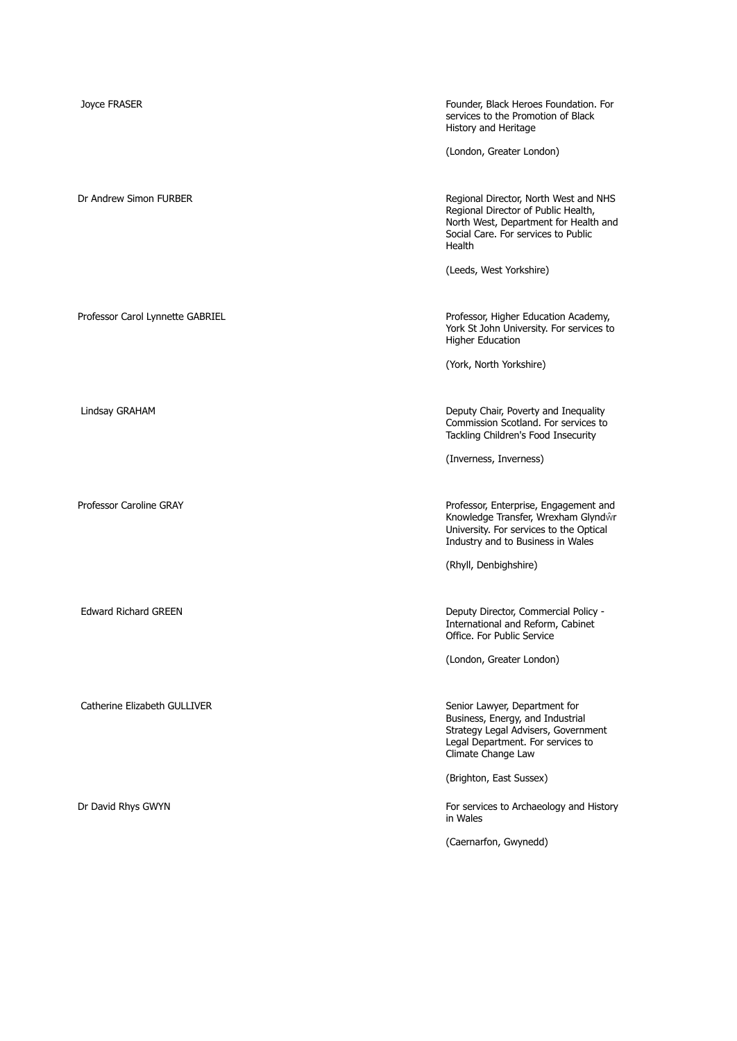| | |
|---|---|
| Joyce FRASER | Founder, Black Heroes Foundation. For services to the Promotion of Black History and Heritage<br><br>(London, Greater London) |
| Dr Andrew Simon FURBER | Regional Director, North West and NHS Regional Director of Public Health, North West, Department for Health and Social Care. For services to Public Health<br><br>(Leeds, West Yorkshire) |
| Professor Carol Lynnette GABRIEL | Professor, Higher Education Academy, York St John University. For services to Higher Education<br><br>(York, North Yorkshire) |
| Lindsay GRAHAM | Deputy Chair, Poverty and Inequality Commission Scotland. For services to Tackling Children's Food Insecurity<br><br>(Inverness, Inverness) |
| Professor Caroline GRAY | Professor, Enterprise, Engagement and Knowledge Transfer, Wrexham Glyndŵr University. For services to the Optical Industry and to Business in Wales<br><br>(Rhyll, Denbighshire) |
| Edward Richard GREEN | Deputy Director, Commercial Policy - International and Reform, Cabinet Office. For Public Service<br><br>(London, Greater London) |
| Catherine Elizabeth GULLIVER | Senior Lawyer, Department for Business, Energy, and Industrial Strategy Legal Advisers, Government Legal Department. For services to Climate Change Law<br><br>(Brighton, East Sussex) |
| Dr David Rhys GWYN | For services to Archaeology and History in Wales<br><br>(Caernarfon, Gwynedd) |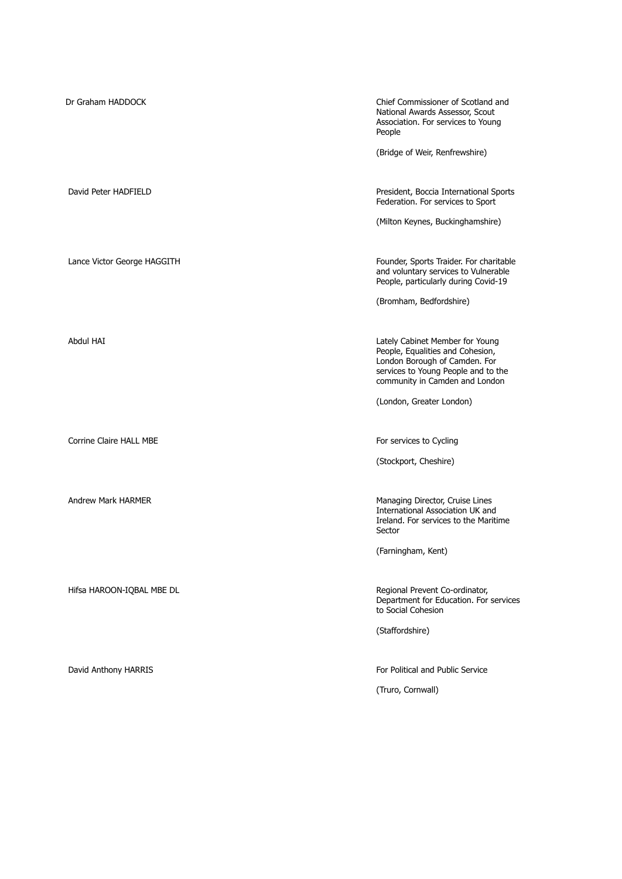| Name | Citation |
| --- | --- |
| Dr Graham HADDOCK | Chief Commissioner of Scotland and National Awards Assessor, Scout Association. For services to Young People<br><br>(Bridge of Weir, Renfrewshire) |
| David Peter HADFIELD | President, Boccia International Sports Federation. For services to Sport<br><br>(Milton Keynes, Buckinghamshire) |
| Lance Victor George HAGGITH | Founder, Sports Traider. For charitable and voluntary services to Vulnerable People, particularly during Covid-19<br><br>(Bromham, Bedfordshire) |
| Abdul HAI | Lately Cabinet Member for Young People, Equalities and Cohesion, London Borough of Camden. For services to Young People and to the community in Camden and London<br><br>(London, Greater London) |
| Corrine Claire HALL MBE | For services to Cycling<br><br>(Stockport, Cheshire) |
| Andrew Mark HARMER | Managing Director, Cruise Lines International Association UK and Ireland. For services to the Maritime Sector<br><br>(Farningham, Kent) |
| Hifsa HAROON-IQBAL MBE DL | Regional Prevent Co-ordinator, Department for Education. For services to Social Cohesion<br><br>(Staffordshire) |
| David Anthony HARRIS | For Political and Public Service<br><br>(Truro, Cornwall) |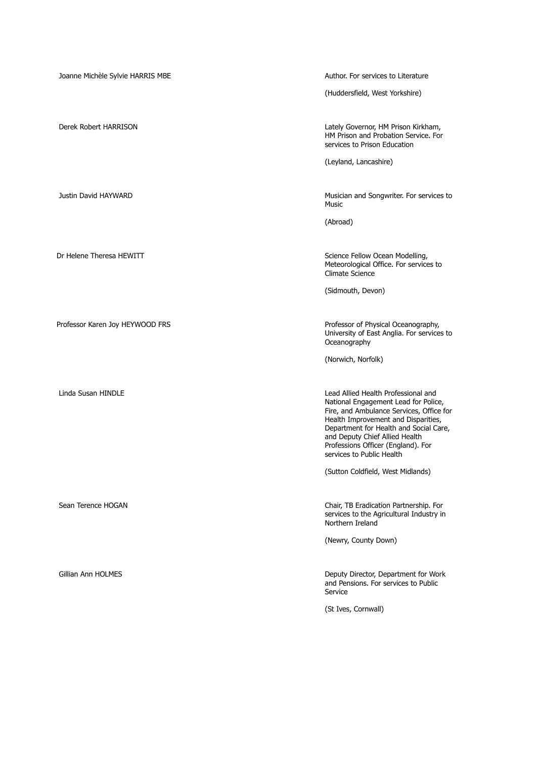| | |
|---|---|
| Joanne Michèle Sylvie HARRIS MBE | Author. For services to Literature<br><br>(Huddersfield, West Yorkshire) |
| Derek Robert HARRISON | Lately Governor, HM Prison Kirkham, HM Prison and Probation Service. For services to Prison Education<br><br>(Leyland, Lancashire) |
| Justin David HAYWARD | Musician and Songwriter. For services to Music<br><br>(Abroad) |
| Dr Helene Theresa HEWITT | Science Fellow Ocean Modelling, Meteorological Office. For services to Climate Science<br><br>(Sidmouth, Devon) |
| Professor Karen Joy HEYWOOD FRS | Professor of Physical Oceanography, University of East Anglia. For services to Oceanography<br><br>(Norwich, Norfolk) |
| Linda Susan HINDLE | Lead Allied Health Professional and National Engagement Lead for Police, Fire, and Ambulance Services, Office for Health Improvement and Disparities, Department for Health and Social Care, and Deputy Chief Allied Health Professions Officer (England). For services to Public Health<br><br>(Sutton Coldfield, West Midlands) |
| Sean Terence HOGAN | Chair, TB Eradication Partnership. For services to the Agricultural Industry in Northern Ireland<br><br>(Newry, County Down) |
| Gillian Ann HOLMES | Deputy Director, Department for Work and Pensions. For services to Public Service<br><br>(St Ives, Cornwall) |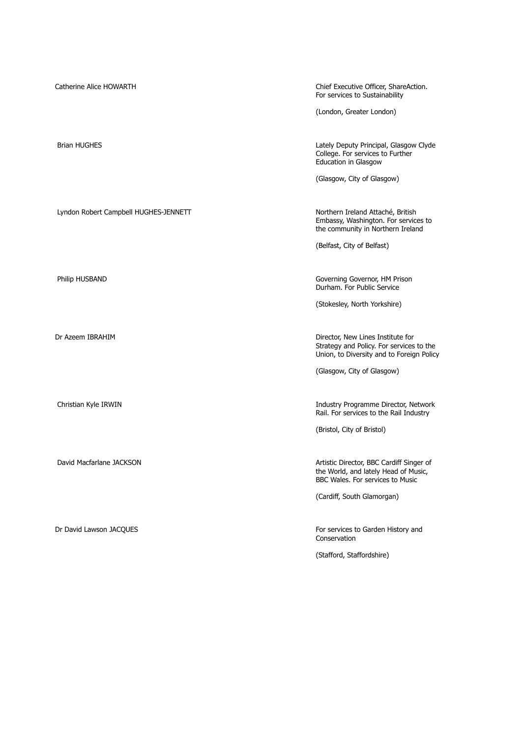Catherine Alice HOWARTH

Chief Executive Officer, ShareAction. For services to Sustainability

(London, Greater London)

Brian HUGHES

Lately Deputy Principal, Glasgow Clyde College. For services to Further Education in Glasgow

(Glasgow, City of Glasgow)

Lyndon Robert Campbell HUGHES-JENNETT

Northern Ireland Attaché, British Embassy, Washington. For services to the community in Northern Ireland

(Belfast, City of Belfast)

Philip HUSBAND

Governing Governor, HM Prison Durham. For Public Service

(Stokesley, North Yorkshire)

Dr Azeem IBRAHIM

Director, New Lines Institute for Strategy and Policy. For services to the Union, to Diversity and to Foreign Policy

(Glasgow, City of Glasgow)

Christian Kyle IRWIN

Industry Programme Director, Network Rail. For services to the Rail Industry

(Bristol, City of Bristol)

David Macfarlane JACKSON

Artistic Director, BBC Cardiff Singer of the World, and lately Head of Music, BBC Wales. For services to Music

(Cardiff, South Glamorgan)

Dr David Lawson JACQUES

For services to Garden History and Conservation

(Stafford, Staffordshire)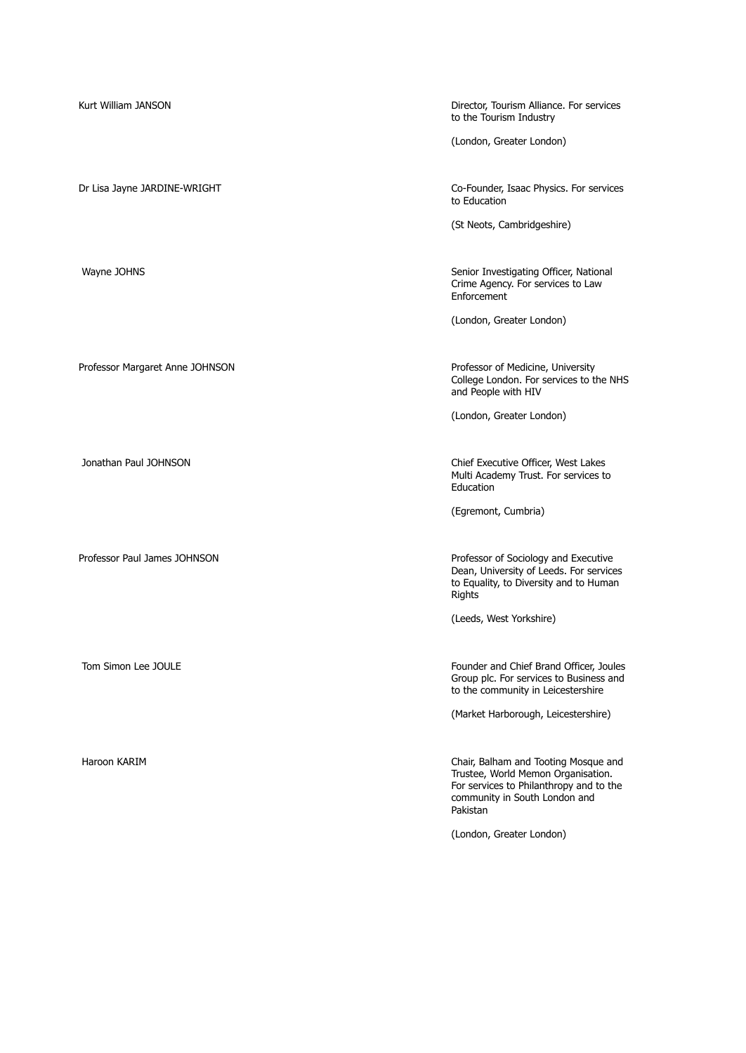| | |
|---|---|
| Kurt William JANSON | Director, Tourism Alliance. For services to the Tourism Industry<br><br>(London, Greater London) |
| Dr Lisa Jayne JARDINE-WRIGHT | Co-Founder, Isaac Physics. For services to Education<br><br>(St Neots, Cambridgeshire) |
| Wayne JOHNS | Senior Investigating Officer, National Crime Agency. For services to Law Enforcement<br><br>(London, Greater London) |
| Professor Margaret Anne JOHNSON | Professor of Medicine, University College London. For services to the NHS and People with HIV<br><br>(London, Greater London) |
| Jonathan Paul JOHNSON | Chief Executive Officer, West Lakes Multi Academy Trust. For services to Education<br><br>(Egremont, Cumbria) |
| Professor Paul James JOHNSON | Professor of Sociology and Executive Dean, University of Leeds. For services to Equality, to Diversity and to Human Rights<br><br>(Leeds, West Yorkshire) |
| Tom Simon Lee JOULE | Founder and Chief Brand Officer, Joules Group plc. For services to Business and to the community in Leicestershire<br><br>(Market Harborough, Leicestershire) |
| Haroon KARIM | Chair, Balham and Tooting Mosque and Trustee, World Memon Organisation. For services to Philanthropy and to the community in South London and Pakistan<br><br>(London, Greater London) |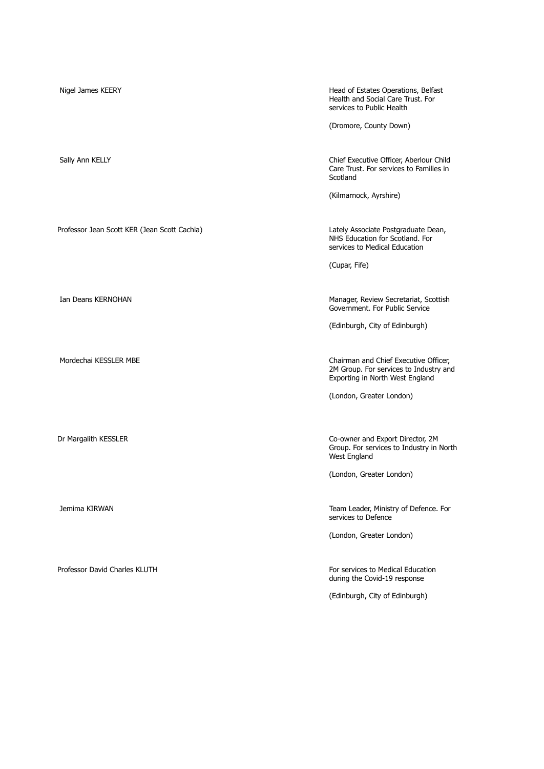| Name | Citation |
| --- | --- |
| Nigel James KEERY | Head of Estates Operations, Belfast Health and Social Care Trust. For services to Public Health<br><br>(Dromore, County Down) |
| Sally Ann KELLY | Chief Executive Officer, Aberlour Child Care Trust. For services to Families in Scotland<br><br>(Kilmarnock, Ayrshire) |
| Professor Jean Scott KER (Jean Scott Cachia) | Lately Associate Postgraduate Dean, NHS Education for Scotland. For services to Medical Education<br><br>(Cupar, Fife) |
| Ian Deans KERNOHAN | Manager, Review Secretariat, Scottish Government. For Public Service<br><br>(Edinburgh, City of Edinburgh) |
| Mordechai KESSLER MBE | Chairman and Chief Executive Officer, 2M Group. For services to Industry and Exporting in North West England<br><br>(London, Greater London) |
| Dr Margalith KESSLER | Co-owner and Export Director, 2M Group. For services to Industry in North West England<br><br>(London, Greater London) |
| Jemima KIRWAN | Team Leader, Ministry of Defence. For services to Defence<br><br>(London, Greater London) |
| Professor David Charles KLUTH | For services to Medical Education during the Covid-19 response<br><br>(Edinburgh, City of Edinburgh) |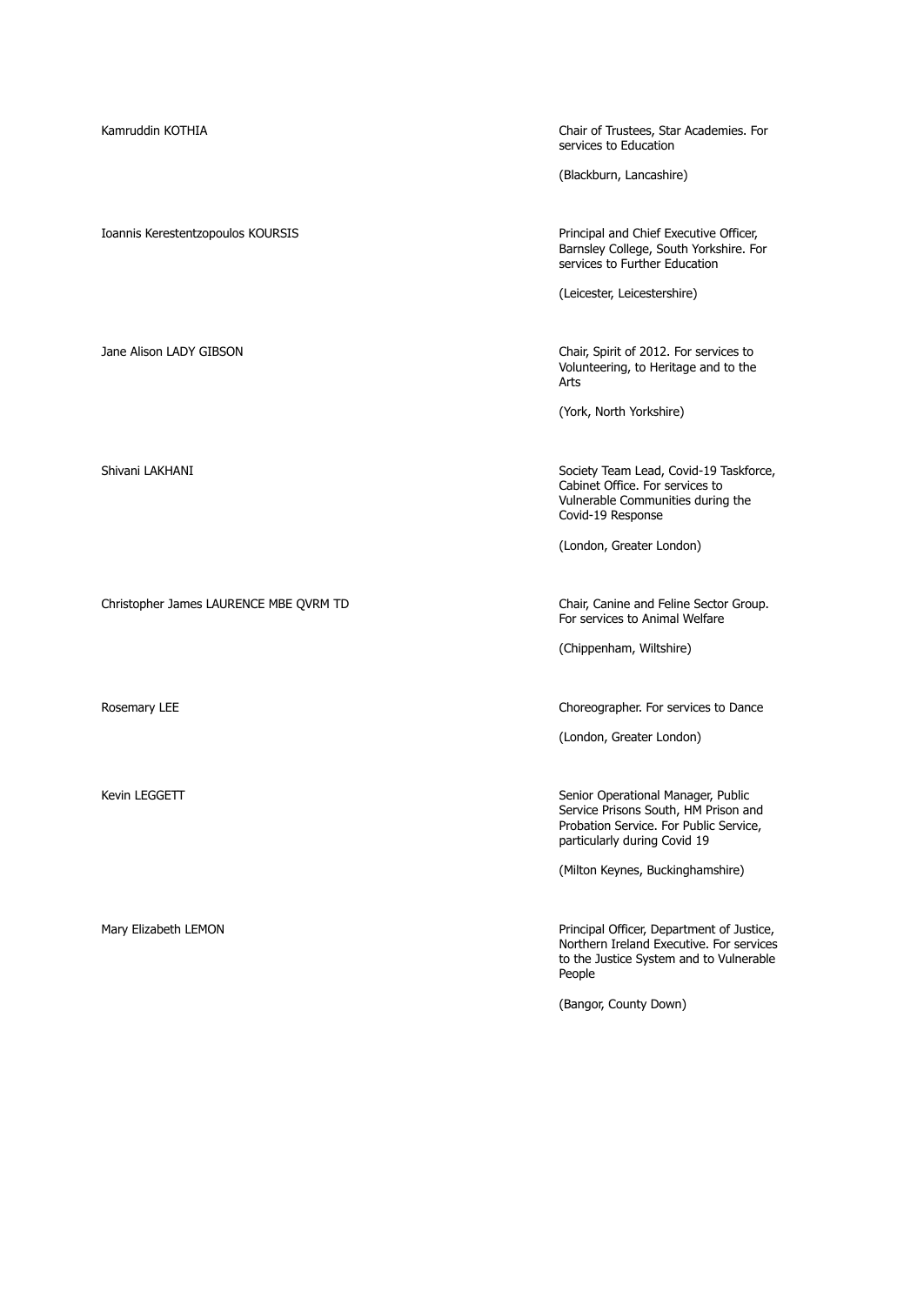| | |
|---|---|
| Kamruddin KOTHIA | Chair of Trustees, Star Academies. For services to Education<br><br>(Blackburn, Lancashire) |
| Ioannis Kerestentzopoulos KOURSIS | Principal and Chief Executive Officer, Barnsley College, South Yorkshire. For services to Further Education<br><br>(Leicester, Leicestershire) |
| Jane Alison LADY GIBSON | Chair, Spirit of 2012. For services to Volunteering, to Heritage and to the Arts<br><br>(York, North Yorkshire) |
| Shivani LAKHANI | Society Team Lead, Covid-19 Taskforce, Cabinet Office. For services to Vulnerable Communities during the Covid-19 Response<br><br>(London, Greater London) |
| Christopher James LAURENCE MBE QVRM TD | Chair, Canine and Feline Sector Group. For services to Animal Welfare<br><br>(Chippenham, Wiltshire) |
| Rosemary LEE | Choreographer. For services to Dance<br><br>(London, Greater London) |
| Kevin LEGGETT | Senior Operational Manager, Public Service Prisons South, HM Prison and Probation Service. For Public Service, particularly during Covid 19<br><br>(Milton Keynes, Buckinghamshire) |
| Mary Elizabeth LEMON | Principal Officer, Department of Justice, Northern Ireland Executive. For services to the Justice System and to Vulnerable People<br><br>(Bangor, County Down) |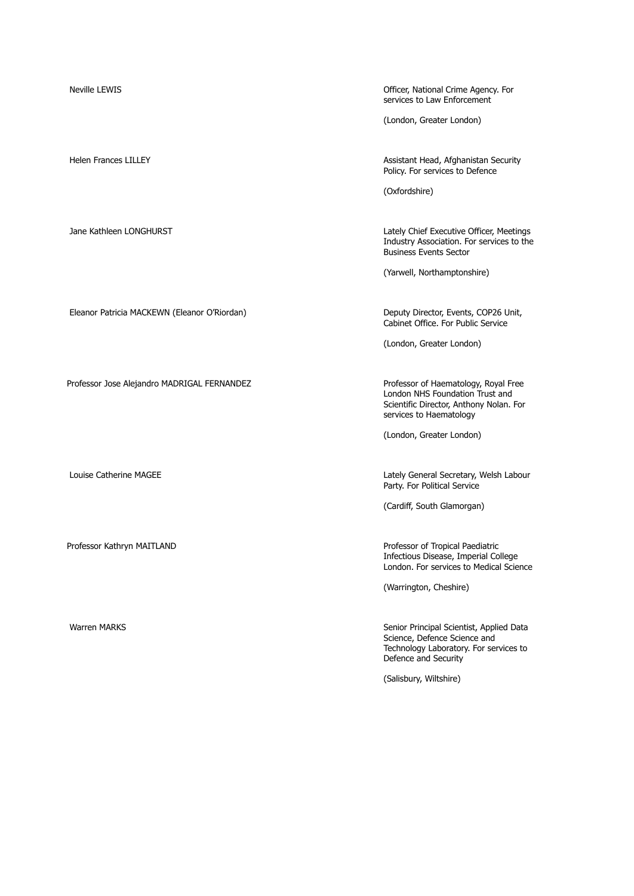| | |
|---|---|
| Neville LEWIS | Officer, National Crime Agency. For services to Law Enforcement<br><br>(London, Greater London) |
| Helen Frances LILLEY | Assistant Head, Afghanistan Security Policy. For services to Defence<br><br>(Oxfordshire) |
| Jane Kathleen LONGHURST | Lately Chief Executive Officer, Meetings Industry Association. For services to the Business Events Sector<br><br>(Yarwell, Northamptonshire) |
| Eleanor Patricia MACKEWN (Eleanor O'Riordan) | Deputy Director, Events, COP26 Unit, Cabinet Office. For Public Service<br><br>(London, Greater London) |
| Professor Jose Alejandro MADRIGAL FERNANDEZ | Professor of Haematology, Royal Free London NHS Foundation Trust and Scientific Director, Anthony Nolan. For services to Haematology<br><br>(London, Greater London) |
| Louise Catherine MAGEE | Lately General Secretary, Welsh Labour Party. For Political Service<br><br>(Cardiff, South Glamorgan) |
| Professor Kathryn MAITLAND | Professor of Tropical Paediatric Infectious Disease, Imperial College London. For services to Medical Science<br><br>(Warrington, Cheshire) |
| Warren MARKS | Senior Principal Scientist, Applied Data Science, Defence Science and Technology Laboratory. For services to Defence and Security<br><br>(Salisbury, Wiltshire) |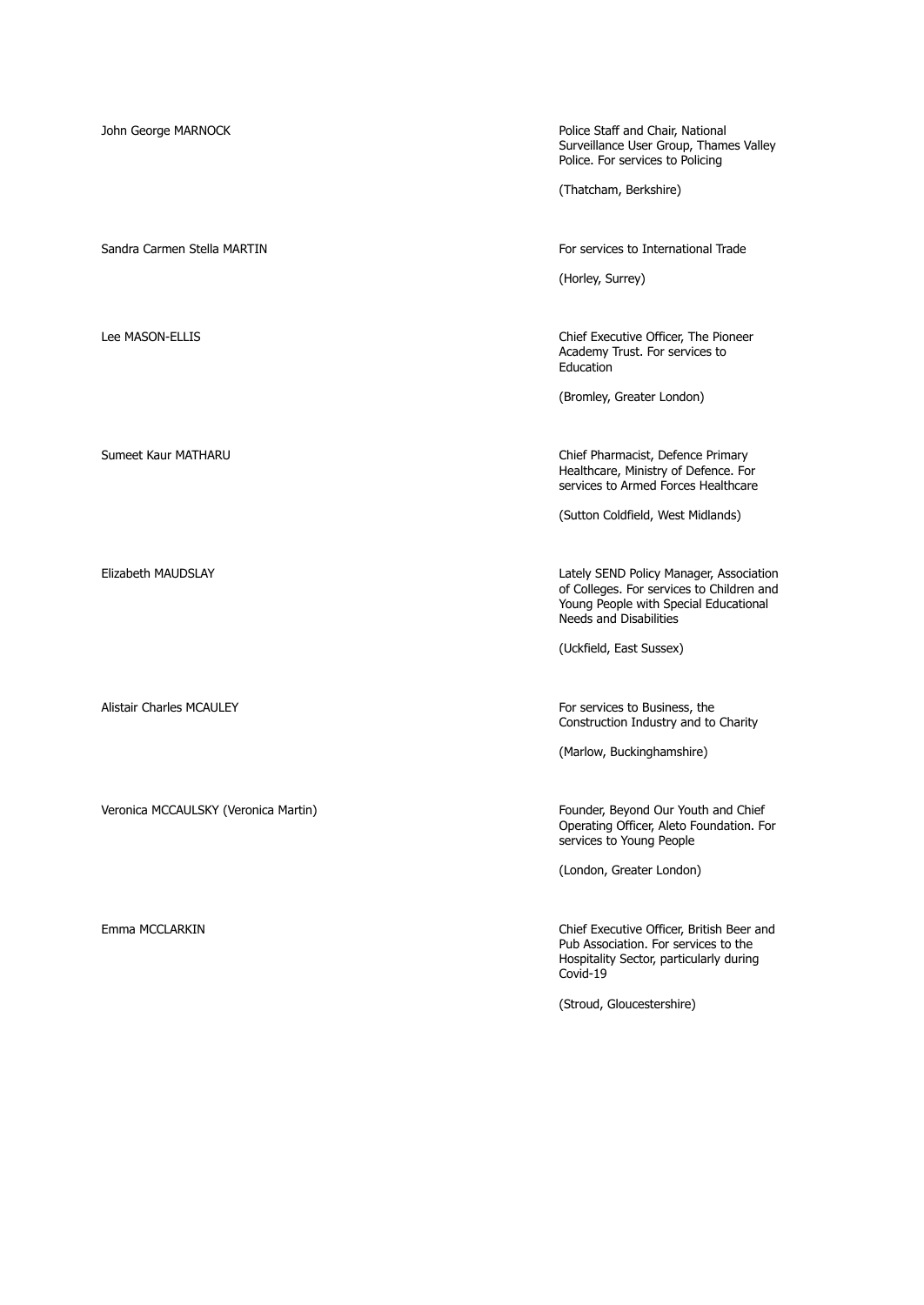John George MARNOCK

Police Staff and Chair, National Surveillance User Group, Thames Valley Police. For services to Policing

(Thatcham, Berkshire)

Sandra Carmen Stella MARTIN

For services to International Trade

(Horley, Surrey)

Lee MASON-ELLIS

Chief Executive Officer, The Pioneer Academy Trust. For services to Education

(Bromley, Greater London)

Sumeet Kaur MATHARU

Chief Pharmacist, Defence Primary Healthcare, Ministry of Defence. For services to Armed Forces Healthcare

(Sutton Coldfield, West Midlands)

Elizabeth MAUDSLAY

Lately SEND Policy Manager, Association of Colleges. For services to Children and Young People with Special Educational Needs and Disabilities

(Uckfield, East Sussex)

Alistair Charles MCAULEY

For services to Business, the Construction Industry and to Charity

(Marlow, Buckinghamshire)

Veronica MCCAULSKY (Veronica Martin)

Founder, Beyond Our Youth and Chief Operating Officer, Aleto Foundation. For services to Young People

(London, Greater London)

Emma MCCLARKIN

Chief Executive Officer, British Beer and Pub Association. For services to the Hospitality Sector, particularly during Covid-19

(Stroud, Gloucestershire)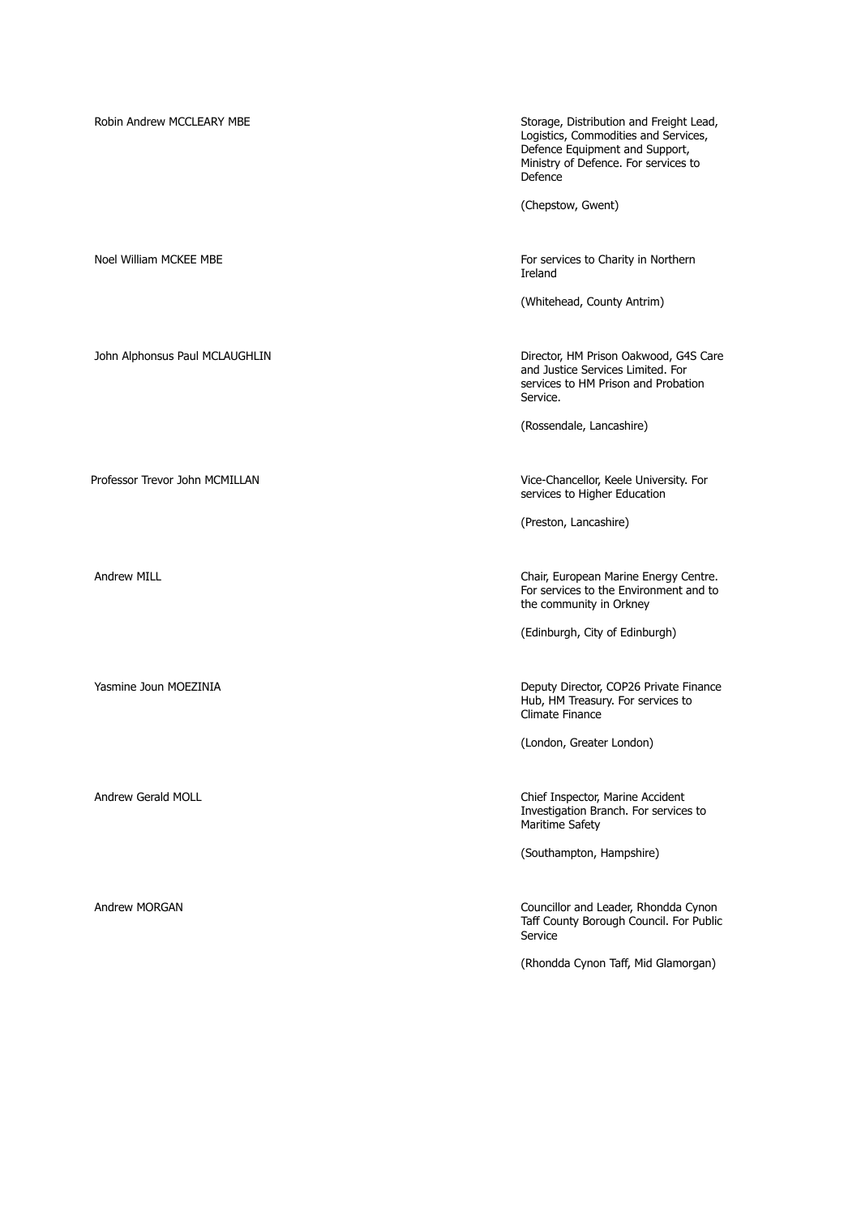Robin Andrew MCCLEARY MBE

Storage, Distribution and Freight Lead, Logistics, Commodities and Services, Defence Equipment and Support, Ministry of Defence. For services to Defence

(Chepstow, Gwent)

Noel William MCKEE MBE

For services to Charity in Northern Ireland

(Whitehead, County Antrim)

John Alphonsus Paul MCLAUGHLIN

Director, HM Prison Oakwood, G4S Care and Justice Services Limited. For services to HM Prison and Probation Service.

(Rossendale, Lancashire)

Professor Trevor John MCMILLAN

Vice-Chancellor, Keele University. For services to Higher Education

(Preston, Lancashire)

Andrew MILL

Chair, European Marine Energy Centre. For services to the Environment and to the community in Orkney

(Edinburgh, City of Edinburgh)

Yasmine Joun MOEZINIA

Deputy Director, COP26 Private Finance Hub, HM Treasury. For services to Climate Finance

(London, Greater London)

Andrew Gerald MOLL

Chief Inspector, Marine Accident Investigation Branch. For services to Maritime Safety

(Southampton, Hampshire)

Andrew MORGAN

Councillor and Leader, Rhondda Cynon Taff County Borough Council. For Public Service

(Rhondda Cynon Taff, Mid Glamorgan)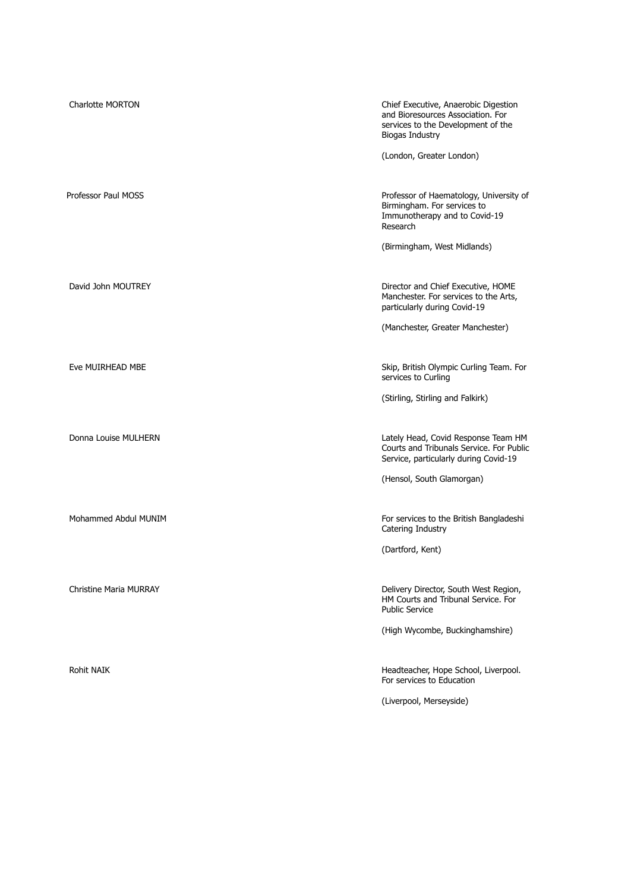| | |
|---|---|
| Charlotte MORTON | Chief Executive, Anaerobic Digestion and Bioresources Association. For services to the Development of the Biogas Industry<br><br>(London, Greater London) |
| Professor Paul MOSS | Professor of Haematology, University of Birmingham. For services to Immunotherapy and to Covid-19 Research<br><br>(Birmingham, West Midlands) |
| David John MOUTREY | Director and Chief Executive, HOME Manchester. For services to the Arts, particularly during Covid-19<br><br>(Manchester, Greater Manchester) |
| Eve MUIRHEAD MBE | Skip, British Olympic Curling Team. For services to Curling<br><br>(Stirling, Stirling and Falkirk) |
| Donna Louise MULHERN | Lately Head, Covid Response Team HM Courts and Tribunals Service. For Public Service, particularly during Covid-19<br><br>(Hensol, South Glamorgan) |
| Mohammed Abdul MUNIM | For services to the British Bangladeshi Catering Industry<br><br>(Dartford, Kent) |
| Christine Maria MURRAY | Delivery Director, South West Region, HM Courts and Tribunal Service. For Public Service<br><br>(High Wycombe, Buckinghamshire) |
| Rohit NAIK | Headteacher, Hope School, Liverpool. For services to Education<br><br>(Liverpool, Merseyside) |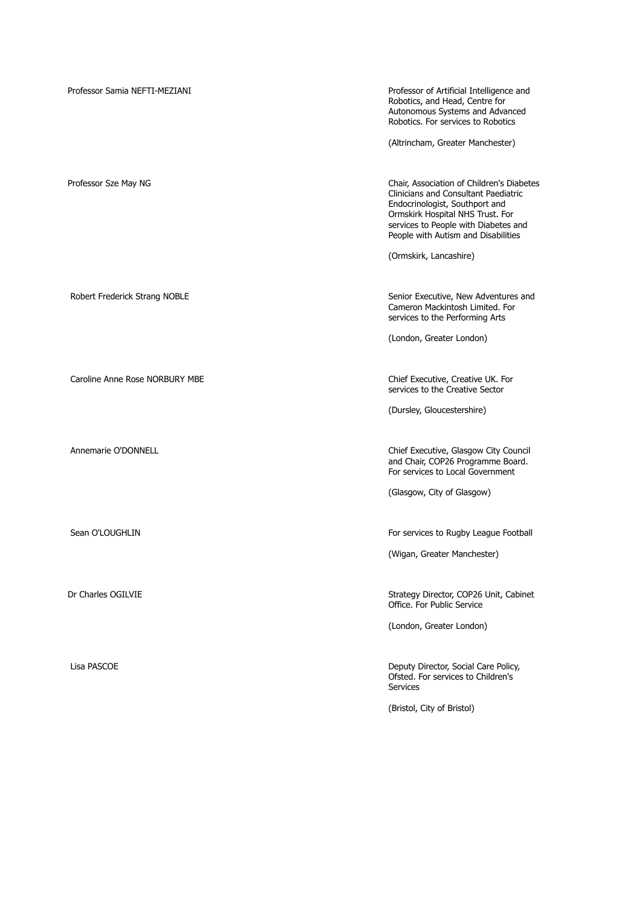| | |
|---|---|
| Professor Samia NEFTI-MEZIANI | Professor of Artificial Intelligence and Robotics, and Head, Centre for Autonomous Systems and Advanced Robotics. For services to Robotics<br><br>(Altrincham, Greater Manchester) |
| Professor Sze May NG | Chair, Association of Children's Diabetes Clinicians and Consultant Paediatric Endocrinologist, Southport and Ormskirk Hospital NHS Trust. For services to People with Diabetes and People with Autism and Disabilities<br><br>(Ormskirk, Lancashire) |
| Robert Frederick Strang NOBLE | Senior Executive, New Adventures and Cameron Mackintosh Limited. For services to the Performing Arts<br><br>(London, Greater London) |
| Caroline Anne Rose NORBURY MBE | Chief Executive, Creative UK. For services to the Creative Sector<br><br>(Dursley, Gloucestershire) |
| Annemarie O'DONNELL | Chief Executive, Glasgow City Council and Chair, COP26 Programme Board. For services to Local Government<br><br>(Glasgow, City of Glasgow) |
| Sean O'LOUGHLIN | For services to Rugby League Football<br><br>(Wigan, Greater Manchester) |
| Dr Charles OGILVIE | Strategy Director, COP26 Unit, Cabinet Office. For Public Service<br><br>(London, Greater London) |
| Lisa PASCOE | Deputy Director, Social Care Policy, Ofsted. For services to Children's Services<br><br>(Bristol, City of Bristol) |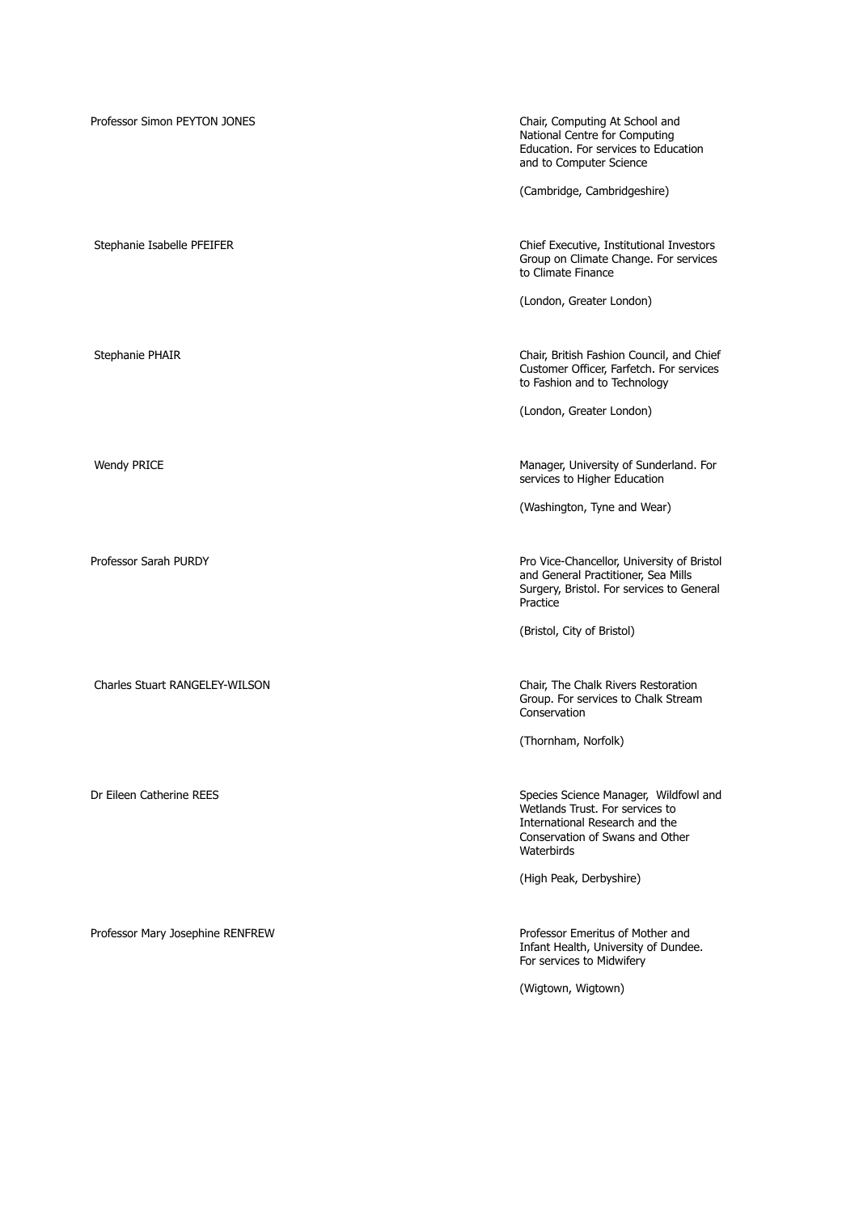| | |
|---|---|
| Professor Simon PEYTON JONES | Chair, Computing At School and National Centre for Computing Education. For services to Education and to Computer Science<br><br>(Cambridge, Cambridgeshire) |
| Stephanie Isabelle PFEIFER | Chief Executive, Institutional Investors Group on Climate Change. For services to Climate Finance<br><br>(London, Greater London) |
| Stephanie PHAIR | Chair, British Fashion Council, and Chief Customer Officer, Farfetch. For services to Fashion and to Technology<br><br>(London, Greater London) |
| Wendy PRICE | Manager, University of Sunderland. For services to Higher Education<br><br>(Washington, Tyne and Wear) |
| Professor Sarah PURDY | Pro Vice-Chancellor, University of Bristol and General Practitioner, Sea Mills Surgery, Bristol. For services to General Practice<br><br>(Bristol, City of Bristol) |
| Charles Stuart RANGELEY-WILSON | Chair, The Chalk Rivers Restoration Group. For services to Chalk Stream Conservation<br><br>(Thornham, Norfolk) |
| Dr Eileen Catherine REES | Species Science Manager, Wildfowl and Wetlands Trust. For services to International Research and the Conservation of Swans and Other Waterbirds<br><br>(High Peak, Derbyshire) |
| Professor Mary Josephine RENFREW | Professor Emeritus of Mother and Infant Health, University of Dundee. For services to Midwifery<br><br>(Wigtown, Wigtown) |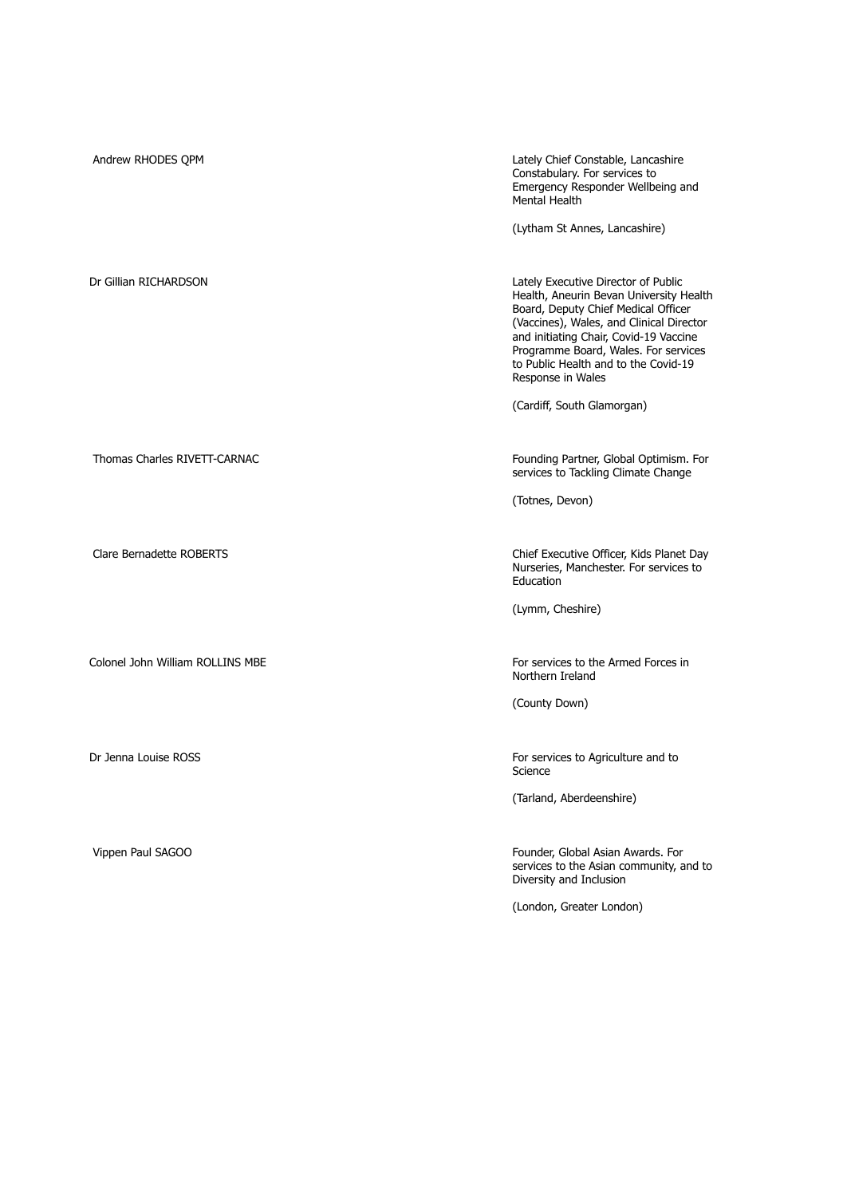| Name | Citation |
| --- | --- |
| Andrew RHODES QPM | Lately Chief Constable, Lancashire Constabulary. For services to Emergency Responder Wellbeing and Mental Health<br><br>(Lytham St Annes, Lancashire) |
| Dr Gillian RICHARDSON | Lately Executive Director of Public Health, Aneurin Bevan University Health Board, Deputy Chief Medical Officer (Vaccines), Wales, and Clinical Director and initiating Chair, Covid-19 Vaccine Programme Board, Wales. For services to Public Health and to the Covid-19 Response in Wales<br><br>(Cardiff, South Glamorgan) |
| Thomas Charles RIVETT-CARNAC | Founding Partner, Global Optimism. For services to Tackling Climate Change<br><br>(Totnes, Devon) |
| Clare Bernadette ROBERTS | Chief Executive Officer, Kids Planet Day Nurseries, Manchester. For services to Education<br><br>(Lymm, Cheshire) |
| Colonel John William ROLLINS MBE | For services to the Armed Forces in Northern Ireland<br><br>(County Down) |
| Dr Jenna Louise ROSS | For services to Agriculture and to Science<br><br>(Tarland, Aberdeenshire) |
| Vippen Paul SAGOO | Founder, Global Asian Awards. For services to the Asian community, and to Diversity and Inclusion<br><br>(London, Greater London) |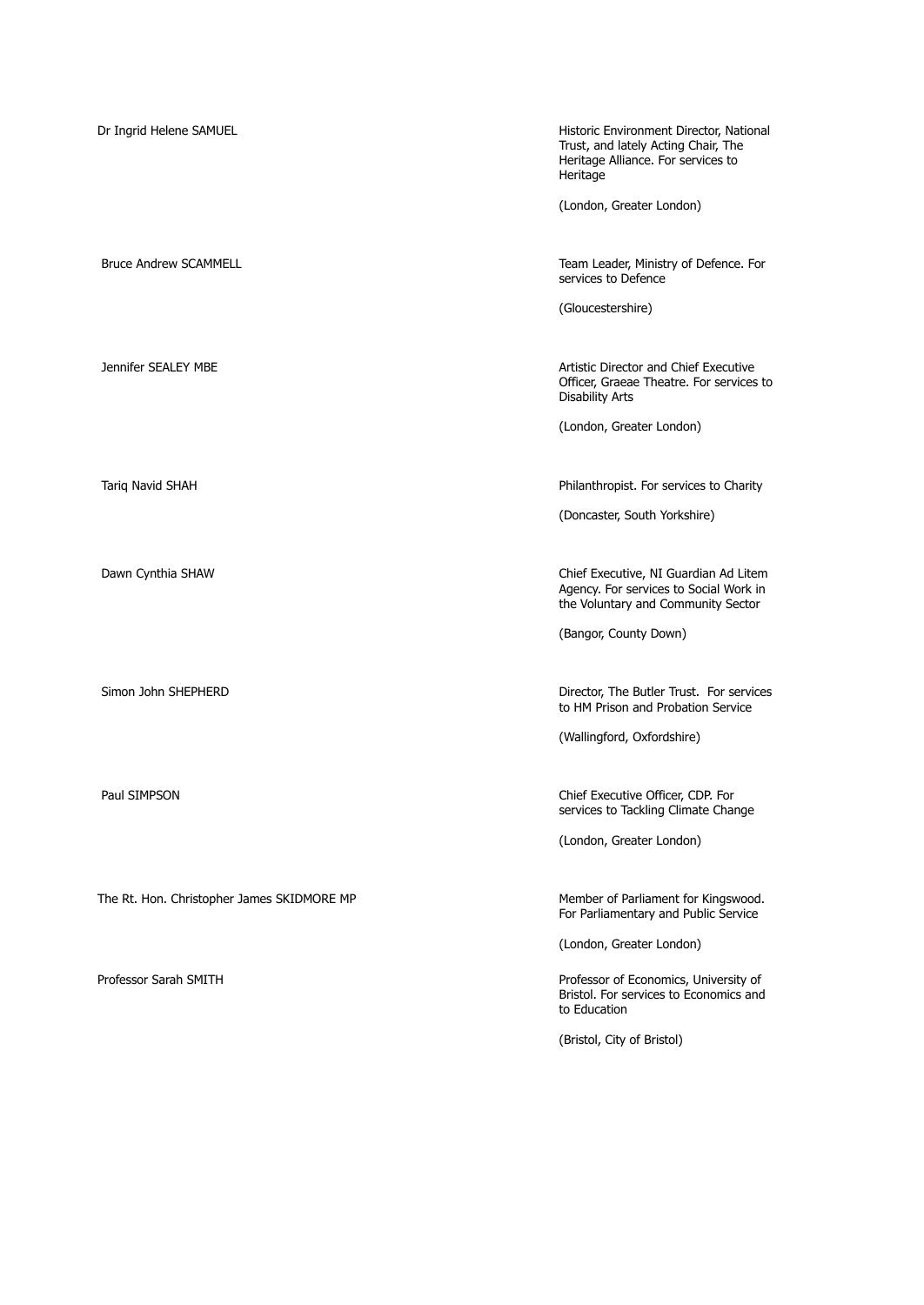| | |
|---|---|
| Dr Ingrid Helene SAMUEL | Historic Environment Director, National Trust, and lately Acting Chair, The Heritage Alliance. For services to Heritage<br><br>(London, Greater London) |
| Bruce Andrew SCAMMELL | Team Leader, Ministry of Defence. For services to Defence<br><br>(Gloucestershire) |
| Jennifer SEALEY MBE | Artistic Director and Chief Executive Officer, Graeae Theatre. For services to Disability Arts<br><br>(London, Greater London) |
| Tariq Navid SHAH | Philanthropist. For services to Charity<br><br>(Doncaster, South Yorkshire) |
| Dawn Cynthia SHAW | Chief Executive, NI Guardian Ad Litem Agency. For services to Social Work in the Voluntary and Community Sector<br><br>(Bangor, County Down) |
| Simon John SHEPHERD | Director, The Butler Trust. For services to HM Prison and Probation Service<br><br>(Wallingford, Oxfordshire) |
| Paul SIMPSON | Chief Executive Officer, CDP. For services to Tackling Climate Change<br><br>(London, Greater London) |
| The Rt. Hon. Christopher James SKIDMORE MP | Member of Parliament for Kingswood. For Parliamentary and Public Service<br><br>(London, Greater London) |
| Professor Sarah SMITH | Professor of Economics, University of Bristol. For services to Economics and to Education<br><br>(Bristol, City of Bristol) |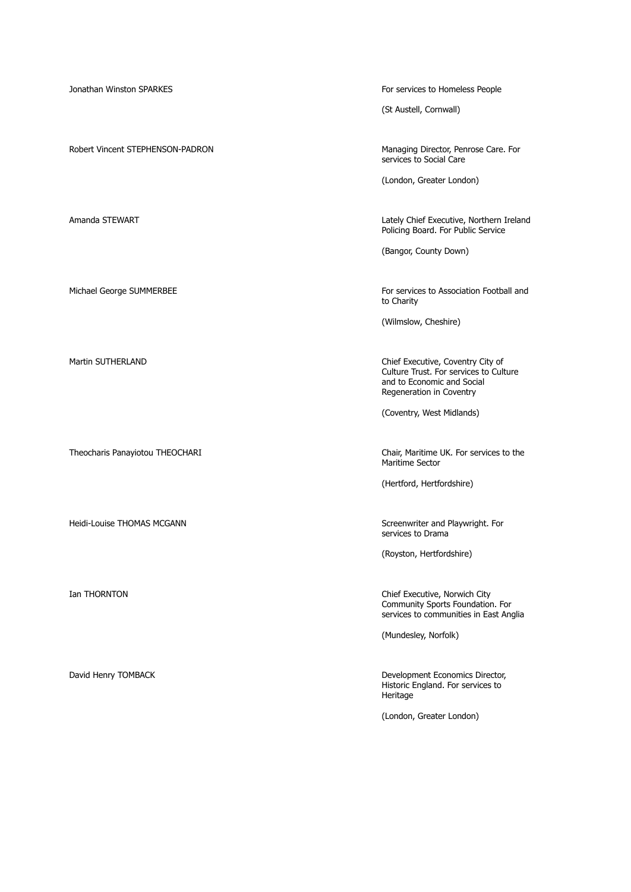| | |
|---|---|
| Jonathan Winston SPARKES | For services to Homeless People<br><br>(St Austell, Cornwall) |
| Robert Vincent STEPHENSON-PADRON | Managing Director, Penrose Care. For services to Social Care<br><br>(London, Greater London) |
| Amanda STEWART | Lately Chief Executive, Northern Ireland Policing Board. For Public Service<br><br>(Bangor, County Down) |
| Michael George SUMMERBEE | For services to Association Football and to Charity<br><br>(Wilmslow, Cheshire) |
| Martin SUTHERLAND | Chief Executive, Coventry City of Culture Trust. For services to Culture and to Economic and Social Regeneration in Coventry<br><br>(Coventry, West Midlands) |
| Theocharis Panayiotou THEOCHARI | Chair, Maritime UK. For services to the Maritime Sector<br><br>(Hertford, Hertfordshire) |
| Heidi-Louise THOMAS MCGANN | Screenwriter and Playwright. For services to Drama<br><br>(Royston, Hertfordshire) |
| Ian THORNTON | Chief Executive, Norwich City Community Sports Foundation. For services to communities in East Anglia<br><br>(Mundesley, Norfolk) |
| David Henry TOMBACK | Development Economics Director, Historic England. For services to Heritage<br><br>(London, Greater London) |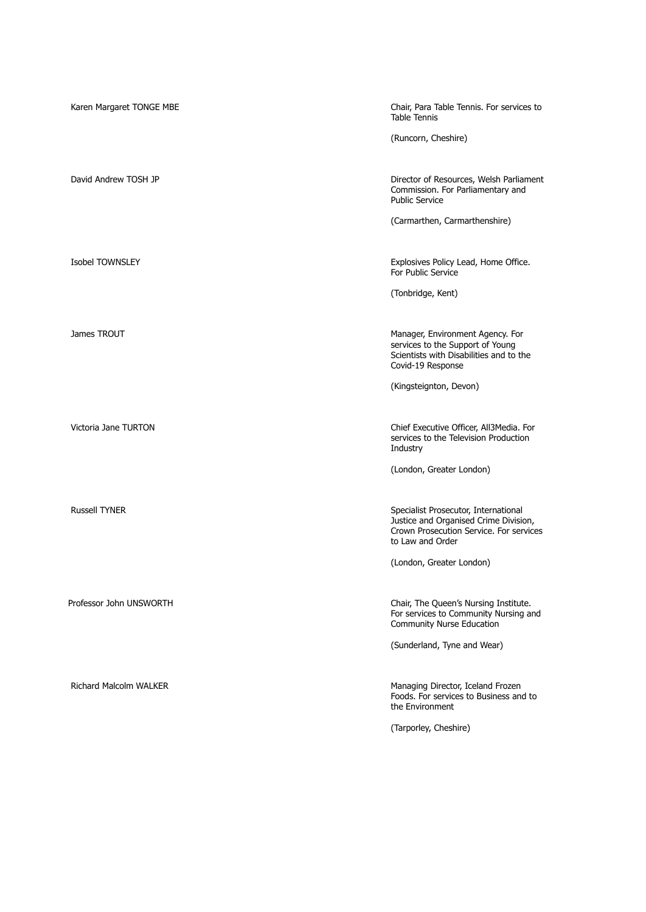| Name | Citation |
| --- | --- |
| Karen Margaret TONGE MBE | Chair, Para Table Tennis. For services to Table Tennis<br><br>(Runcorn, Cheshire) |
| David Andrew TOSH JP | Director of Resources, Welsh Parliament Commission. For Parliamentary and Public Service<br><br>(Carmarthen, Carmarthenshire) |
| Isobel TOWNSLEY | Explosives Policy Lead, Home Office. For Public Service<br><br>(Tonbridge, Kent) |
| James TROUT | Manager, Environment Agency. For services to the Support of Young Scientists with Disabilities and to the Covid-19 Response<br><br>(Kingsteignton, Devon) |
| Victoria Jane TURTON | Chief Executive Officer, All3Media. For services to the Television Production Industry<br><br>(London, Greater London) |
| Russell TYNER | Specialist Prosecutor, International Justice and Organised Crime Division, Crown Prosecution Service. For services to Law and Order<br><br>(London, Greater London) |
| Professor John UNSWORTH | Chair, The Queen's Nursing Institute. For services to Community Nursing and Community Nurse Education<br><br>(Sunderland, Tyne and Wear) |
| Richard Malcolm WALKER | Managing Director, Iceland Frozen Foods. For services to Business and to the Environment<br><br>(Tarporley, Cheshire) |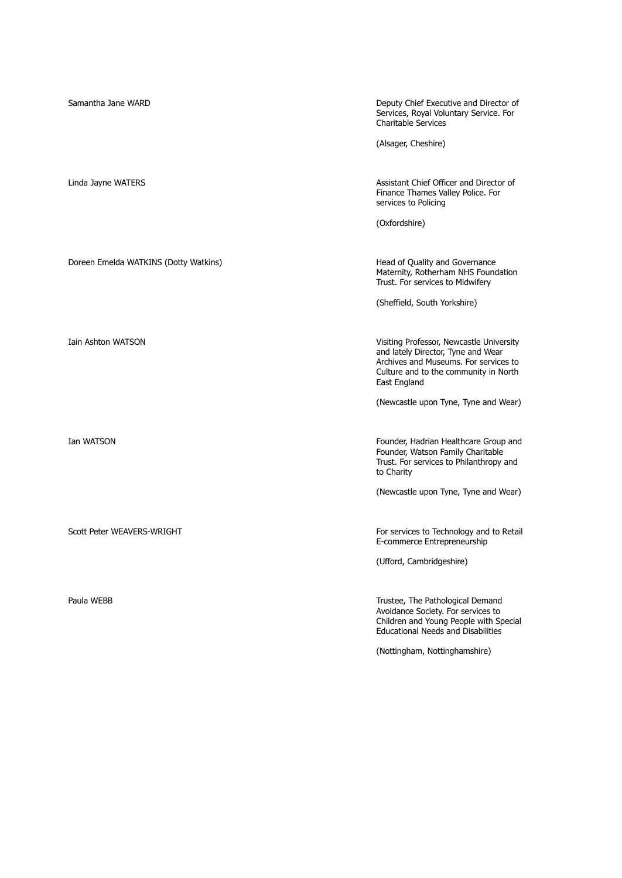| | |
|---|---|
| Samantha Jane WARD | Deputy Chief Executive and Director of Services, Royal Voluntary Service. For Charitable Services<br><br>(Alsager, Cheshire) |
| Linda Jayne WATERS | Assistant Chief Officer and Director of Finance Thames Valley Police. For services to Policing<br><br>(Oxfordshire) |
| Doreen Emelda WATKINS (Dotty Watkins) | Head of Quality and Governance Maternity, Rotherham NHS Foundation Trust. For services to Midwifery<br><br>(Sheffield, South Yorkshire) |
| Iain Ashton WATSON | Visiting Professor, Newcastle University and lately Director, Tyne and Wear Archives and Museums. For services to Culture and to the community in North East England<br><br>(Newcastle upon Tyne, Tyne and Wear) |
| Ian WATSON | Founder, Hadrian Healthcare Group and Founder, Watson Family Charitable Trust. For services to Philanthropy and to Charity<br><br>(Newcastle upon Tyne, Tyne and Wear) |
| Scott Peter WEAVERS-WRIGHT | For services to Technology and to Retail E-commerce Entrepreneurship<br><br>(Ufford, Cambridgeshire) |
| Paula WEBB | Trustee, The Pathological Demand Avoidance Society. For services to Children and Young People with Special Educational Needs and Disabilities<br><br>(Nottingham, Nottinghamshire) |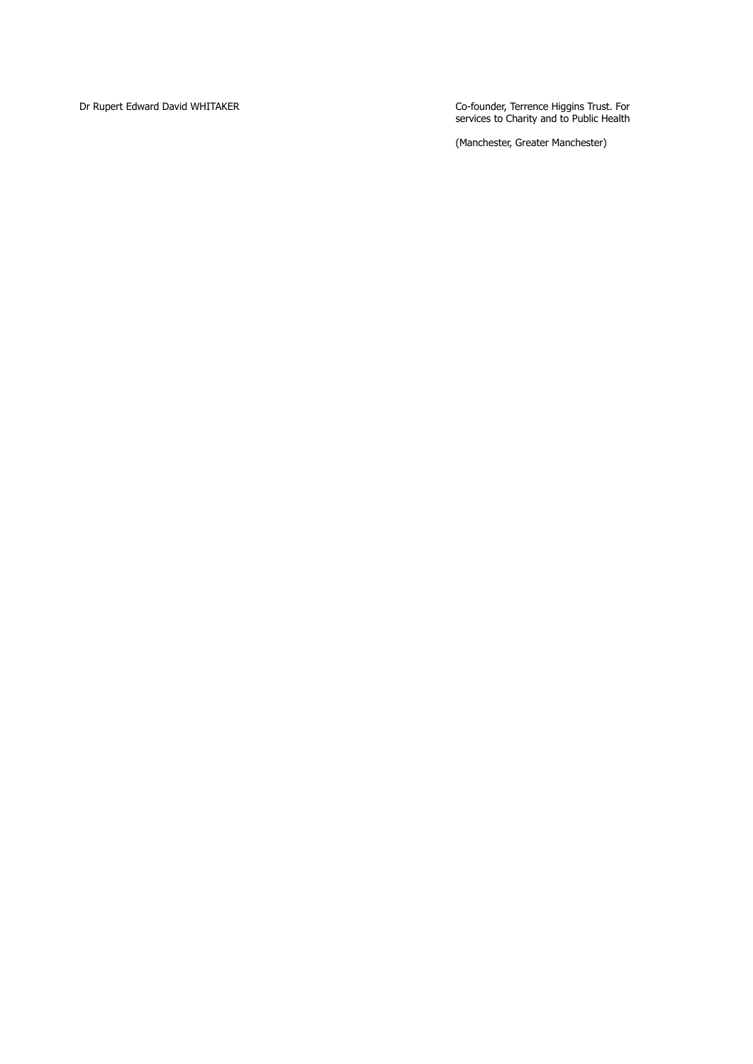| | |
|---|---|
| Dr Rupert Edward David WHITAKER | Co-founder, Terrence Higgins Trust. For services to Charity and to Public Health<br><br>(Manchester, Greater Manchester) |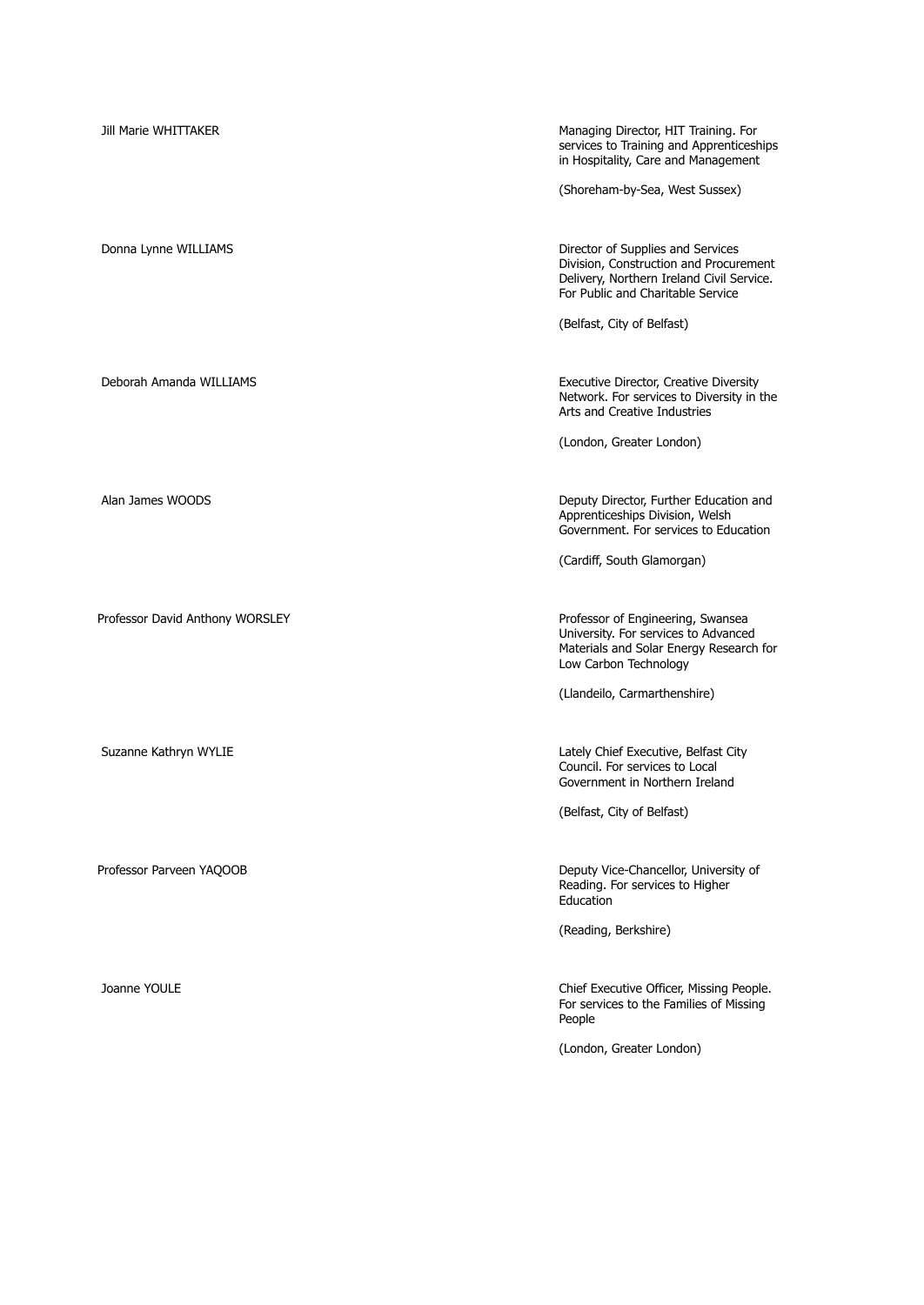| | |
|---|---|
| Jill Marie WHITTAKER | Managing Director, HIT Training. For services to Training and Apprenticeships in Hospitality, Care and Management<br><br>(Shoreham-by-Sea, West Sussex) |
| Donna Lynne WILLIAMS | Director of Supplies and Services Division, Construction and Procurement Delivery, Northern Ireland Civil Service. For Public and Charitable Service<br><br>(Belfast, City of Belfast) |
| Deborah Amanda WILLIAMS | Executive Director, Creative Diversity Network. For services to Diversity in the Arts and Creative Industries<br><br>(London, Greater London) |
| Alan James WOODS | Deputy Director, Further Education and Apprenticeships Division, Welsh Government. For services to Education<br><br>(Cardiff, South Glamorgan) |
| Professor David Anthony WORSLEY | Professor of Engineering, Swansea University. For services to Advanced Materials and Solar Energy Research for Low Carbon Technology<br><br>(Llandeilo, Carmarthenshire) |
| Suzanne Kathryn WYLIE | Lately Chief Executive, Belfast City Council. For services to Local Government in Northern Ireland<br><br>(Belfast, City of Belfast) |
| Professor Parveen YAQOOB | Deputy Vice-Chancellor, University of Reading. For services to Higher Education<br><br>(Reading, Berkshire) |
| Joanne YOULE | Chief Executive Officer, Missing People. For services to the Families of Missing People<br><br>(London, Greater London) |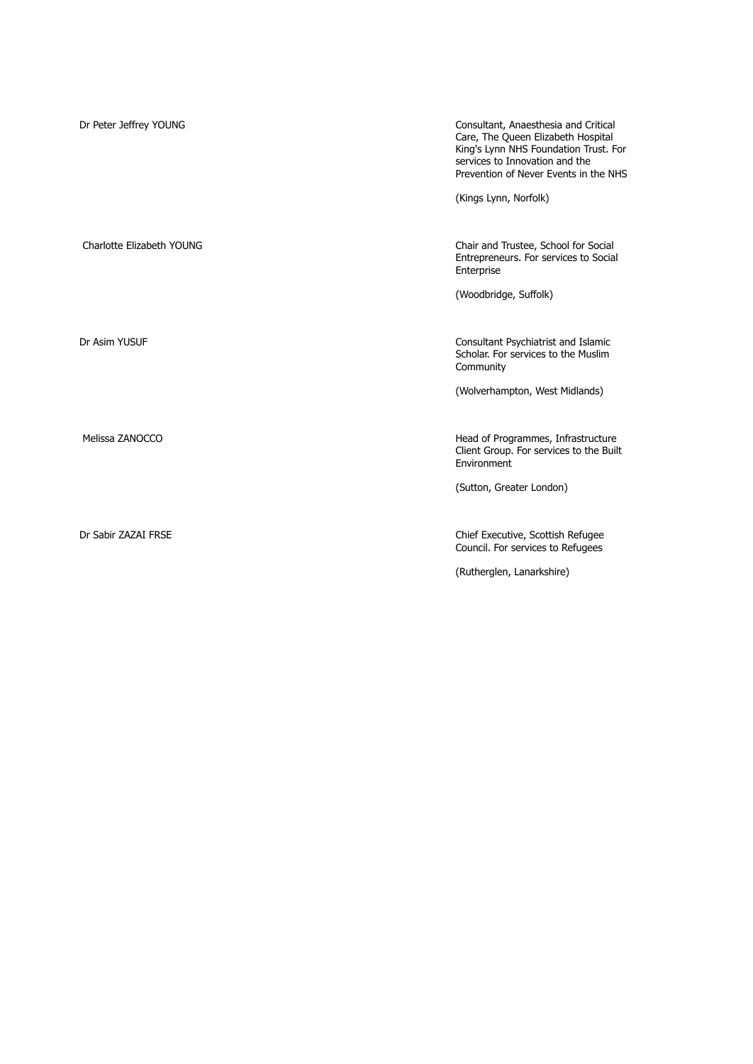| | |
|---|---|
| Dr Peter Jeffrey YOUNG | Consultant, Anaesthesia and Critical Care, The Queen Elizabeth Hospital King's Lynn NHS Foundation Trust. For services to Innovation and the Prevention of Never Events in the NHS<br><br>(Kings Lynn, Norfolk) |
| Charlotte Elizabeth YOUNG | Chair and Trustee, School for Social Entrepreneurs. For services to Social Enterprise<br><br>(Woodbridge, Suffolk) |
| Dr Asim YUSUF | Consultant Psychiatrist and Islamic Scholar. For services to the Muslim Community<br><br>(Wolverhampton, West Midlands) |
| Melissa ZANOCCO | Head of Programmes, Infrastructure Client Group. For services to the Built Environment<br><br>(Sutton, Greater London) |
| Dr Sabir ZAZAI FRSE | Chief Executive, Scottish Refugee Council. For services to Refugees<br><br>(Rutherglen, Lanarkshire) |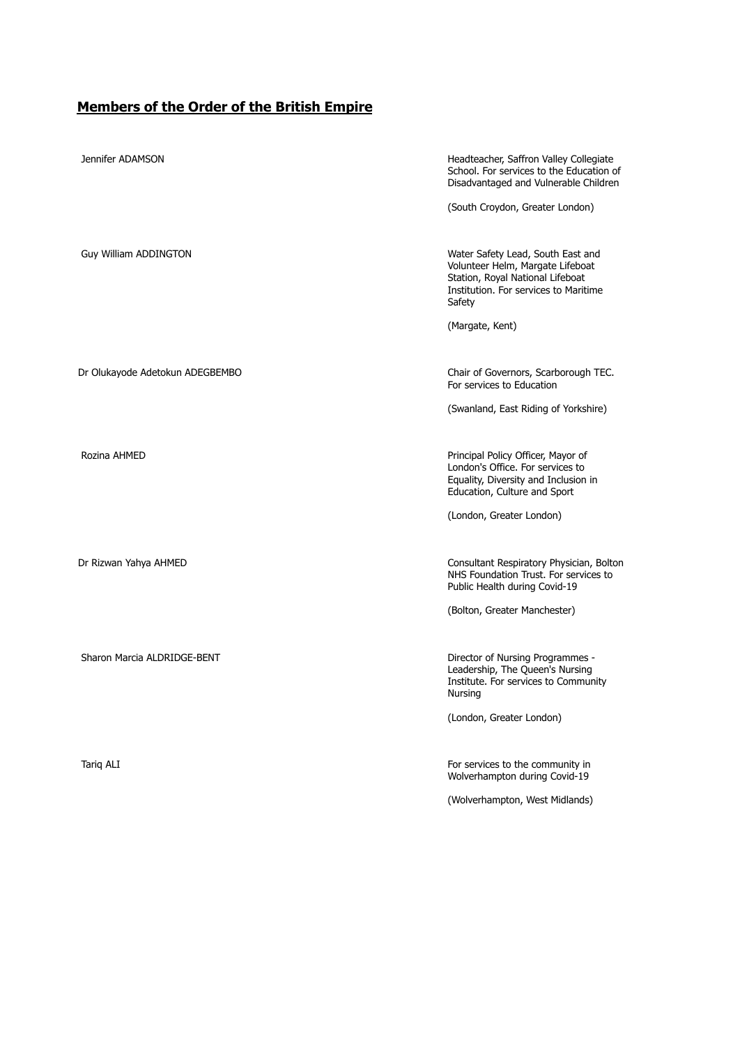## Members of the Order of the British Empire

| | |
|---|---|
| Jennifer ADAMSON | Headteacher, Saffron Valley Collegiate School. For services to the Education of Disadvantaged and Vulnerable Children<br><br>(South Croydon, Greater London) |
| Guy William ADDINGTON | Water Safety Lead, South East and Volunteer Helm, Margate Lifeboat Station, Royal National Lifeboat Institution. For services to Maritime Safety<br><br>(Margate, Kent) |
| Dr Olukayode Adetokun ADEGBEMBO | Chair of Governors, Scarborough TEC. For services to Education<br><br>(Swanland, East Riding of Yorkshire) |
| Rozina AHMED | Principal Policy Officer, Mayor of London's Office. For services to Equality, Diversity and Inclusion in Education, Culture and Sport<br><br>(London, Greater London) |
| Dr Rizwan Yahya AHMED | Consultant Respiratory Physician, Bolton NHS Foundation Trust. For services to Public Health during Covid-19<br><br>(Bolton, Greater Manchester) |
| Sharon Marcia ALDRIDGE-BENT | Director of Nursing Programmes - Leadership, The Queen's Nursing Institute. For services to Community Nursing<br><br>(London, Greater London) |
| Tariq ALI | For services to the community in Wolverhampton during Covid-19<br><br>(Wolverhampton, West Midlands) |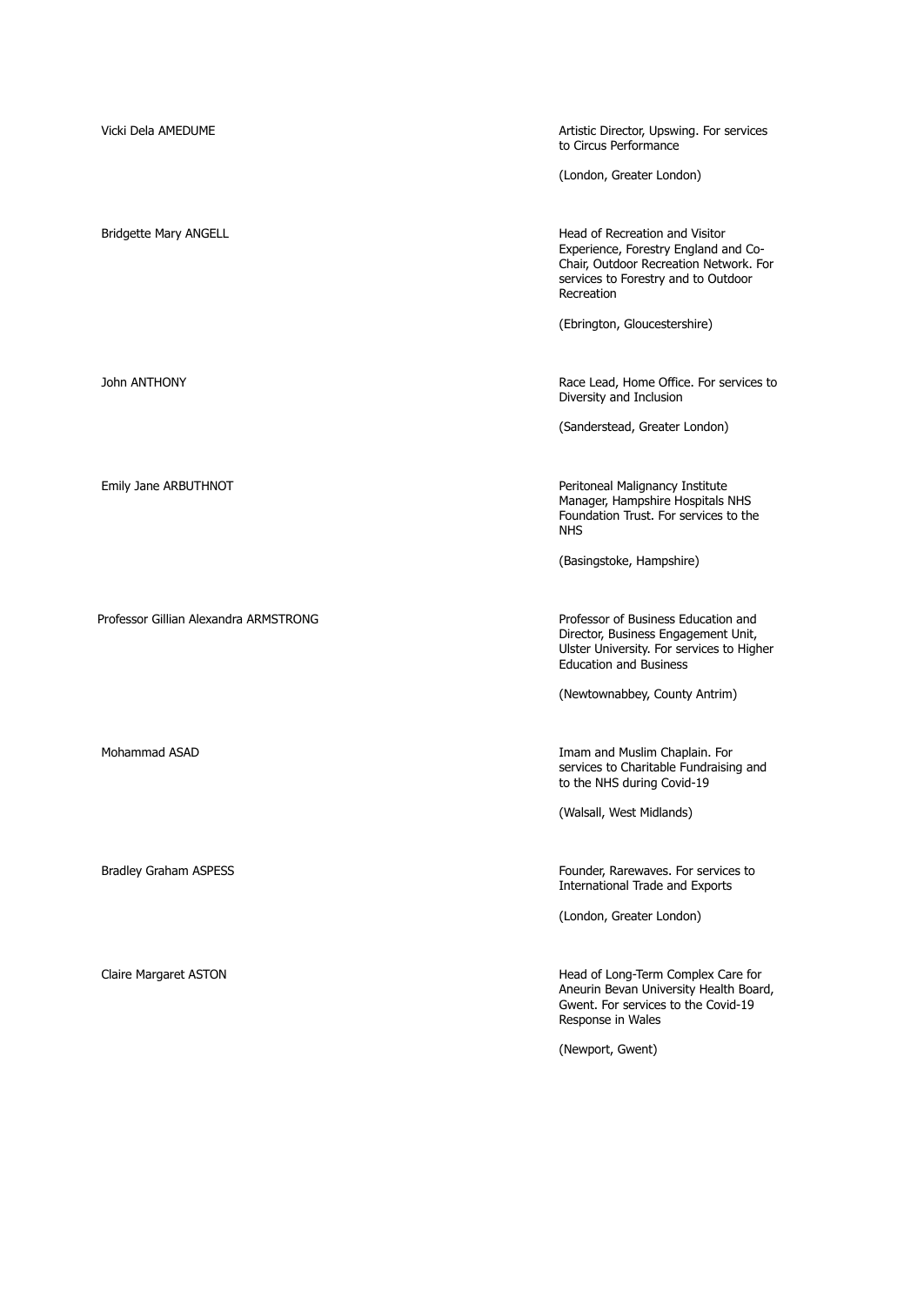| | |
|---|---|
| Vicki Dela AMEDUME | Artistic Director, Upswing. For services to Circus Performance<br><br>(London, Greater London) |
| Bridgette Mary ANGELL | Head of Recreation and Visitor Experience, Forestry England and Co-Chair, Outdoor Recreation Network. For services to Forestry and to Outdoor Recreation<br><br>(Ebrington, Gloucestershire) |
| John ANTHONY | Race Lead, Home Office. For services to Diversity and Inclusion<br><br>(Sanderstead, Greater London) |
| Emily Jane ARBUTHNOT | Peritoneal Malignancy Institute Manager, Hampshire Hospitals NHS Foundation Trust. For services to the NHS<br><br>(Basingstoke, Hampshire) |
| Professor Gillian Alexandra ARMSTRONG | Professor of Business Education and Director, Business Engagement Unit, Ulster University. For services to Higher Education and Business<br><br>(Newtownabbey, County Antrim) |
| Mohammad ASAD | Imam and Muslim Chaplain. For services to Charitable Fundraising and to the NHS during Covid-19<br><br>(Walsall, West Midlands) |
| Bradley Graham ASPESS | Founder, Rarewaves. For services to International Trade and Exports<br><br>(London, Greater London) |
| Claire Margaret ASTON | Head of Long-Term Complex Care for Aneurin Bevan University Health Board, Gwent. For services to the Covid-19 Response in Wales<br><br>(Newport, Gwent) |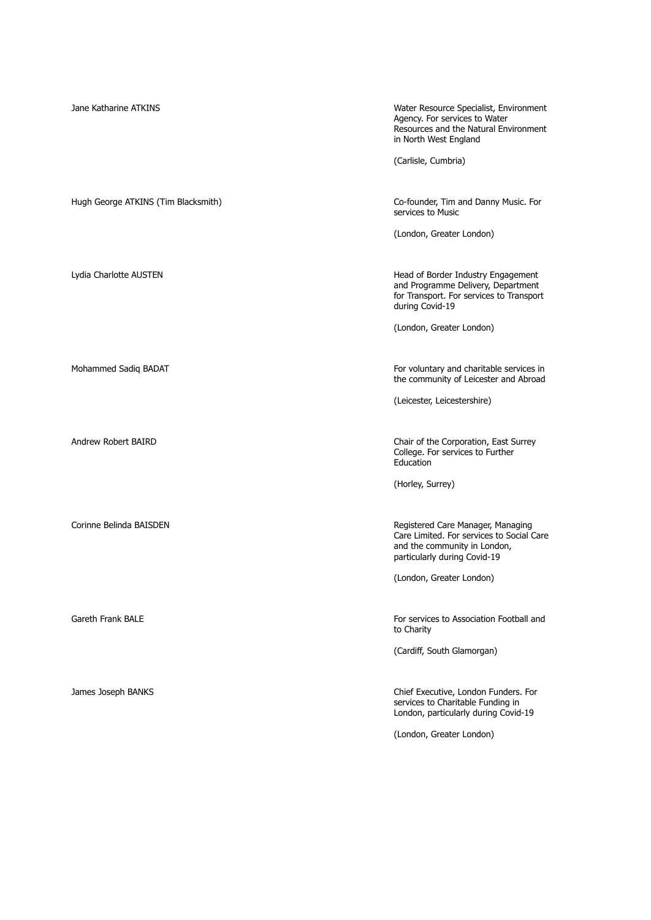| | |
|---|---|
| Jane Katharine ATKINS | Water Resource Specialist, Environment Agency. For services to Water Resources and the Natural Environment in North West England<br><br>(Carlisle, Cumbria) |
| Hugh George ATKINS (Tim Blacksmith) | Co-founder, Tim and Danny Music. For services to Music<br><br>(London, Greater London) |
| Lydia Charlotte AUSTEN | Head of Border Industry Engagement and Programme Delivery, Department for Transport. For services to Transport during Covid-19<br><br>(London, Greater London) |
| Mohammed Sadiq BADAT | For voluntary and charitable services in the community of Leicester and Abroad<br><br>(Leicester, Leicestershire) |
| Andrew Robert BAIRD | Chair of the Corporation, East Surrey College. For services to Further Education<br><br>(Horley, Surrey) |
| Corinne Belinda BAISDEN | Registered Care Manager, Managing Care Limited. For services to Social Care and the community in London, particularly during Covid-19<br><br>(London, Greater London) |
| Gareth Frank BALE | For services to Association Football and to Charity<br><br>(Cardiff, South Glamorgan) |
| James Joseph BANKS | Chief Executive, London Funders. For services to Charitable Funding in London, particularly during Covid-19<br><br>(London, Greater London) |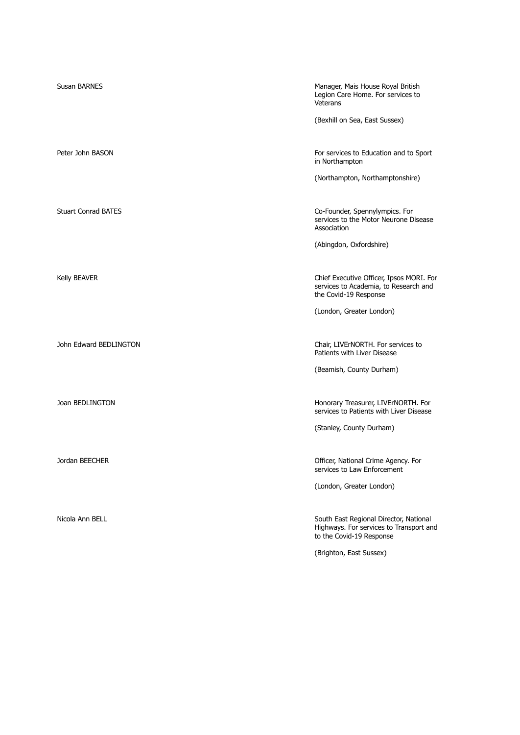| Name | Citation |
| --- | --- |
| Susan BARNES | Manager, Mais House Royal British Legion Care Home. For services to Veterans<br><br>(Bexhill on Sea, East Sussex) |
| Peter John BASON | For services to Education and to Sport in Northampton<br><br>(Northampton, Northamptonshire) |
| Stuart Conrad BATES | Co-Founder, Spennylympics. For services to the Motor Neurone Disease Association<br><br>(Abingdon, Oxfordshire) |
| Kelly BEAVER | Chief Executive Officer, Ipsos MORI. For services to Academia, to Research and the Covid-19 Response<br><br>(London, Greater London) |
| John Edward BEDLINGTON | Chair, LIVErNORTH. For services to Patients with Liver Disease<br><br>(Beamish, County Durham) |
| Joan BEDLINGTON | Honorary Treasurer, LIVErNORTH. For services to Patients with Liver Disease<br><br>(Stanley, County Durham) |
| Jordan BEECHER | Officer, National Crime Agency. For services to Law Enforcement<br><br>(London, Greater London) |
| Nicola Ann BELL | South East Regional Director, National Highways. For services to Transport and to the Covid-19 Response<br><br>(Brighton, East Sussex) |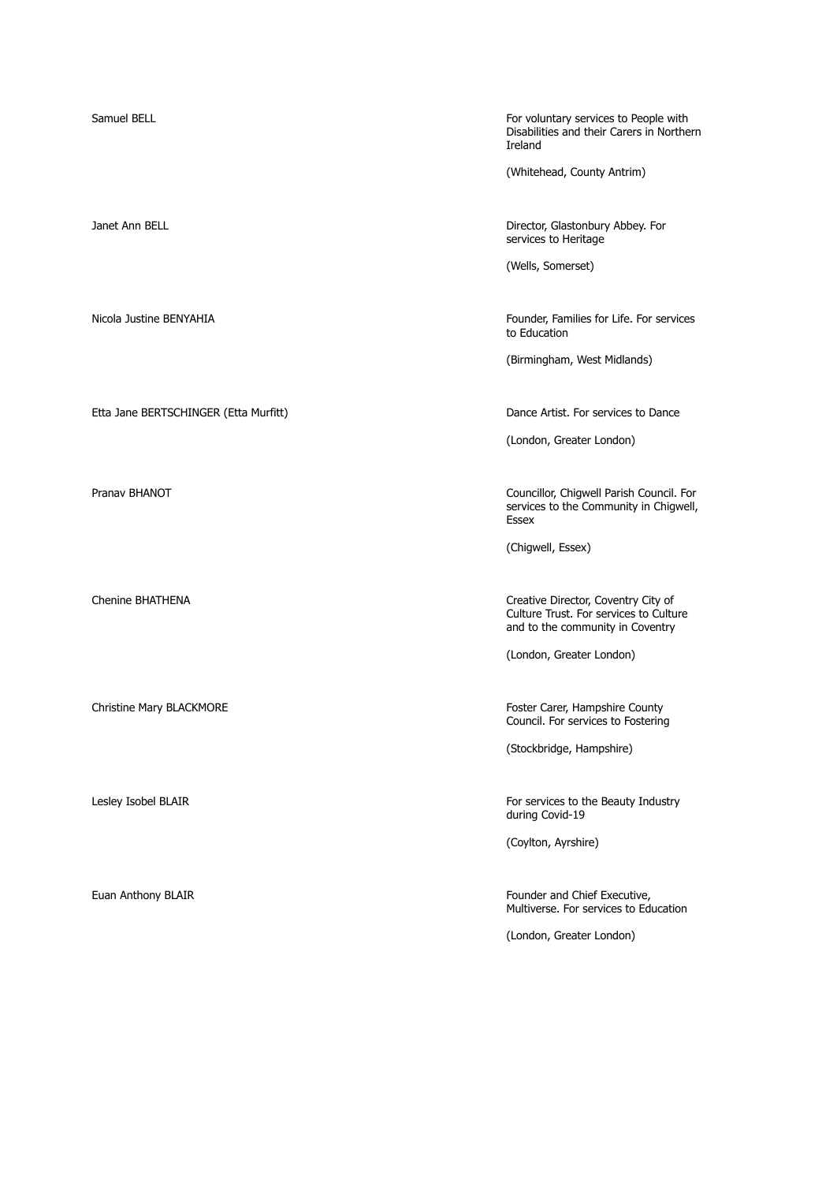| Name | Citation |
| --- | --- |
| Samuel BELL | For voluntary services to People with Disabilities and their Carers in Northern Ireland<br><br>(Whitehead, County Antrim) |
| Janet Ann BELL | Director, Glastonbury Abbey. For services to Heritage<br><br>(Wells, Somerset) |
| Nicola Justine BENYAHIA | Founder, Families for Life. For services to Education<br><br>(Birmingham, West Midlands) |
| Etta Jane BERTSCHINGER (Etta Murfitt) | Dance Artist. For services to Dance<br><br>(London, Greater London) |
| Pranav BHANOT | Councillor, Chigwell Parish Council. For services to the Community in Chigwell, Essex<br><br>(Chigwell, Essex) |
| Chenine BHATHENA | Creative Director, Coventry City of Culture Trust. For services to Culture and to the community in Coventry<br><br>(London, Greater London) |
| Christine Mary BLACKMORE | Foster Carer, Hampshire County Council. For services to Fostering<br><br>(Stockbridge, Hampshire) |
| Lesley Isobel BLAIR | For services to the Beauty Industry during Covid-19<br><br>(Coylton, Ayrshire) |
| Euan Anthony BLAIR | Founder and Chief Executive, Multiverse. For services to Education<br><br>(London, Greater London) |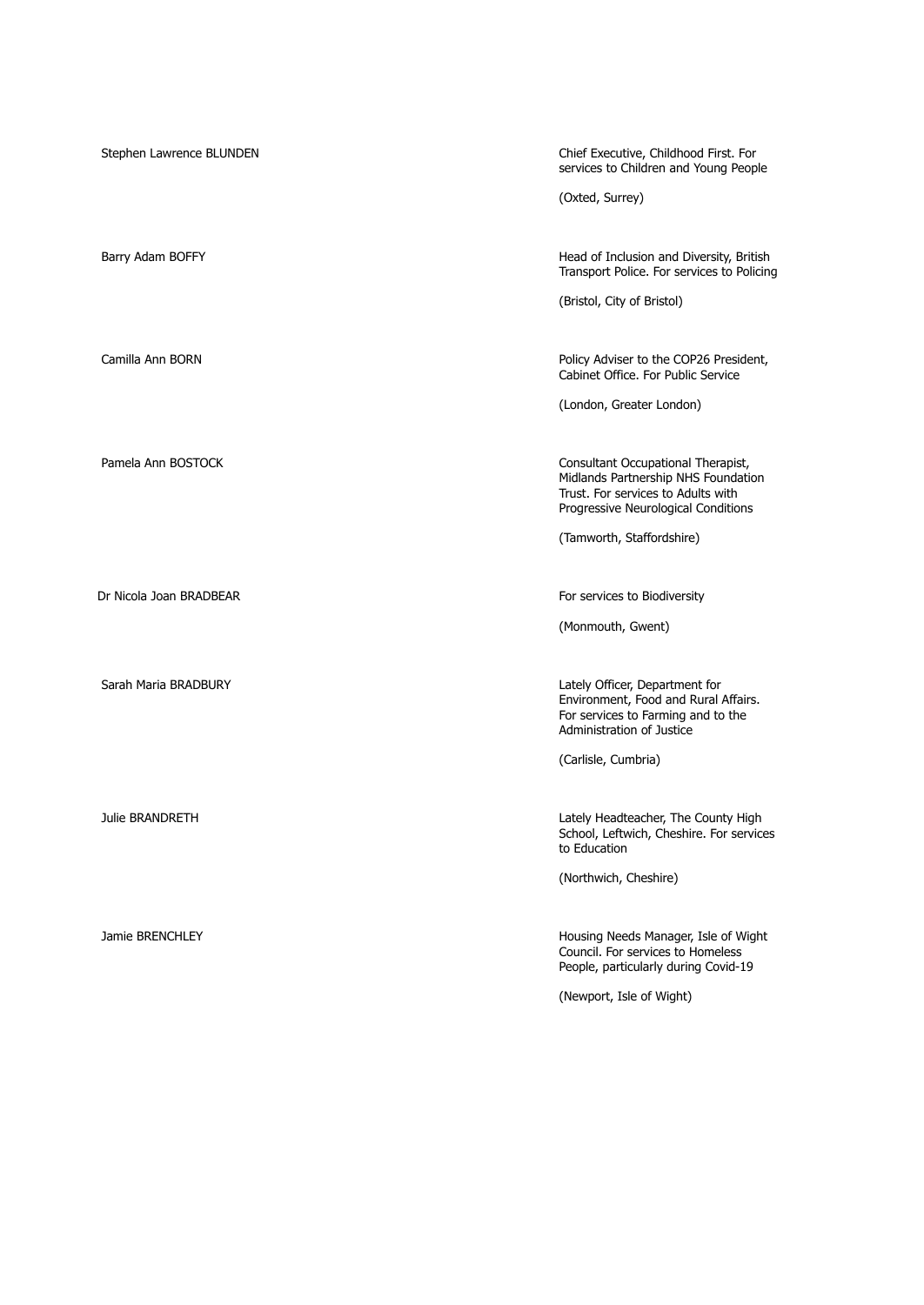| | |
|---|---|
| Stephen Lawrence BLUNDEN | Chief Executive, Childhood First. For services to Children and Young People<br><br>(Oxted, Surrey) |
| Barry Adam BOFFY | Head of Inclusion and Diversity, British Transport Police. For services to Policing<br><br>(Bristol, City of Bristol) |
| Camilla Ann BORN | Policy Adviser to the COP26 President, Cabinet Office. For Public Service<br><br>(London, Greater London) |
| Pamela Ann BOSTOCK | Consultant Occupational Therapist, Midlands Partnership NHS Foundation Trust. For services to Adults with Progressive Neurological Conditions<br><br>(Tamworth, Staffordshire) |
| Dr Nicola Joan BRADBEAR | For services to Biodiversity<br><br>(Monmouth, Gwent) |
| Sarah Maria BRADBURY | Lately Officer, Department for Environment, Food and Rural Affairs. For services to Farming and to the Administration of Justice<br><br>(Carlisle, Cumbria) |
| Julie BRANDRETH | Lately Headteacher, The County High School, Leftwich, Cheshire. For services to Education<br><br>(Northwich, Cheshire) |
| Jamie BRENCHLEY | Housing Needs Manager, Isle of Wight Council. For services to Homeless People, particularly during Covid-19<br><br>(Newport, Isle of Wight) |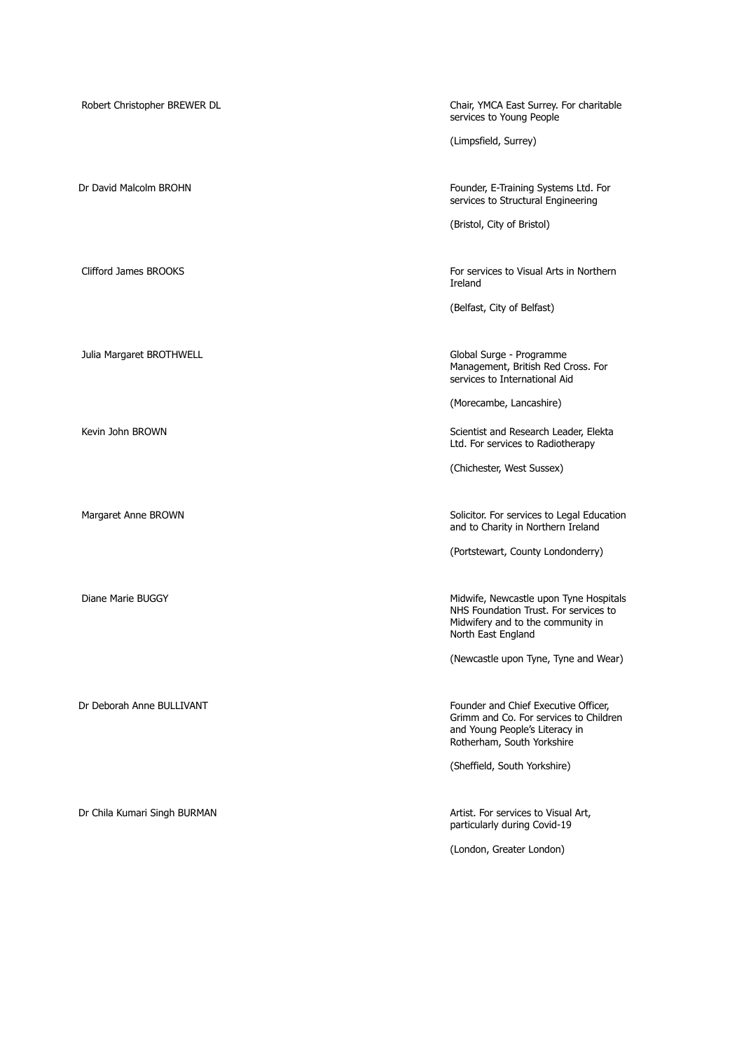| Name | Citation |
|---|---|
| Robert Christopher BREWER DL | Chair, YMCA East Surrey. For charitable services to Young People<br><br>(Limpsfield, Surrey) |
| Dr David Malcolm BROHN | Founder, E-Training Systems Ltd. For services to Structural Engineering<br><br>(Bristol, City of Bristol) |
| Clifford James BROOKS | For services to Visual Arts in Northern Ireland<br><br>(Belfast, City of Belfast) |
| Julia Margaret BROTHWELL | Global Surge - Programme Management, British Red Cross. For services to International Aid<br><br>(Morecambe, Lancashire) |
| Kevin John BROWN | Scientist and Research Leader, Elekta Ltd. For services to Radiotherapy<br><br>(Chichester, West Sussex) |
| Margaret Anne BROWN | Solicitor. For services to Legal Education and to Charity in Northern Ireland<br><br>(Portstewart, County Londonderry) |
| Diane Marie BUGGY | Midwife, Newcastle upon Tyne Hospitals NHS Foundation Trust. For services to Midwifery and to the community in North East England<br><br>(Newcastle upon Tyne, Tyne and Wear) |
| Dr Deborah Anne BULLIVANT | Founder and Chief Executive Officer, Grimm and Co. For services to Children and Young People's Literacy in Rotherham, South Yorkshire<br><br>(Sheffield, South Yorkshire) |
| Dr Chila Kumari Singh BURMAN | Artist. For services to Visual Art, particularly during Covid-19<br><br>(London, Greater London) |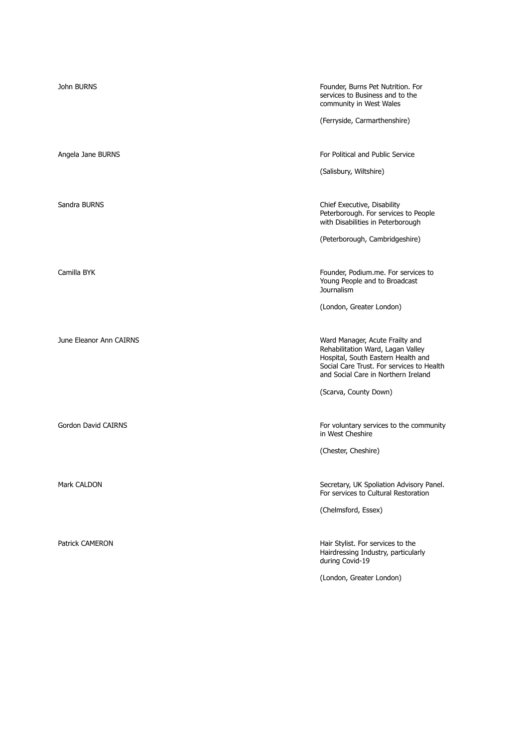| | |
|---|---|
| John BURNS | Founder, Burns Pet Nutrition. For services to Business and to the community in West Wales<br><br>(Ferryside, Carmarthenshire) |
| Angela Jane BURNS | For Political and Public Service<br><br>(Salisbury, Wiltshire) |
| Sandra BURNS | Chief Executive, Disability Peterborough. For services to People with Disabilities in Peterborough<br><br>(Peterborough, Cambridgeshire) |
| Camilla BYK | Founder, Podium.me. For services to Young People and to Broadcast Journalism<br><br>(London, Greater London) |
| June Eleanor Ann CAIRNS | Ward Manager, Acute Frailty and Rehabilitation Ward, Lagan Valley Hospital, South Eastern Health and Social Care Trust. For services to Health and Social Care in Northern Ireland<br><br>(Scarva, County Down) |
| Gordon David CAIRNS | For voluntary services to the community in West Cheshire<br><br>(Chester, Cheshire) |
| Mark CALDON | Secretary, UK Spoliation Advisory Panel. For services to Cultural Restoration<br><br>(Chelmsford, Essex) |
| Patrick CAMERON | Hair Stylist. For services to the Hairdressing Industry, particularly during Covid-19<br><br>(London, Greater London) |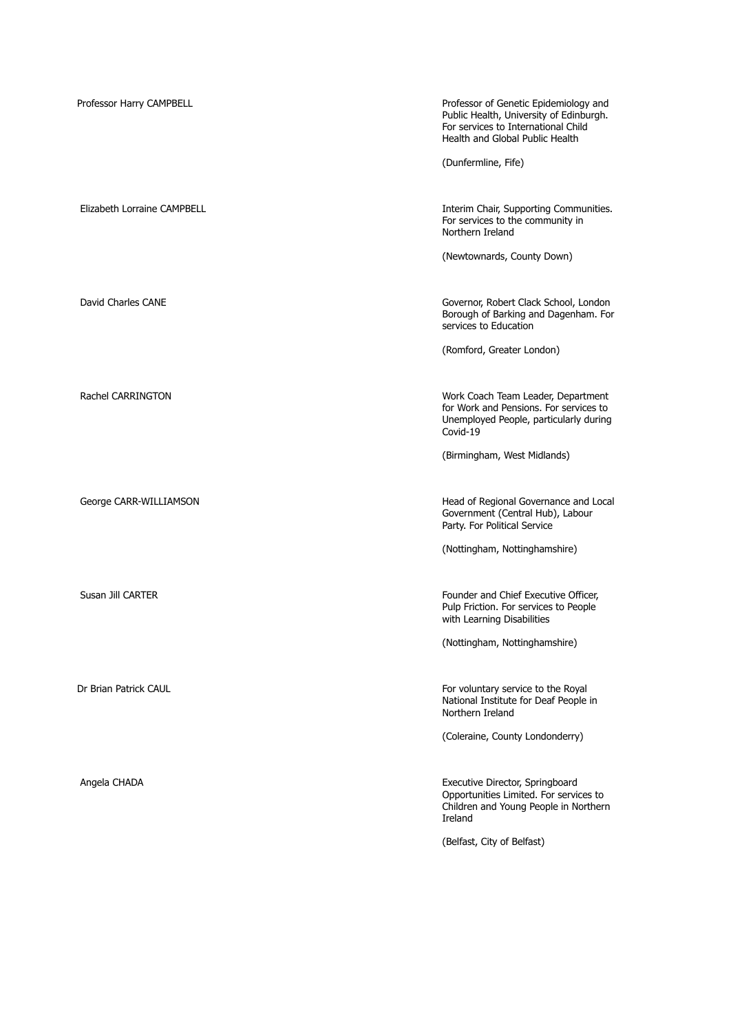| | |
|---|---|
| Professor Harry CAMPBELL | Professor of Genetic Epidemiology and Public Health, University of Edinburgh. For services to International Child Health and Global Public Health<br><br>(Dunfermline, Fife) |
| Elizabeth Lorraine CAMPBELL | Interim Chair, Supporting Communities. For services to the community in Northern Ireland<br><br>(Newtownards, County Down) |
| David Charles CANE | Governor, Robert Clack School, London Borough of Barking and Dagenham. For services to Education<br><br>(Romford, Greater London) |
| Rachel CARRINGTON | Work Coach Team Leader, Department for Work and Pensions. For services to Unemployed People, particularly during Covid-19<br><br>(Birmingham, West Midlands) |
| George CARR-WILLIAMSON | Head of Regional Governance and Local Government (Central Hub), Labour Party. For Political Service<br><br>(Nottingham, Nottinghamshire) |
| Susan Jill CARTER | Founder and Chief Executive Officer, Pulp Friction. For services to People with Learning Disabilities<br><br>(Nottingham, Nottinghamshire) |
| Dr Brian Patrick CAUL | For voluntary service to the Royal National Institute for Deaf People in Northern Ireland<br><br>(Coleraine, County Londonderry) |
| Angela CHADA | Executive Director, Springboard Opportunities Limited. For services to Children and Young People in Northern Ireland<br><br>(Belfast, City of Belfast) |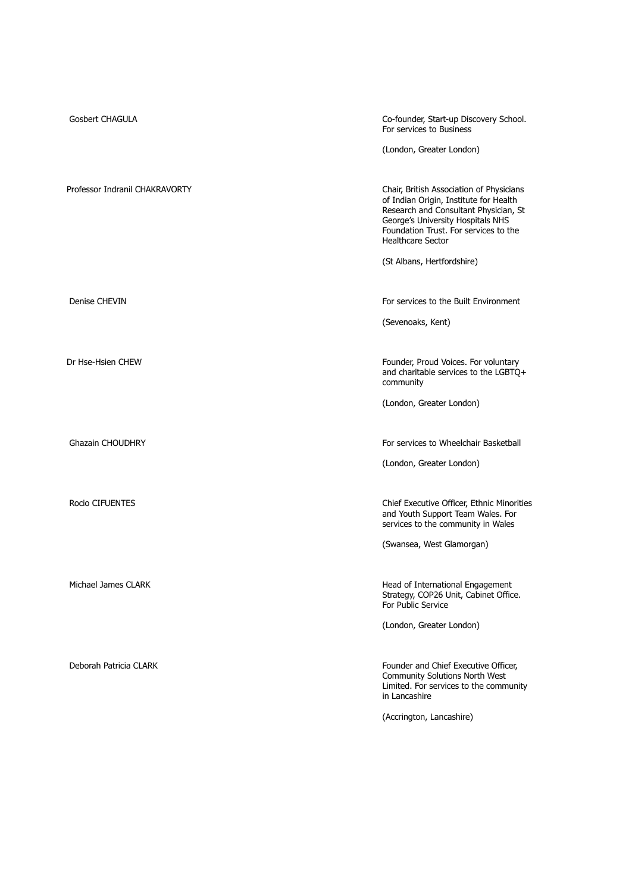| | |
|---|---|
| Gosbert CHAGULA | Co-founder, Start-up Discovery School. For services to Business<br><br>(London, Greater London) |
| Professor Indranil CHAKRAVORTY | Chair, British Association of Physicians of Indian Origin, Institute for Health Research and Consultant Physician, St George's University Hospitals NHS Foundation Trust. For services to the Healthcare Sector<br><br>(St Albans, Hertfordshire) |
| Denise CHEVIN | For services to the Built Environment<br><br>(Sevenoaks, Kent) |
| Dr Hse-Hsien CHEW | Founder, Proud Voices. For voluntary and charitable services to the LGBTQ+ community<br><br>(London, Greater London) |
| Ghazain CHOUDHRY | For services to Wheelchair Basketball<br><br>(London, Greater London) |
| Rocio CIFUENTES | Chief Executive Officer, Ethnic Minorities and Youth Support Team Wales. For services to the community in Wales<br><br>(Swansea, West Glamorgan) |
| Michael James CLARK | Head of International Engagement Strategy, COP26 Unit, Cabinet Office. For Public Service<br><br>(London, Greater London) |
| Deborah Patricia CLARK | Founder and Chief Executive Officer, Community Solutions North West Limited. For services to the community in Lancashire<br><br>(Accrington, Lancashire) |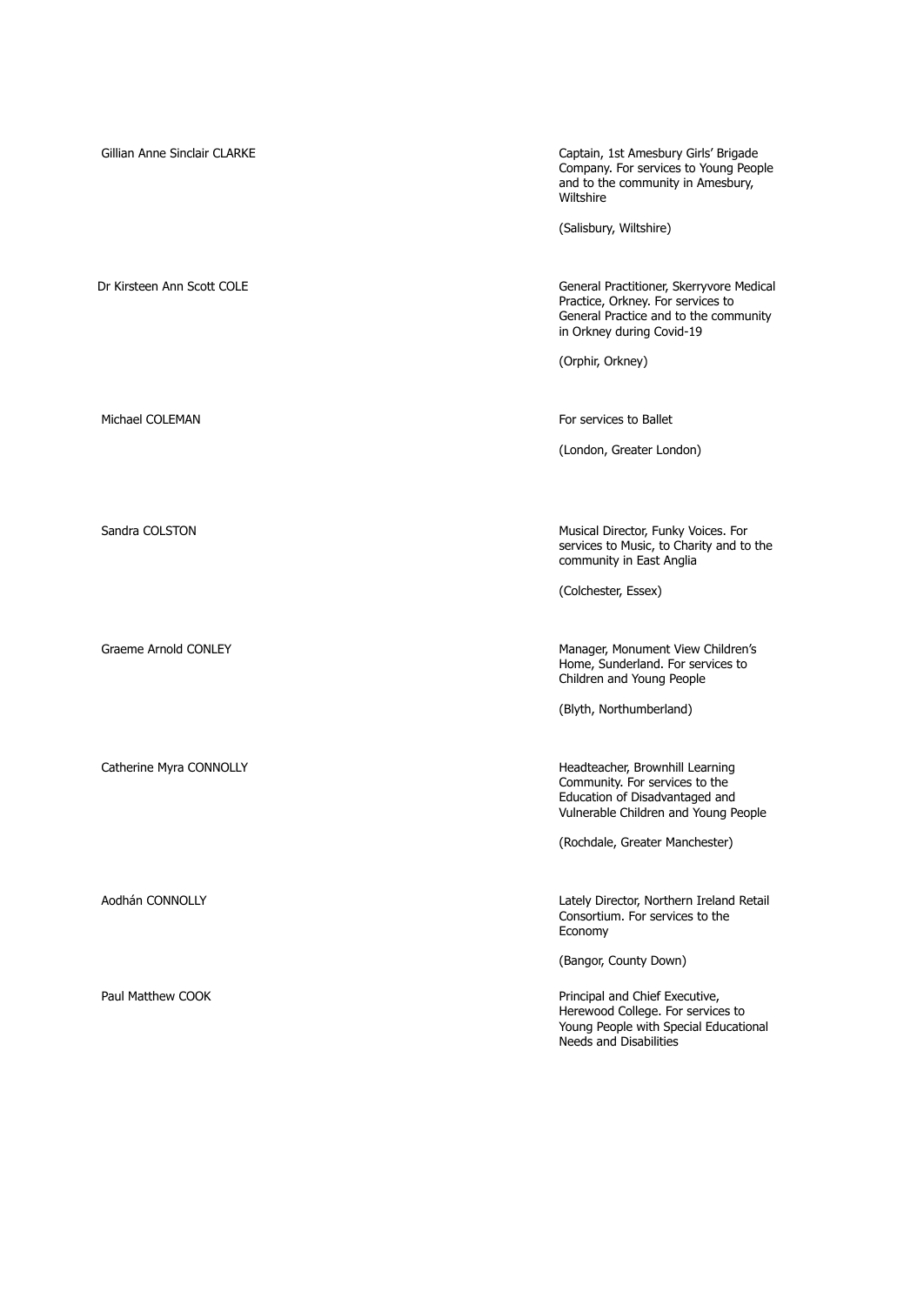| Name | Citation |
|---|---|
| Gillian Anne Sinclair CLARKE | Captain, 1st Amesbury Girls' Brigade Company. For services to Young People and to the community in Amesbury, Wiltshire<br><br>(Salisbury, Wiltshire) |
| Dr Kirsteen Ann Scott COLE | General Practitioner, Skerryvore Medical Practice, Orkney. For services to General Practice and to the community in Orkney during Covid-19<br><br>(Orphir, Orkney) |
| Michael COLEMAN | For services to Ballet<br><br>(London, Greater London) |
| Sandra COLSTON | Musical Director, Funky Voices. For services to Music, to Charity and to the community in East Anglia<br><br>(Colchester, Essex) |
| Graeme Arnold CONLEY | Manager, Monument View Children's Home, Sunderland. For services to Children and Young People<br><br>(Blyth, Northumberland) |
| Catherine Myra CONNOLLY | Headteacher, Brownhill Learning Community. For services to the Education of Disadvantaged and Vulnerable Children and Young People<br><br>(Rochdale, Greater Manchester) |
| Aodhán CONNOLLY | Lately Director, Northern Ireland Retail Consortium. For services to the Economy<br><br>(Bangor, County Down) |
| Paul Matthew COOK | Principal and Chief Executive, Herewood College. For services to Young People with Special Educational Needs and Disabilities |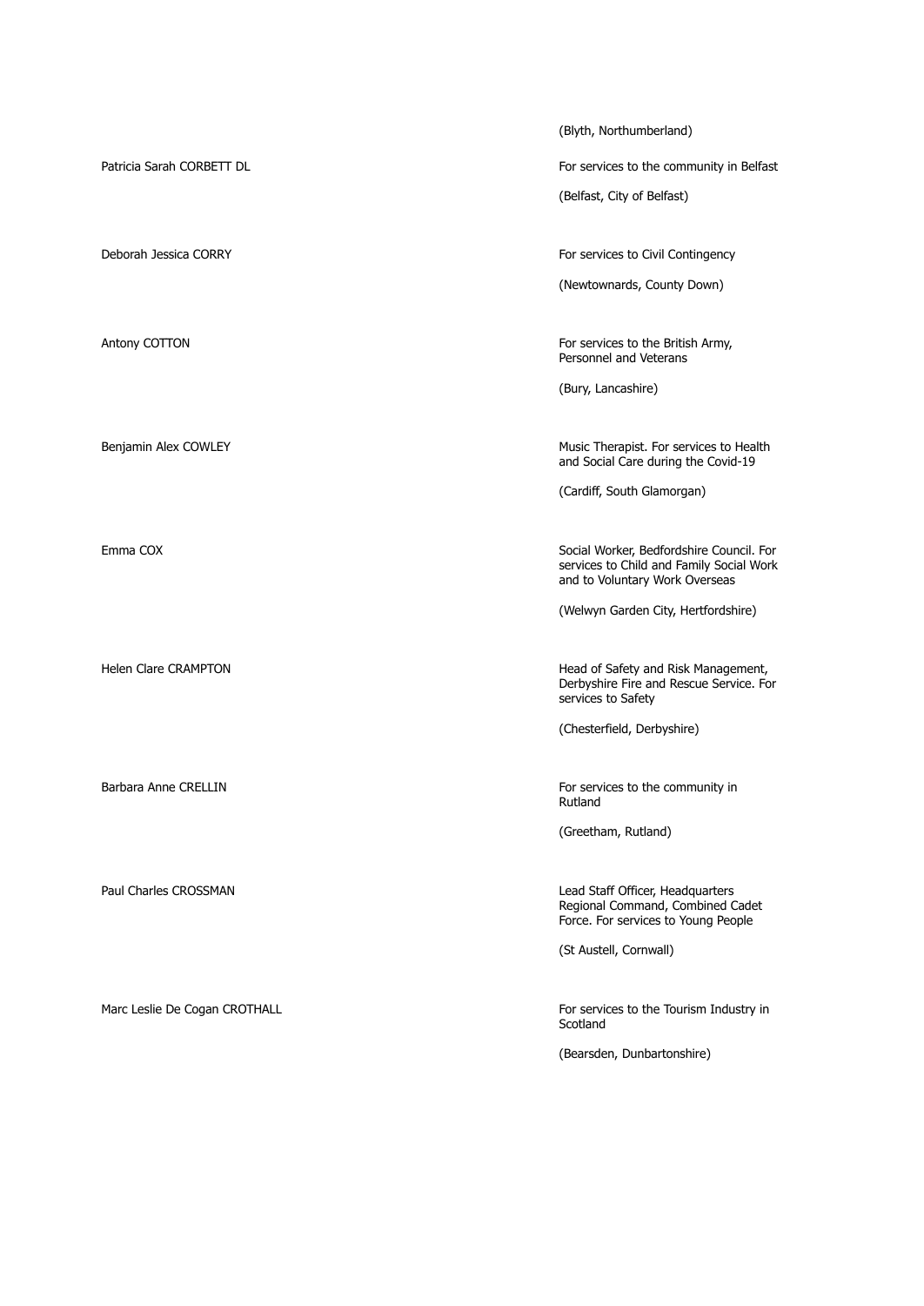(Blyth, Northumberland)

Patricia Sarah CORBETT DL

For services to the community in Belfast

(Belfast, City of Belfast)

Deborah Jessica CORRY

For services to Civil Contingency

(Newtownards, County Down)

Antony COTTON

For services to the British Army, Personnel and Veterans

(Bury, Lancashire)

Benjamin Alex COWLEY

Music Therapist. For services to Health and Social Care during the Covid-19

(Cardiff, South Glamorgan)

Emma COX

Social Worker, Bedfordshire Council. For services to Child and Family Social Work and to Voluntary Work Overseas

(Welwyn Garden City, Hertfordshire)

Helen Clare CRAMPTON

Head of Safety and Risk Management, Derbyshire Fire and Rescue Service. For services to Safety

(Chesterfield, Derbyshire)

Barbara Anne CRELLIN

For services to the community in Rutland

(Greetham, Rutland)

Paul Charles CROSSMAN

Lead Staff Officer, Headquarters Regional Command, Combined Cadet Force. For services to Young People

(St Austell, Cornwall)

Marc Leslie De Cogan CROTHALL

For services to the Tourism Industry in Scotland

(Bearsden, Dunbartonshire)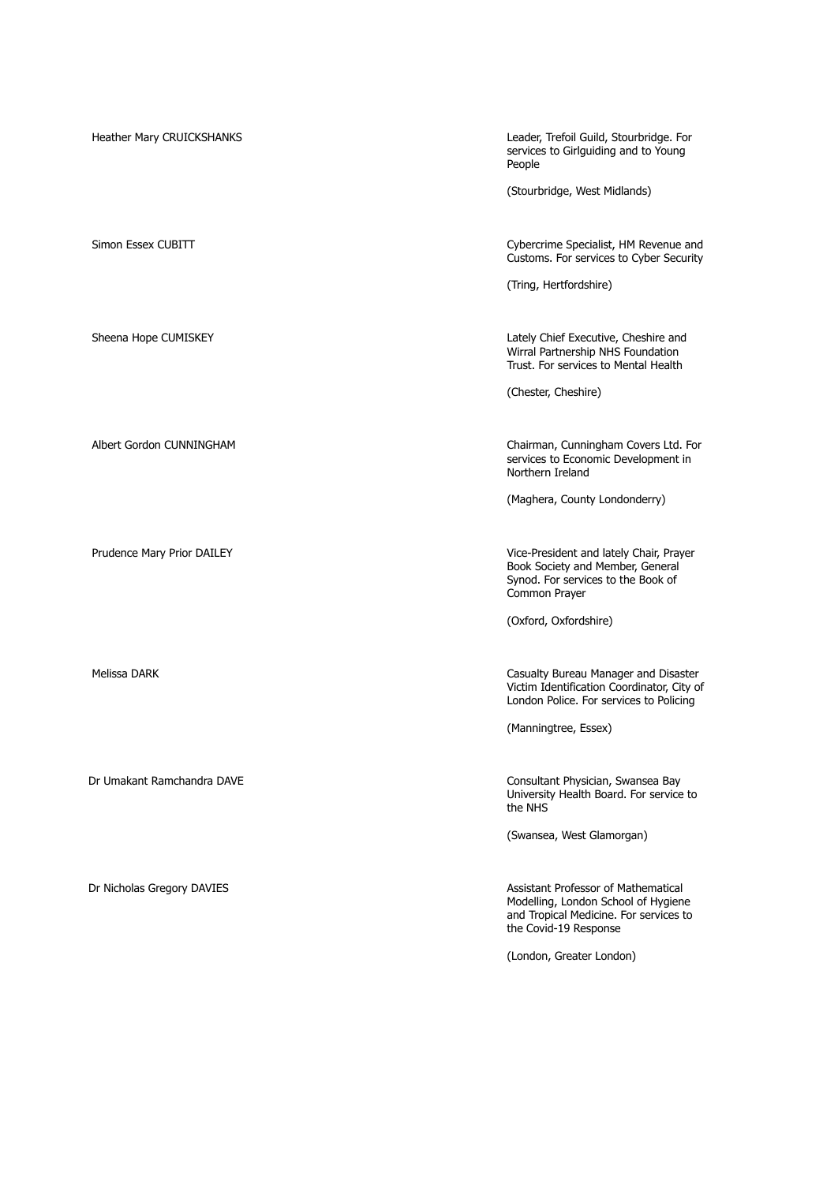| | |
|---|---|
| Heather Mary CRUICKSHANKS | Leader, Trefoil Guild, Stourbridge. For services to Girlguiding and to Young People<br><br>(Stourbridge, West Midlands) |
| Simon Essex CUBITT | Cybercrime Specialist, HM Revenue and Customs. For services to Cyber Security<br><br>(Tring, Hertfordshire) |
| Sheena Hope CUMISKEY | Lately Chief Executive, Cheshire and Wirral Partnership NHS Foundation Trust. For services to Mental Health<br><br>(Chester, Cheshire) |
| Albert Gordon CUNNINGHAM | Chairman, Cunningham Covers Ltd. For services to Economic Development in Northern Ireland<br><br>(Maghera, County Londonderry) |
| Prudence Mary Prior DAILEY | Vice-President and lately Chair, Prayer Book Society and Member, General Synod. For services to the Book of Common Prayer<br><br>(Oxford, Oxfordshire) |
| Melissa DARK | Casualty Bureau Manager and Disaster Victim Identification Coordinator, City of London Police. For services to Policing<br><br>(Manningtree, Essex) |
| Dr Umakant Ramchandra DAVE | Consultant Physician, Swansea Bay University Health Board. For service to the NHS<br><br>(Swansea, West Glamorgan) |
| Dr Nicholas Gregory DAVIES | Assistant Professor of Mathematical Modelling, London School of Hygiene and Tropical Medicine. For services to the Covid-19 Response<br><br>(London, Greater London) |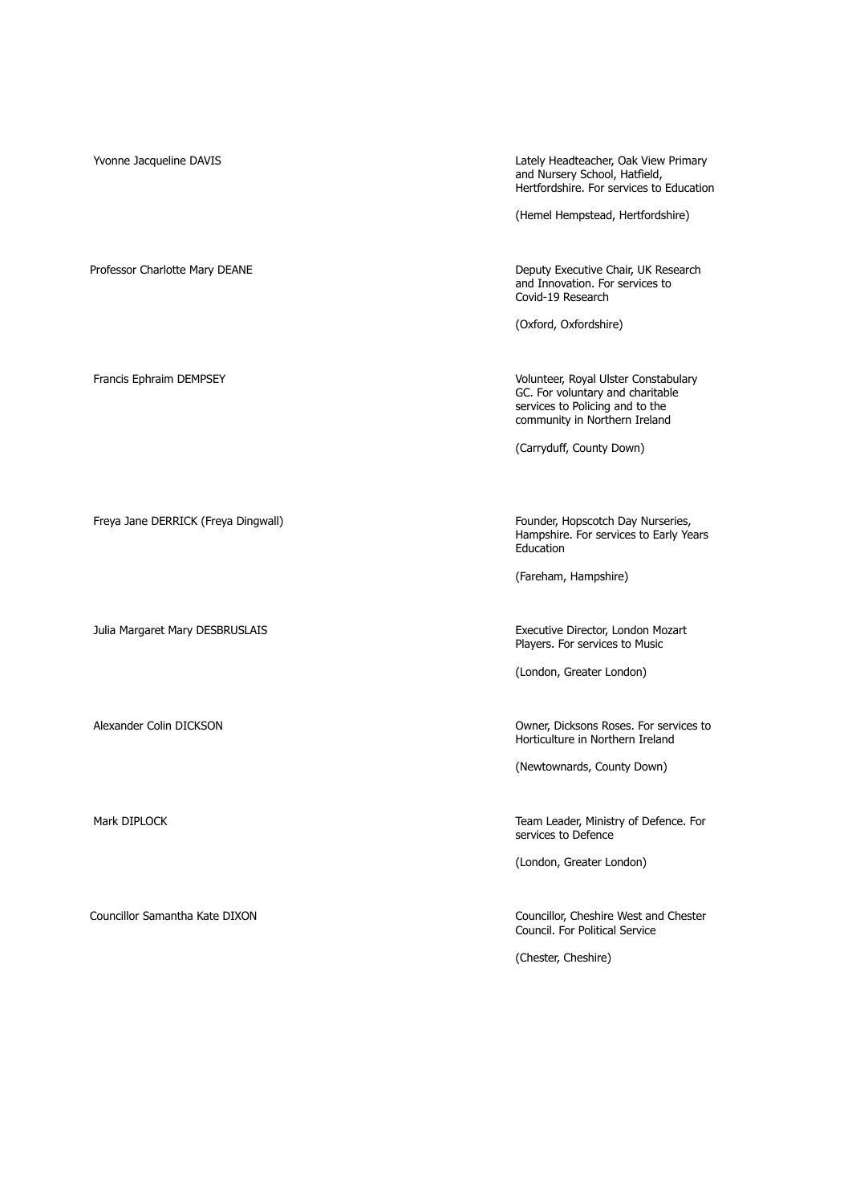| | |
|---|---|
| Yvonne Jacqueline DAVIS | Lately Headteacher, Oak View Primary and Nursery School, Hatfield, Hertfordshire. For services to Education<br><br>(Hemel Hempstead, Hertfordshire) |
| Professor Charlotte Mary DEANE | Deputy Executive Chair, UK Research and Innovation. For services to Covid-19 Research<br><br>(Oxford, Oxfordshire) |
| Francis Ephraim DEMPSEY | Volunteer, Royal Ulster Constabulary GC. For voluntary and charitable services to Policing and to the community in Northern Ireland<br><br>(Carryduff, County Down) |
| Freya Jane DERRICK (Freya Dingwall) | Founder, Hopscotch Day Nurseries, Hampshire. For services to Early Years Education<br><br>(Fareham, Hampshire) |
| Julia Margaret Mary DESBRUSLAIS | Executive Director, London Mozart Players. For services to Music<br><br>(London, Greater London) |
| Alexander Colin DICKSON | Owner, Dicksons Roses. For services to Horticulture in Northern Ireland<br><br>(Newtownards, County Down) |
| Mark DIPLOCK | Team Leader, Ministry of Defence. For services to Defence<br><br>(London, Greater London) |
| Councillor Samantha Kate DIXON | Councillor, Cheshire West and Chester Council. For Political Service<br><br>(Chester, Cheshire) |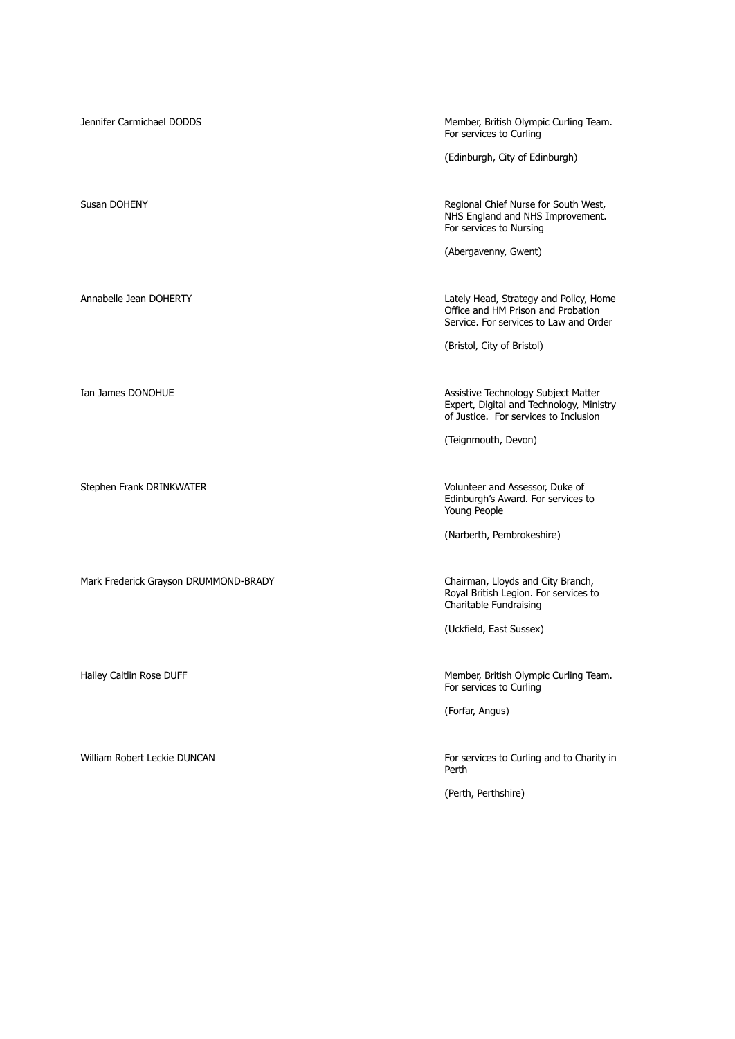| | |
|---|---|
| Jennifer Carmichael DODDS | Member, British Olympic Curling Team. For services to Curling<br><br>(Edinburgh, City of Edinburgh) |
| Susan DOHENY | Regional Chief Nurse for South West, NHS England and NHS Improvement. For services to Nursing<br><br>(Abergavenny, Gwent) |
| Annabelle Jean DOHERTY | Lately Head, Strategy and Policy, Home Office and HM Prison and Probation Service. For services to Law and Order<br><br>(Bristol, City of Bristol) |
| Ian James DONOHUE | Assistive Technology Subject Matter Expert, Digital and Technology, Ministry of Justice. For services to Inclusion<br><br>(Teignmouth, Devon) |
| Stephen Frank DRINKWATER | Volunteer and Assessor, Duke of Edinburgh's Award. For services to Young People<br><br>(Narberth, Pembrokeshire) |
| Mark Frederick Grayson DRUMMOND-BRADY | Chairman, Lloyds and City Branch, Royal British Legion. For services to Charitable Fundraising<br><br>(Uckfield, East Sussex) |
| Hailey Caitlin Rose DUFF | Member, British Olympic Curling Team. For services to Curling<br><br>(Forfar, Angus) |
| William Robert Leckie DUNCAN | For services to Curling and to Charity in Perth<br><br>(Perth, Perthshire) |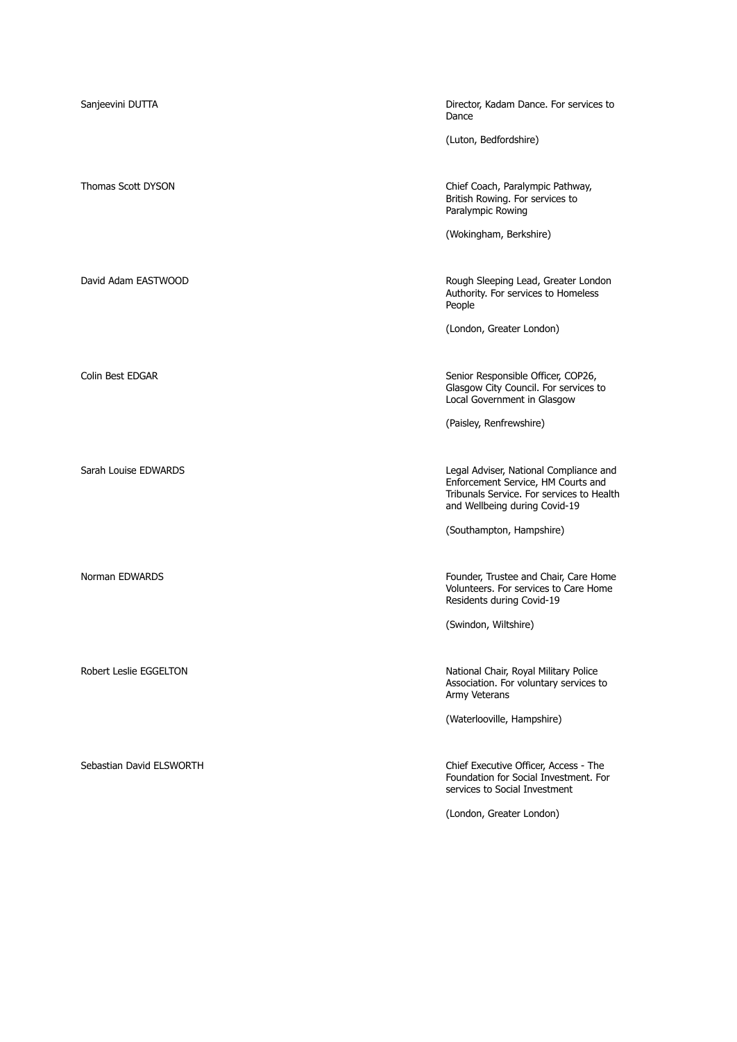| Name | Citation |
| --- | --- |
| Sanjeevini DUTTA | Director, Kadam Dance. For services to Dance<br><br>(Luton, Bedfordshire) |
| Thomas Scott DYSON | Chief Coach, Paralympic Pathway, British Rowing. For services to Paralympic Rowing<br><br>(Wokingham, Berkshire) |
| David Adam EASTWOOD | Rough Sleeping Lead, Greater London Authority. For services to Homeless People<br><br>(London, Greater London) |
| Colin Best EDGAR | Senior Responsible Officer, COP26, Glasgow City Council. For services to Local Government in Glasgow<br><br>(Paisley, Renfrewshire) |
| Sarah Louise EDWARDS | Legal Adviser, National Compliance and Enforcement Service, HM Courts and Tribunals Service. For services to Health and Wellbeing during Covid-19<br><br>(Southampton, Hampshire) |
| Norman EDWARDS | Founder, Trustee and Chair, Care Home Volunteers. For services to Care Home Residents during Covid-19<br><br>(Swindon, Wiltshire) |
| Robert Leslie EGGELTON | National Chair, Royal Military Police Association. For voluntary services to Army Veterans<br><br>(Waterlooville, Hampshire) |
| Sebastian David ELSWORTH | Chief Executive Officer, Access - The Foundation for Social Investment. For services to Social Investment<br><br>(London, Greater London) |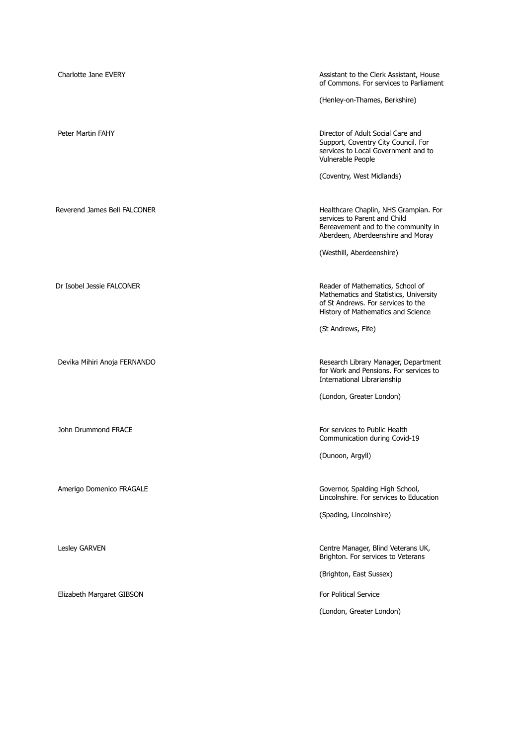| | |
|---|---|
| Charlotte Jane EVERY | Assistant to the Clerk Assistant, House of Commons. For services to Parliament<br><br>(Henley-on-Thames, Berkshire) |
| Peter Martin FAHY | Director of Adult Social Care and Support, Coventry City Council. For services to Local Government and to Vulnerable People<br><br>(Coventry, West Midlands) |
| Reverend James Bell FALCONER | Healthcare Chaplin, NHS Grampian. For services to Parent and Child Bereavement and to the community in Aberdeen, Aberdeenshire and Moray<br><br>(Westhill, Aberdeenshire) |
| Dr Isobel Jessie FALCONER | Reader of Mathematics, School of Mathematics and Statistics, University of St Andrews. For services to the History of Mathematics and Science<br><br>(St Andrews, Fife) |
| Devika Mihiri Anoja FERNANDO | Research Library Manager, Department for Work and Pensions. For services to International Librarianship<br><br>(London, Greater London) |
| John Drummond FRACE | For services to Public Health Communication during Covid-19<br><br>(Dunoon, Argyll) |
| Amerigo Domenico FRAGALE | Governor, Spalding High School, Lincolnshire. For services to Education<br><br>(Spading, Lincolnshire) |
| Lesley GARVEN | Centre Manager, Blind Veterans UK, Brighton. For services to Veterans<br><br>(Brighton, East Sussex) |
| Elizabeth Margaret GIBSON | For Political Service<br><br>(London, Greater London) |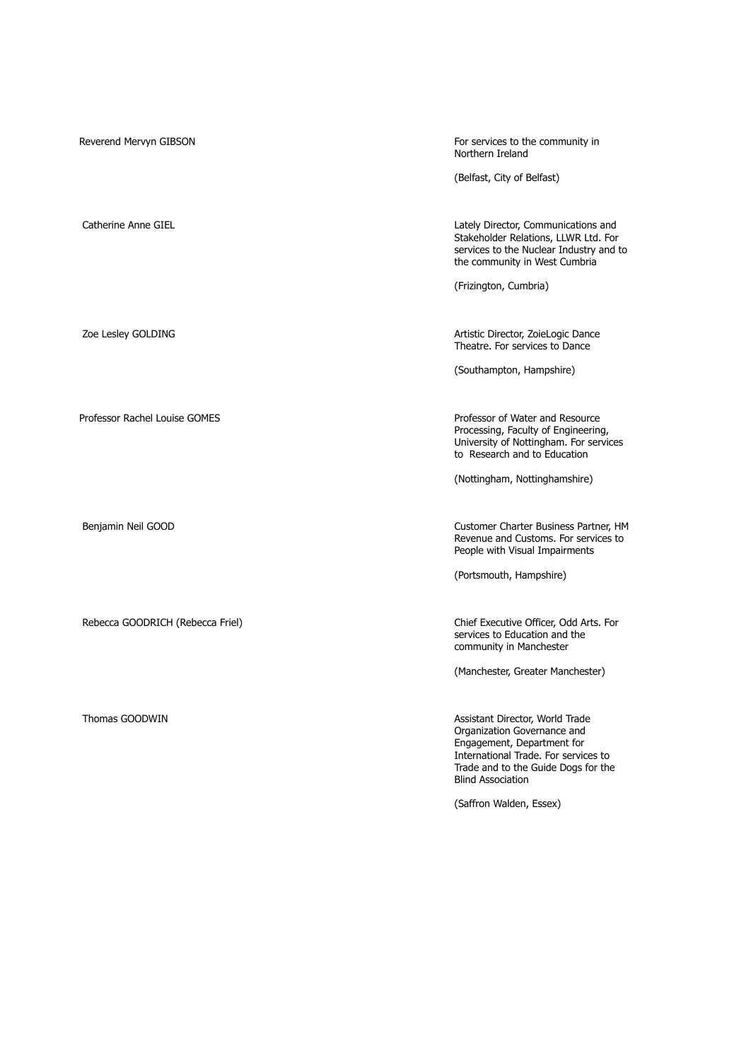| | |
|---|---|
| Reverend Mervyn GIBSON | For services to the community in Northern Ireland<br><br>(Belfast, City of Belfast) |
| Catherine Anne GIEL | Lately Director, Communications and Stakeholder Relations, LLWR Ltd. For services to the Nuclear Industry and to the community in West Cumbria<br><br>(Frizington, Cumbria) |
| Zoe Lesley GOLDING | Artistic Director, ZoieLogic Dance Theatre. For services to Dance<br><br>(Southampton, Hampshire) |
| Professor Rachel Louise GOMES | Professor of Water and Resource Processing, Faculty of Engineering, University of Nottingham. For services to Research and to Education<br><br>(Nottingham, Nottinghamshire) |
| Benjamin Neil GOOD | Customer Charter Business Partner, HM Revenue and Customs. For services to People with Visual Impairments<br><br>(Portsmouth, Hampshire) |
| Rebecca GOODRICH (Rebecca Friel) | Chief Executive Officer, Odd Arts. For services to Education and the community in Manchester<br><br>(Manchester, Greater Manchester) |
| Thomas GOODWIN | Assistant Director, World Trade Organization Governance and Engagement, Department for International Trade. For services to Trade and to the Guide Dogs for the Blind Association<br><br>(Saffron Walden, Essex) |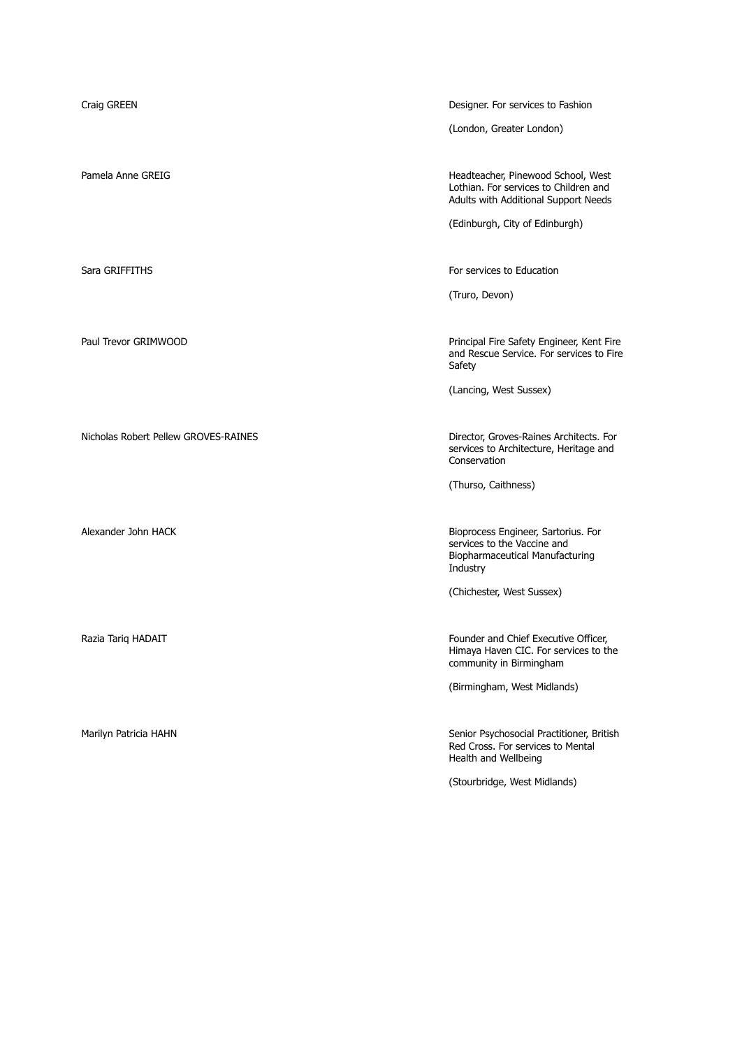| | |
|---|---|
| Craig GREEN | Designer. For services to Fashion<br><br>(London, Greater London) |
| Pamela Anne GREIG | Headteacher, Pinewood School, West Lothian. For services to Children and Adults with Additional Support Needs<br><br>(Edinburgh, City of Edinburgh) |
| Sara GRIFFITHS | For services to Education<br><br>(Truro, Devon) |
| Paul Trevor GRIMWOOD | Principal Fire Safety Engineer, Kent Fire and Rescue Service. For services to Fire Safety<br><br>(Lancing, West Sussex) |
| Nicholas Robert Pellew GROVES-RAINES | Director, Groves-Raines Architects. For services to Architecture, Heritage and Conservation<br><br>(Thurso, Caithness) |
| Alexander John HACK | Bioprocess Engineer, Sartorius. For services to the Vaccine and Biopharmaceutical Manufacturing Industry<br><br>(Chichester, West Sussex) |
| Razia Tariq HADAIT | Founder and Chief Executive Officer, Himaya Haven CIC. For services to the community in Birmingham<br><br>(Birmingham, West Midlands) |
| Marilyn Patricia HAHN | Senior Psychosocial Practitioner, British Red Cross. For services to Mental Health and Wellbeing<br><br>(Stourbridge, West Midlands) |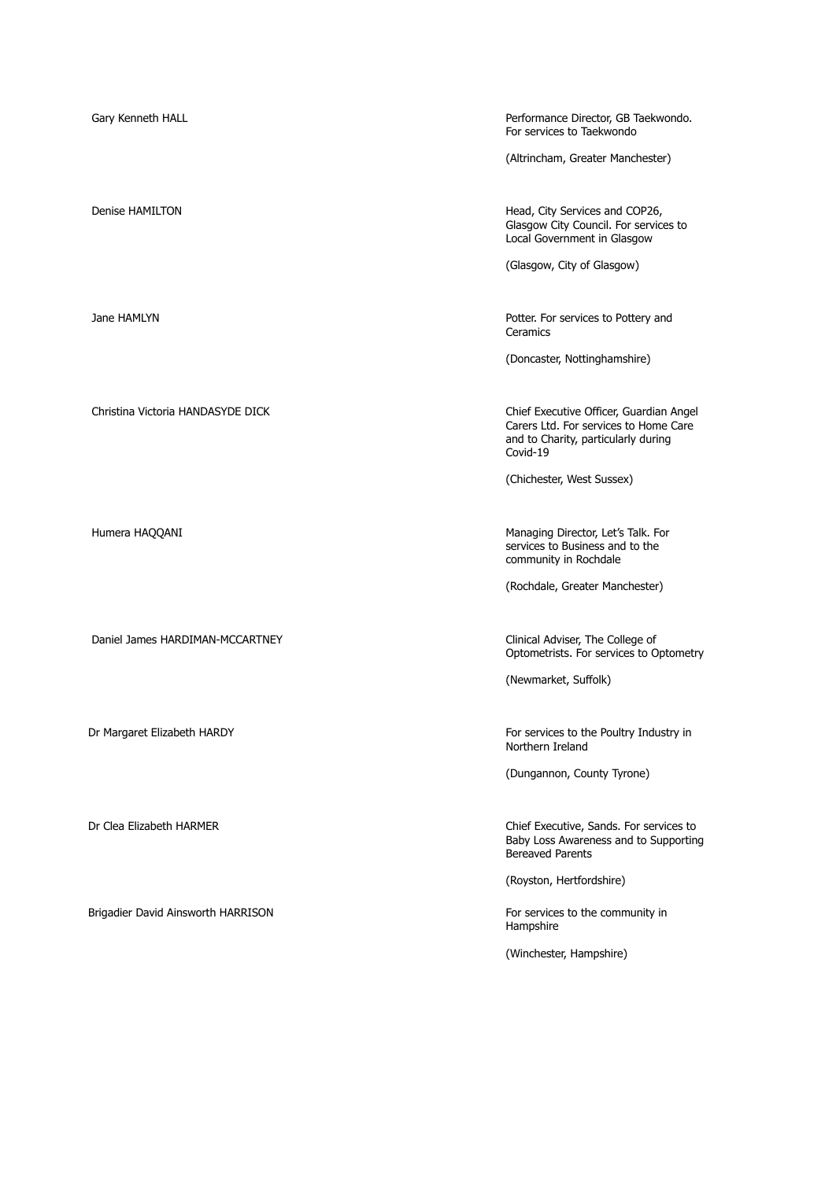| | |
|---|---|
| Gary Kenneth HALL | Performance Director, GB Taekwondo. For services to Taekwondo<br><br>(Altrincham, Greater Manchester) |
| Denise HAMILTON | Head, City Services and COP26, Glasgow City Council. For services to Local Government in Glasgow<br><br>(Glasgow, City of Glasgow) |
| Jane HAMLYN | Potter. For services to Pottery and Ceramics<br><br>(Doncaster, Nottinghamshire) |
| Christina Victoria HANDASYDE DICK | Chief Executive Officer, Guardian Angel Carers Ltd. For services to Home Care and to Charity, particularly during Covid-19<br><br>(Chichester, West Sussex) |
| Humera HAQQANI | Managing Director, Let's Talk. For services to Business and to the community in Rochdale<br><br>(Rochdale, Greater Manchester) |
| Daniel James HARDIMAN-MCCARTNEY | Clinical Adviser, The College of Optometrists. For services to Optometry<br><br>(Newmarket, Suffolk) |
| Dr Margaret Elizabeth HARDY | For services to the Poultry Industry in Northern Ireland<br><br>(Dungannon, County Tyrone) |
| Dr Clea Elizabeth HARMER | Chief Executive, Sands. For services to Baby Loss Awareness and to Supporting Bereaved Parents<br><br>(Royston, Hertfordshire) |
| Brigadier David Ainsworth HARRISON | For services to the community in Hampshire<br><br>(Winchester, Hampshire) |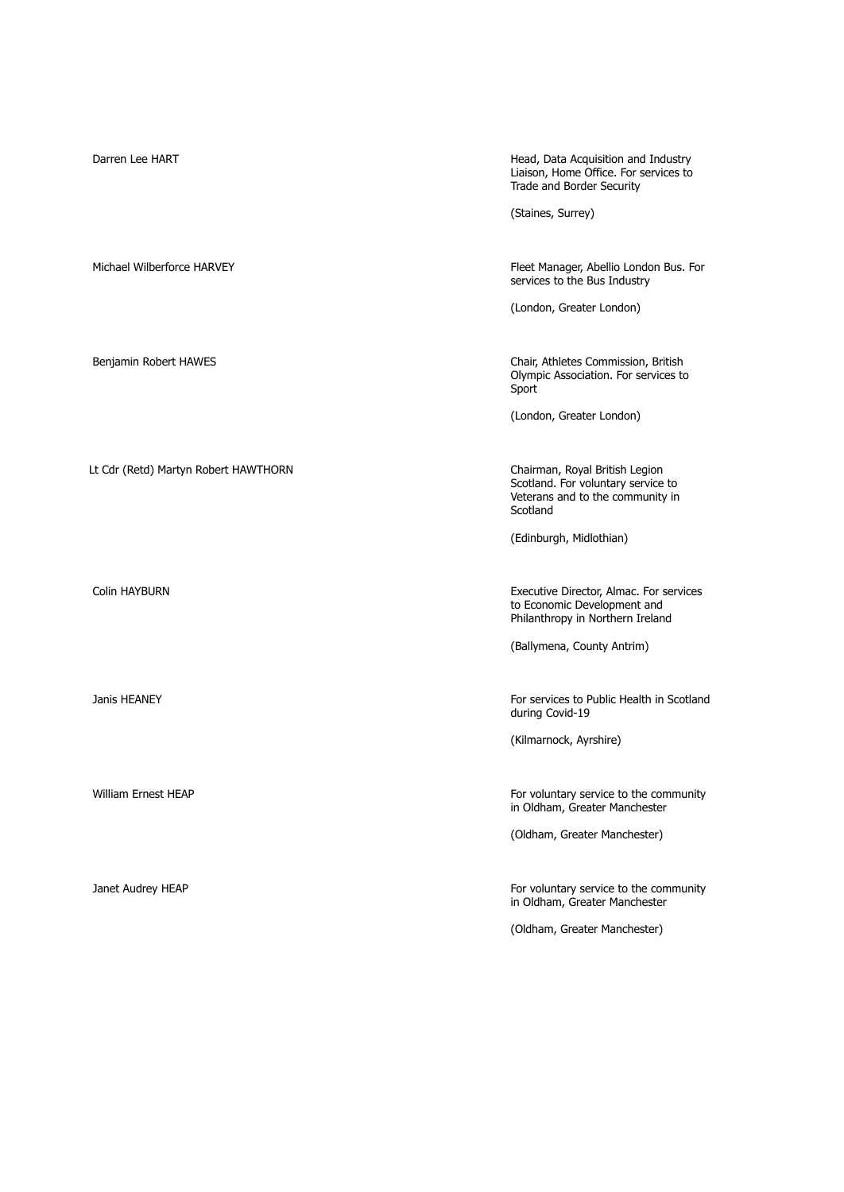| | |
|---|---|
| Darren Lee HART | Head, Data Acquisition and Industry Liaison, Home Office. For services to Trade and Border Security<br><br>(Staines, Surrey) |
| Michael Wilberforce HARVEY | Fleet Manager, Abellio London Bus. For services to the Bus Industry<br><br>(London, Greater London) |
| Benjamin Robert HAWES | Chair, Athletes Commission, British Olympic Association. For services to Sport<br><br>(London, Greater London) |
| Lt Cdr (Retd) Martyn Robert HAWTHORN | Chairman, Royal British Legion Scotland. For voluntary service to Veterans and to the community in Scotland<br><br>(Edinburgh, Midlothian) |
| Colin HAYBURN | Executive Director, Almac. For services to Economic Development and Philanthropy in Northern Ireland<br><br>(Ballymena, County Antrim) |
| Janis HEANEY | For services to Public Health in Scotland during Covid-19<br><br>(Kilmarnock, Ayrshire) |
| William Ernest HEAP | For voluntary service to the community in Oldham, Greater Manchester<br><br>(Oldham, Greater Manchester) |
| Janet Audrey HEAP | For voluntary service to the community in Oldham, Greater Manchester<br><br>(Oldham, Greater Manchester) |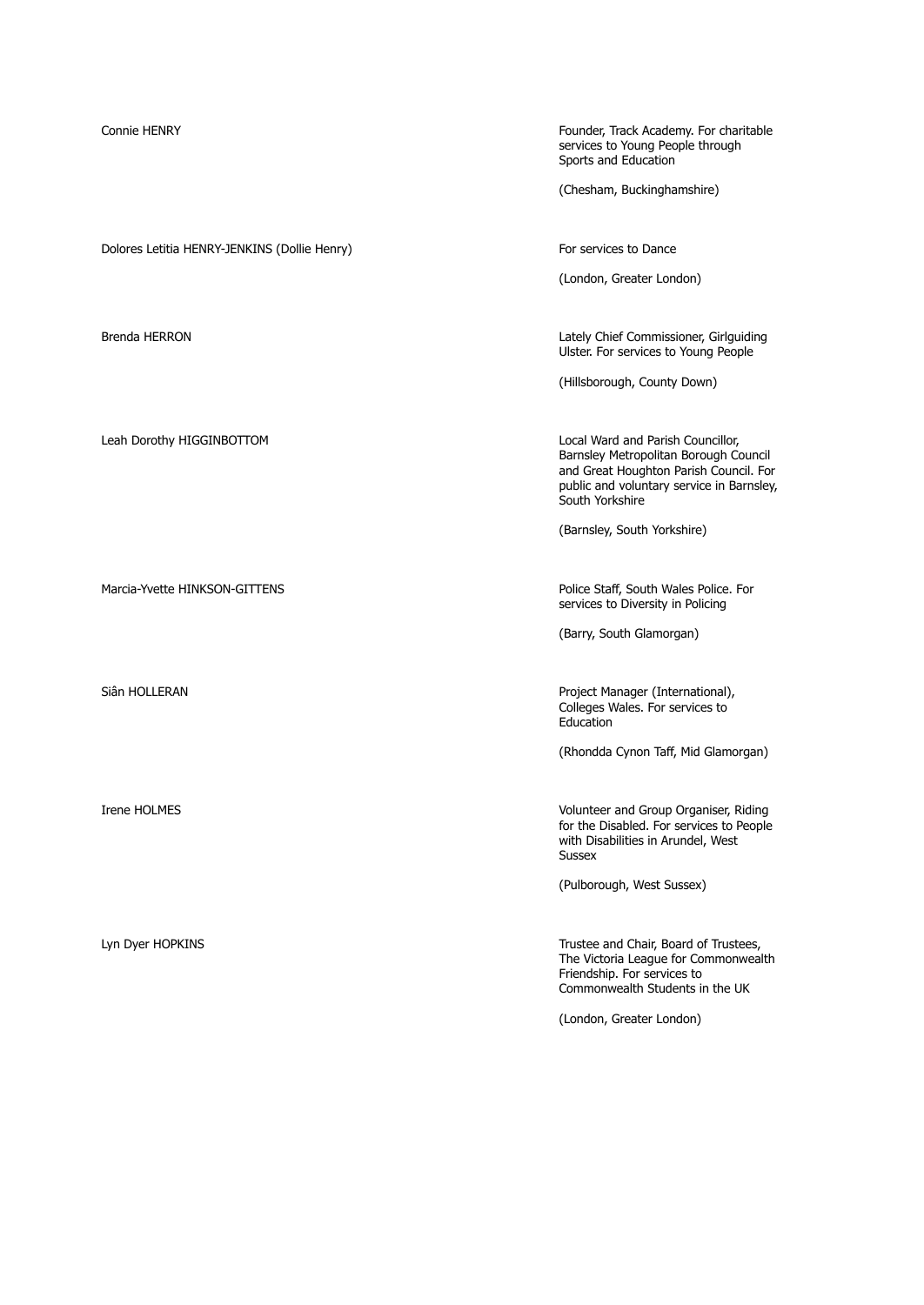| | |
|---|---|
| Connie HENRY | Founder, Track Academy. For charitable services to Young People through Sports and Education<br><br>(Chesham, Buckinghamshire) |
| Dolores Letitia HENRY-JENKINS (Dollie Henry) | For services to Dance<br><br>(London, Greater London) |
| Brenda HERRON | Lately Chief Commissioner, Girlguiding Ulster. For services to Young People<br><br>(Hillsborough, County Down) |
| Leah Dorothy HIGGINBOTTOM | Local Ward and Parish Councillor, Barnsley Metropolitan Borough Council and Great Houghton Parish Council. For public and voluntary service in Barnsley, South Yorkshire<br><br>(Barnsley, South Yorkshire) |
| Marcia-Yvette HINKSON-GITTENS | Police Staff, South Wales Police. For services to Diversity in Policing<br><br>(Barry, South Glamorgan) |
| Siân HOLLERAN | Project Manager (International), Colleges Wales. For services to Education<br><br>(Rhondda Cynon Taff, Mid Glamorgan) |
| Irene HOLMES | Volunteer and Group Organiser, Riding for the Disabled. For services to People with Disabilities in Arundel, West Sussex<br><br>(Pulborough, West Sussex) |
| Lyn Dyer HOPKINS | Trustee and Chair, Board of Trustees, The Victoria League for Commonwealth Friendship. For services to Commonwealth Students in the UK<br><br>(London, Greater London) |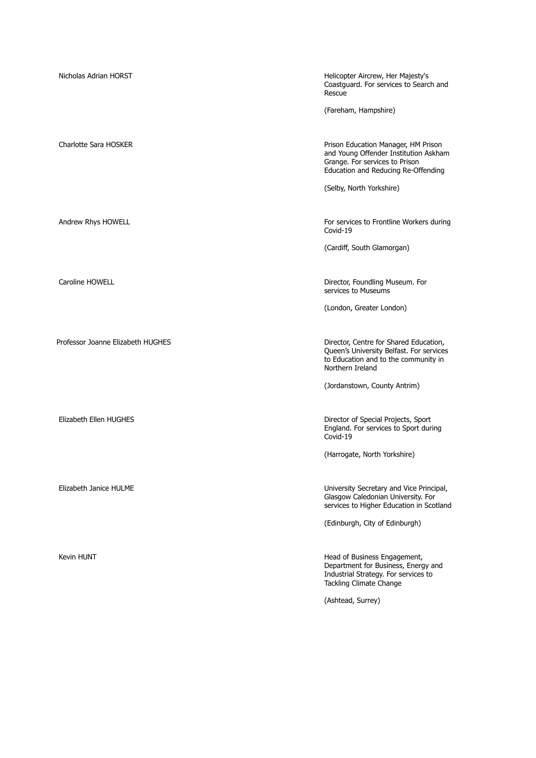| | |
|---|---|
| Nicholas Adrian HORST | Helicopter Aircrew, Her Majesty's Coastguard. For services to Search and Rescue<br><br>(Fareham, Hampshire) |
| Charlotte Sara HOSKER | Prison Education Manager, HM Prison and Young Offender Institution Askham Grange. For services to Prison Education and Reducing Re-Offending<br><br>(Selby, North Yorkshire) |
| Andrew Rhys HOWELL | For services to Frontline Workers during Covid-19<br><br>(Cardiff, South Glamorgan) |
| Caroline HOWELL | Director, Foundling Museum. For services to Museums<br><br>(London, Greater London) |
| Professor Joanne Elizabeth HUGHES | Director, Centre for Shared Education, Queen's University Belfast. For services to Education and to the community in Northern Ireland<br><br>(Jordanstown, County Antrim) |
| Elizabeth Ellen HUGHES | Director of Special Projects, Sport England. For services to Sport during Covid-19<br><br>(Harrogate, North Yorkshire) |
| Elizabeth Janice HULME | University Secretary and Vice Principal, Glasgow Caledonian University. For services to Higher Education in Scotland<br><br>(Edinburgh, City of Edinburgh) |
| Kevin HUNT | Head of Business Engagement, Department for Business, Energy and Industrial Strategy. For services to Tackling Climate Change<br><br>(Ashtead, Surrey) |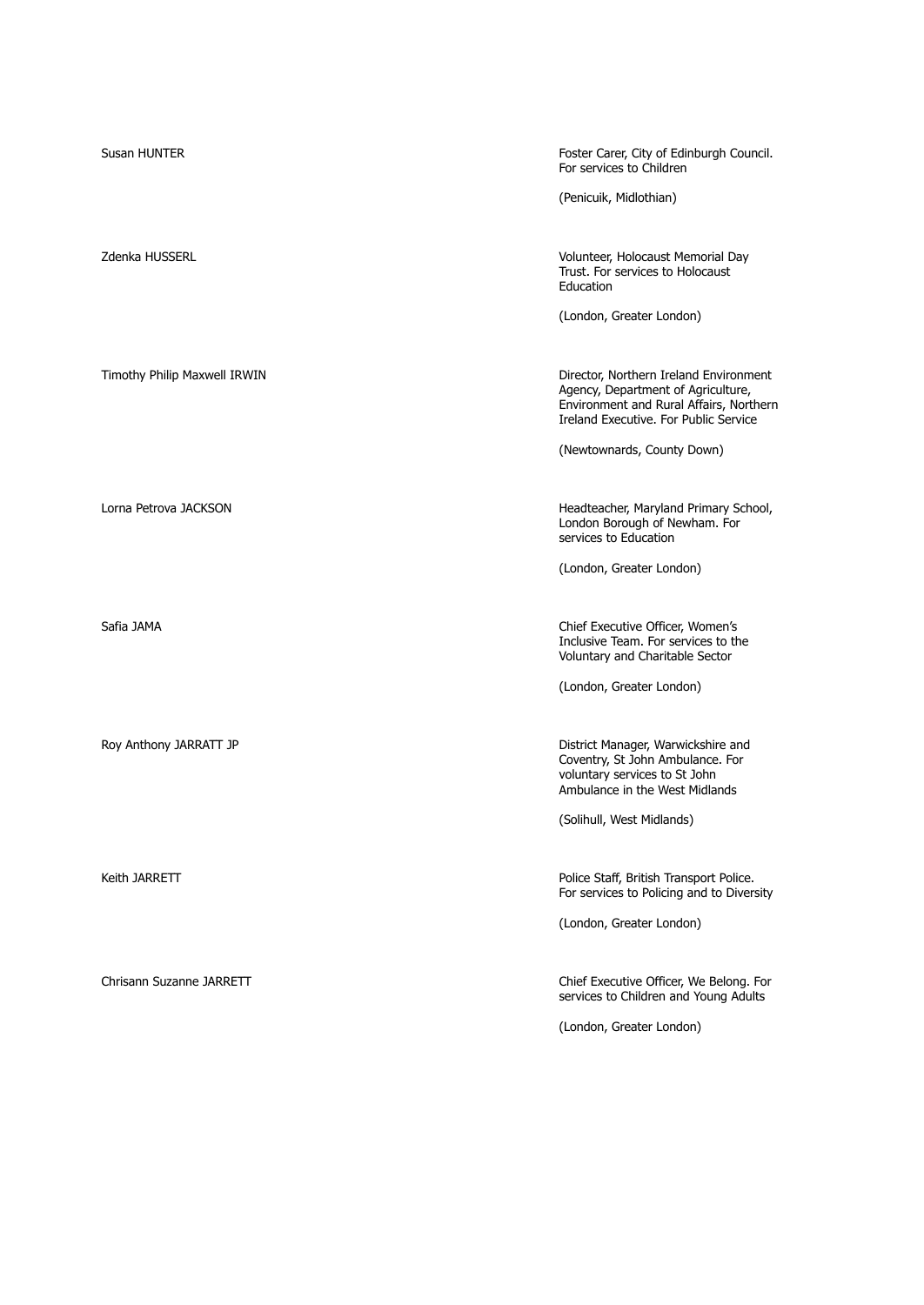| | |
|---|---|
| Susan HUNTER | Foster Carer, City of Edinburgh Council. For services to Children<br><br>(Penicuik, Midlothian) |
| Zdenka HUSSERL | Volunteer, Holocaust Memorial Day Trust. For services to Holocaust Education<br><br>(London, Greater London) |
| Timothy Philip Maxwell IRWIN | Director, Northern Ireland Environment Agency, Department of Agriculture, Environment and Rural Affairs, Northern Ireland Executive. For Public Service<br><br>(Newtownards, County Down) |
| Lorna Petrova JACKSON | Headteacher, Maryland Primary School, London Borough of Newham. For services to Education<br><br>(London, Greater London) |
| Safia JAMA | Chief Executive Officer, Women's Inclusive Team. For services to the Voluntary and Charitable Sector<br><br>(London, Greater London) |
| Roy Anthony JARRATT JP | District Manager, Warwickshire and Coventry, St John Ambulance. For voluntary services to St John Ambulance in the West Midlands<br><br>(Solihull, West Midlands) |
| Keith JARRETT | Police Staff, British Transport Police. For services to Policing and to Diversity<br><br>(London, Greater London) |
| Chrisann Suzanne JARRETT | Chief Executive Officer, We Belong. For services to Children and Young Adults<br><br>(London, Greater London) |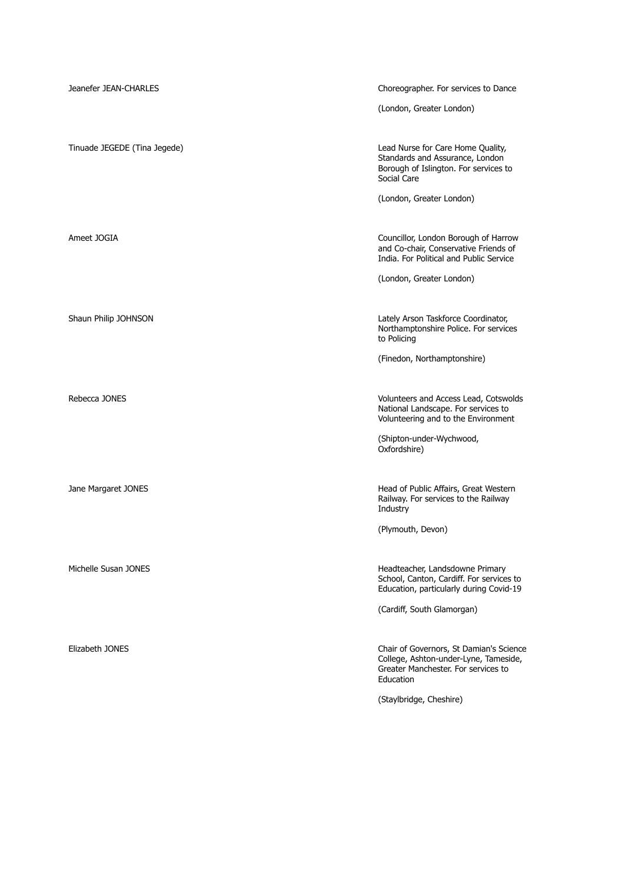| | |
|---|---|
| Jeanefer JEAN-CHARLES | Choreographer. For services to Dance<br><br>(London, Greater London) |
| Tinuade JEGEDE (Tina Jegede) | Lead Nurse for Care Home Quality, Standards and Assurance, London Borough of Islington. For services to Social Care<br><br>(London, Greater London) |
| Ameet JOGIA | Councillor, London Borough of Harrow and Co-chair, Conservative Friends of India. For Political and Public Service<br><br>(London, Greater London) |
| Shaun Philip JOHNSON | Lately Arson Taskforce Coordinator, Northamptonshire Police. For services to Policing<br><br>(Finedon, Northamptonshire) |
| Rebecca JONES | Volunteers and Access Lead, Cotswolds National Landscape. For services to Volunteering and to the Environment<br><br>(Shipton-under-Wychwood, Oxfordshire) |
| Jane Margaret JONES | Head of Public Affairs, Great Western Railway. For services to the Railway Industry<br><br>(Plymouth, Devon) |
| Michelle Susan JONES | Headteacher, Landsdowne Primary School, Canton, Cardiff. For services to Education, particularly during Covid-19<br><br>(Cardiff, South Glamorgan) |
| Elizabeth JONES | Chair of Governors, St Damian's Science College, Ashton-under-Lyne, Tameside, Greater Manchester. For services to Education<br><br>(Staylbridge, Cheshire) |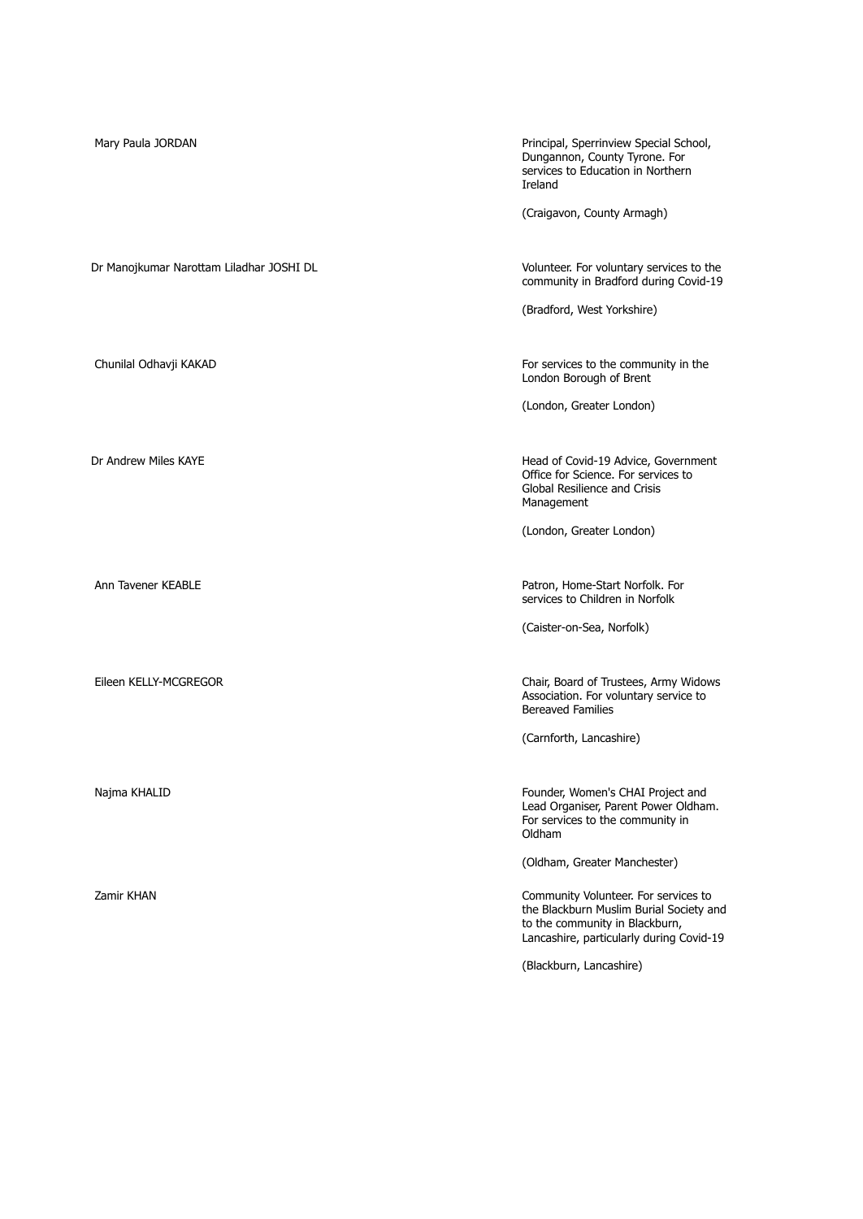| | |
|---|---|
| Mary Paula JORDAN | Principal, Sperrinview Special School, Dungannon, County Tyrone. For services to Education in Northern Ireland<br><br>(Craigavon, County Armagh) |
| Dr Manojkumar Narottam Liladhar JOSHI DL | Volunteer. For voluntary services to the community in Bradford during Covid-19<br><br>(Bradford, West Yorkshire) |
| Chunilal Odhavji KAKAD | For services to the community in the London Borough of Brent<br><br>(London, Greater London) |
| Dr Andrew Miles KAYE | Head of Covid-19 Advice, Government Office for Science. For services to Global Resilience and Crisis Management<br><br>(London, Greater London) |
| Ann Tavener KEABLE | Patron, Home-Start Norfolk. For services to Children in Norfolk<br><br>(Caister-on-Sea, Norfolk) |
| Eileen KELLY-MCGREGOR | Chair, Board of Trustees, Army Widows Association. For voluntary service to Bereaved Families<br><br>(Carnforth, Lancashire) |
| Najma KHALID | Founder, Women's CHAI Project and Lead Organiser, Parent Power Oldham. For services to the community in Oldham<br><br>(Oldham, Greater Manchester) |
| Zamir KHAN | Community Volunteer. For services to the Blackburn Muslim Burial Society and to the community in Blackburn, Lancashire, particularly during Covid-19<br><br>(Blackburn, Lancashire) |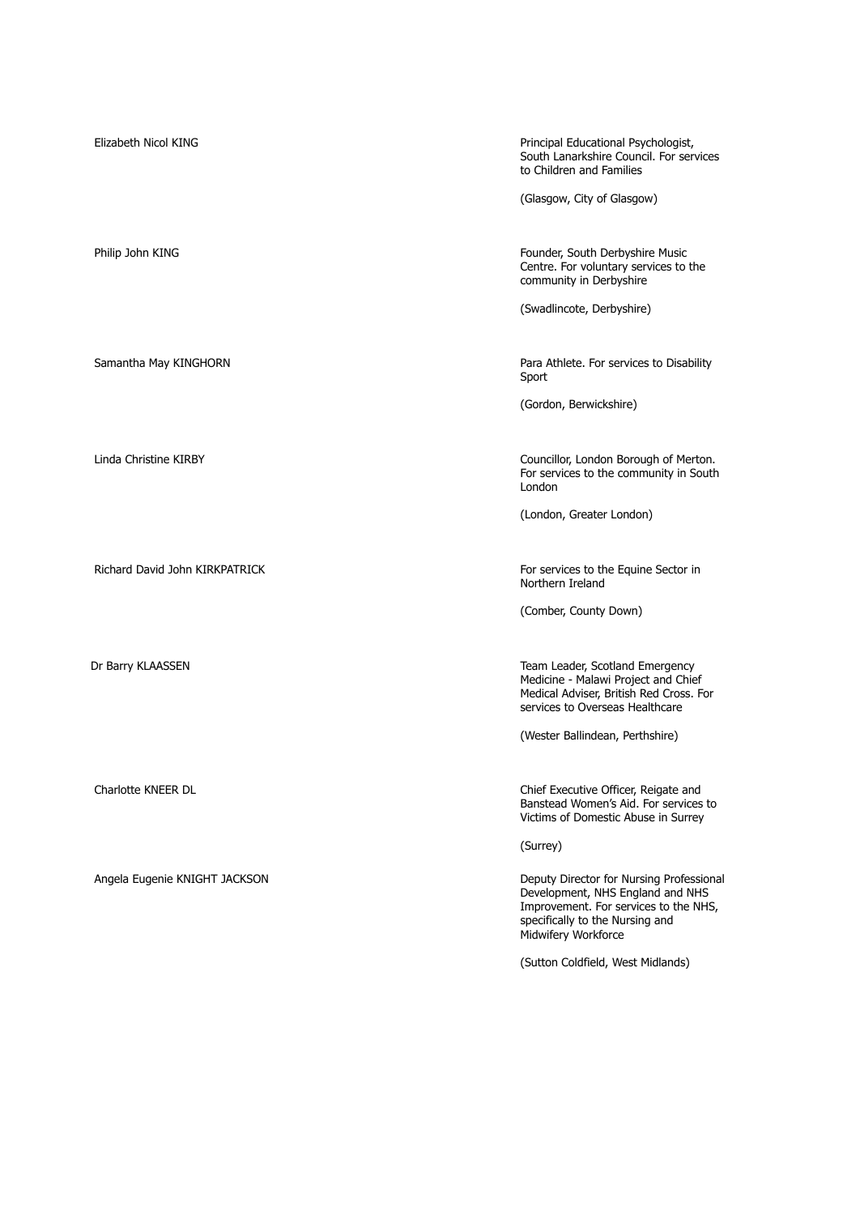| | |
|---|---|
| Elizabeth Nicol KING | Principal Educational Psychologist, South Lanarkshire Council. For services to Children and Families<br><br>(Glasgow, City of Glasgow) |
| Philip John KING | Founder, South Derbyshire Music Centre. For voluntary services to the community in Derbyshire<br><br>(Swadlincote, Derbyshire) |
| Samantha May KINGHORN | Para Athlete. For services to Disability Sport<br><br>(Gordon, Berwickshire) |
| Linda Christine KIRBY | Councillor, London Borough of Merton. For services to the community in South London<br><br>(London, Greater London) |
| Richard David John KIRKPATRICK | For services to the Equine Sector in Northern Ireland<br><br>(Comber, County Down) |
| Dr Barry KLAASSEN | Team Leader, Scotland Emergency Medicine - Malawi Project and Chief Medical Adviser, British Red Cross. For services to Overseas Healthcare<br><br>(Wester Ballindean, Perthshire) |
| Charlotte KNEER DL | Chief Executive Officer, Reigate and Banstead Women's Aid. For services to Victims of Domestic Abuse in Surrey<br><br>(Surrey) |
| Angela Eugenie KNIGHT JACKSON | Deputy Director for Nursing Professional Development, NHS England and NHS Improvement. For services to the NHS, specifically to the Nursing and Midwifery Workforce<br><br>(Sutton Coldfield, West Midlands) |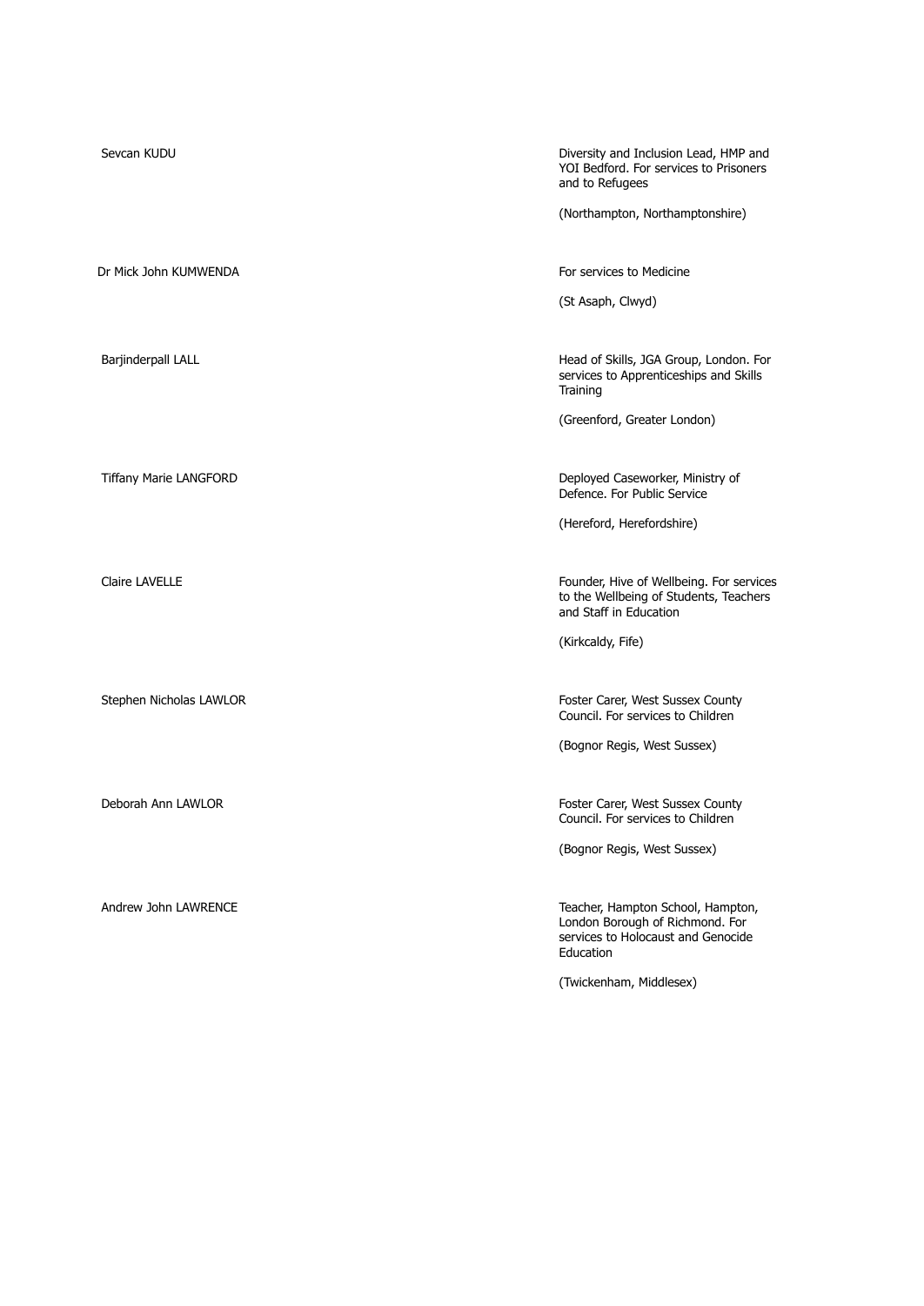| | |
|---|---|
| Sevcan KUDU | Diversity and Inclusion Lead, HMP and YOI Bedford. For services to Prisoners and to Refugees<br><br>(Northampton, Northamptonshire) |
| Dr Mick John KUMWENDA | For services to Medicine<br><br>(St Asaph, Clwyd) |
| Barjinderpall LALL | Head of Skills, JGA Group, London. For services to Apprenticeships and Skills Training<br><br>(Greenford, Greater London) |
| Tiffany Marie LANGFORD | Deployed Caseworker, Ministry of Defence. For Public Service<br><br>(Hereford, Herefordshire) |
| Claire LAVELLE | Founder, Hive of Wellbeing. For services to the Wellbeing of Students, Teachers and Staff in Education<br><br>(Kirkcaldy, Fife) |
| Stephen Nicholas LAWLOR | Foster Carer, West Sussex County Council. For services to Children<br><br>(Bognor Regis, West Sussex) |
| Deborah Ann LAWLOR | Foster Carer, West Sussex County Council. For services to Children<br><br>(Bognor Regis, West Sussex) |
| Andrew John LAWRENCE | Teacher, Hampton School, Hampton, London Borough of Richmond. For services to Holocaust and Genocide Education<br><br>(Twickenham, Middlesex) |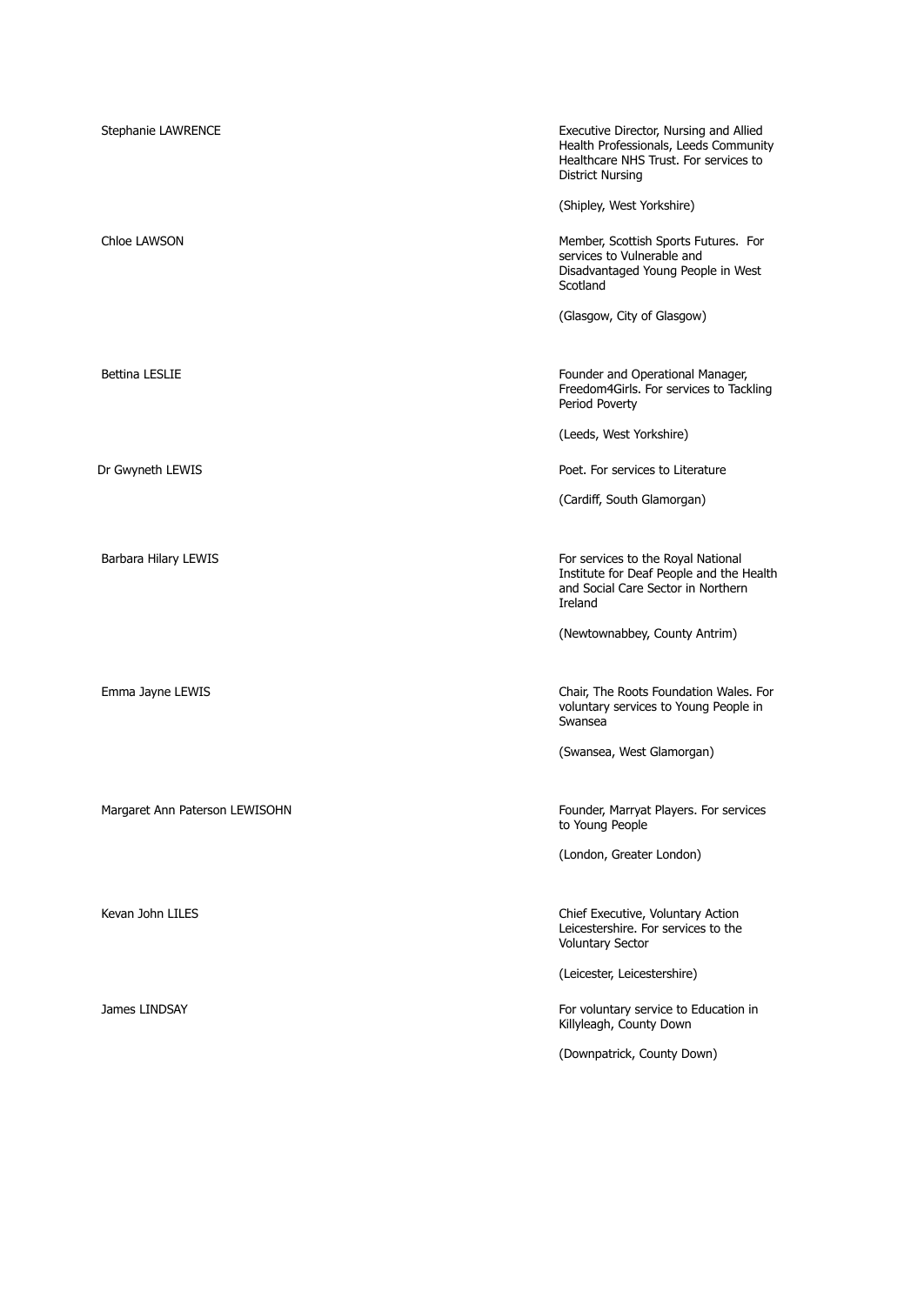| | |
|---|---|
| Stephanie LAWRENCE | Executive Director, Nursing and Allied Health Professionals, Leeds Community Healthcare NHS Trust. For services to District Nursing<br><br>(Shipley, West Yorkshire) |
| Chloe LAWSON | Member, Scottish Sports Futures. For services to Vulnerable and Disadvantaged Young People in West Scotland<br><br>(Glasgow, City of Glasgow) |
| Bettina LESLIE | Founder and Operational Manager, Freedom4Girls. For services to Tackling Period Poverty<br><br>(Leeds, West Yorkshire) |
| Dr Gwyneth LEWIS | Poet. For services to Literature<br><br>(Cardiff, South Glamorgan) |
| Barbara Hilary LEWIS | For services to the Royal National Institute for Deaf People and the Health and Social Care Sector in Northern Ireland<br><br>(Newtownabbey, County Antrim) |
| Emma Jayne LEWIS | Chair, The Roots Foundation Wales. For voluntary services to Young People in Swansea<br><br>(Swansea, West Glamorgan) |
| Margaret Ann Paterson LEWISOHN | Founder, Marryat Players. For services to Young People<br><br>(London, Greater London) |
| Kevan John LILES | Chief Executive, Voluntary Action Leicestershire. For services to the Voluntary Sector<br><br>(Leicester, Leicestershire) |
| James LINDSAY | For voluntary service to Education in Killyleagh, County Down<br><br>(Downpatrick, County Down) |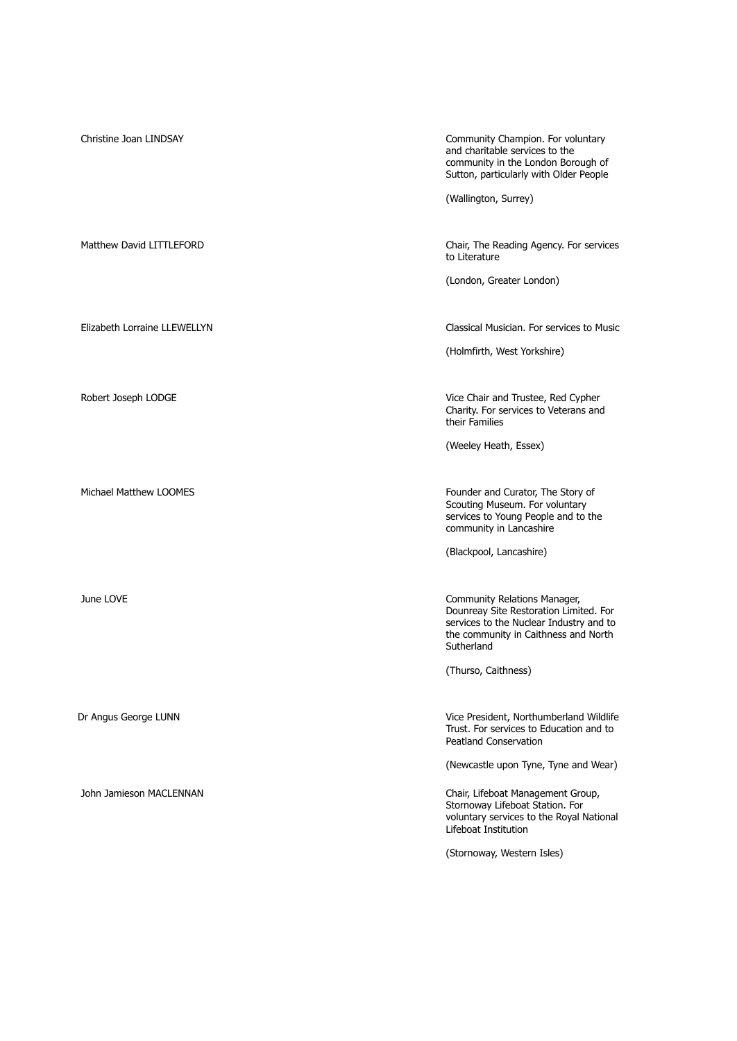Christine Joan LINDSAY

Community Champion. For voluntary and charitable services to the community in the London Borough of Sutton, particularly with Older People

(Wallington, Surrey)

Matthew David LITTLEFORD

Chair, The Reading Agency. For services to Literature

(London, Greater London)

Elizabeth Lorraine LLEWELLYN

Classical Musician. For services to Music

(Holmfirth, West Yorkshire)

Robert Joseph LODGE

Vice Chair and Trustee, Red Cypher Charity. For services to Veterans and their Families

(Weeley Heath, Essex)

Michael Matthew LOOMES

Founder and Curator, The Story of Scouting Museum. For voluntary services to Young People and to the community in Lancashire

(Blackpool, Lancashire)

June LOVE

Community Relations Manager, Dounreay Site Restoration Limited. For services to the Nuclear Industry and to the community in Caithness and North Sutherland

(Thurso, Caithness)

Dr Angus George LUNN

Vice President, Northumberland Wildlife Trust. For services to Education and to Peatland Conservation

(Newcastle upon Tyne, Tyne and Wear)

John Jamieson MACLENNAN

Chair, Lifeboat Management Group, Stornoway Lifeboat Station. For voluntary services to the Royal National Lifeboat Institution

(Stornoway, Western Isles)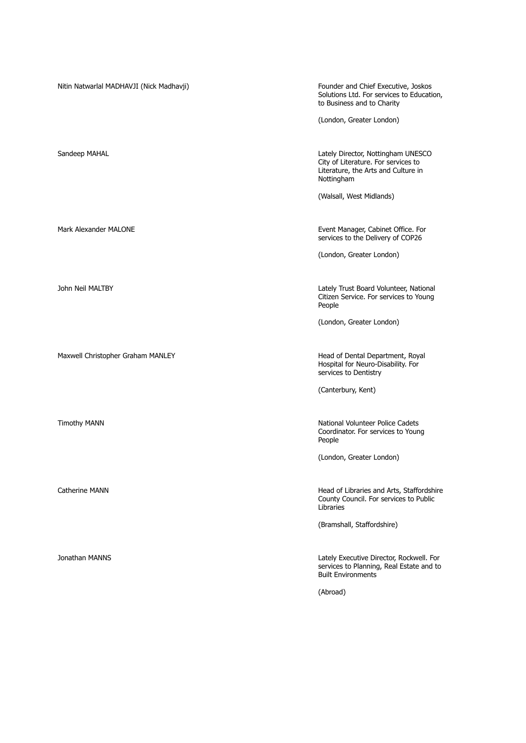| | |
|---|---|
| Nitin Natwarlal MADHAVJI (Nick Madhavji) | Founder and Chief Executive, Joskos Solutions Ltd. For services to Education, to Business and to Charity<br><br>(London, Greater London) |
| Sandeep MAHAL | Lately Director, Nottingham UNESCO City of Literature. For services to Literature, the Arts and Culture in Nottingham<br><br>(Walsall, West Midlands) |
| Mark Alexander MALONE | Event Manager, Cabinet Office. For services to the Delivery of COP26<br><br>(London, Greater London) |
| John Neil MALTBY | Lately Trust Board Volunteer, National Citizen Service. For services to Young People<br><br>(London, Greater London) |
| Maxwell Christopher Graham MANLEY | Head of Dental Department, Royal Hospital for Neuro-Disability. For services to Dentistry<br><br>(Canterbury, Kent) |
| Timothy MANN | National Volunteer Police Cadets Coordinator. For services to Young People<br><br>(London, Greater London) |
| Catherine MANN | Head of Libraries and Arts, Staffordshire County Council. For services to Public Libraries<br><br>(Bramshall, Staffordshire) |
| Jonathan MANNS | Lately Executive Director, Rockwell. For services to Planning, Real Estate and to Built Environments<br><br>(Abroad) |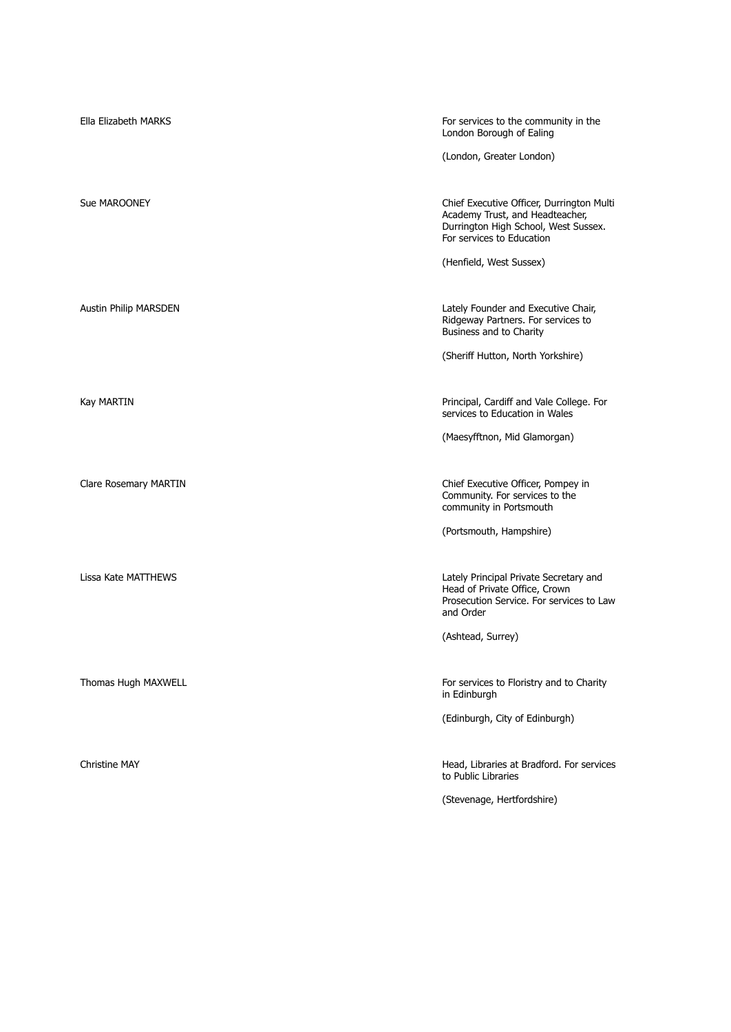Ella Elizabeth MARKS

For services to the community in the London Borough of Ealing

(London, Greater London)

Sue MAROONEY

Chief Executive Officer, Durrington Multi Academy Trust, and Headteacher, Durrington High School, West Sussex. For services to Education

(Henfield, West Sussex)

Austin Philip MARSDEN

Lately Founder and Executive Chair, Ridgeway Partners. For services to Business and to Charity

(Sheriff Hutton, North Yorkshire)

Kay MARTIN

Principal, Cardiff and Vale College. For services to Education in Wales

(Maesyfftnon, Mid Glamorgan)

Clare Rosemary MARTIN

Chief Executive Officer, Pompey in Community. For services to the community in Portsmouth

(Portsmouth, Hampshire)

Lissa Kate MATTHEWS

Lately Principal Private Secretary and Head of Private Office, Crown Prosecution Service. For services to Law and Order

(Ashtead, Surrey)

Thomas Hugh MAXWELL

For services to Floristry and to Charity in Edinburgh

(Edinburgh, City of Edinburgh)

Christine MAY

Head, Libraries at Bradford. For services to Public Libraries

(Stevenage, Hertfordshire)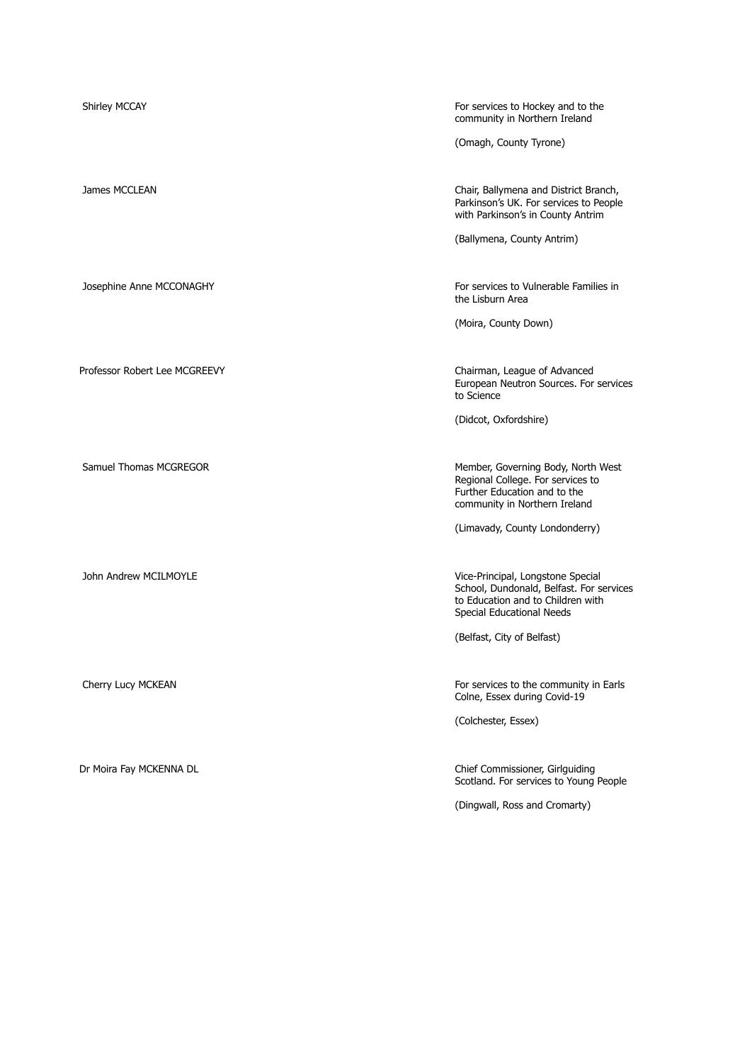| | |
|---|---|
| Shirley MCCAY | For services to Hockey and to the community in Northern Ireland<br><br>(Omagh, County Tyrone) |
| James MCCLEAN | Chair, Ballymena and District Branch, Parkinson's UK. For services to People with Parkinson's in County Antrim<br><br>(Ballymena, County Antrim) |
| Josephine Anne MCCONAGHY | For services to Vulnerable Families in the Lisburn Area<br><br>(Moira, County Down) |
| Professor Robert Lee MCGREEVY | Chairman, League of Advanced European Neutron Sources. For services to Science<br><br>(Didcot, Oxfordshire) |
| Samuel Thomas MCGREGOR | Member, Governing Body, North West Regional College. For services to Further Education and to the community in Northern Ireland<br><br>(Limavady, County Londonderry) |
| John Andrew MCILMOYLE | Vice-Principal, Longstone Special School, Dundonald, Belfast. For services to Education and to Children with Special Educational Needs<br><br>(Belfast, City of Belfast) |
| Cherry Lucy MCKEAN | For services to the community in Earls Colne, Essex during Covid-19<br><br>(Colchester, Essex) |
| Dr Moira Fay MCKENNA DL | Chief Commissioner, Girlguiding Scotland. For services to Young People<br><br>(Dingwall, Ross and Cromarty) |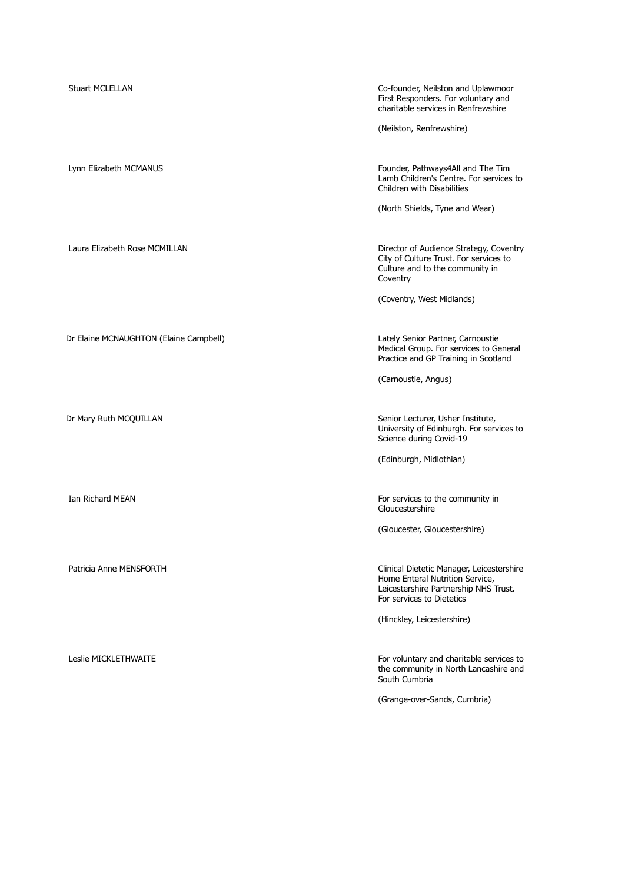| Name | Citation |
| --- | --- |
| Stuart MCLELLAN | Co-founder, Neilston and Uplawmoor First Responders. For voluntary and charitable services in Renfrewshire<br><br>(Neilston, Renfrewshire) |
| Lynn Elizabeth MCMANUS | Founder, Pathways4All and The Tim Lamb Children's Centre. For services to Children with Disabilities<br><br>(North Shields, Tyne and Wear) |
| Laura Elizabeth Rose MCMILLAN | Director of Audience Strategy, Coventry City of Culture Trust. For services to Culture and to the community in Coventry<br><br>(Coventry, West Midlands) |
| Dr Elaine MCNAUGHTON (Elaine Campbell) | Lately Senior Partner, Carnoustie Medical Group. For services to General Practice and GP Training in Scotland<br><br>(Carnoustie, Angus) |
| Dr Mary Ruth MCQUILLAN | Senior Lecturer, Usher Institute, University of Edinburgh. For services to Science during Covid-19<br><br>(Edinburgh, Midlothian) |
| Ian Richard MEAN | For services to the community in Gloucestershire<br><br>(Gloucester, Gloucestershire) |
| Patricia Anne MENSFORTH | Clinical Dietetic Manager, Leicestershire Home Enteral Nutrition Service, Leicestershire Partnership NHS Trust. For services to Dietetics<br><br>(Hinckley, Leicestershire) |
| Leslie MICKLETHWAITE | For voluntary and charitable services to the community in North Lancashire and South Cumbria<br><br>(Grange-over-Sands, Cumbria) |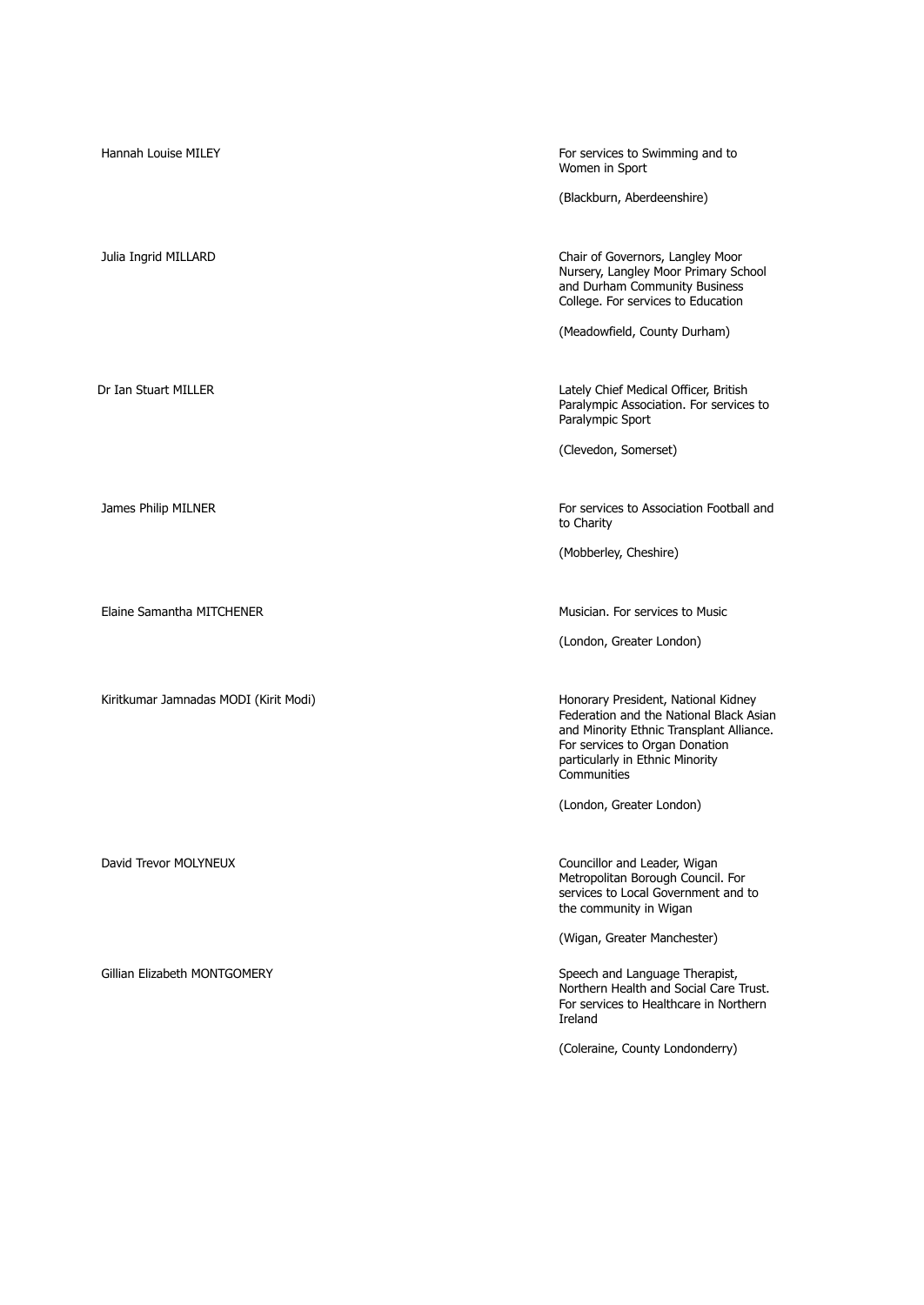| | |
|---|---|
| Hannah Louise MILEY | For services to Swimming and to Women in Sport<br><br>(Blackburn, Aberdeenshire) |
| Julia Ingrid MILLARD | Chair of Governors, Langley Moor Nursery, Langley Moor Primary School and Durham Community Business College. For services to Education<br><br>(Meadowfield, County Durham) |
| Dr Ian Stuart MILLER | Lately Chief Medical Officer, British Paralympic Association. For services to Paralympic Sport<br><br>(Clevedon, Somerset) |
| James Philip MILNER | For services to Association Football and to Charity<br><br>(Mobberley, Cheshire) |
| Elaine Samantha MITCHENER | Musician. For services to Music<br><br>(London, Greater London) |
| Kiritkumar Jamnadas MODI (Kirit Modi) | Honorary President, National Kidney Federation and the National Black Asian and Minority Ethnic Transplant Alliance. For services to Organ Donation particularly in Ethnic Minority Communities<br><br>(London, Greater London) |
| David Trevor MOLYNEUX | Councillor and Leader, Wigan Metropolitan Borough Council. For services to Local Government and to the community in Wigan<br><br>(Wigan, Greater Manchester) |
| Gillian Elizabeth MONTGOMERY | Speech and Language Therapist, Northern Health and Social Care Trust. For services to Healthcare in Northern Ireland<br><br>(Coleraine, County Londonderry) |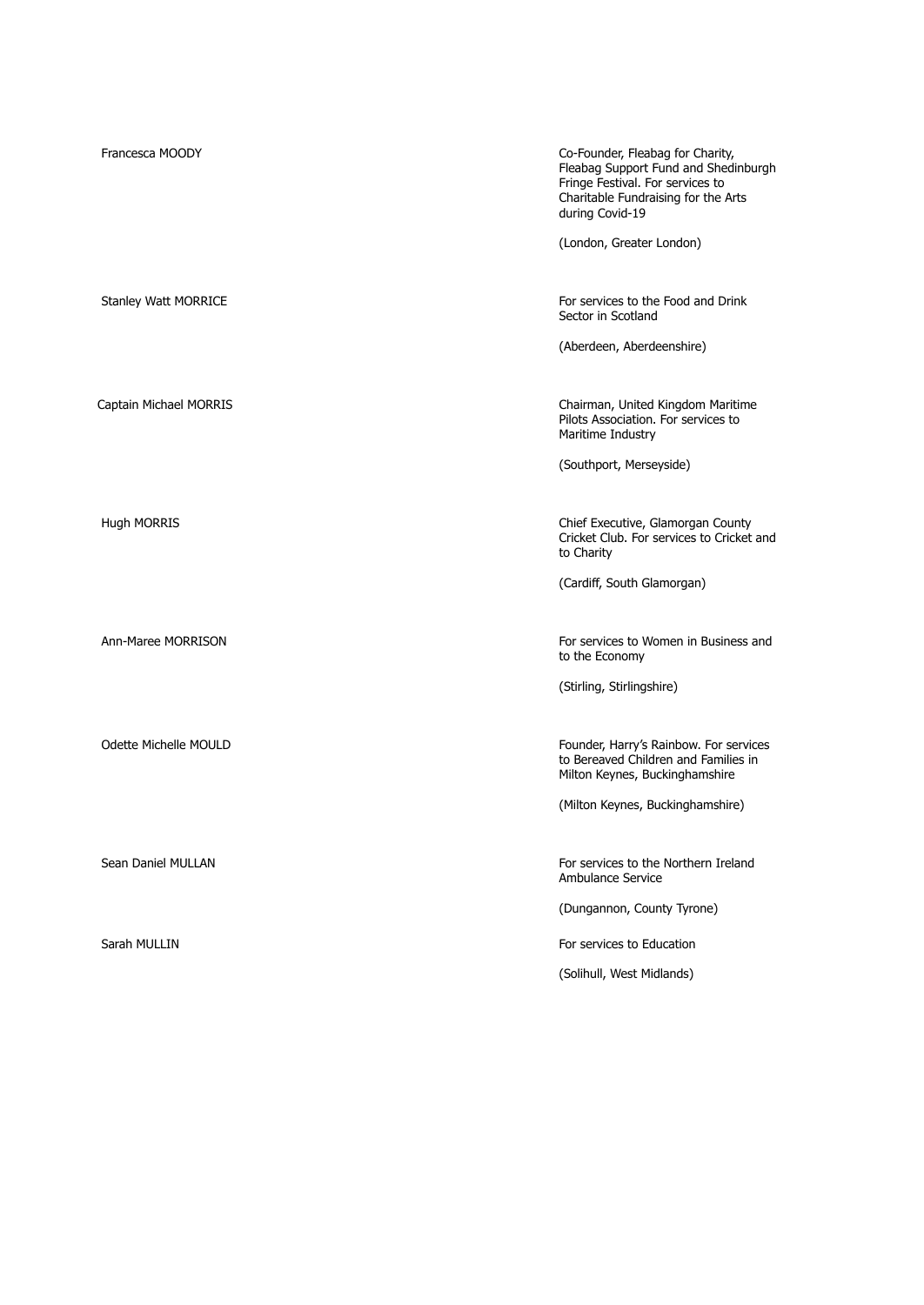| | |
|---|---|
| Francesca MOODY | Co-Founder, Fleabag for Charity, Fleabag Support Fund and Shedinburgh Fringe Festival. For services to Charitable Fundraising for the Arts during Covid-19<br><br>(London, Greater London) |
| Stanley Watt MORRICE | For services to the Food and Drink Sector in Scotland<br><br>(Aberdeen, Aberdeenshire) |
| Captain Michael MORRIS | Chairman, United Kingdom Maritime Pilots Association. For services to Maritime Industry<br><br>(Southport, Merseyside) |
| Hugh MORRIS | Chief Executive, Glamorgan County Cricket Club. For services to Cricket and to Charity<br><br>(Cardiff, South Glamorgan) |
| Ann-Maree MORRISON | For services to Women in Business and to the Economy<br><br>(Stirling, Stirlingshire) |
| Odette Michelle MOULD | Founder, Harry's Rainbow. For services to Bereaved Children and Families in Milton Keynes, Buckinghamshire<br><br>(Milton Keynes, Buckinghamshire) |
| Sean Daniel MULLAN | For services to the Northern Ireland Ambulance Service<br><br>(Dungannon, County Tyrone) |
| Sarah MULLIN | For services to Education<br><br>(Solihull, West Midlands) |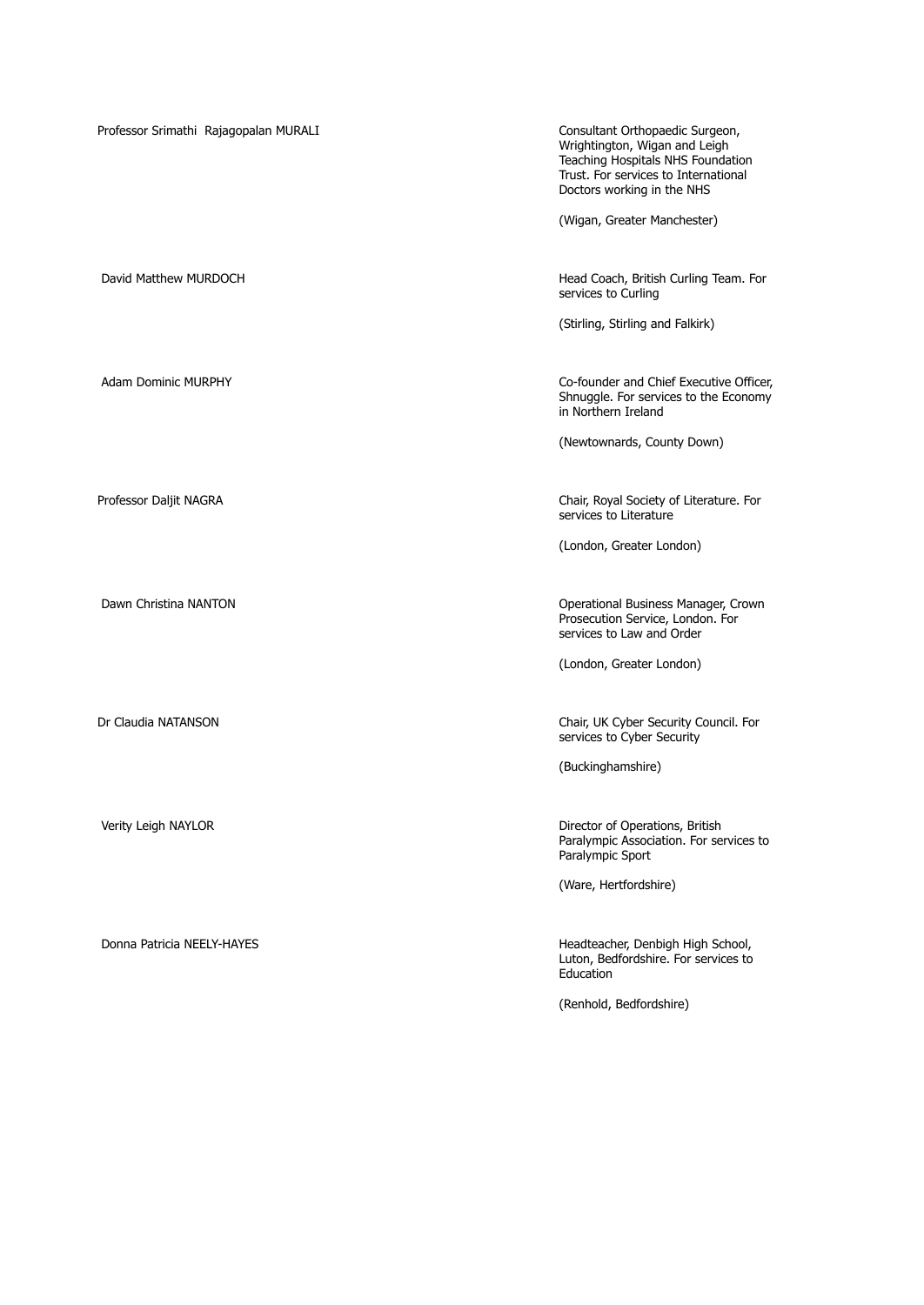| | |
|---|---|
| Professor Srimathi Rajagopalan MURALI | Consultant Orthopaedic Surgeon, Wrightington, Wigan and Leigh Teaching Hospitals NHS Foundation Trust. For services to International Doctors working in the NHS<br><br>(Wigan, Greater Manchester) |
| David Matthew MURDOCH | Head Coach, British Curling Team. For services to Curling<br><br>(Stirling, Stirling and Falkirk) |
| Adam Dominic MURPHY | Co-founder and Chief Executive Officer, Shnuggle. For services to the Economy in Northern Ireland<br><br>(Newtownards, County Down) |
| Professor Daljit NAGRA | Chair, Royal Society of Literature. For services to Literature<br><br>(London, Greater London) |
| Dawn Christina NANTON | Operational Business Manager, Crown Prosecution Service, London. For services to Law and Order<br><br>(London, Greater London) |
| Dr Claudia NATANSON | Chair, UK Cyber Security Council. For services to Cyber Security<br><br>(Buckinghamshire) |
| Verity Leigh NAYLOR | Director of Operations, British Paralympic Association. For services to Paralympic Sport<br><br>(Ware, Hertfordshire) |
| Donna Patricia NEELY-HAYES | Headteacher, Denbigh High School, Luton, Bedfordshire. For services to Education<br><br>(Renhold, Bedfordshire) |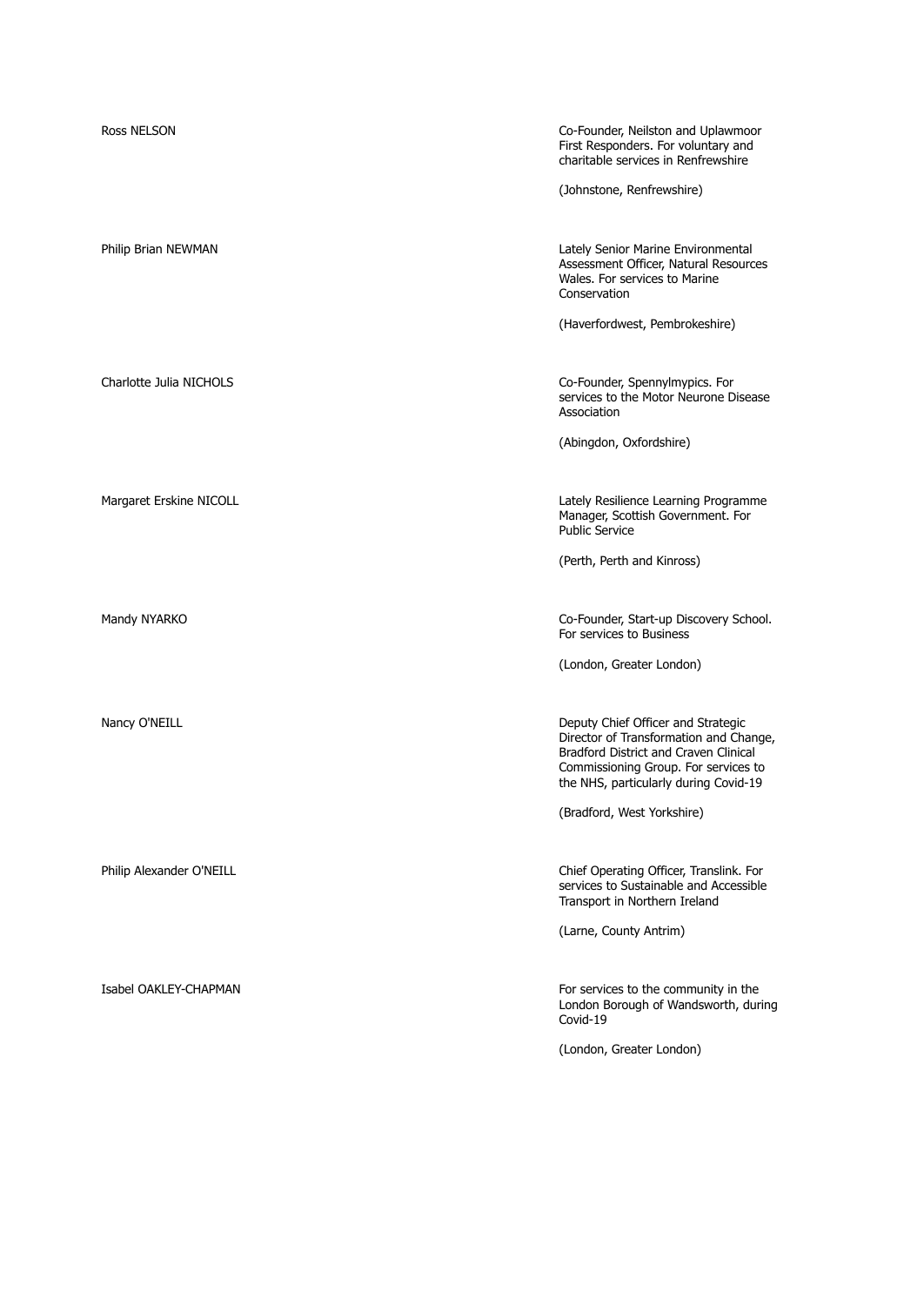| | |
|---|---|
| Ross NELSON | Co-Founder, Neilston and Uplawmoor First Responders. For voluntary and charitable services in Renfrewshire<br><br>(Johnstone, Renfrewshire) |
| Philip Brian NEWMAN | Lately Senior Marine Environmental Assessment Officer, Natural Resources Wales. For services to Marine Conservation<br><br>(Haverfordwest, Pembrokeshire) |
| Charlotte Julia NICHOLS | Co-Founder, Spennylmypics. For services to the Motor Neurone Disease Association<br><br>(Abingdon, Oxfordshire) |
| Margaret Erskine NICOLL | Lately Resilience Learning Programme Manager, Scottish Government. For Public Service<br><br>(Perth, Perth and Kinross) |
| Mandy NYARKO | Co-Founder, Start-up Discovery School. For services to Business<br><br>(London, Greater London) |
| Nancy O'NEILL | Deputy Chief Officer and Strategic Director of Transformation and Change, Bradford District and Craven Clinical Commissioning Group. For services to the NHS, particularly during Covid-19<br><br>(Bradford, West Yorkshire) |
| Philip Alexander O'NEILL | Chief Operating Officer, Translink. For services to Sustainable and Accessible Transport in Northern Ireland<br><br>(Larne, County Antrim) |
| Isabel OAKLEY-CHAPMAN | For services to the community in the London Borough of Wandsworth, during Covid-19<br><br>(London, Greater London) |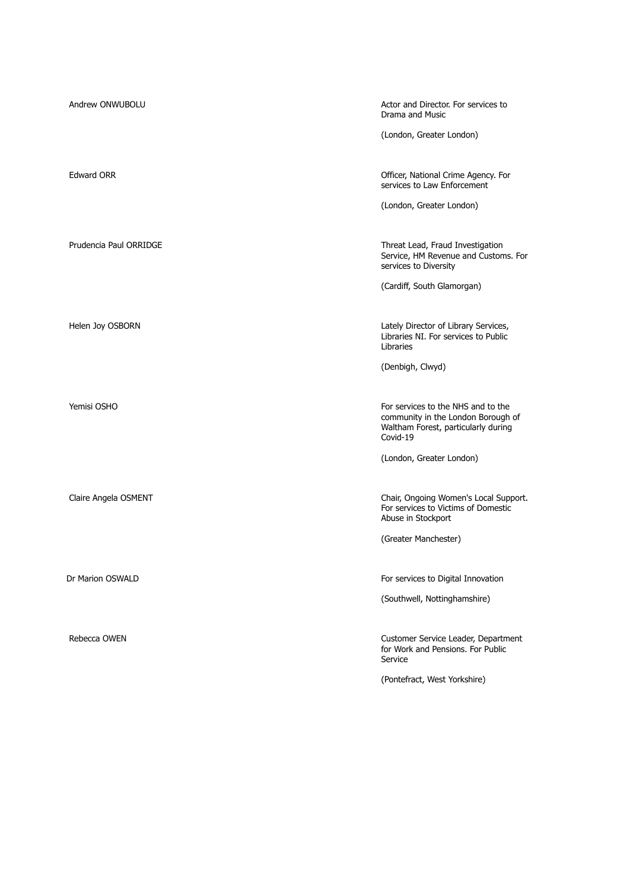| | |
|---|---|
| Andrew ONWUBOLU | Actor and Director. For services to Drama and Music<br><br>(London, Greater London) |
| Edward ORR | Officer, National Crime Agency. For services to Law Enforcement<br><br>(London, Greater London) |
| Prudencia Paul ORRIDGE | Threat Lead, Fraud Investigation Service, HM Revenue and Customs. For services to Diversity<br><br>(Cardiff, South Glamorgan) |
| Helen Joy OSBORN | Lately Director of Library Services, Libraries NI. For services to Public Libraries<br><br>(Denbigh, Clwyd) |
| Yemisi OSHO | For services to the NHS and to the community in the London Borough of Waltham Forest, particularly during Covid-19<br><br>(London, Greater London) |
| Claire Angela OSMENT | Chair, Ongoing Women's Local Support. For services to Victims of Domestic Abuse in Stockport<br><br>(Greater Manchester) |
| Dr Marion OSWALD | For services to Digital Innovation<br><br>(Southwell, Nottinghamshire) |
| Rebecca OWEN | Customer Service Leader, Department for Work and Pensions. For Public Service<br><br>(Pontefract, West Yorkshire) |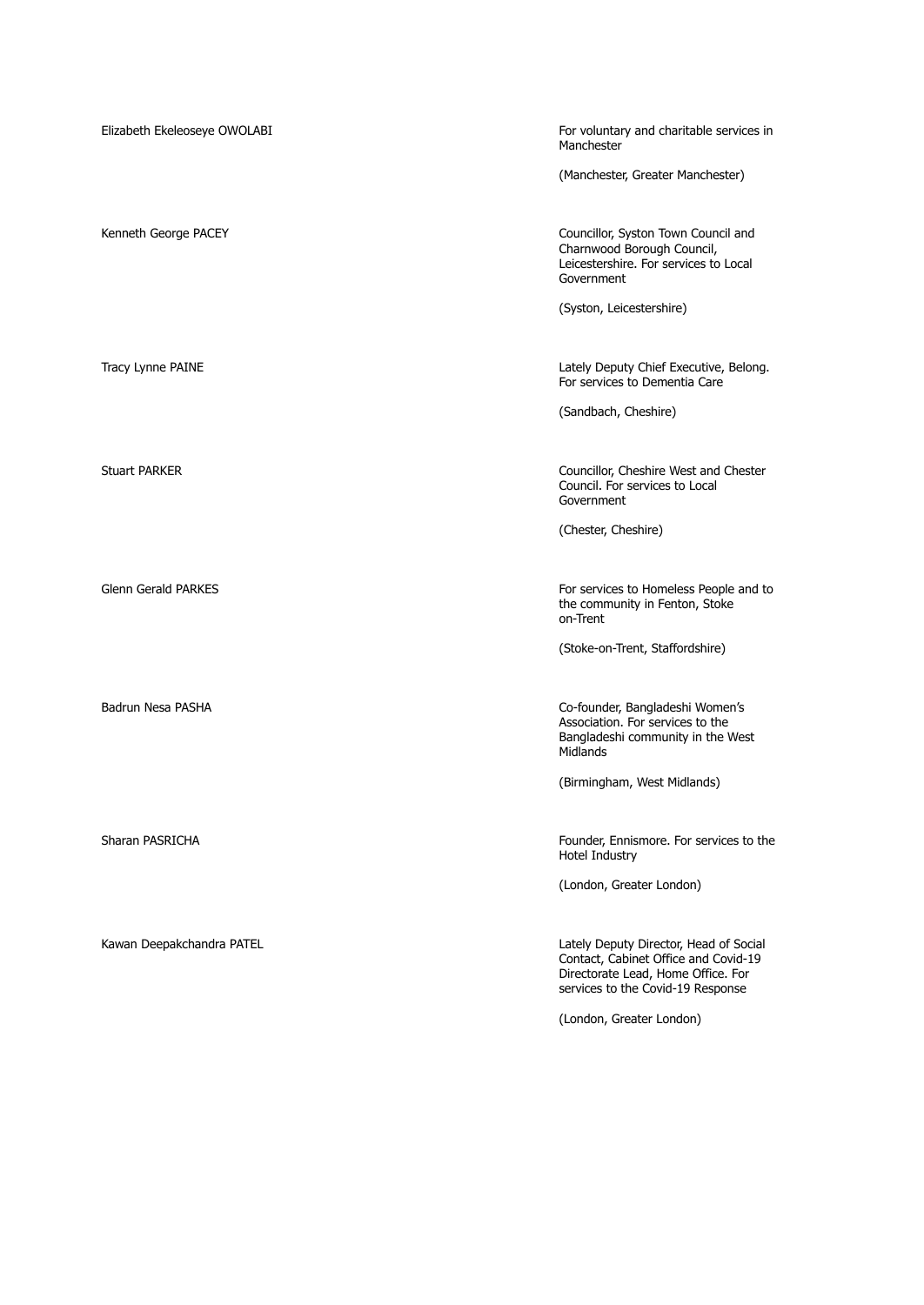| | |
|---|---|
| Elizabeth Ekeleoseye OWOLABI | For voluntary and charitable services in Manchester<br><br>(Manchester, Greater Manchester) |
| Kenneth George PACEY | Councillor, Syston Town Council and Charnwood Borough Council, Leicestershire. For services to Local Government<br><br>(Syston, Leicestershire) |
| Tracy Lynne PAINE | Lately Deputy Chief Executive, Belong. For services to Dementia Care<br><br>(Sandbach, Cheshire) |
| Stuart PARKER | Councillor, Cheshire West and Chester Council. For services to Local Government<br><br>(Chester, Cheshire) |
| Glenn Gerald PARKES | For services to Homeless People and to the community in Fenton, Stoke on-Trent<br><br>(Stoke-on-Trent, Staffordshire) |
| Badrun Nesa PASHA | Co-founder, Bangladeshi Women's Association. For services to the Bangladeshi community in the West Midlands<br><br>(Birmingham, West Midlands) |
| Sharan PASRICHA | Founder, Ennismore. For services to the Hotel Industry<br><br>(London, Greater London) |
| Kawan Deepakchandra PATEL | Lately Deputy Director, Head of Social Contact, Cabinet Office and Covid-19 Directorate Lead, Home Office. For services to the Covid-19 Response<br><br>(London, Greater London) |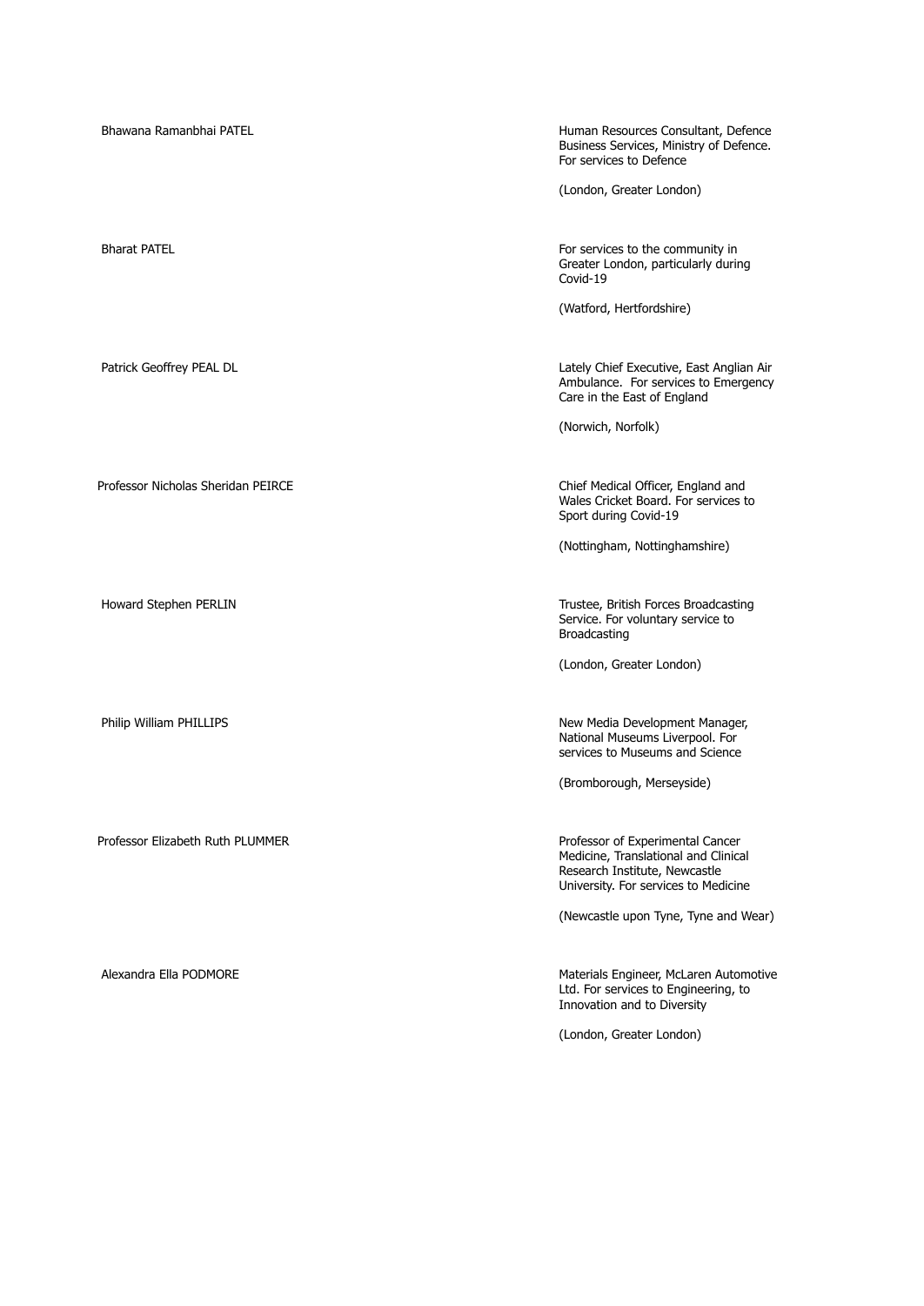| | |
|---|---|
| Bhawana Ramanbhai PATEL | Human Resources Consultant, Defence Business Services, Ministry of Defence. For services to Defence<br><br>(London, Greater London) |
| Bharat PATEL | For services to the community in Greater London, particularly during Covid-19<br><br>(Watford, Hertfordshire) |
| Patrick Geoffrey PEAL DL | Lately Chief Executive, East Anglian Air Ambulance. For services to Emergency Care in the East of England<br><br>(Norwich, Norfolk) |
| Professor Nicholas Sheridan PEIRCE | Chief Medical Officer, England and Wales Cricket Board. For services to Sport during Covid-19<br><br>(Nottingham, Nottinghamshire) |
| Howard Stephen PERLIN | Trustee, British Forces Broadcasting Service. For voluntary service to Broadcasting<br><br>(London, Greater London) |
| Philip William PHILLIPS | New Media Development Manager, National Museums Liverpool. For services to Museums and Science<br><br>(Bromborough, Merseyside) |
| Professor Elizabeth Ruth PLUMMER | Professor of Experimental Cancer Medicine, Translational and Clinical Research Institute, Newcastle University. For services to Medicine<br><br>(Newcastle upon Tyne, Tyne and Wear) |
| Alexandra Ella PODMORE | Materials Engineer, McLaren Automotive Ltd. For services to Engineering, to Innovation and to Diversity<br><br>(London, Greater London) |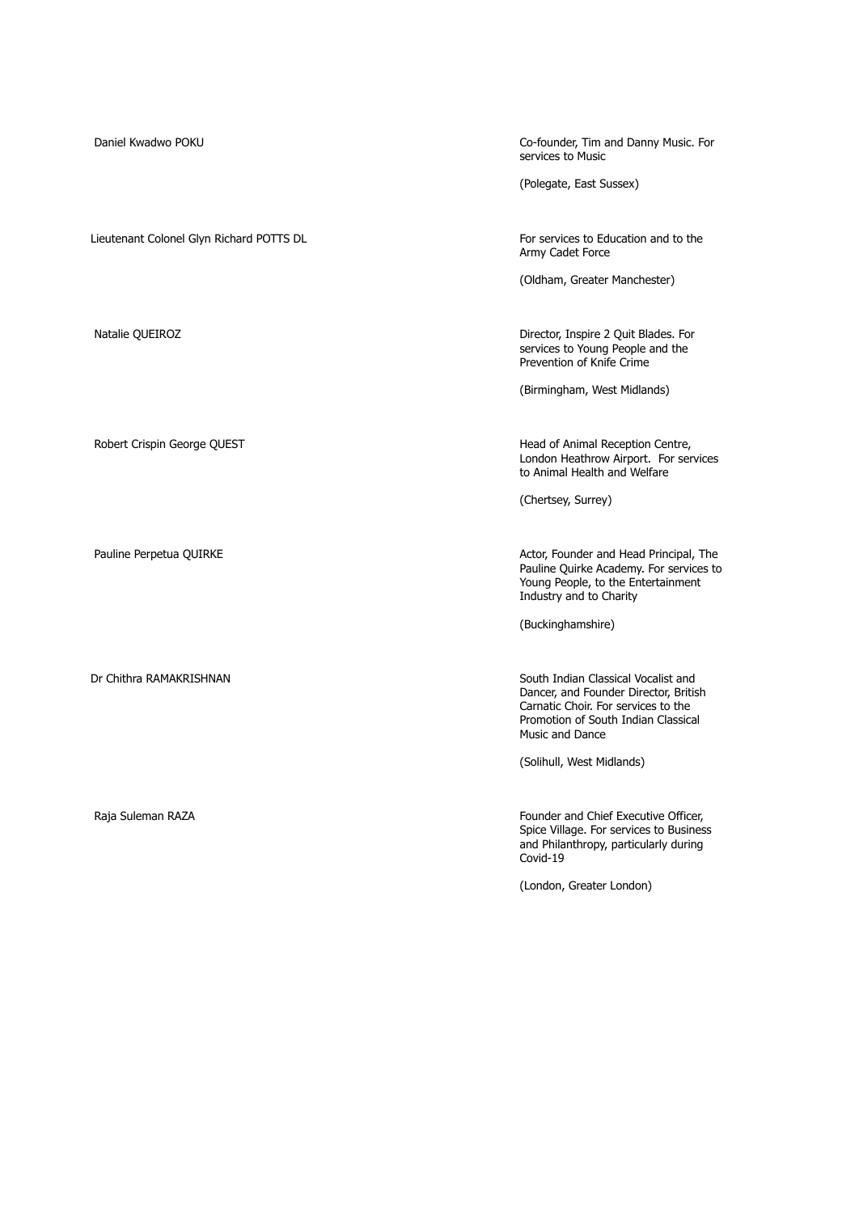| | |
|---|---|
| Daniel Kwadwo POKU | Co-founder, Tim and Danny Music. For services to Music<br><br>(Polegate, East Sussex) |
| Lieutenant Colonel Glyn Richard POTTS DL | For services to Education and to the Army Cadet Force<br><br>(Oldham, Greater Manchester) |
| Natalie QUEIROZ | Director, Inspire 2 Quit Blades. For services to Young People and the Prevention of Knife Crime<br><br>(Birmingham, West Midlands) |
| Robert Crispin George QUEST | Head of Animal Reception Centre, London Heathrow Airport. For services to Animal Health and Welfare<br><br>(Chertsey, Surrey) |
| Pauline Perpetua QUIRKE | Actor, Founder and Head Principal, The Pauline Quirke Academy. For services to Young People, to the Entertainment Industry and to Charity<br><br>(Buckinghamshire) |
| Dr Chithra RAMAKRISHNAN | South Indian Classical Vocalist and Dancer, and Founder Director, British Carnatic Choir. For services to the Promotion of South Indian Classical Music and Dance<br><br>(Solihull, West Midlands) |
| Raja Suleman RAZA | Founder and Chief Executive Officer, Spice Village. For services to Business and Philanthropy, particularly during Covid-19<br><br>(London, Greater London) |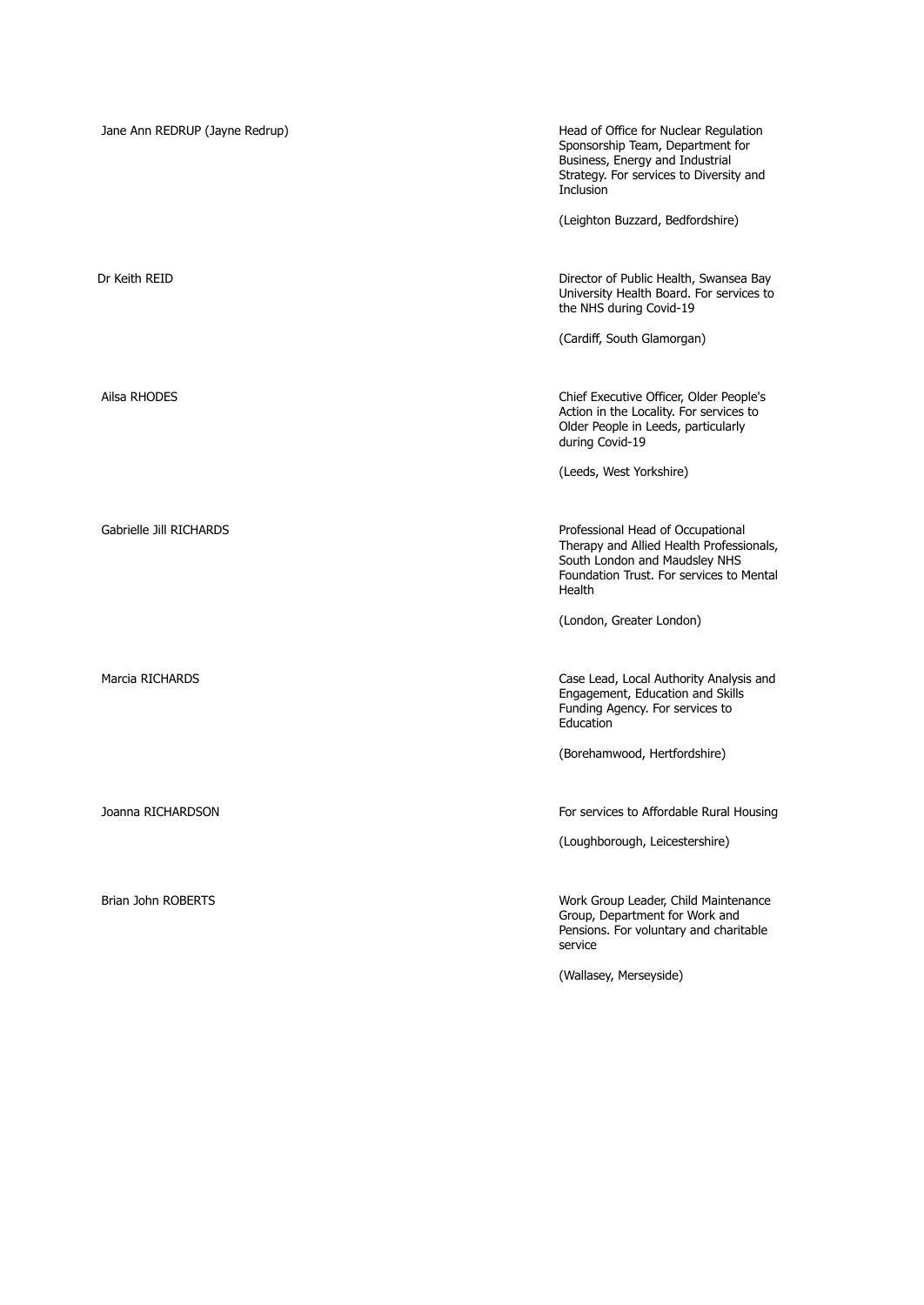| | |
|---|---|
| Jane Ann REDRUP (Jayne Redrup) | Head of Office for Nuclear Regulation Sponsorship Team, Department for Business, Energy and Industrial Strategy. For services to Diversity and Inclusion<br><br>(Leighton Buzzard, Bedfordshire) |
| Dr Keith REID | Director of Public Health, Swansea Bay University Health Board. For services to the NHS during Covid-19<br><br>(Cardiff, South Glamorgan) |
| Ailsa RHODES | Chief Executive Officer, Older People's Action in the Locality. For services to Older People in Leeds, particularly during Covid-19<br><br>(Leeds, West Yorkshire) |
| Gabrielle Jill RICHARDS | Professional Head of Occupational Therapy and Allied Health Professionals, South London and Maudsley NHS Foundation Trust. For services to Mental Health<br><br>(London, Greater London) |
| Marcia RICHARDS | Case Lead, Local Authority Analysis and Engagement, Education and Skills Funding Agency. For services to Education<br><br>(Borehamwood, Hertfordshire) |
| Joanna RICHARDSON | For services to Affordable Rural Housing<br><br>(Loughborough, Leicestershire) |
| Brian John ROBERTS | Work Group Leader, Child Maintenance Group, Department for Work and Pensions. For voluntary and charitable service<br><br>(Wallasey, Merseyside) |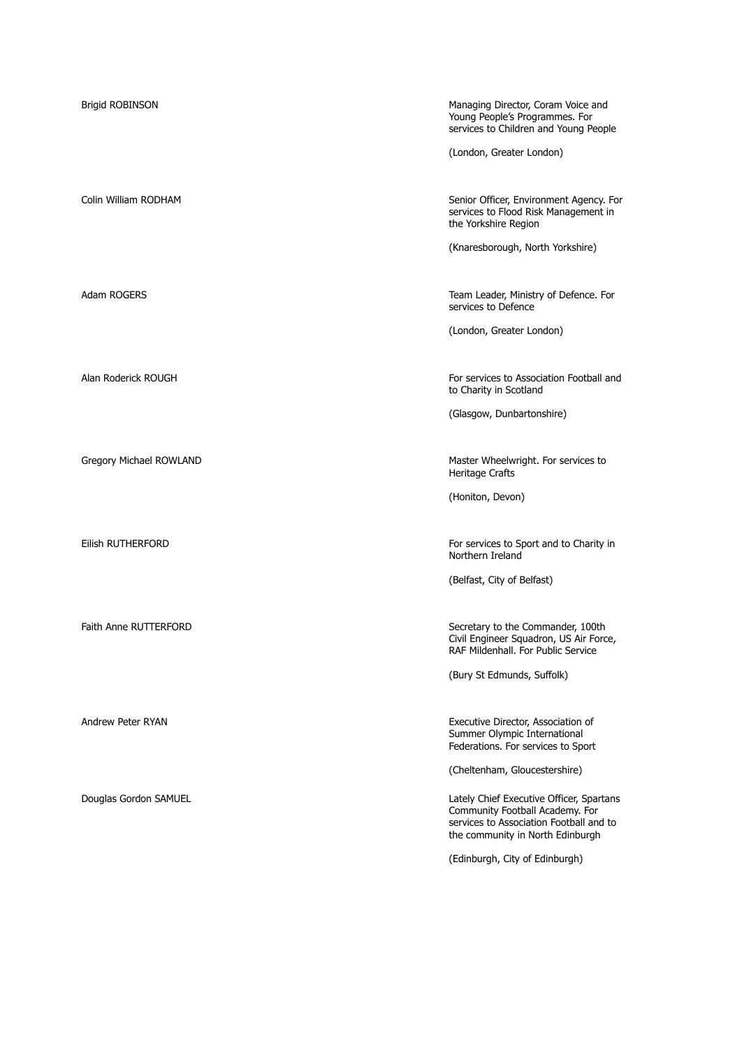| | |
|---|---|
| Brigid ROBINSON | Managing Director, Coram Voice and Young People's Programmes. For services to Children and Young People<br><br>(London, Greater London) |
| Colin William RODHAM | Senior Officer, Environment Agency. For services to Flood Risk Management in the Yorkshire Region<br><br>(Knaresborough, North Yorkshire) |
| Adam ROGERS | Team Leader, Ministry of Defence. For services to Defence<br><br>(London, Greater London) |
| Alan Roderick ROUGH | For services to Association Football and to Charity in Scotland<br><br>(Glasgow, Dunbartonshire) |
| Gregory Michael ROWLAND | Master Wheelwright. For services to Heritage Crafts<br><br>(Honiton, Devon) |
| Eilish RUTHERFORD | For services to Sport and to Charity in Northern Ireland<br><br>(Belfast, City of Belfast) |
| Faith Anne RUTTERFORD | Secretary to the Commander, 100th Civil Engineer Squadron, US Air Force, RAF Mildenhall. For Public Service<br><br>(Bury St Edmunds, Suffolk) |
| Andrew Peter RYAN | Executive Director, Association of Summer Olympic International Federations. For services to Sport<br><br>(Cheltenham, Gloucestershire) |
| Douglas Gordon SAMUEL | Lately Chief Executive Officer, Spartans Community Football Academy. For services to Association Football and to the community in North Edinburgh<br><br>(Edinburgh, City of Edinburgh) |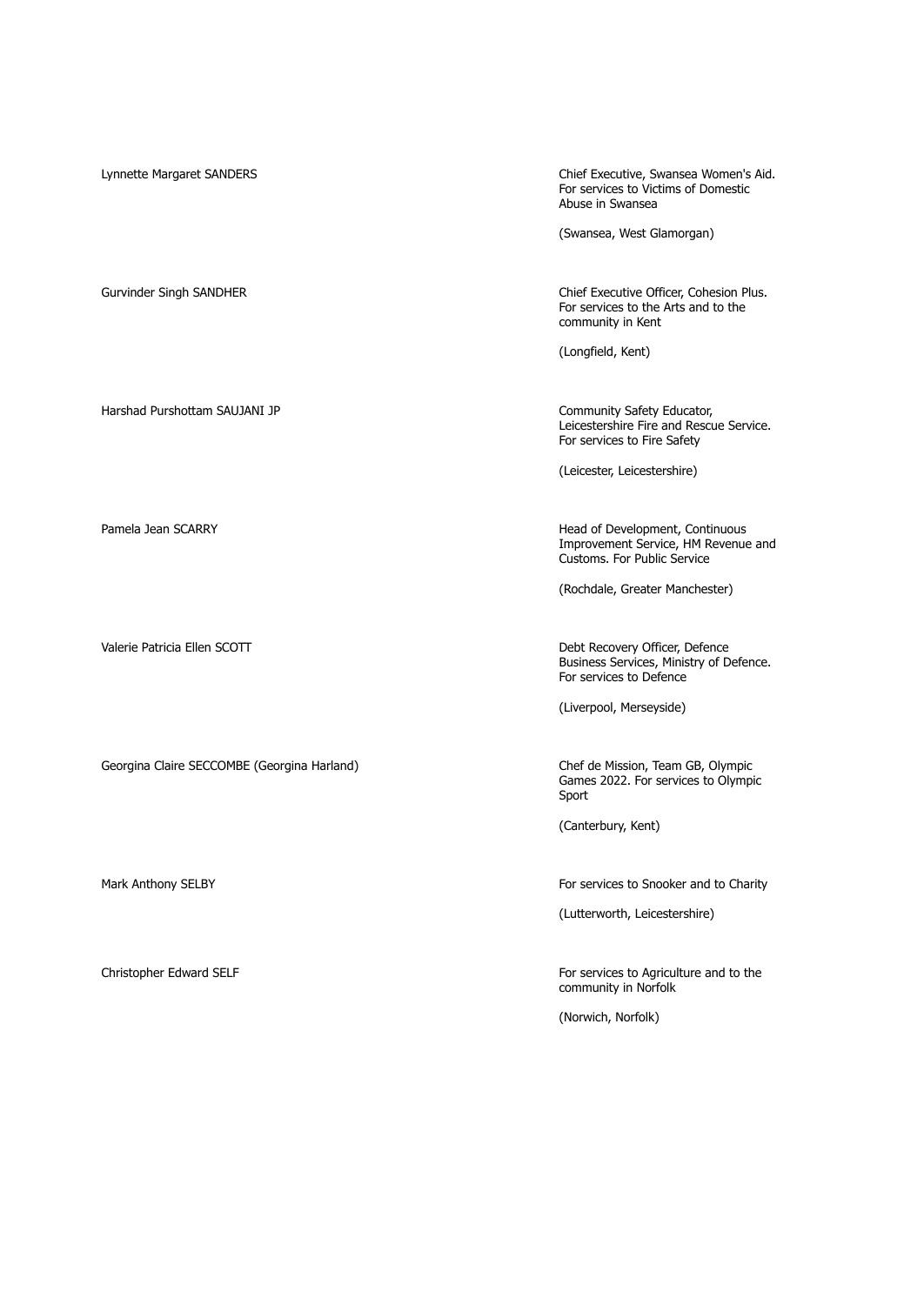| | |
|---|---|
| Lynnette Margaret SANDERS | Chief Executive, Swansea Women's Aid. For services to Victims of Domestic Abuse in Swansea<br><br>(Swansea, West Glamorgan) |
| Gurvinder Singh SANDHER | Chief Executive Officer, Cohesion Plus. For services to the Arts and to the community in Kent<br><br>(Longfield, Kent) |
| Harshad Purshottam SAUJANI JP | Community Safety Educator, Leicestershire Fire and Rescue Service. For services to Fire Safety<br><br>(Leicester, Leicestershire) |
| Pamela Jean SCARRY | Head of Development, Continuous Improvement Service, HM Revenue and Customs. For Public Service<br><br>(Rochdale, Greater Manchester) |
| Valerie Patricia Ellen SCOTT | Debt Recovery Officer, Defence Business Services, Ministry of Defence. For services to Defence<br><br>(Liverpool, Merseyside) |
| Georgina Claire SECCOMBE (Georgina Harland) | Chef de Mission, Team GB, Olympic Games 2022. For services to Olympic Sport<br><br>(Canterbury, Kent) |
| Mark Anthony SELBY | For services to Snooker and to Charity<br><br>(Lutterworth, Leicestershire) |
| Christopher Edward SELF | For services to Agriculture and to the community in Norfolk<br><br>(Norwich, Norfolk) |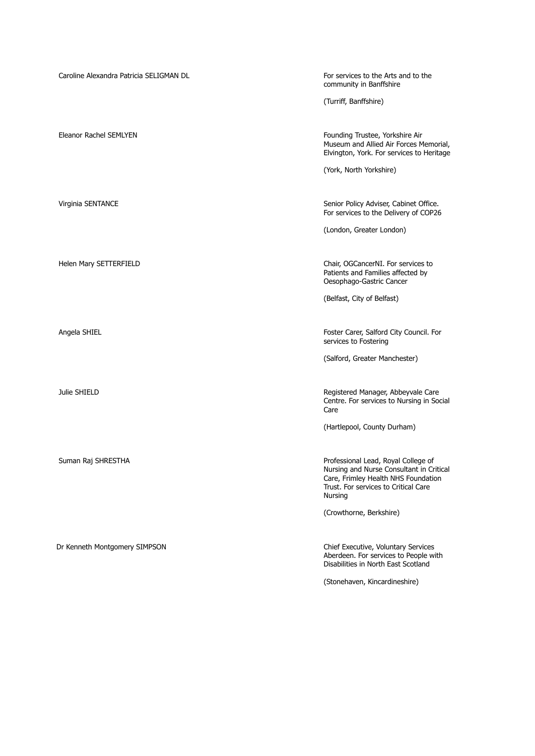| | |
|---|---|
| Caroline Alexandra Patricia SELIGMAN DL | For services to the Arts and to the community in Banffshire<br><br>(Turriff, Banffshire) |
| Eleanor Rachel SEMLYEN | Founding Trustee, Yorkshire Air Museum and Allied Air Forces Memorial, Elvington, York. For services to Heritage<br><br>(York, North Yorkshire) |
| Virginia SENTANCE | Senior Policy Adviser, Cabinet Office. For services to the Delivery of COP26<br><br>(London, Greater London) |
| Helen Mary SETTERFIELD | Chair, OGCancerNI. For services to Patients and Families affected by Oesophago-Gastric Cancer<br><br>(Belfast, City of Belfast) |
| Angela SHIEL | Foster Carer, Salford City Council. For services to Fostering<br><br>(Salford, Greater Manchester) |
| Julie SHIELD | Registered Manager, Abbeyvale Care Centre. For services to Nursing in Social Care<br><br>(Hartlepool, County Durham) |
| Suman Raj SHRESTHA | Professional Lead, Royal College of Nursing and Nurse Consultant in Critical Care, Frimley Health NHS Foundation Trust. For services to Critical Care Nursing<br><br>(Crowthorne, Berkshire) |
| Dr Kenneth Montgomery SIMPSON | Chief Executive, Voluntary Services Aberdeen. For services to People with Disabilities in North East Scotland<br><br>(Stonehaven, Kincardineshire) |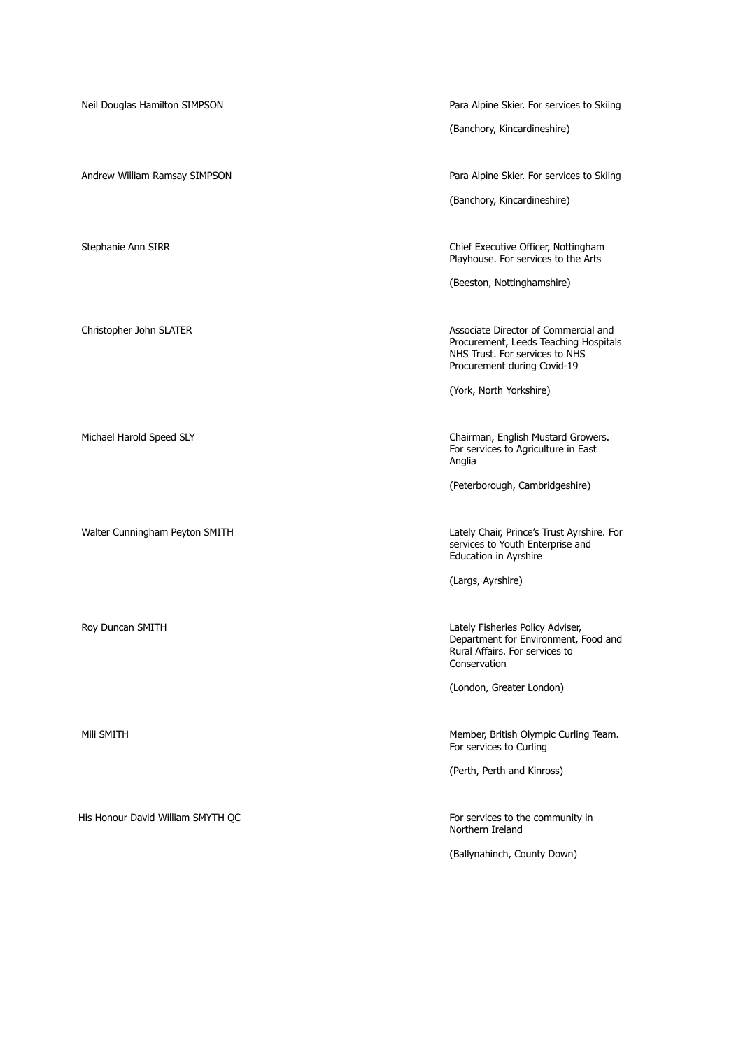| | |
|---|---|
| Neil Douglas Hamilton SIMPSON | Para Alpine Skier. For services to Skiing<br><br>(Banchory, Kincardineshire) |
| Andrew William Ramsay SIMPSON | Para Alpine Skier. For services to Skiing<br><br>(Banchory, Kincardineshire) |
| Stephanie Ann SIRR | Chief Executive Officer, Nottingham Playhouse. For services to the Arts<br><br>(Beeston, Nottinghamshire) |
| Christopher John SLATER | Associate Director of Commercial and Procurement, Leeds Teaching Hospitals NHS Trust. For services to NHS Procurement during Covid-19<br><br>(York, North Yorkshire) |
| Michael Harold Speed SLY | Chairman, English Mustard Growers. For services to Agriculture in East Anglia<br><br>(Peterborough, Cambridgeshire) |
| Walter Cunningham Peyton SMITH | Lately Chair, Prince's Trust Ayrshire. For services to Youth Enterprise and Education in Ayrshire<br><br>(Largs, Ayrshire) |
| Roy Duncan SMITH | Lately Fisheries Policy Adviser, Department for Environment, Food and Rural Affairs. For services to Conservation<br><br>(London, Greater London) |
| Mili SMITH | Member, British Olympic Curling Team. For services to Curling<br><br>(Perth, Perth and Kinross) |
| His Honour David William SMYTH QC | For services to the community in Northern Ireland<br><br>(Ballynahinch, County Down) |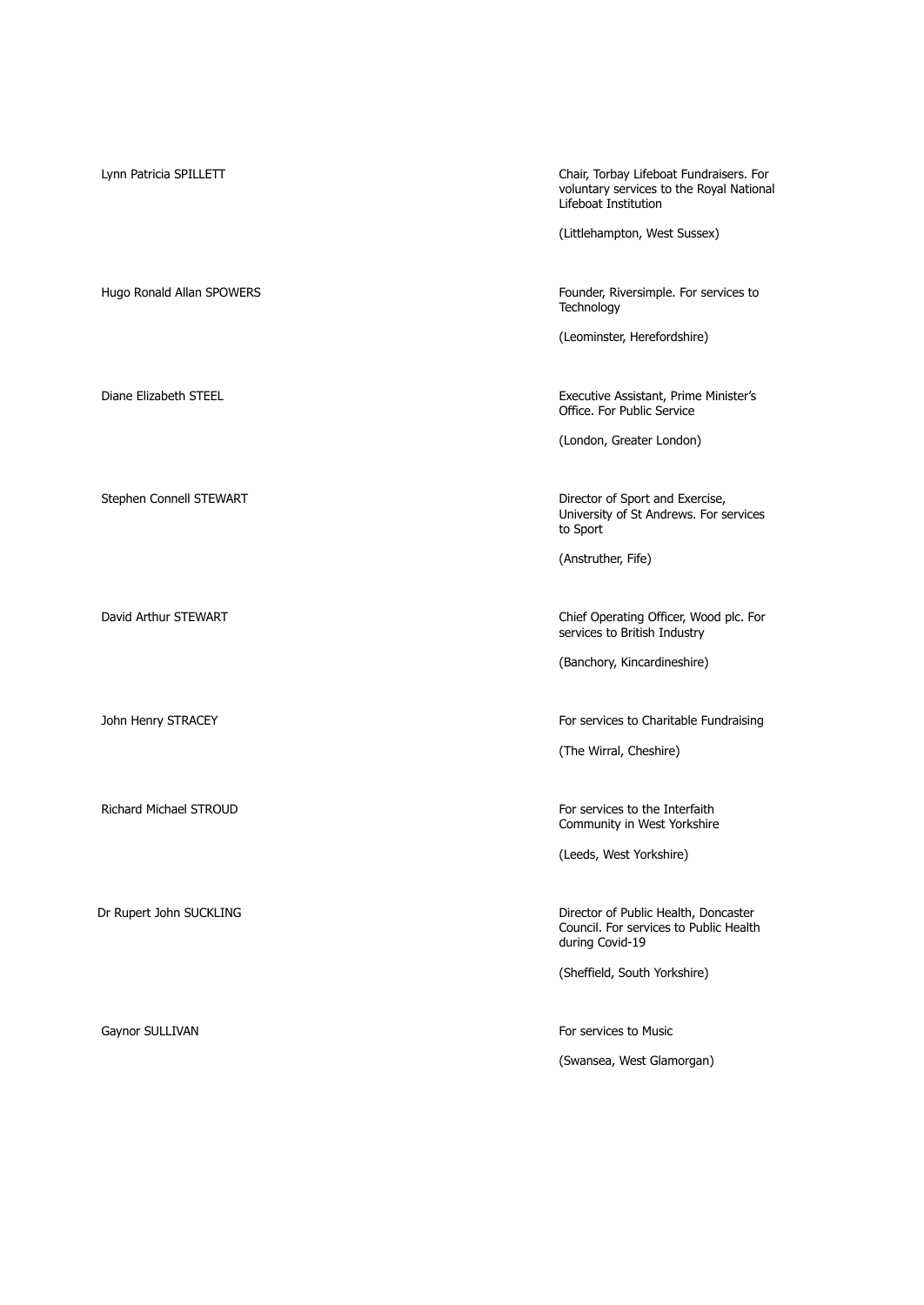| | |
|---|---|
| Lynn Patricia SPILLETT | Chair, Torbay Lifeboat Fundraisers. For voluntary services to the Royal National Lifeboat Institution<br><br>(Littlehampton, West Sussex) |
| Hugo Ronald Allan SPOWERS | Founder, Riversimple. For services to Technology<br><br>(Leominster, Herefordshire) |
| Diane Elizabeth STEEL | Executive Assistant, Prime Minister's Office. For Public Service<br><br>(London, Greater London) |
| Stephen Connell STEWART | Director of Sport and Exercise, University of St Andrews. For services to Sport<br><br>(Anstruther, Fife) |
| David Arthur STEWART | Chief Operating Officer, Wood plc. For services to British Industry<br><br>(Banchory, Kincardineshire) |
| John Henry STRACEY | For services to Charitable Fundraising<br><br>(The Wirral, Cheshire) |
| Richard Michael STROUD | For services to the Interfaith Community in West Yorkshire<br><br>(Leeds, West Yorkshire) |
| Dr Rupert John SUCKLING | Director of Public Health, Doncaster Council. For services to Public Health during Covid-19<br><br>(Sheffield, South Yorkshire) |
| Gaynor SULLIVAN | For services to Music<br><br>(Swansea, West Glamorgan) |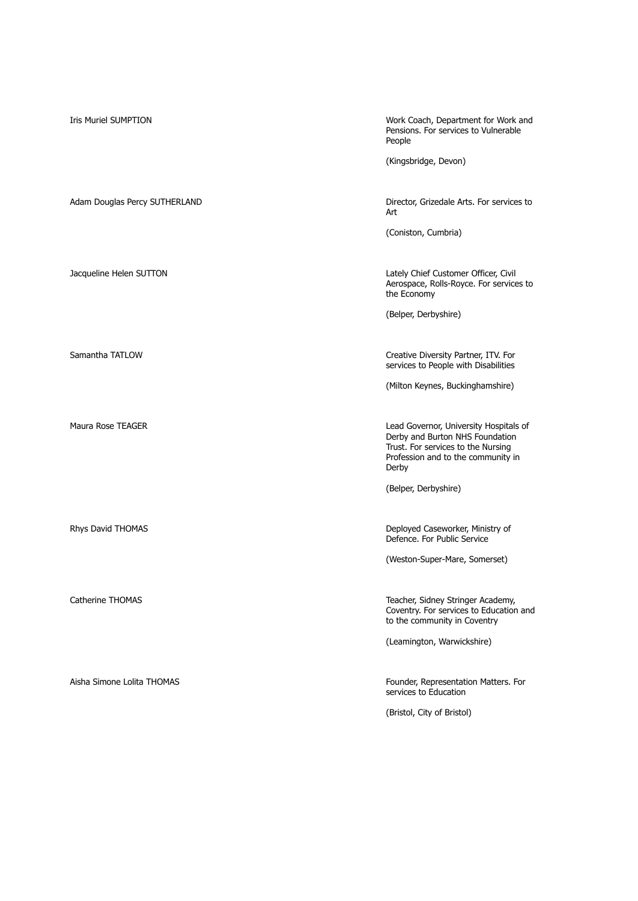| | |
|---|---|
| Iris Muriel SUMPTION | Work Coach, Department for Work and Pensions. For services to Vulnerable People<br><br>(Kingsbridge, Devon) |
| Adam Douglas Percy SUTHERLAND | Director, Grizedale Arts. For services to Art<br><br>(Coniston, Cumbria) |
| Jacqueline Helen SUTTON | Lately Chief Customer Officer, Civil Aerospace, Rolls-Royce. For services to the Economy<br><br>(Belper, Derbyshire) |
| Samantha TATLOW | Creative Diversity Partner, ITV. For services to People with Disabilities<br><br>(Milton Keynes, Buckinghamshire) |
| Maura Rose TEAGER | Lead Governor, University Hospitals of Derby and Burton NHS Foundation Trust. For services to the Nursing Profession and to the community in Derby<br><br>(Belper, Derbyshire) |
| Rhys David THOMAS | Deployed Caseworker, Ministry of Defence. For Public Service<br><br>(Weston-Super-Mare, Somerset) |
| Catherine THOMAS | Teacher, Sidney Stringer Academy, Coventry. For services to Education and to the community in Coventry<br><br>(Leamington, Warwickshire) |
| Aisha Simone Lolita THOMAS | Founder, Representation Matters. For services to Education<br><br>(Bristol, City of Bristol) |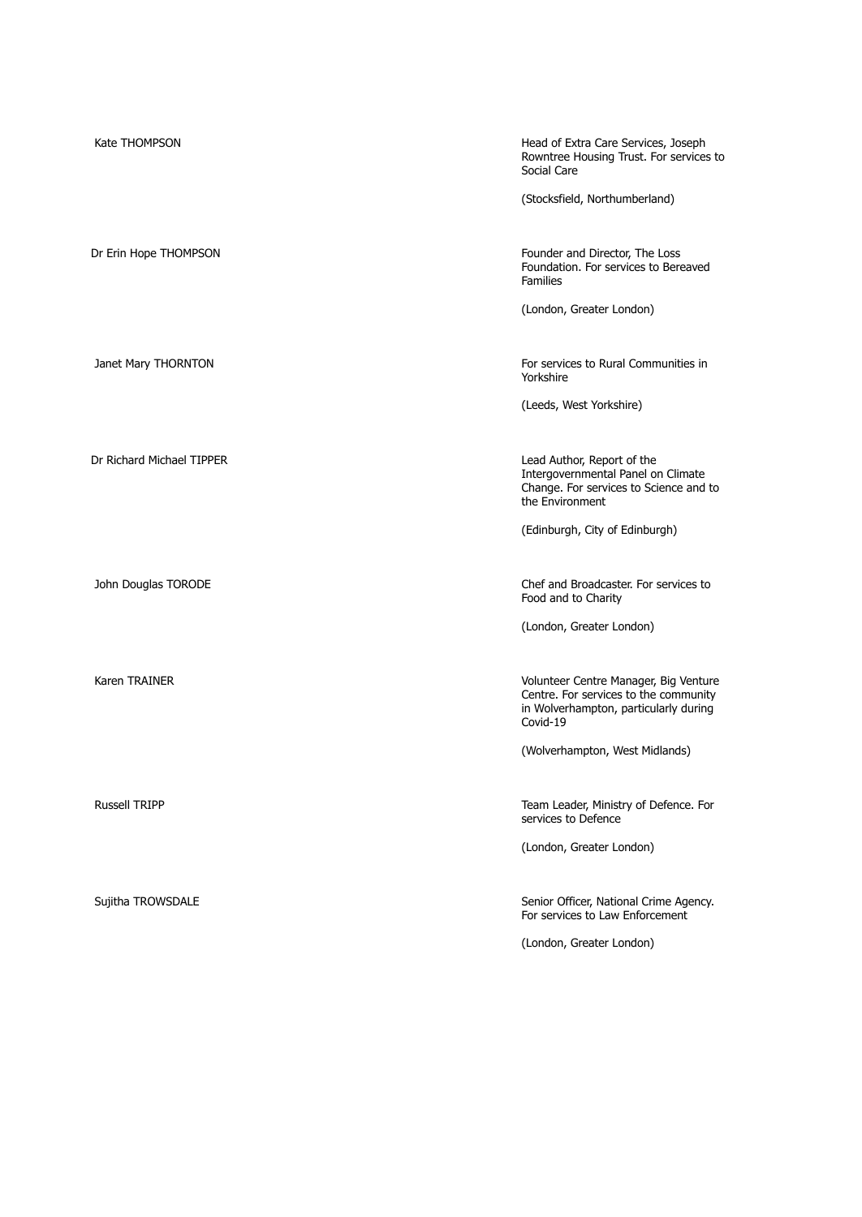| | |
|---|---|
| Kate THOMPSON | Head of Extra Care Services, Joseph Rowntree Housing Trust. For services to Social Care<br><br>(Stocksfield, Northumberland) |
| Dr Erin Hope THOMPSON | Founder and Director, The Loss Foundation. For services to Bereaved Families<br><br>(London, Greater London) |
| Janet Mary THORNTON | For services to Rural Communities in Yorkshire<br><br>(Leeds, West Yorkshire) |
| Dr Richard Michael TIPPER | Lead Author, Report of the Intergovernmental Panel on Climate Change. For services to Science and to the Environment<br><br>(Edinburgh, City of Edinburgh) |
| John Douglas TORODE | Chef and Broadcaster. For services to Food and to Charity<br><br>(London, Greater London) |
| Karen TRAINER | Volunteer Centre Manager, Big Venture Centre. For services to the community in Wolverhampton, particularly during Covid-19<br><br>(Wolverhampton, West Midlands) |
| Russell TRIPP | Team Leader, Ministry of Defence. For services to Defence<br><br>(London, Greater London) |
| Sujitha TROWSDALE | Senior Officer, National Crime Agency. For services to Law Enforcement<br><br>(London, Greater London) |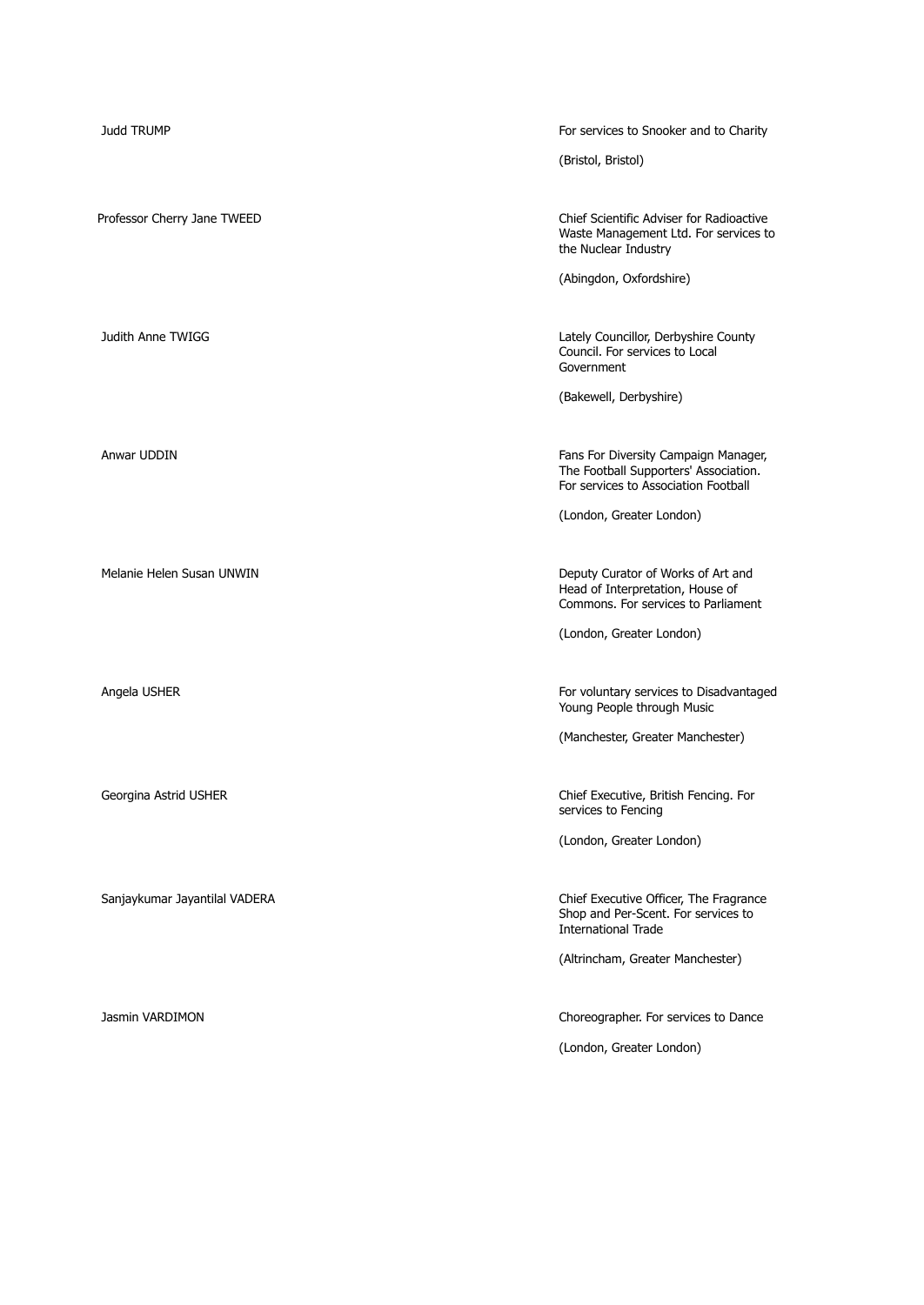| | |
|---|---|
| Judd TRUMP | For services to Snooker and to Charity<br><br>(Bristol, Bristol) |
| Professor Cherry Jane TWEED | Chief Scientific Adviser for Radioactive Waste Management Ltd. For services to the Nuclear Industry<br><br>(Abingdon, Oxfordshire) |
| Judith Anne TWIGG | Lately Councillor, Derbyshire County Council. For services to Local Government<br><br>(Bakewell, Derbyshire) |
| Anwar UDDIN | Fans For Diversity Campaign Manager, The Football Supporters' Association. For services to Association Football<br><br>(London, Greater London) |
| Melanie Helen Susan UNWIN | Deputy Curator of Works of Art and Head of Interpretation, House of Commons. For services to Parliament<br><br>(London, Greater London) |
| Angela USHER | For voluntary services to Disadvantaged Young People through Music<br><br>(Manchester, Greater Manchester) |
| Georgina Astrid USHER | Chief Executive, British Fencing. For services to Fencing<br><br>(London, Greater London) |
| Sanjaykumar Jayantilal VADERA | Chief Executive Officer, The Fragrance Shop and Per-Scent. For services to International Trade<br><br>(Altrincham, Greater Manchester) |
| Jasmin VARDIMON | Choreographer. For services to Dance<br><br>(London, Greater London) |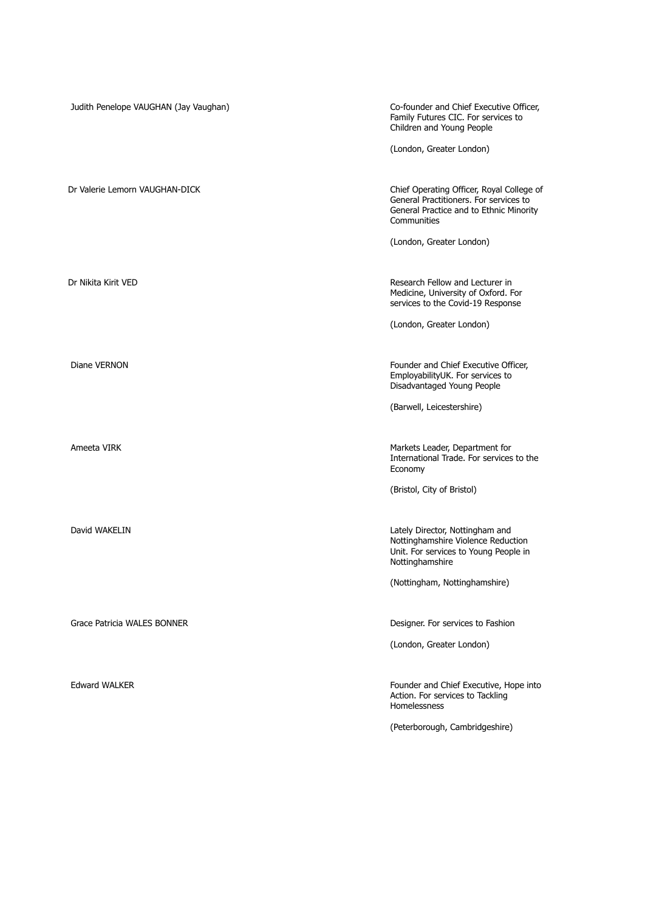Judith Penelope VAUGHAN (Jay Vaughan)

Co-founder and Chief Executive Officer, Family Futures CIC. For services to Children and Young People

(London, Greater London)

Dr Valerie Lemorn VAUGHAN-DICK

Chief Operating Officer, Royal College of General Practitioners. For services to General Practice and to Ethnic Minority Communities

(London, Greater London)

Dr Nikita Kirit VED

Research Fellow and Lecturer in Medicine, University of Oxford. For services to the Covid-19 Response

(London, Greater London)

Diane VERNON

Founder and Chief Executive Officer, EmployabilityUK. For services to Disadvantaged Young People

(Barwell, Leicestershire)

Ameeta VIRK

Markets Leader, Department for International Trade. For services to the Economy

(Bristol, City of Bristol)

David WAKELIN

Lately Director, Nottingham and Nottinghamshire Violence Reduction Unit. For services to Young People in Nottinghamshire

(Nottingham, Nottinghamshire)

Grace Patricia WALES BONNER

Designer. For services to Fashion

(London, Greater London)

Edward WALKER

Founder and Chief Executive, Hope into Action. For services to Tackling Homelessness

(Peterborough, Cambridgeshire)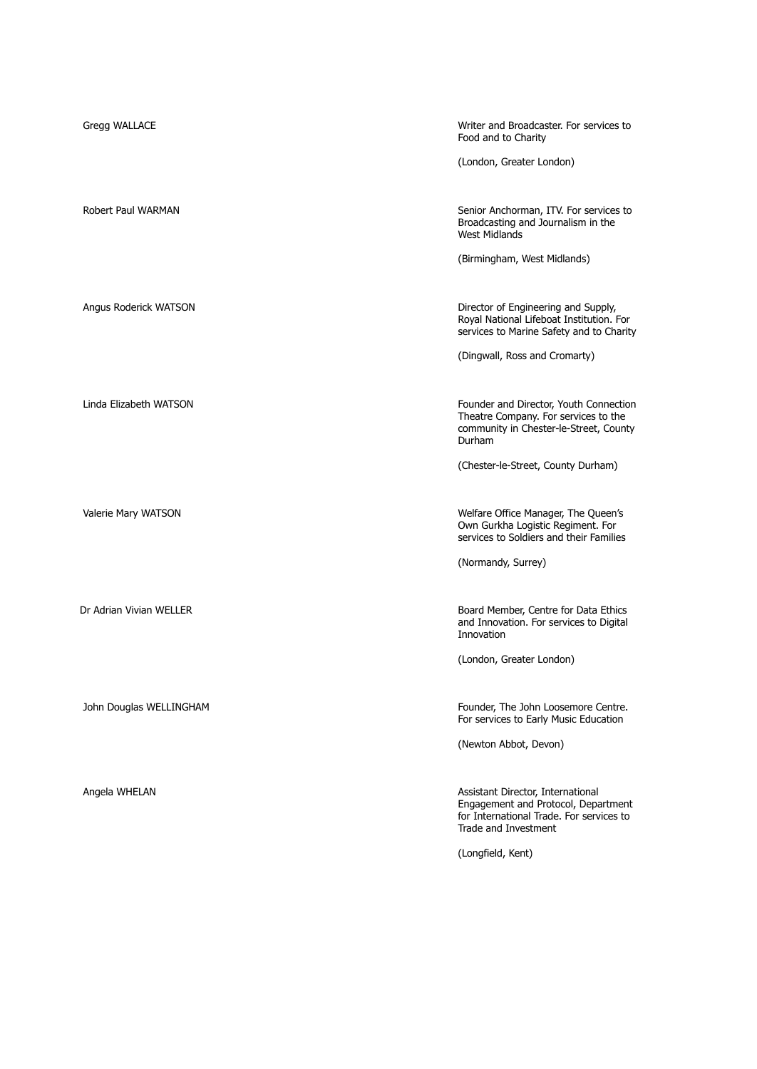| | |
|---|---|
| Gregg WALLACE | Writer and Broadcaster. For services to Food and to Charity<br><br>(London, Greater London) |
| Robert Paul WARMAN | Senior Anchorman, ITV. For services to Broadcasting and Journalism in the West Midlands<br><br>(Birmingham, West Midlands) |
| Angus Roderick WATSON | Director of Engineering and Supply, Royal National Lifeboat Institution. For services to Marine Safety and to Charity<br><br>(Dingwall, Ross and Cromarty) |
| Linda Elizabeth WATSON | Founder and Director, Youth Connection Theatre Company. For services to the community in Chester-le-Street, County Durham<br><br>(Chester-le-Street, County Durham) |
| Valerie Mary WATSON | Welfare Office Manager, The Queen's Own Gurkha Logistic Regiment. For services to Soldiers and their Families<br><br>(Normandy, Surrey) |
| Dr Adrian Vivian WELLER | Board Member, Centre for Data Ethics and Innovation. For services to Digital Innovation<br><br>(London, Greater London) |
| John Douglas WELLINGHAM | Founder, The John Loosemore Centre. For services to Early Music Education<br><br>(Newton Abbot, Devon) |
| Angela WHELAN | Assistant Director, International Engagement and Protocol, Department for International Trade. For services to Trade and Investment<br><br>(Longfield, Kent) |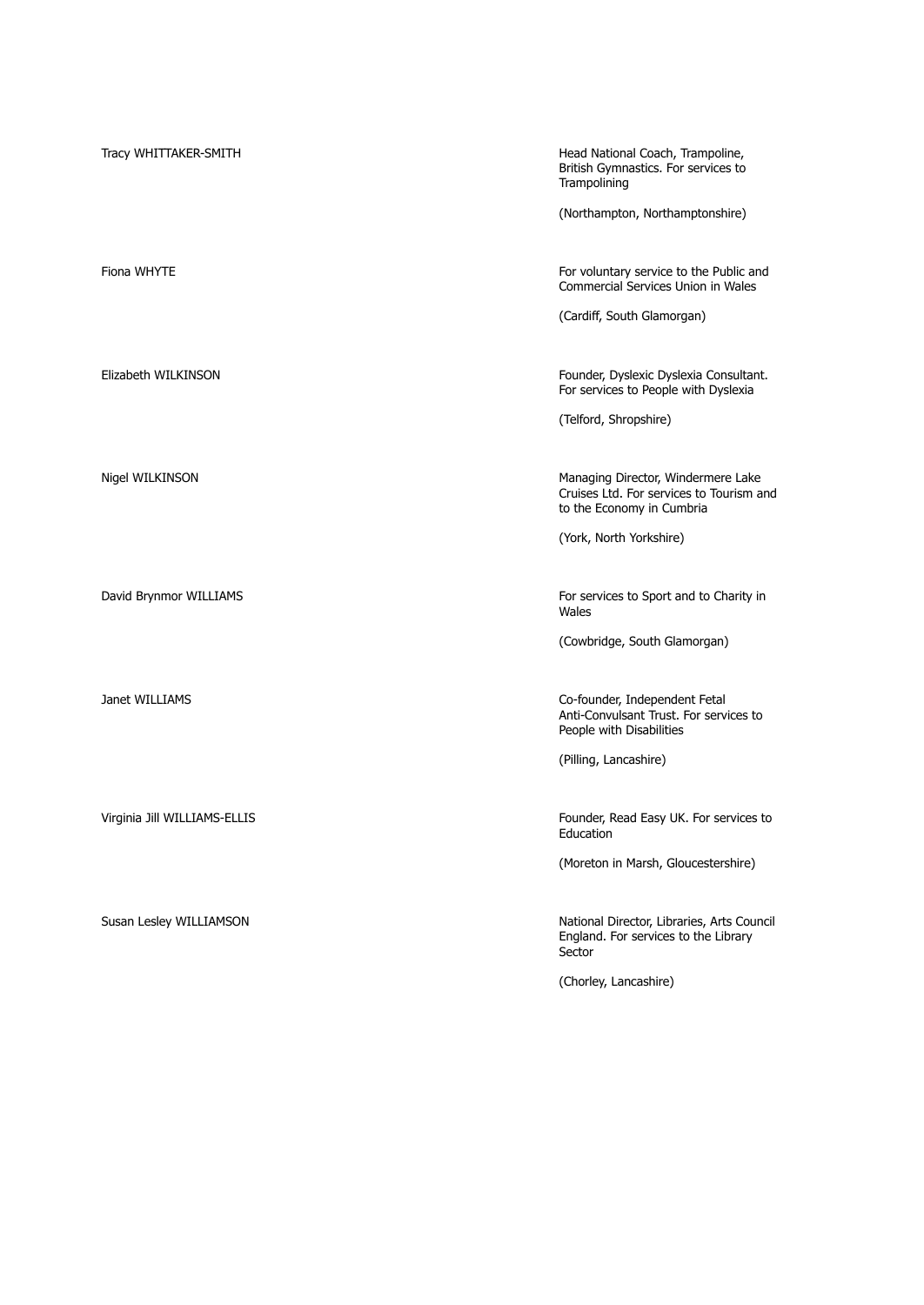| | |
|---|---|
| Tracy WHITTAKER-SMITH | Head National Coach, Trampoline, British Gymnastics. For services to Trampolining<br><br>(Northampton, Northamptonshire) |
| Fiona WHYTE | For voluntary service to the Public and Commercial Services Union in Wales<br><br>(Cardiff, South Glamorgan) |
| Elizabeth WILKINSON | Founder, Dyslexic Dyslexia Consultant. For services to People with Dyslexia<br><br>(Telford, Shropshire) |
| Nigel WILKINSON | Managing Director, Windermere Lake Cruises Ltd. For services to Tourism and to the Economy in Cumbria<br><br>(York, North Yorkshire) |
| David Brynmor WILLIAMS | For services to Sport and to Charity in Wales<br><br>(Cowbridge, South Glamorgan) |
| Janet WILLIAMS | Co-founder, Independent Fetal Anti-Convulsant Trust. For services to People with Disabilities<br><br>(Pilling, Lancashire) |
| Virginia Jill WILLIAMS-ELLIS | Founder, Read Easy UK. For services to Education<br><br>(Moreton in Marsh, Gloucestershire) |
| Susan Lesley WILLIAMSON | National Director, Libraries, Arts Council England. For services to the Library Sector<br><br>(Chorley, Lancashire) |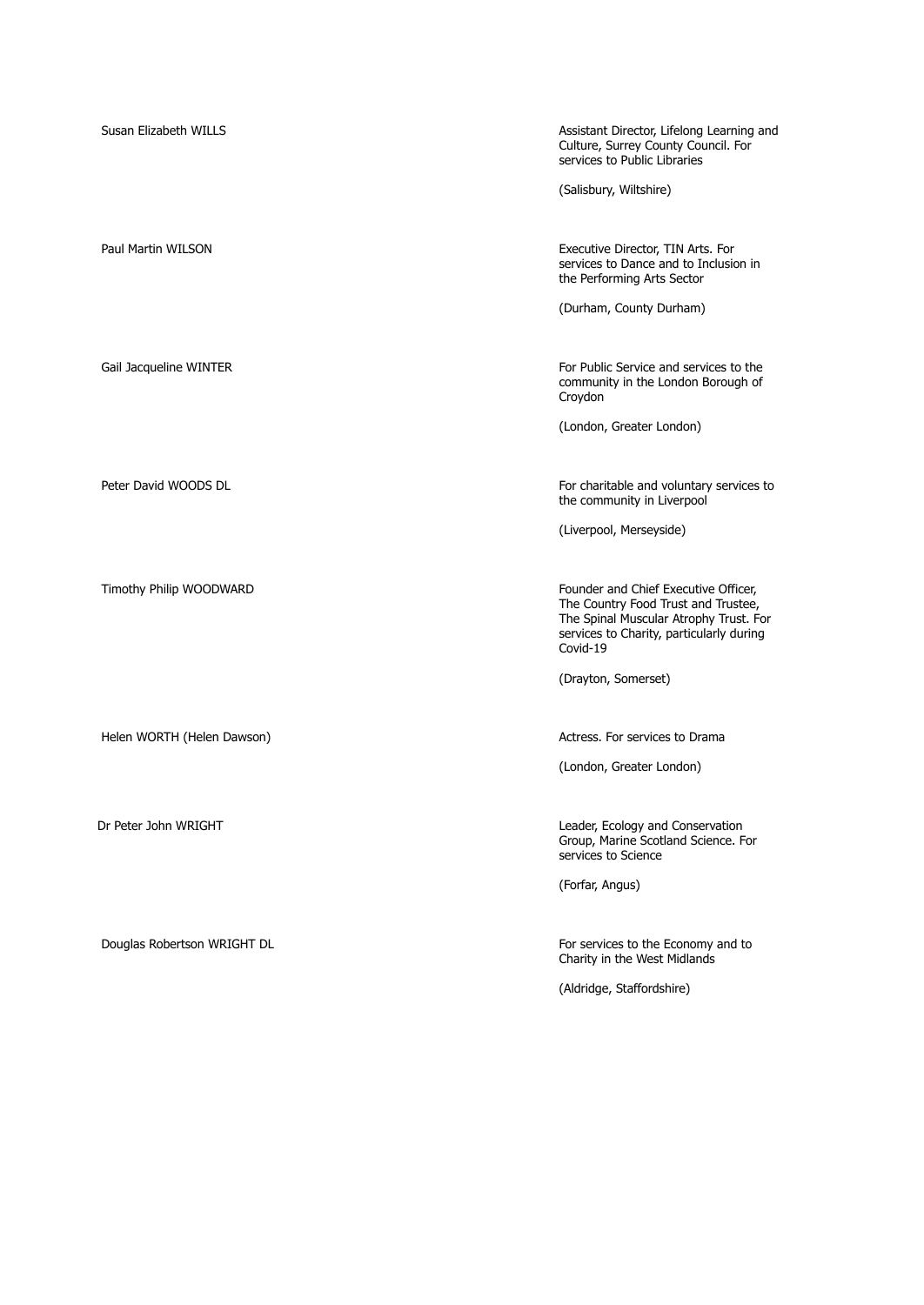| | |
|---|---|
| Susan Elizabeth WILLS | Assistant Director, Lifelong Learning and Culture, Surrey County Council. For services to Public Libraries<br><br>(Salisbury, Wiltshire) |
| Paul Martin WILSON | Executive Director, TIN Arts. For services to Dance and to Inclusion in the Performing Arts Sector<br><br>(Durham, County Durham) |
| Gail Jacqueline WINTER | For Public Service and services to the community in the London Borough of Croydon<br><br>(London, Greater London) |
| Peter David WOODS DL | For charitable and voluntary services to the community in Liverpool<br><br>(Liverpool, Merseyside) |
| Timothy Philip WOODWARD | Founder and Chief Executive Officer, The Country Food Trust and Trustee, The Spinal Muscular Atrophy Trust. For services to Charity, particularly during Covid-19<br><br>(Drayton, Somerset) |
| Helen WORTH (Helen Dawson) | Actress. For services to Drama<br><br>(London, Greater London) |
| Dr Peter John WRIGHT | Leader, Ecology and Conservation Group, Marine Scotland Science. For services to Science<br><br>(Forfar, Angus) |
| Douglas Robertson WRIGHT DL | For services to the Economy and to Charity in the West Midlands<br><br>(Aldridge, Staffordshire) |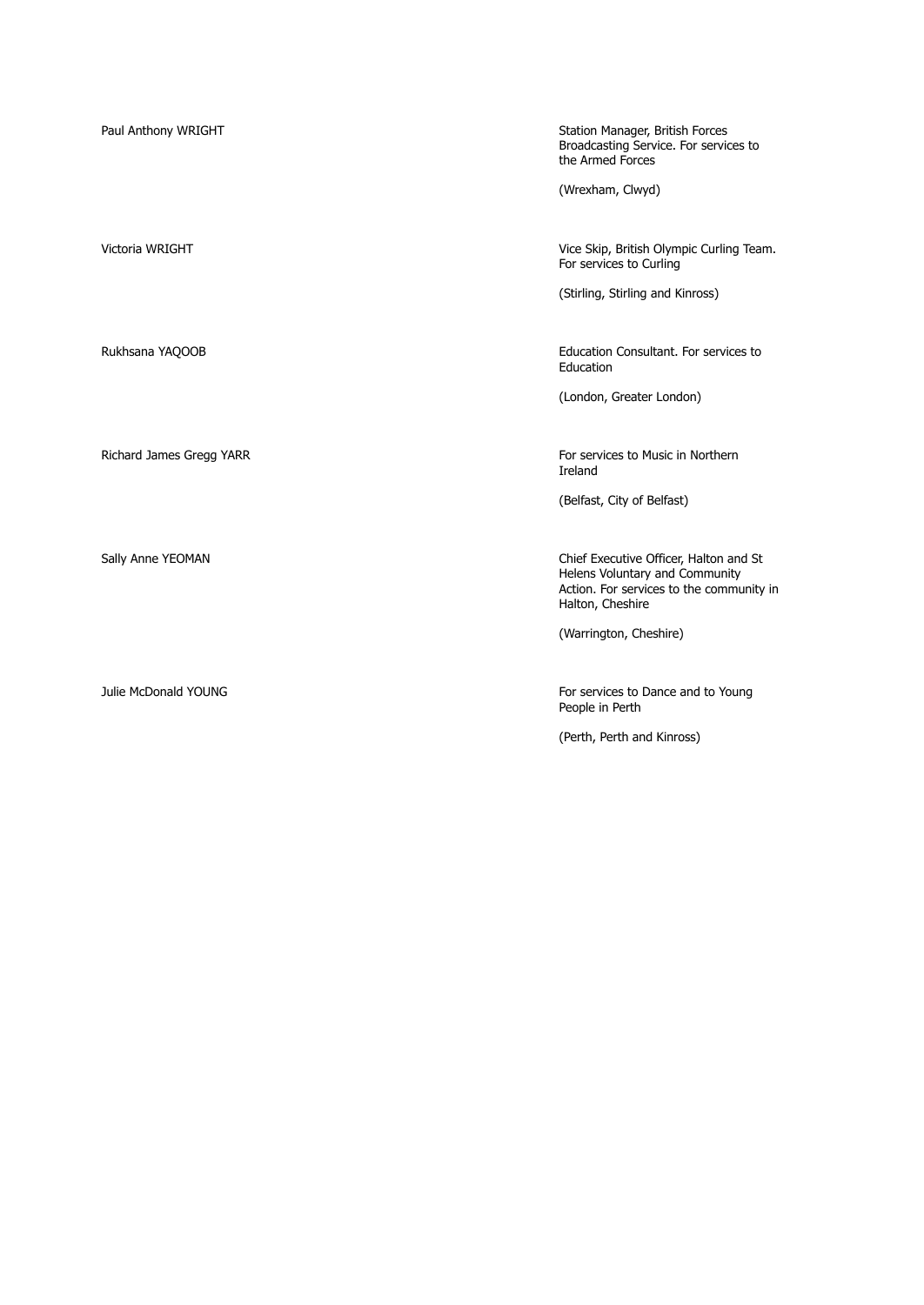| | |
|---|---|
| Paul Anthony WRIGHT | Station Manager, British Forces Broadcasting Service. For services to the Armed Forces<br><br>(Wrexham, Clwyd) |
| Victoria WRIGHT | Vice Skip, British Olympic Curling Team. For services to Curling<br><br>(Stirling, Stirling and Kinross) |
| Rukhsana YAQOOB | Education Consultant. For services to Education<br><br>(London, Greater London) |
| Richard James Gregg YARR | For services to Music in Northern Ireland<br><br>(Belfast, City of Belfast) |
| Sally Anne YEOMAN | Chief Executive Officer, Halton and St Helens Voluntary and Community Action. For services to the community in Halton, Cheshire<br><br>(Warrington, Cheshire) |
| Julie McDonald YOUNG | For services to Dance and to Young People in Perth<br><br>(Perth, Perth and Kinross) |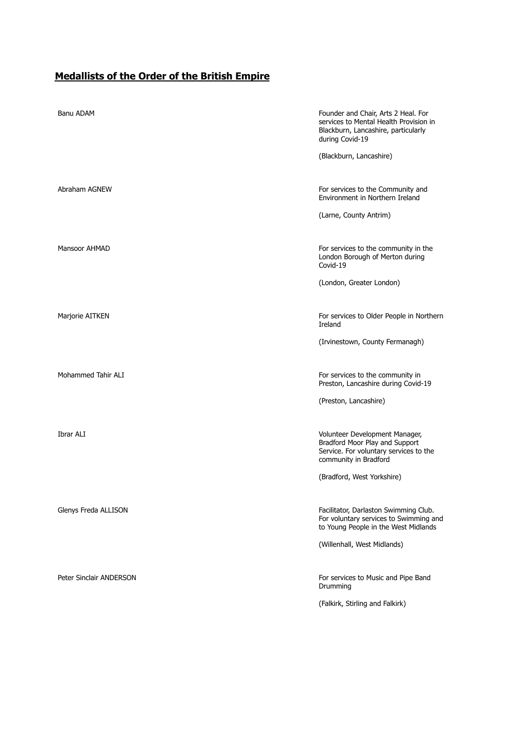## Medallists of the Order of the British Empire

| | |
|---|---|
| Banu ADAM | Founder and Chair, Arts 2 Heal. For services to Mental Health Provision in Blackburn, Lancashire, particularly during Covid-19<br><br>(Blackburn, Lancashire) |
| Abraham AGNEW | For services to the Community and Environment in Northern Ireland<br><br>(Larne, County Antrim) |
| Mansoor AHMAD | For services to the community in the London Borough of Merton during Covid-19<br><br>(London, Greater London) |
| Marjorie AITKEN | For services to Older People in Northern Ireland<br><br>(Irvinestown, County Fermanagh) |
| Mohammed Tahir ALI | For services to the community in Preston, Lancashire during Covid-19<br><br>(Preston, Lancashire) |
| Ibrar ALI | Volunteer Development Manager, Bradford Moor Play and Support Service. For voluntary services to the community in Bradford<br><br>(Bradford, West Yorkshire) |
| Glenys Freda ALLISON | Facilitator, Darlaston Swimming Club. For voluntary services to Swimming and to Young People in the West Midlands<br><br>(Willenhall, West Midlands) |
| Peter Sinclair ANDERSON | For services to Music and Pipe Band Drumming<br><br>(Falkirk, Stirling and Falkirk) |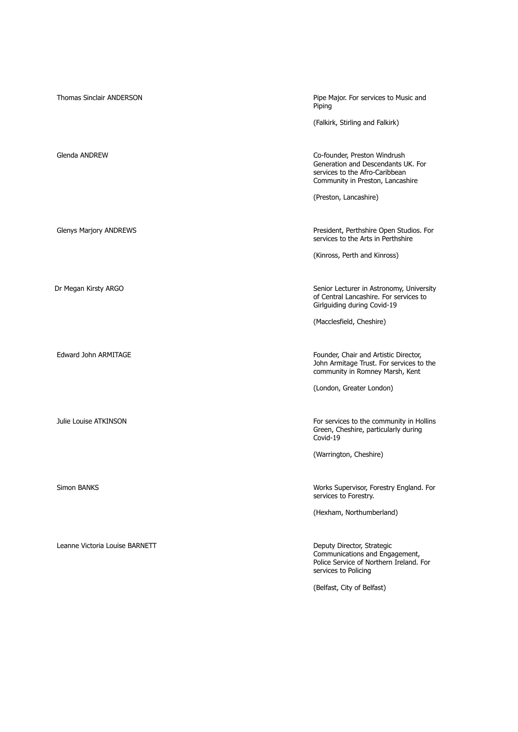| Name | Citation |
| --- | --- |
| Thomas Sinclair ANDERSON | Pipe Major. For services to Music and Piping<br><br>(Falkirk, Stirling and Falkirk) |
| Glenda ANDREW | Co-founder, Preston Windrush Generation and Descendants UK. For services to the Afro-Caribbean Community in Preston, Lancashire<br><br>(Preston, Lancashire) |
| Glenys Marjory ANDREWS | President, Perthshire Open Studios. For services to the Arts in Perthshire<br><br>(Kinross, Perth and Kinross) |
| Dr Megan Kirsty ARGO | Senior Lecturer in Astronomy, University of Central Lancashire. For services to Girlguiding during Covid-19<br><br>(Macclesfield, Cheshire) |
| Edward John ARMITAGE | Founder, Chair and Artistic Director, John Armitage Trust. For services to the community in Romney Marsh, Kent<br><br>(London, Greater London) |
| Julie Louise ATKINSON | For services to the community in Hollins Green, Cheshire, particularly during Covid-19<br><br>(Warrington, Cheshire) |
| Simon BANKS | Works Supervisor, Forestry England. For services to Forestry.<br><br>(Hexham, Northumberland) |
| Leanne Victoria Louise BARNETT | Deputy Director, Strategic Communications and Engagement, Police Service of Northern Ireland. For services to Policing<br><br>(Belfast, City of Belfast) |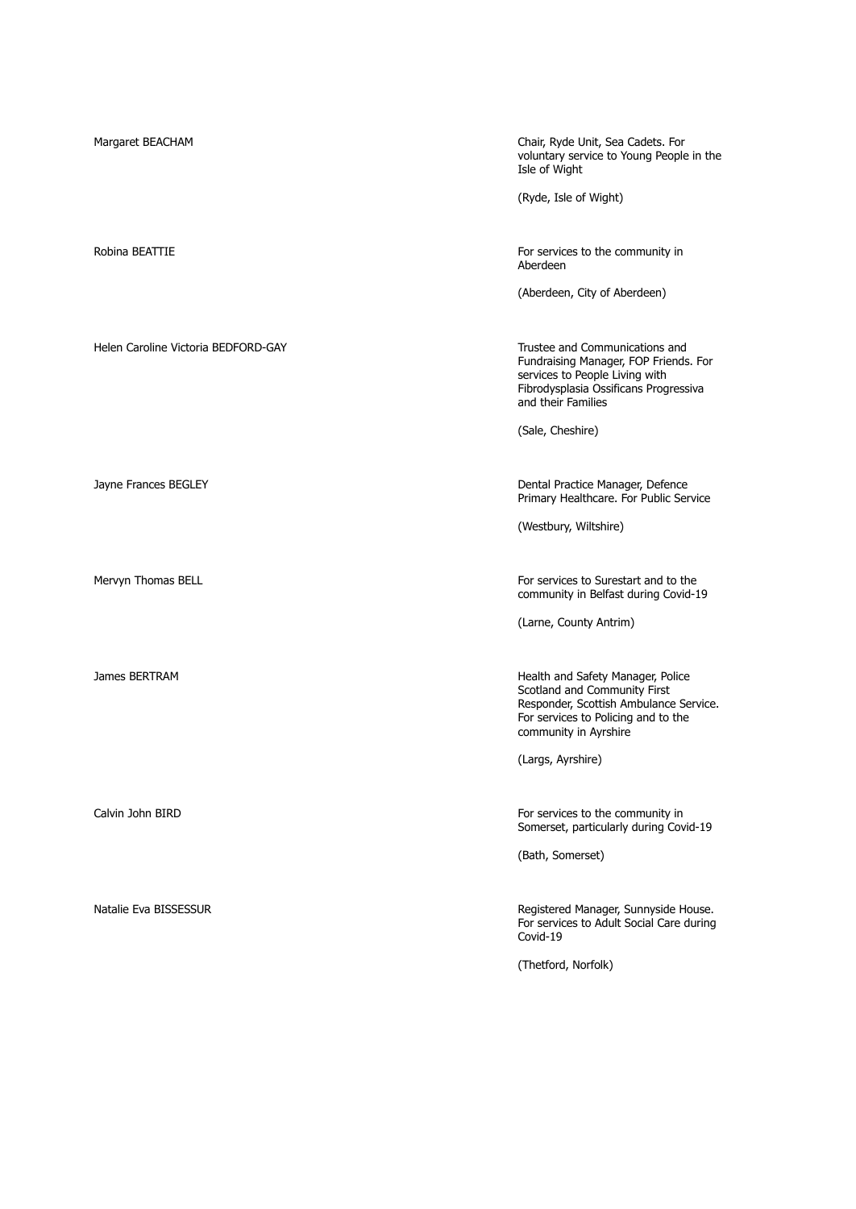| | |
|---|---|
| Margaret BEACHAM | Chair, Ryde Unit, Sea Cadets. For voluntary service to Young People in the Isle of Wight<br><br>(Ryde, Isle of Wight) |
| Robina BEATTIE | For services to the community in Aberdeen<br><br>(Aberdeen, City of Aberdeen) |
| Helen Caroline Victoria BEDFORD-GAY | Trustee and Communications and Fundraising Manager, FOP Friends. For services to People Living with Fibrodysplasia Ossificans Progressiva and their Families<br><br>(Sale, Cheshire) |
| Jayne Frances BEGLEY | Dental Practice Manager, Defence Primary Healthcare. For Public Service<br><br>(Westbury, Wiltshire) |
| Mervyn Thomas BELL | For services to Surestart and to the community in Belfast during Covid-19<br><br>(Larne, County Antrim) |
| James BERTRAM | Health and Safety Manager, Police Scotland and Community First Responder, Scottish Ambulance Service. For services to Policing and to the community in Ayrshire<br><br>(Largs, Ayrshire) |
| Calvin John BIRD | For services to the community in Somerset, particularly during Covid-19<br><br>(Bath, Somerset) |
| Natalie Eva BISSESSUR | Registered Manager, Sunnyside House. For services to Adult Social Care during Covid-19<br><br>(Thetford, Norfolk) |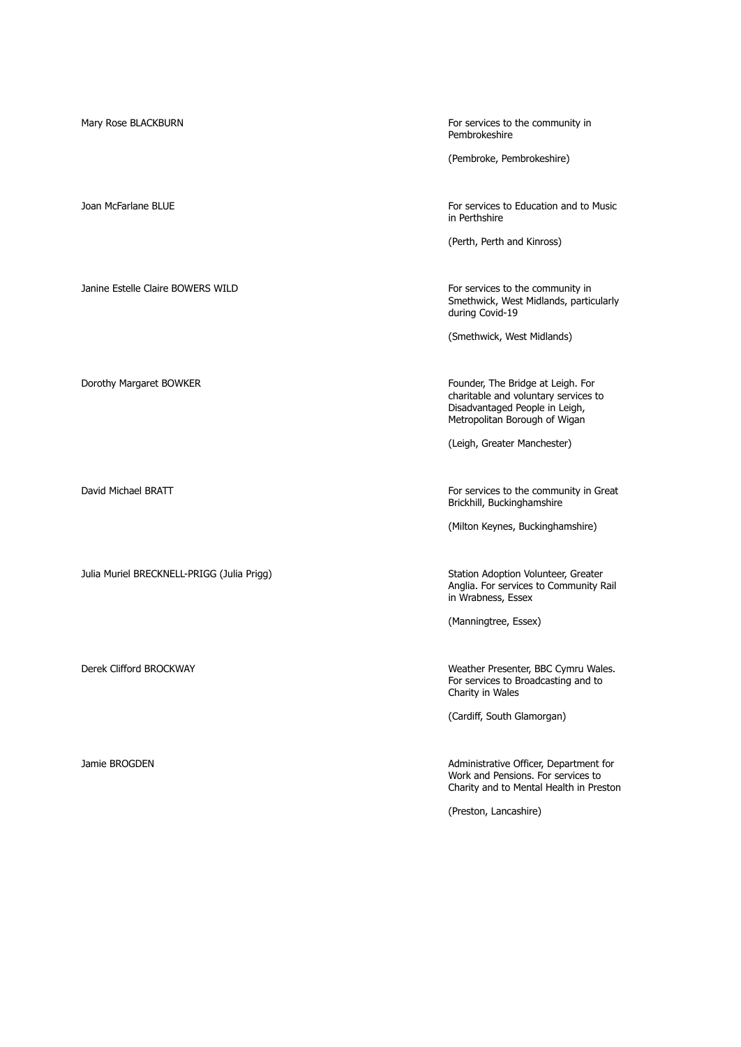| | |
|---|---|
| Mary Rose BLACKBURN | For services to the community in Pembrokeshire<br><br>(Pembroke, Pembrokeshire) |
| Joan McFarlane BLUE | For services to Education and to Music in Perthshire<br><br>(Perth, Perth and Kinross) |
| Janine Estelle Claire BOWERS WILD | For services to the community in Smethwick, West Midlands, particularly during Covid-19<br><br>(Smethwick, West Midlands) |
| Dorothy Margaret BOWKER | Founder, The Bridge at Leigh. For charitable and voluntary services to Disadvantaged People in Leigh, Metropolitan Borough of Wigan<br><br>(Leigh, Greater Manchester) |
| David Michael BRATT | For services to the community in Great Brickhill, Buckinghamshire<br><br>(Milton Keynes, Buckinghamshire) |
| Julia Muriel BRECKNELL-PRIGG (Julia Prigg) | Station Adoption Volunteer, Greater Anglia. For services to Community Rail in Wrabness, Essex<br><br>(Manningtree, Essex) |
| Derek Clifford BROCKWAY | Weather Presenter, BBC Cymru Wales. For services to Broadcasting and to Charity in Wales<br><br>(Cardiff, South Glamorgan) |
| Jamie BROGDEN | Administrative Officer, Department for Work and Pensions. For services to Charity and to Mental Health in Preston<br><br>(Preston, Lancashire) |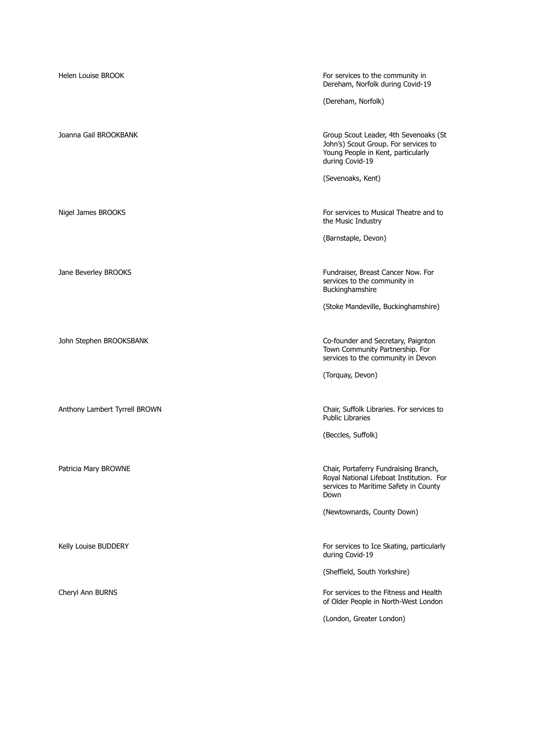| | |
|---|---|
| Helen Louise BROOK | For services to the community in Dereham, Norfolk during Covid-19<br><br>(Dereham, Norfolk) |
| Joanna Gail BROOKBANK | Group Scout Leader, 4th Sevenoaks (St John's) Scout Group. For services to Young People in Kent, particularly during Covid-19<br><br>(Sevenoaks, Kent) |
| Nigel James BROOKS | For services to Musical Theatre and to the Music Industry<br><br>(Barnstaple, Devon) |
| Jane Beverley BROOKS | Fundraiser, Breast Cancer Now. For services to the community in Buckinghamshire<br><br>(Stoke Mandeville, Buckinghamshire) |
| John Stephen BROOKSBANK | Co-founder and Secretary, Paignton Town Community Partnership. For services to the community in Devon<br><br>(Torquay, Devon) |
| Anthony Lambert Tyrrell BROWN | Chair, Suffolk Libraries. For services to Public Libraries<br><br>(Beccles, Suffolk) |
| Patricia Mary BROWNE | Chair, Portaferry Fundraising Branch, Royal National Lifeboat Institution. For services to Maritime Safety in County Down<br><br>(Newtownards, County Down) |
| Kelly Louise BUDDERY | For services to Ice Skating, particularly during Covid-19<br><br>(Sheffield, South Yorkshire) |
| Cheryl Ann BURNS | For services to the Fitness and Health of Older People in North-West London<br><br>(London, Greater London) |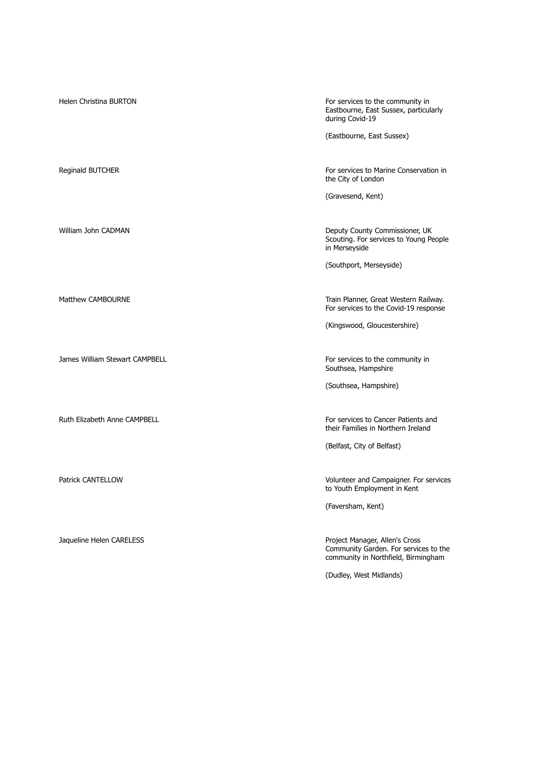| | |
|---|---|
| Helen Christina BURTON | For services to the community in Eastbourne, East Sussex, particularly during Covid-19<br><br>(Eastbourne, East Sussex) |
| Reginald BUTCHER | For services to Marine Conservation in the City of London<br><br>(Gravesend, Kent) |
| William John CADMAN | Deputy County Commissioner, UK Scouting. For services to Young People in Merseyside<br><br>(Southport, Merseyside) |
| Matthew CAMBOURNE | Train Planner, Great Western Railway. For services to the Covid-19 response<br><br>(Kingswood, Gloucestershire) |
| James William Stewart CAMPBELL | For services to the community in Southsea, Hampshire<br><br>(Southsea, Hampshire) |
| Ruth Elizabeth Anne CAMPBELL | For services to Cancer Patients and their Families in Northern Ireland<br><br>(Belfast, City of Belfast) |
| Patrick CANTELLOW | Volunteer and Campaigner. For services to Youth Employment in Kent<br><br>(Faversham, Kent) |
| Jaqueline Helen CARELESS | Project Manager, Allen's Cross Community Garden. For services to the community in Northfield, Birmingham<br><br>(Dudley, West Midlands) |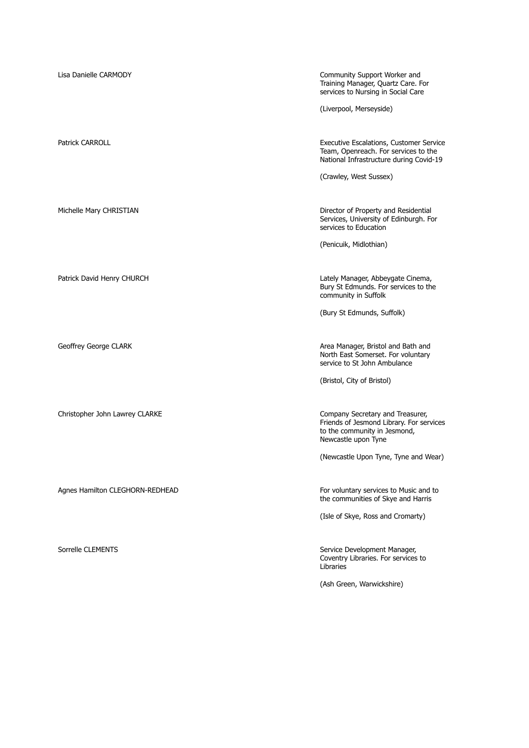Lisa Danielle CARMODY

Community Support Worker and Training Manager, Quartz Care. For services to Nursing in Social Care

(Liverpool, Merseyside)

Patrick CARROLL

Executive Escalations, Customer Service Team, Openreach. For services to the National Infrastructure during Covid-19

(Crawley, West Sussex)

Michelle Mary CHRISTIAN

Director of Property and Residential Services, University of Edinburgh. For services to Education

(Penicuik, Midlothian)

Patrick David Henry CHURCH

Lately Manager, Abbeygate Cinema, Bury St Edmunds. For services to the community in Suffolk

(Bury St Edmunds, Suffolk)

Geoffrey George CLARK

Area Manager, Bristol and Bath and North East Somerset. For voluntary service to St John Ambulance

(Bristol, City of Bristol)

Christopher John Lawrey CLARKE

Company Secretary and Treasurer, Friends of Jesmond Library. For services to the community in Jesmond, Newcastle upon Tyne

(Newcastle Upon Tyne, Tyne and Wear)

Agnes Hamilton CLEGHORN-REDHEAD

For voluntary services to Music and to the communities of Skye and Harris

(Isle of Skye, Ross and Cromarty)

Sorrelle CLEMENTS

Service Development Manager, Coventry Libraries. For services to Libraries

(Ash Green, Warwickshire)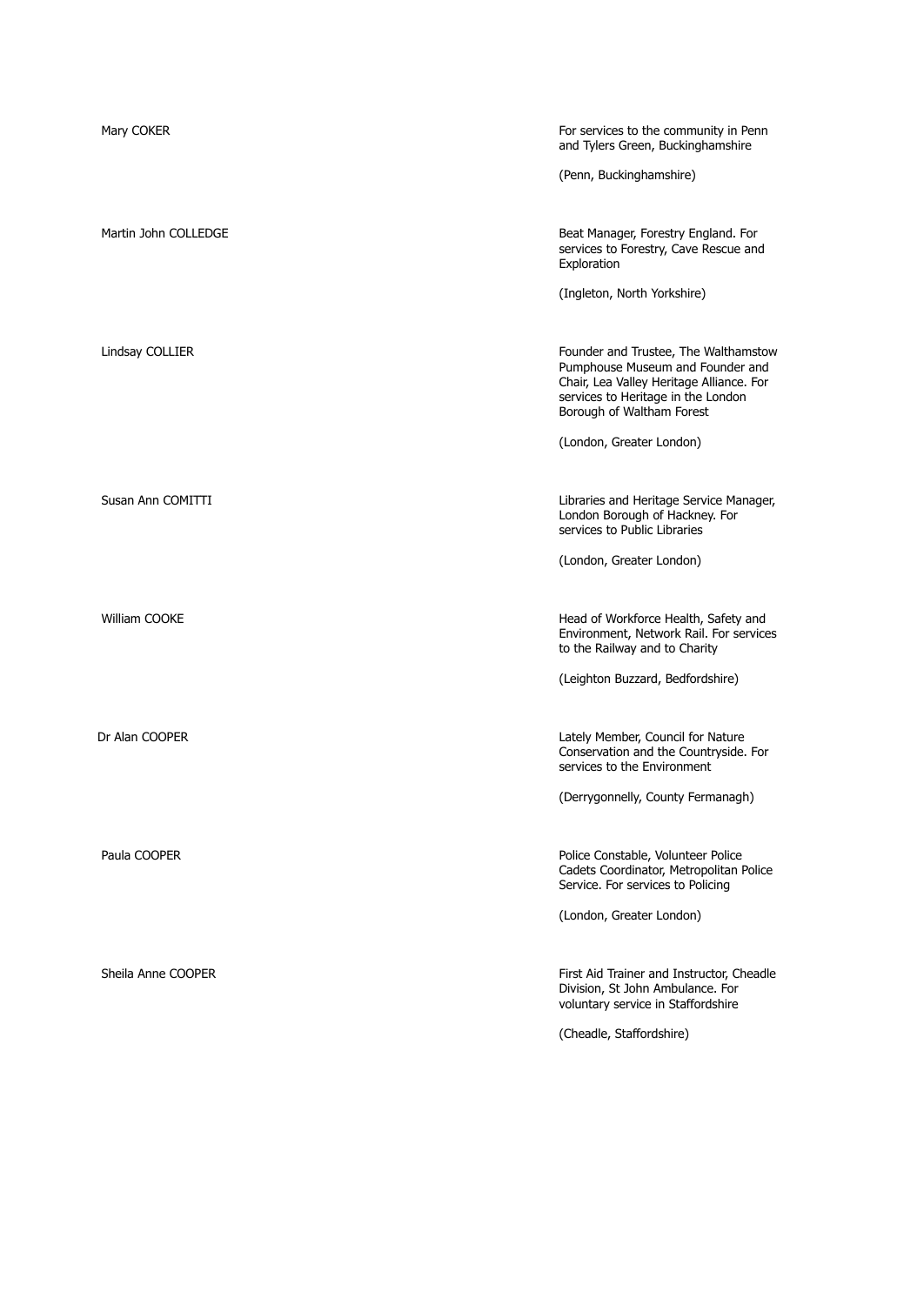| | |
|---|---|
| Mary COKER | For services to the community in Penn and Tylers Green, Buckinghamshire<br><br>(Penn, Buckinghamshire) |
| Martin John COLLEDGE | Beat Manager, Forestry England. For services to Forestry, Cave Rescue and Exploration<br><br>(Ingleton, North Yorkshire) |
| Lindsay COLLIER | Founder and Trustee, The Walthamstow Pumphouse Museum and Founder and Chair, Lea Valley Heritage Alliance. For services to Heritage in the London Borough of Waltham Forest<br><br>(London, Greater London) |
| Susan Ann COMITTI | Libraries and Heritage Service Manager, London Borough of Hackney. For services to Public Libraries<br><br>(London, Greater London) |
| William COOKE | Head of Workforce Health, Safety and Environment, Network Rail. For services to the Railway and to Charity<br><br>(Leighton Buzzard, Bedfordshire) |
| Dr Alan COOPER | Lately Member, Council for Nature Conservation and the Countryside. For services to the Environment<br><br>(Derrygonnelly, County Fermanagh) |
| Paula COOPER | Police Constable, Volunteer Police Cadets Coordinator, Metropolitan Police Service. For services to Policing<br><br>(London, Greater London) |
| Sheila Anne COOPER | First Aid Trainer and Instructor, Cheadle Division, St John Ambulance. For voluntary service in Staffordshire<br><br>(Cheadle, Staffordshire) |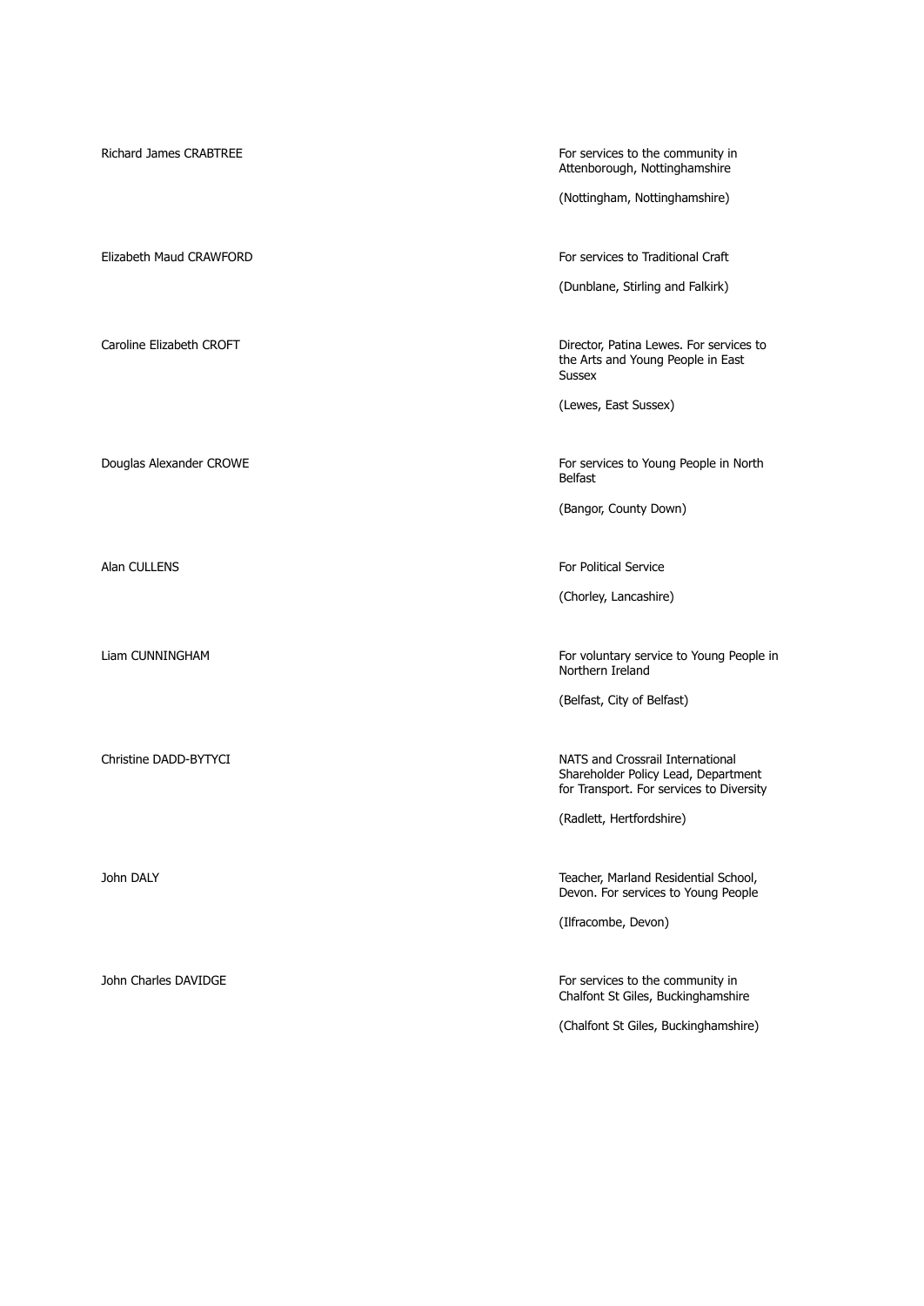| Name | Citation |
| --- | --- |
| Richard James CRABTREE | For services to the community in Attenborough, Nottinghamshire<br><br>(Nottingham, Nottinghamshire) |
| Elizabeth Maud CRAWFORD | For services to Traditional Craft<br><br>(Dunblane, Stirling and Falkirk) |
| Caroline Elizabeth CROFT | Director, Patina Lewes. For services to the Arts and Young People in East Sussex<br><br>(Lewes, East Sussex) |
| Douglas Alexander CROWE | For services to Young People in North Belfast<br><br>(Bangor, County Down) |
| Alan CULLENS | For Political Service<br><br>(Chorley, Lancashire) |
| Liam CUNNINGHAM | For voluntary service to Young People in Northern Ireland<br><br>(Belfast, City of Belfast) |
| Christine DADD-BYTYCI | NATS and Crossrail International Shareholder Policy Lead, Department for Transport. For services to Diversity<br><br>(Radlett, Hertfordshire) |
| John DALY | Teacher, Marland Residential School, Devon. For services to Young People<br><br>(Ilfracombe, Devon) |
| John Charles DAVIDGE | For services to the community in Chalfont St Giles, Buckinghamshire<br><br>(Chalfont St Giles, Buckinghamshire) |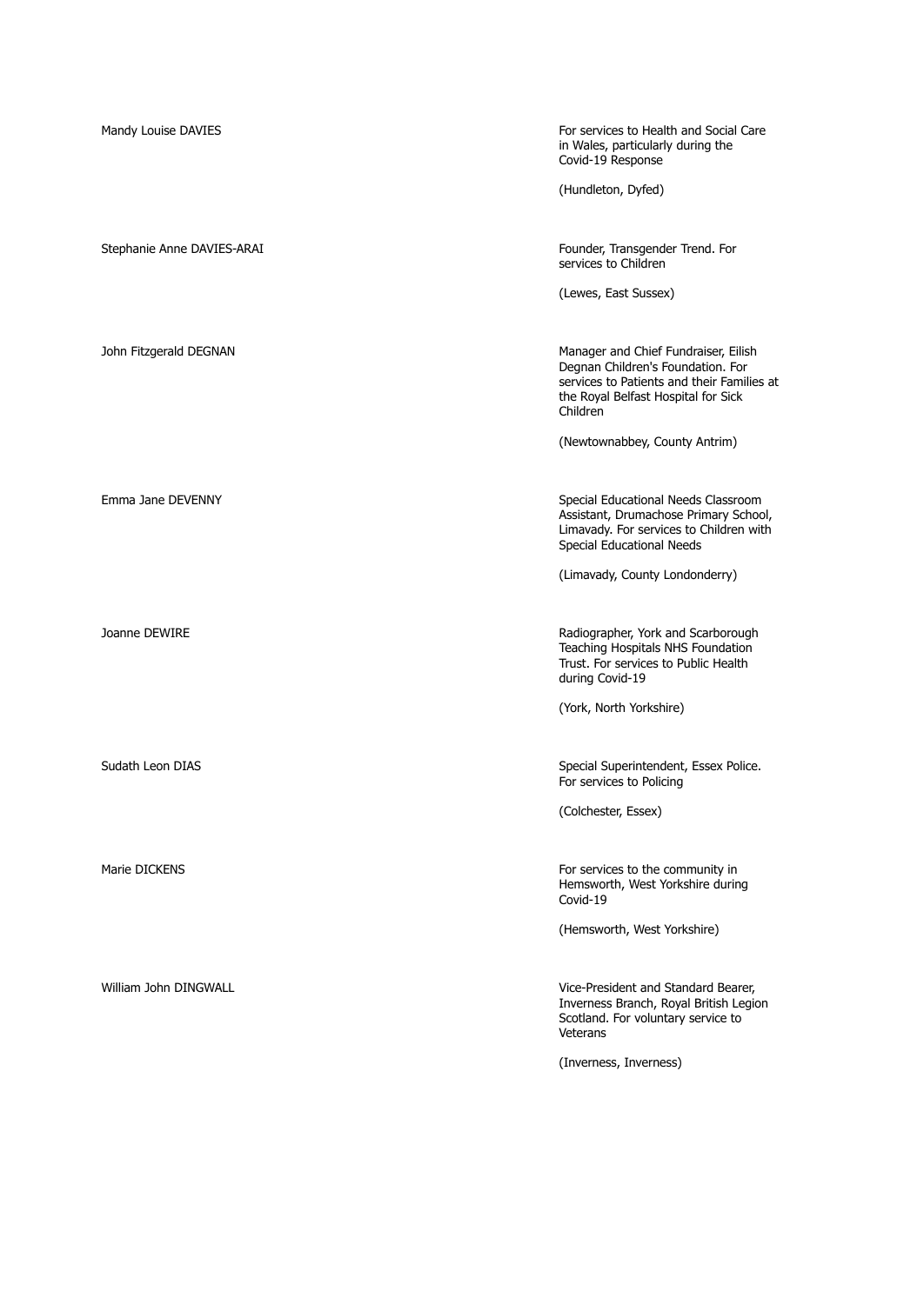Mandy Louise DAVIES

For services to Health and Social Care in Wales, particularly during the Covid-19 Response

(Hundleton, Dyfed)

Stephanie Anne DAVIES-ARAI

Founder, Transgender Trend. For services to Children

(Lewes, East Sussex)

John Fitzgerald DEGNAN

Manager and Chief Fundraiser, Eilish Degnan Children's Foundation. For services to Patients and their Families at the Royal Belfast Hospital for Sick Children

(Newtownabbey, County Antrim)

Emma Jane DEVENNY

Special Educational Needs Classroom Assistant, Drumachose Primary School, Limavady. For services to Children with Special Educational Needs

(Limavady, County Londonderry)

Joanne DEWIRE

Radiographer, York and Scarborough Teaching Hospitals NHS Foundation Trust. For services to Public Health during Covid-19

(York, North Yorkshire)

Sudath Leon DIAS

Special Superintendent, Essex Police. For services to Policing

(Colchester, Essex)

Marie DICKENS

For services to the community in Hemsworth, West Yorkshire during Covid-19

(Hemsworth, West Yorkshire)

William John DINGWALL

Vice-President and Standard Bearer, Inverness Branch, Royal British Legion Scotland. For voluntary service to Veterans

(Inverness, Inverness)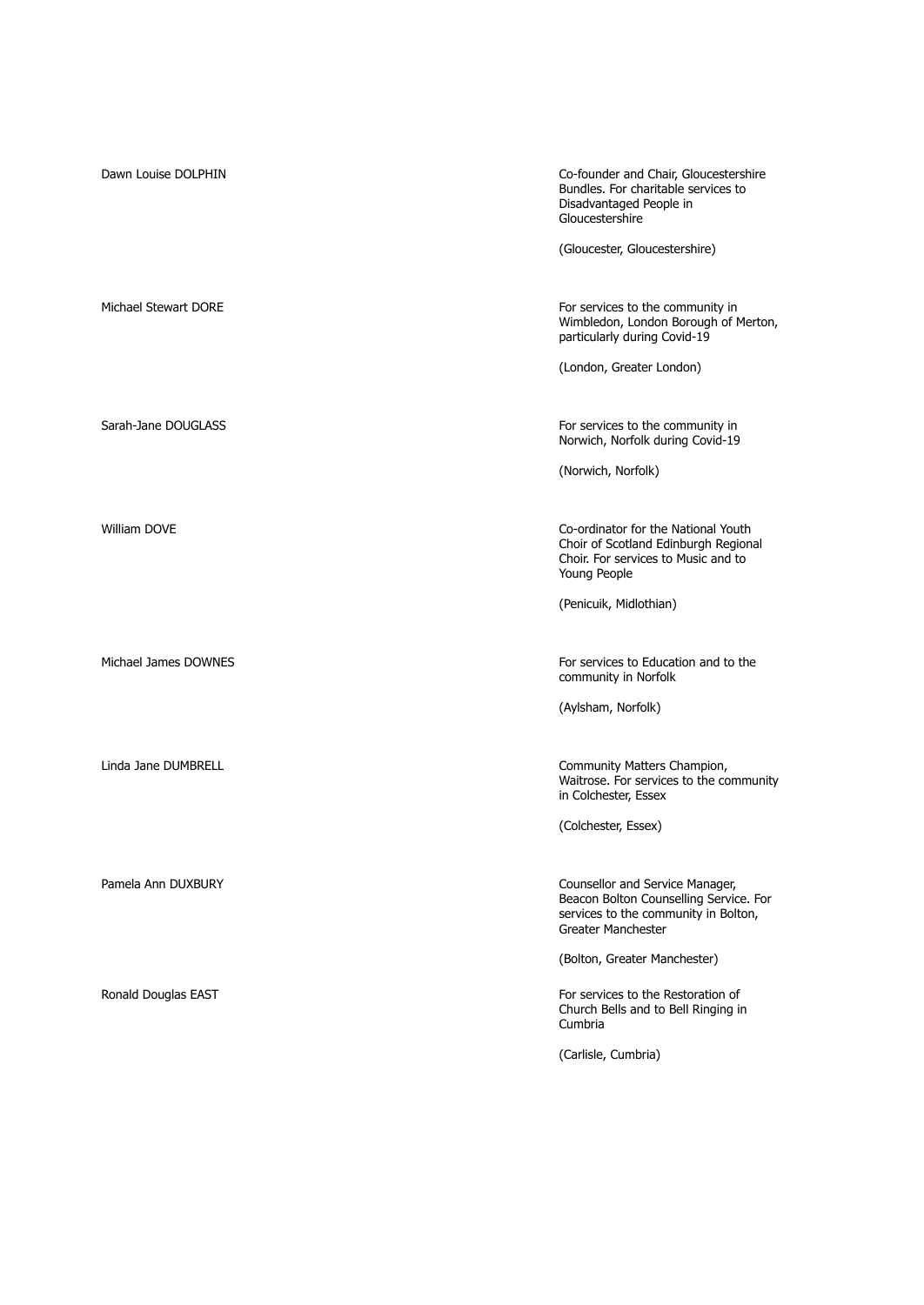| | |
|---|---|
| Dawn Louise DOLPHIN | Co-founder and Chair, Gloucestershire Bundles. For charitable services to Disadvantaged People in Gloucestershire<br><br>(Gloucester, Gloucestershire) |
| Michael Stewart DORE | For services to the community in Wimbledon, London Borough of Merton, particularly during Covid-19<br><br>(London, Greater London) |
| Sarah-Jane DOUGLASS | For services to the community in Norwich, Norfolk during Covid-19<br><br>(Norwich, Norfolk) |
| William DOVE | Co-ordinator for the National Youth Choir of Scotland Edinburgh Regional Choir. For services to Music and to Young People<br><br>(Penicuik, Midlothian) |
| Michael James DOWNES | For services to Education and to the community in Norfolk<br><br>(Aylsham, Norfolk) |
| Linda Jane DUMBRELL | Community Matters Champion, Waitrose. For services to the community in Colchester, Essex<br><br>(Colchester, Essex) |
| Pamela Ann DUXBURY | Counsellor and Service Manager, Beacon Bolton Counselling Service. For services to the community in Bolton, Greater Manchester<br><br>(Bolton, Greater Manchester) |
| Ronald Douglas EAST | For services to the Restoration of Church Bells and to Bell Ringing in Cumbria<br><br>(Carlisle, Cumbria) |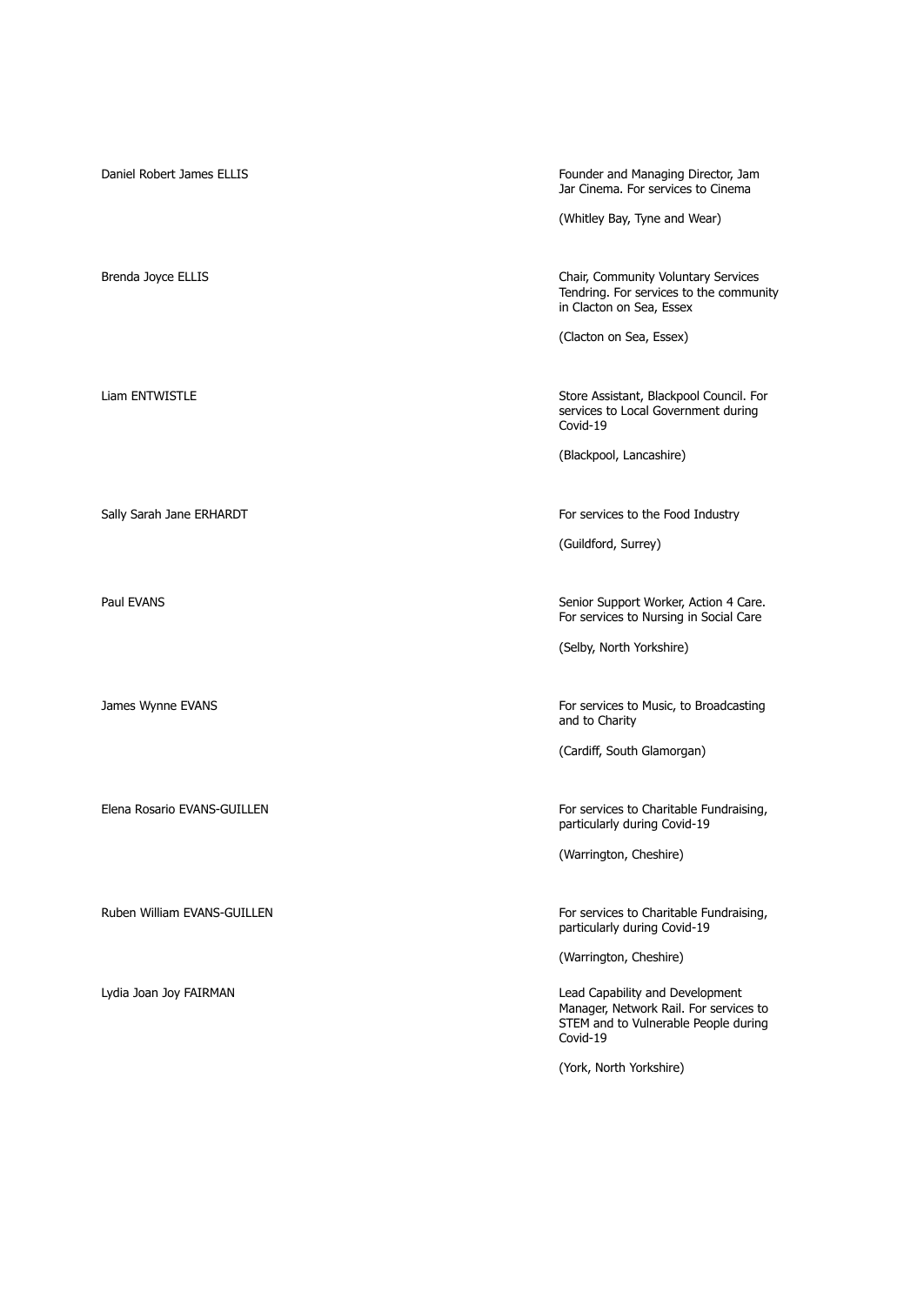| Name | Citation |
| --- | --- |
| Daniel Robert James ELLIS | Founder and Managing Director, Jam Jar Cinema. For services to Cinema<br><br>(Whitley Bay, Tyne and Wear) |
| Brenda Joyce ELLIS | Chair, Community Voluntary Services Tendring. For services to the community in Clacton on Sea, Essex<br><br>(Clacton on Sea, Essex) |
| Liam ENTWISTLE | Store Assistant, Blackpool Council. For services to Local Government during Covid-19<br><br>(Blackpool, Lancashire) |
| Sally Sarah Jane ERHARDT | For services to the Food Industry<br><br>(Guildford, Surrey) |
| Paul EVANS | Senior Support Worker, Action 4 Care. For services to Nursing in Social Care<br><br>(Selby, North Yorkshire) |
| James Wynne EVANS | For services to Music, to Broadcasting and to Charity<br><br>(Cardiff, South Glamorgan) |
| Elena Rosario EVANS-GUILLEN | For services to Charitable Fundraising, particularly during Covid-19<br><br>(Warrington, Cheshire) |
| Ruben William EVANS-GUILLEN | For services to Charitable Fundraising, particularly during Covid-19<br><br>(Warrington, Cheshire) |
| Lydia Joan Joy FAIRMAN | Lead Capability and Development Manager, Network Rail. For services to STEM and to Vulnerable People during Covid-19<br><br>(York, North Yorkshire) |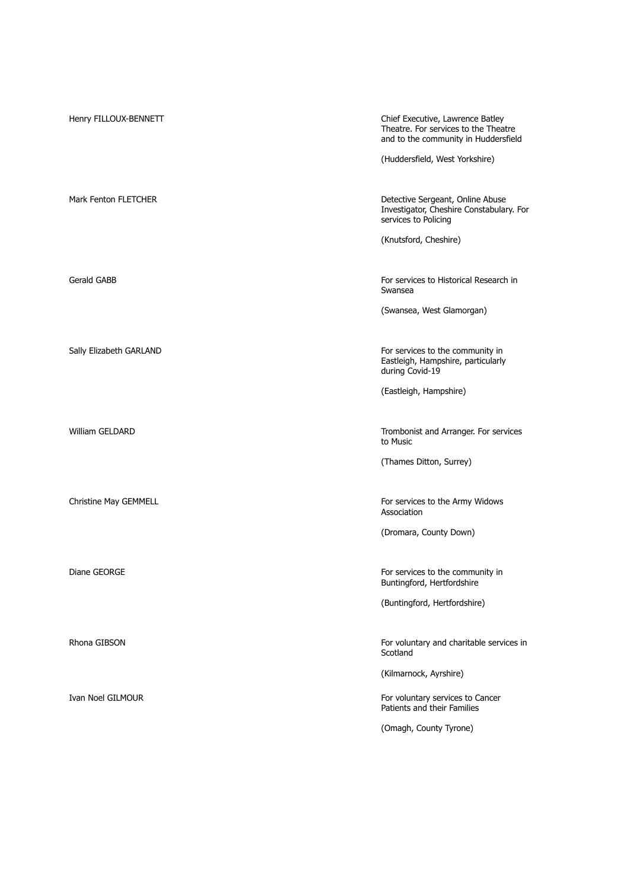Henry FILLOUX-BENNETT

Chief Executive, Lawrence Batley Theatre. For services to the Theatre and to the community in Huddersfield

(Huddersfield, West Yorkshire)

Mark Fenton FLETCHER

Detective Sergeant, Online Abuse Investigator, Cheshire Constabulary. For services to Policing

(Knutsford, Cheshire)

Gerald GABB

For services to Historical Research in Swansea

(Swansea, West Glamorgan)

Sally Elizabeth GARLAND

For services to the community in Eastleigh, Hampshire, particularly during Covid-19

(Eastleigh, Hampshire)

William GELDARD

Trombonist and Arranger. For services to Music

(Thames Ditton, Surrey)

Christine May GEMMELL

For services to the Army Widows Association

(Dromara, County Down)

Diane GEORGE

For services to the community in Buntingford, Hertfordshire

(Buntingford, Hertfordshire)

Rhona GIBSON

For voluntary and charitable services in Scotland

(Kilmarnock, Ayrshire)

Ivan Noel GILMOUR

For voluntary services to Cancer Patients and their Families

(Omagh, County Tyrone)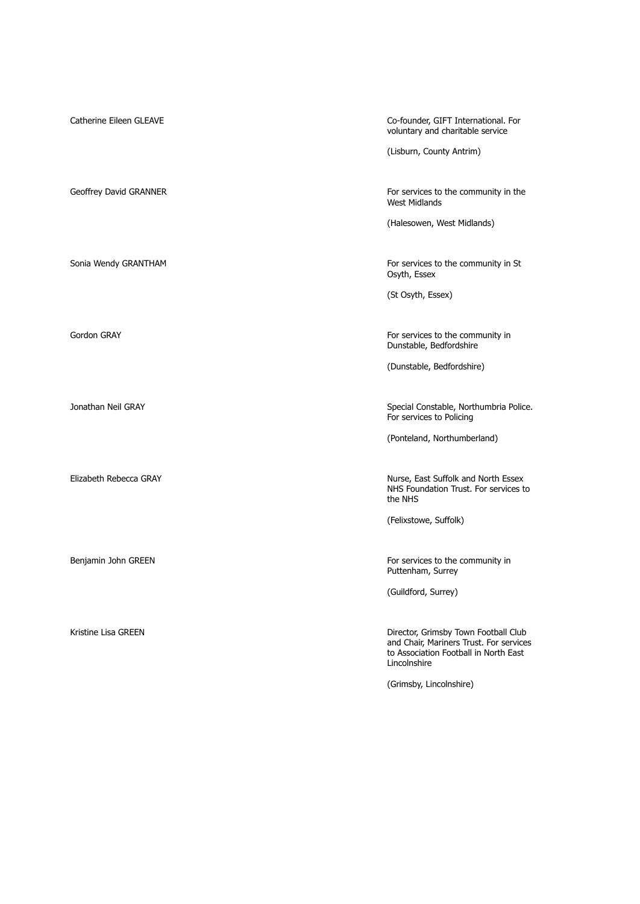| | |
|---|---|
| Catherine Eileen GLEAVE | Co-founder, GIFT International. For voluntary and charitable service<br><br>(Lisburn, County Antrim) |
| Geoffrey David GRANNER | For services to the community in the West Midlands<br><br>(Halesowen, West Midlands) |
| Sonia Wendy GRANTHAM | For services to the community in St Osyth, Essex<br><br>(St Osyth, Essex) |
| Gordon GRAY | For services to the community in Dunstable, Bedfordshire<br><br>(Dunstable, Bedfordshire) |
| Jonathan Neil GRAY | Special Constable, Northumbria Police. For services to Policing<br><br>(Ponteland, Northumberland) |
| Elizabeth Rebecca GRAY | Nurse, East Suffolk and North Essex NHS Foundation Trust. For services to the NHS<br><br>(Felixstowe, Suffolk) |
| Benjamin John GREEN | For services to the community in Puttenham, Surrey<br><br>(Guildford, Surrey) |
| Kristine Lisa GREEN | Director, Grimsby Town Football Club and Chair, Mariners Trust. For services to Association Football in North East Lincolnshire<br><br>(Grimsby, Lincolnshire) |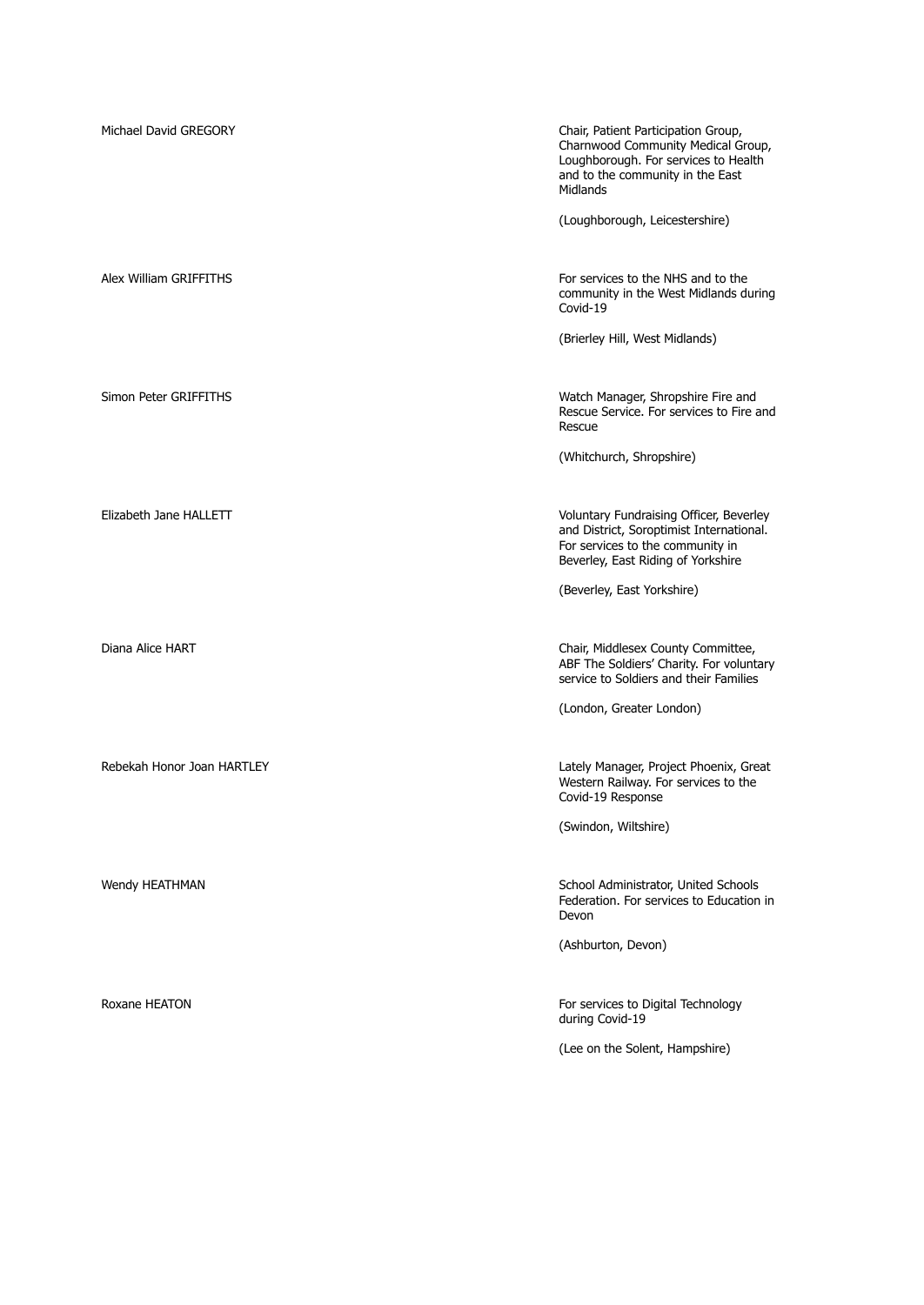Michael David GREGORY

Chair, Patient Participation Group, Charnwood Community Medical Group, Loughborough. For services to Health and to the community in the East Midlands

(Loughborough, Leicestershire)

Alex William GRIFFITHS

For services to the NHS and to the community in the West Midlands during Covid-19

(Brierley Hill, West Midlands)

Simon Peter GRIFFITHS

Watch Manager, Shropshire Fire and Rescue Service. For services to Fire and Rescue

(Whitchurch, Shropshire)

Elizabeth Jane HALLETT

Voluntary Fundraising Officer, Beverley and District, Soroptimist International. For services to the community in Beverley, East Riding of Yorkshire

(Beverley, East Yorkshire)

Diana Alice HART

Chair, Middlesex County Committee, ABF The Soldiers' Charity. For voluntary service to Soldiers and their Families

(London, Greater London)

Rebekah Honor Joan HARTLEY

Lately Manager, Project Phoenix, Great Western Railway. For services to the Covid-19 Response

(Swindon, Wiltshire)

Wendy HEATHMAN

School Administrator, United Schools Federation. For services to Education in Devon

(Ashburton, Devon)

Roxane HEATON

For services to Digital Technology during Covid-19

(Lee on the Solent, Hampshire)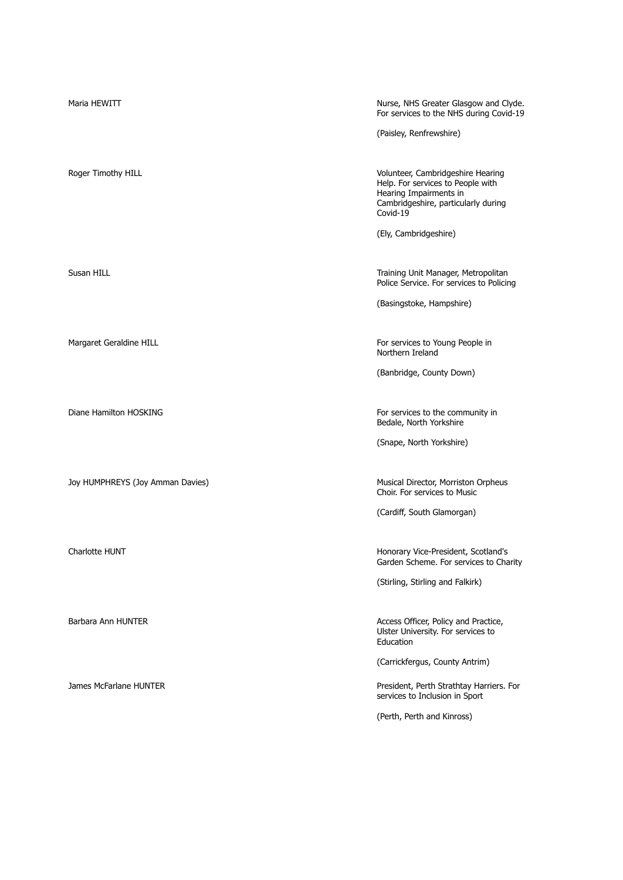| | |
|---|---|
| Maria HEWITT | Nurse, NHS Greater Glasgow and Clyde. For services to the NHS during Covid-19<br><br>(Paisley, Renfrewshire) |
| Roger Timothy HILL | Volunteer, Cambridgeshire Hearing Help. For services to People with Hearing Impairments in Cambridgeshire, particularly during Covid-19<br><br>(Ely, Cambridgeshire) |
| Susan HILL | Training Unit Manager, Metropolitan Police Service. For services to Policing<br><br>(Basingstoke, Hampshire) |
| Margaret Geraldine HILL | For services to Young People in Northern Ireland<br><br>(Banbridge, County Down) |
| Diane Hamilton HOSKING | For services to the community in Bedale, North Yorkshire<br><br>(Snape, North Yorkshire) |
| Joy HUMPHREYS (Joy Amman Davies) | Musical Director, Morriston Orpheus Choir. For services to Music<br><br>(Cardiff, South Glamorgan) |
| Charlotte HUNT | Honorary Vice-President, Scotland's Garden Scheme. For services to Charity<br><br>(Stirling, Stirling and Falkirk) |
| Barbara Ann HUNTER | Access Officer, Policy and Practice, Ulster University. For services to Education<br><br>(Carrickfergus, County Antrim) |
| James McFarlane HUNTER | President, Perth Strathtay Harriers. For services to Inclusion in Sport<br><br>(Perth, Perth and Kinross) |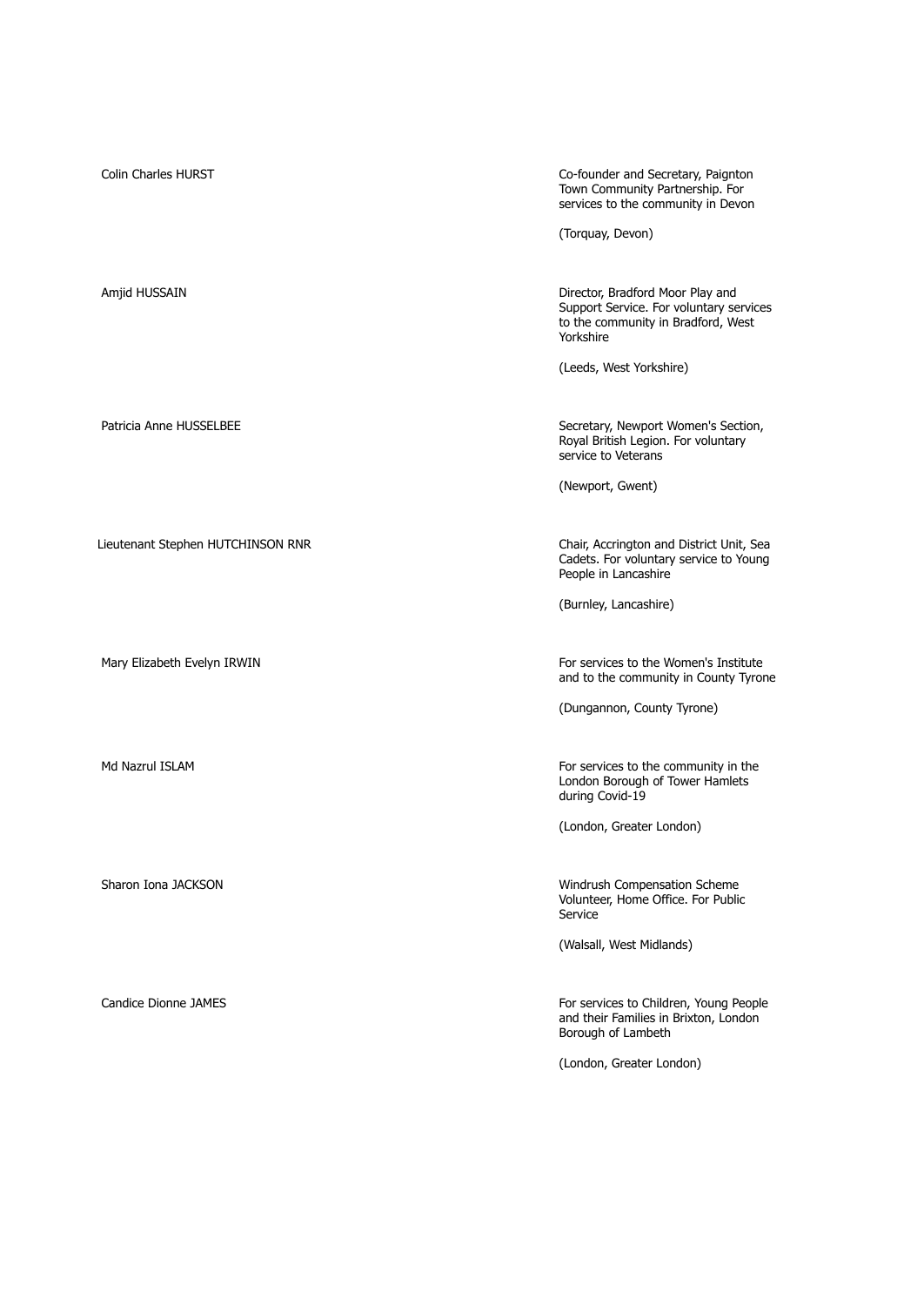| | |
|---|---|
| Colin Charles HURST | Co-founder and Secretary, Paignton Town Community Partnership. For services to the community in Devon<br><br>(Torquay, Devon) |
| Amjid HUSSAIN | Director, Bradford Moor Play and Support Service. For voluntary services to the community in Bradford, West Yorkshire<br><br>(Leeds, West Yorkshire) |
| Patricia Anne HUSSELBEE | Secretary, Newport Women's Section, Royal British Legion. For voluntary service to Veterans<br><br>(Newport, Gwent) |
| Lieutenant Stephen HUTCHINSON RNR | Chair, Accrington and District Unit, Sea Cadets. For voluntary service to Young People in Lancashire<br><br>(Burnley, Lancashire) |
| Mary Elizabeth Evelyn IRWIN | For services to the Women's Institute and to the community in County Tyrone<br><br>(Dungannon, County Tyrone) |
| Md Nazrul ISLAM | For services to the community in the London Borough of Tower Hamlets during Covid-19<br><br>(London, Greater London) |
| Sharon Iona JACKSON | Windrush Compensation Scheme Volunteer, Home Office. For Public Service<br><br>(Walsall, West Midlands) |
| Candice Dionne JAMES | For services to Children, Young People and their Families in Brixton, London Borough of Lambeth<br><br>(London, Greater London) |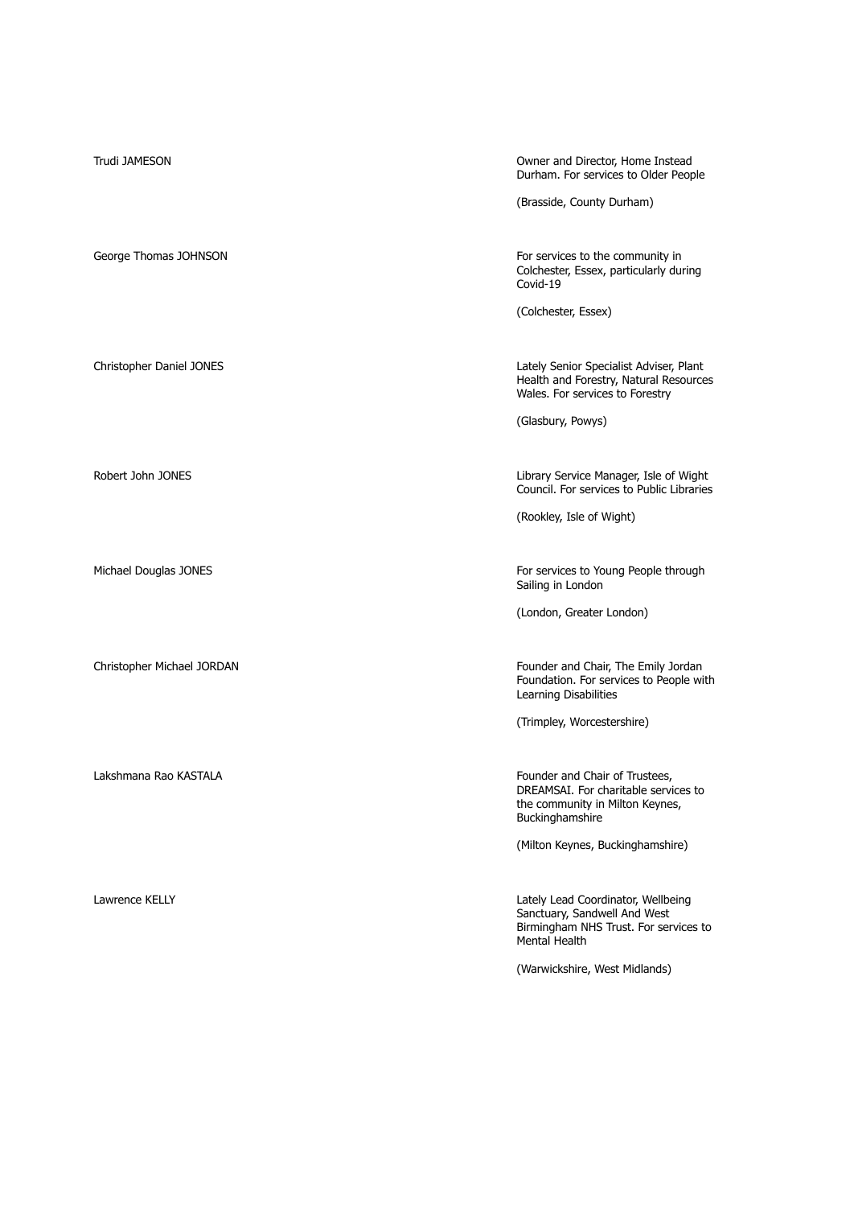| | |
|---|---|
| Trudi JAMESON | Owner and Director, Home Instead Durham. For services to Older People<br><br>(Brasside, County Durham) |
| George Thomas JOHNSON | For services to the community in Colchester, Essex, particularly during Covid-19<br><br>(Colchester, Essex) |
| Christopher Daniel JONES | Lately Senior Specialist Adviser, Plant Health and Forestry, Natural Resources Wales. For services to Forestry<br><br>(Glasbury, Powys) |
| Robert John JONES | Library Service Manager, Isle of Wight Council. For services to Public Libraries<br><br>(Rookley, Isle of Wight) |
| Michael Douglas JONES | For services to Young People through Sailing in London<br><br>(London, Greater London) |
| Christopher Michael JORDAN | Founder and Chair, The Emily Jordan Foundation. For services to People with Learning Disabilities<br><br>(Trimpley, Worcestershire) |
| Lakshmana Rao KASTALA | Founder and Chair of Trustees, DREAMSAI. For charitable services to the community in Milton Keynes, Buckinghamshire<br><br>(Milton Keynes, Buckinghamshire) |
| Lawrence KELLY | Lately Lead Coordinator, Wellbeing Sanctuary, Sandwell And West Birmingham NHS Trust. For services to Mental Health<br><br>(Warwickshire, West Midlands) |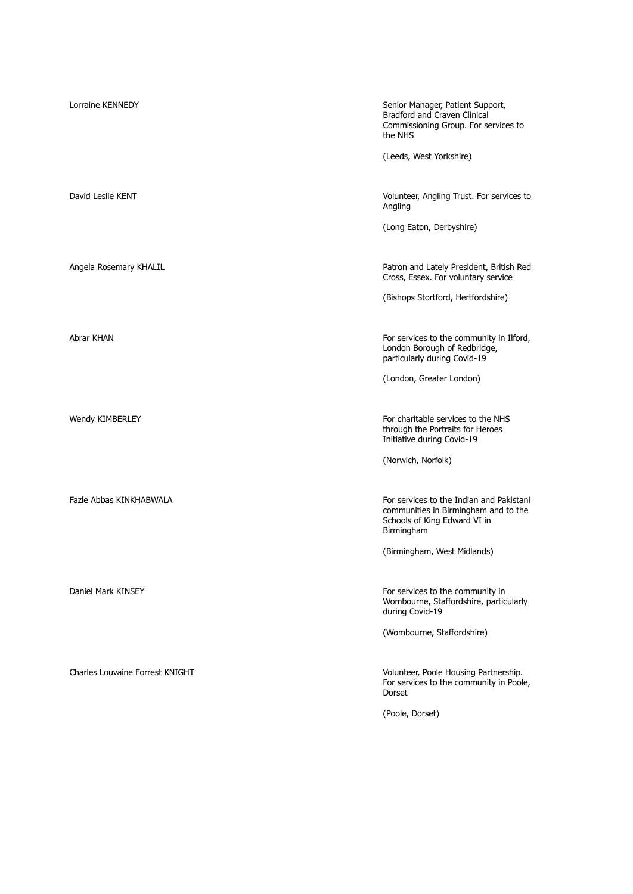| | |
|---|---|
| Lorraine KENNEDY | Senior Manager, Patient Support, Bradford and Craven Clinical Commissioning Group. For services to the NHS<br><br>(Leeds, West Yorkshire) |
| David Leslie KENT | Volunteer, Angling Trust. For services to Angling<br><br>(Long Eaton, Derbyshire) |
| Angela Rosemary KHALIL | Patron and Lately President, British Red Cross, Essex. For voluntary service<br><br>(Bishops Stortford, Hertfordshire) |
| Abrar KHAN | For services to the community in Ilford, London Borough of Redbridge, particularly during Covid-19<br><br>(London, Greater London) |
| Wendy KIMBERLEY | For charitable services to the NHS through the Portraits for Heroes Initiative during Covid-19<br><br>(Norwich, Norfolk) |
| Fazle Abbas KINKHABWALA | For services to the Indian and Pakistani communities in Birmingham and to the Schools of King Edward VI in Birmingham<br><br>(Birmingham, West Midlands) |
| Daniel Mark KINSEY | For services to the community in Wombourne, Staffordshire, particularly during Covid-19<br><br>(Wombourne, Staffordshire) |
| Charles Louvaine Forrest KNIGHT | Volunteer, Poole Housing Partnership. For services to the community in Poole, Dorset<br><br>(Poole, Dorset) |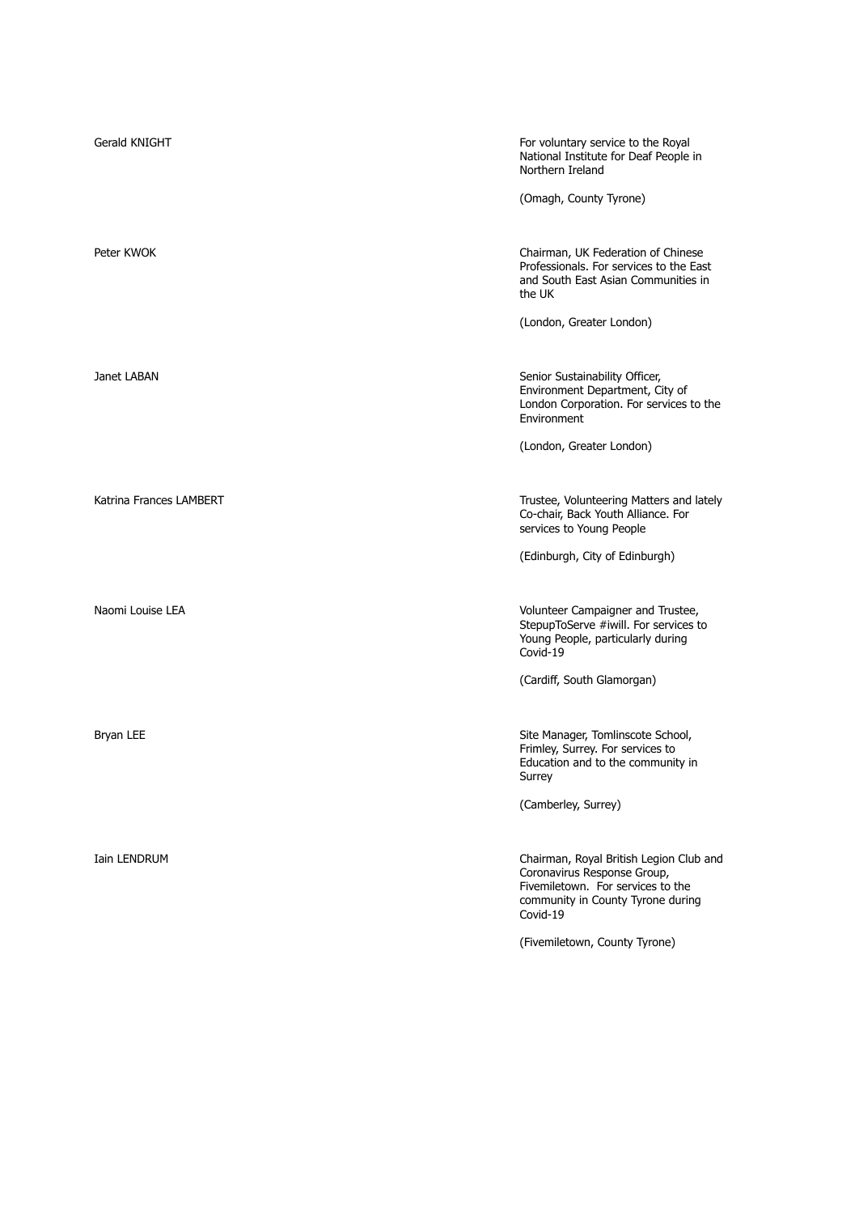Gerald KNIGHT

For voluntary service to the Royal National Institute for Deaf People in Northern Ireland

(Omagh, County Tyrone)

Peter KWOK

Chairman, UK Federation of Chinese Professionals. For services to the East and South East Asian Communities in the UK

(London, Greater London)

Janet LABAN

Senior Sustainability Officer, Environment Department, City of London Corporation. For services to the Environment

(London, Greater London)

Katrina Frances LAMBERT

Trustee, Volunteering Matters and lately Co-chair, Back Youth Alliance. For services to Young People

(Edinburgh, City of Edinburgh)

Naomi Louise LEA

Volunteer Campaigner and Trustee, StepupToServe #iwill. For services to Young People, particularly during Covid-19

(Cardiff, South Glamorgan)

Bryan LEE

Site Manager, Tomlinscote School, Frimley, Surrey. For services to Education and to the community in Surrey

(Camberley, Surrey)

Iain LENDRUM

Chairman, Royal British Legion Club and Coronavirus Response Group, Fivemiletown. For services to the community in County Tyrone during Covid-19

(Fivemiletown, County Tyrone)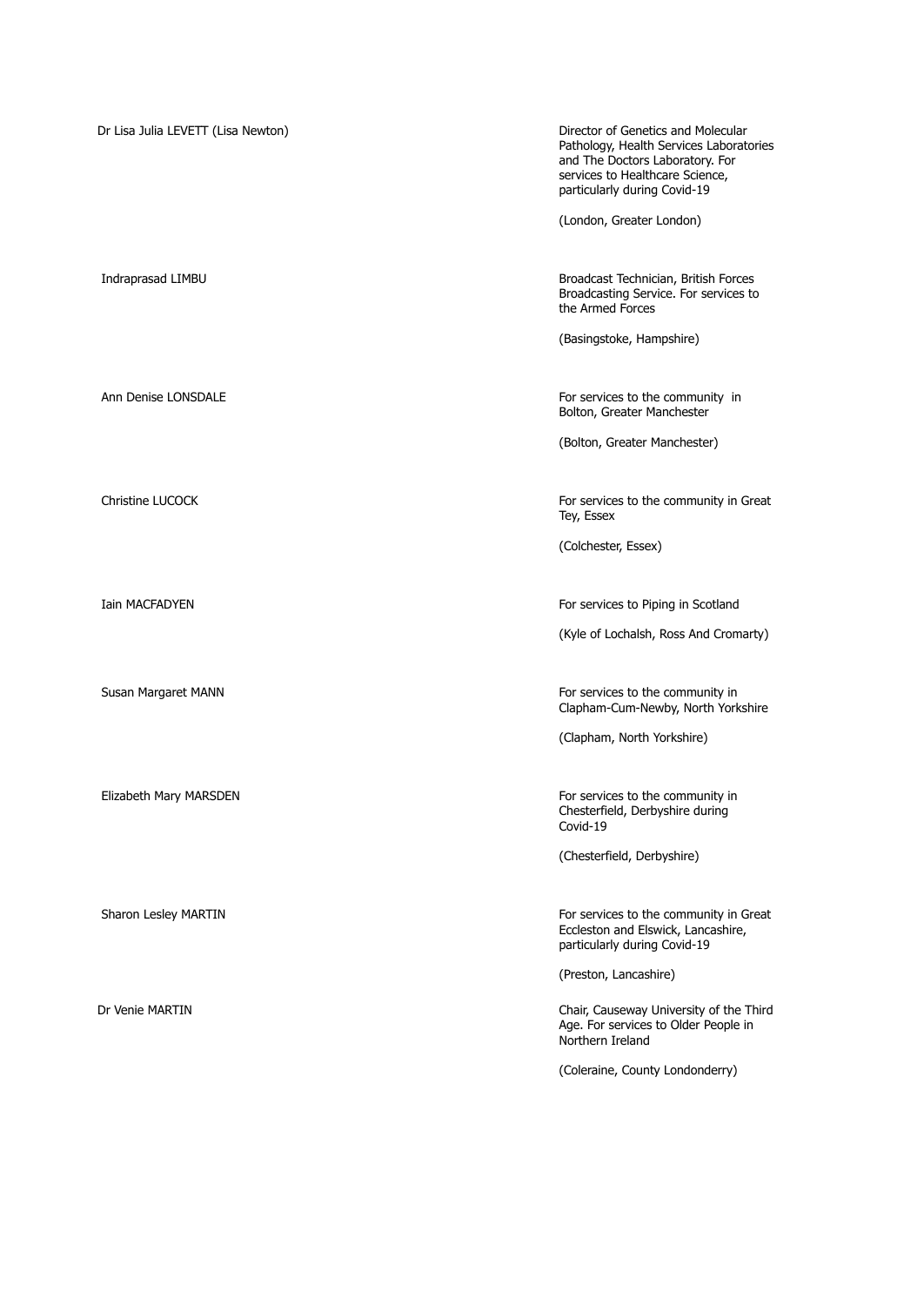| | |
|---|---|
| Dr Lisa Julia LEVETT (Lisa Newton) | Director of Genetics and Molecular Pathology, Health Services Laboratories and The Doctors Laboratory. For services to Healthcare Science, particularly during Covid-19<br><br>(London, Greater London) |
| Indraprasad LIMBU | Broadcast Technician, British Forces Broadcasting Service. For services to the Armed Forces<br><br>(Basingstoke, Hampshire) |
| Ann Denise LONSDALE | For services to the community in Bolton, Greater Manchester<br><br>(Bolton, Greater Manchester) |
| Christine LUCOCK | For services to the community in Great Tey, Essex<br><br>(Colchester, Essex) |
| Iain MACFADYEN | For services to Piping in Scotland<br><br>(Kyle of Lochalsh, Ross And Cromarty) |
| Susan Margaret MANN | For services to the community in Clapham-Cum-Newby, North Yorkshire<br><br>(Clapham, North Yorkshire) |
| Elizabeth Mary MARSDEN | For services to the community in Chesterfield, Derbyshire during Covid-19<br><br>(Chesterfield, Derbyshire) |
| Sharon Lesley MARTIN | For services to the community in Great Eccleston and Elswick, Lancashire, particularly during Covid-19<br><br>(Preston, Lancashire) |
| Dr Venie MARTIN | Chair, Causeway University of the Third Age. For services to Older People in Northern Ireland<br><br>(Coleraine, County Londonderry) |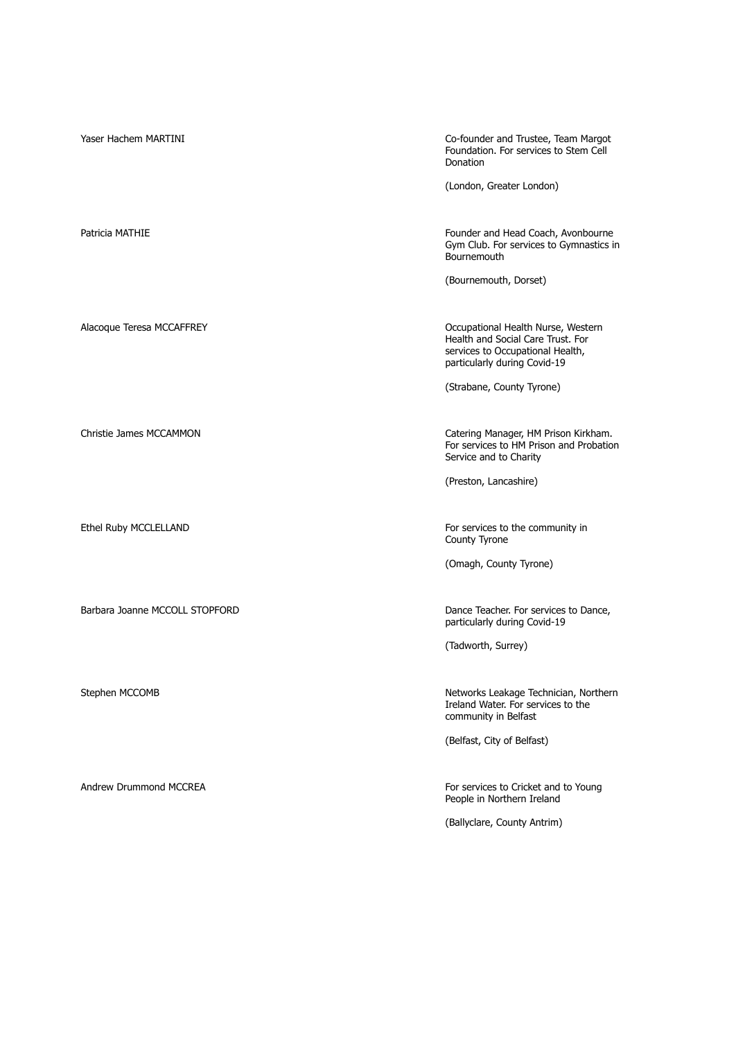| | |
|---|---|
| Yaser Hachem MARTINI | Co-founder and Trustee, Team Margot Foundation. For services to Stem Cell Donation<br><br>(London, Greater London) |
| Patricia MATHIE | Founder and Head Coach, Avonbourne Gym Club. For services to Gymnastics in Bournemouth<br><br>(Bournemouth, Dorset) |
| Alacoque Teresa MCCAFFREY | Occupational Health Nurse, Western Health and Social Care Trust. For services to Occupational Health, particularly during Covid-19<br><br>(Strabane, County Tyrone) |
| Christie James MCCAMMON | Catering Manager, HM Prison Kirkham. For services to HM Prison and Probation Service and to Charity<br><br>(Preston, Lancashire) |
| Ethel Ruby MCCLELLAND | For services to the community in County Tyrone<br><br>(Omagh, County Tyrone) |
| Barbara Joanne MCCOLL STOPFORD | Dance Teacher. For services to Dance, particularly during Covid-19<br><br>(Tadworth, Surrey) |
| Stephen MCCOMB | Networks Leakage Technician, Northern Ireland Water. For services to the community in Belfast<br><br>(Belfast, City of Belfast) |
| Andrew Drummond MCCREA | For services to Cricket and to Young People in Northern Ireland<br><br>(Ballyclare, County Antrim) |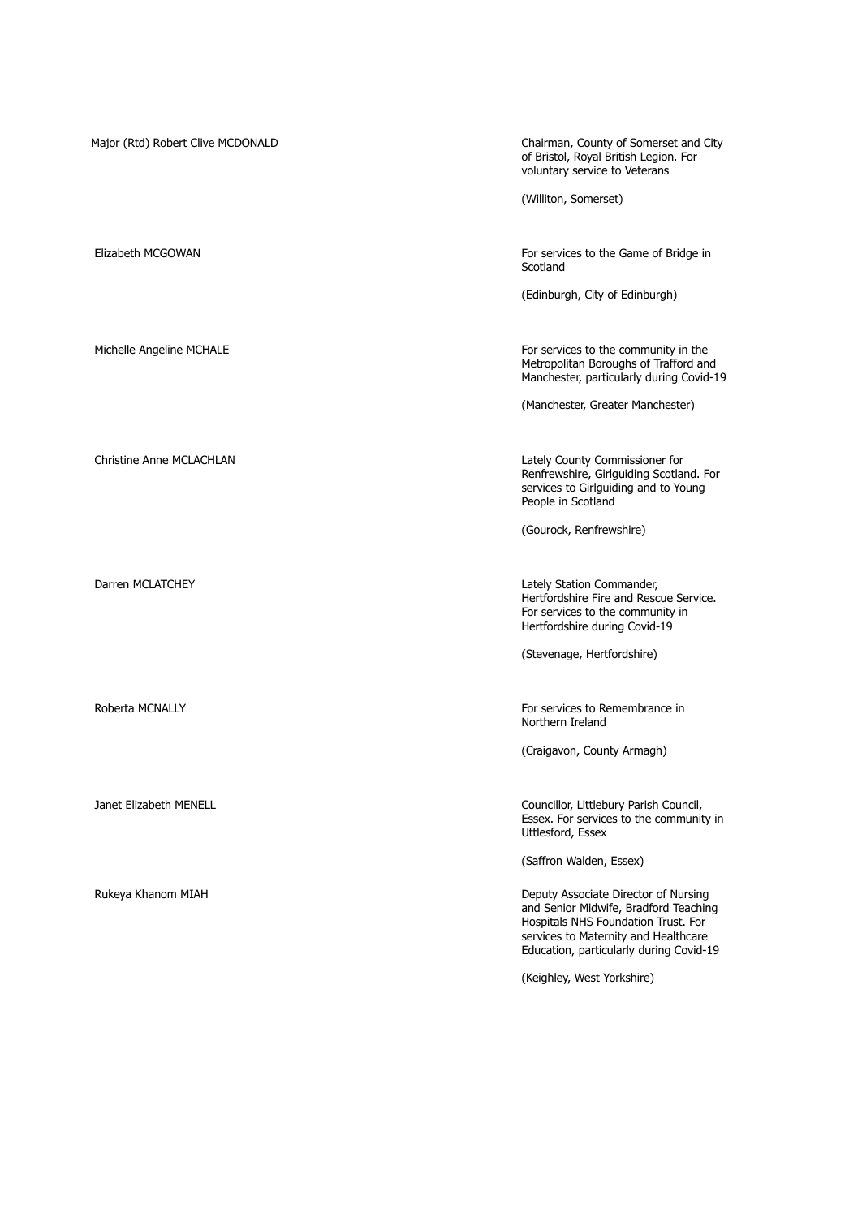| | |
|---|---|
| Major (Rtd) Robert Clive MCDONALD | Chairman, County of Somerset and City of Bristol, Royal British Legion. For voluntary service to Veterans<br><br>(Williton, Somerset) |
| Elizabeth MCGOWAN | For services to the Game of Bridge in Scotland<br><br>(Edinburgh, City of Edinburgh) |
| Michelle Angeline MCHALE | For services to the community in the Metropolitan Boroughs of Trafford and Manchester, particularly during Covid-19<br><br>(Manchester, Greater Manchester) |
| Christine Anne MCLACHLAN | Lately County Commissioner for Renfrewshire, Girlguiding Scotland. For services to Girlguiding and to Young People in Scotland<br><br>(Gourock, Renfrewshire) |
| Darren MCLATCHEY | Lately Station Commander, Hertfordshire Fire and Rescue Service. For services to the community in Hertfordshire during Covid-19<br><br>(Stevenage, Hertfordshire) |
| Roberta MCNALLY | For services to Remembrance in Northern Ireland<br><br>(Craigavon, County Armagh) |
| Janet Elizabeth MENELL | Councillor, Littlebury Parish Council, Essex. For services to the community in Uttlesford, Essex<br><br>(Saffron Walden, Essex) |
| Rukeya Khanom MIAH | Deputy Associate Director of Nursing and Senior Midwife, Bradford Teaching Hospitals NHS Foundation Trust. For services to Maternity and Healthcare Education, particularly during Covid-19<br><br>(Keighley, West Yorkshire) |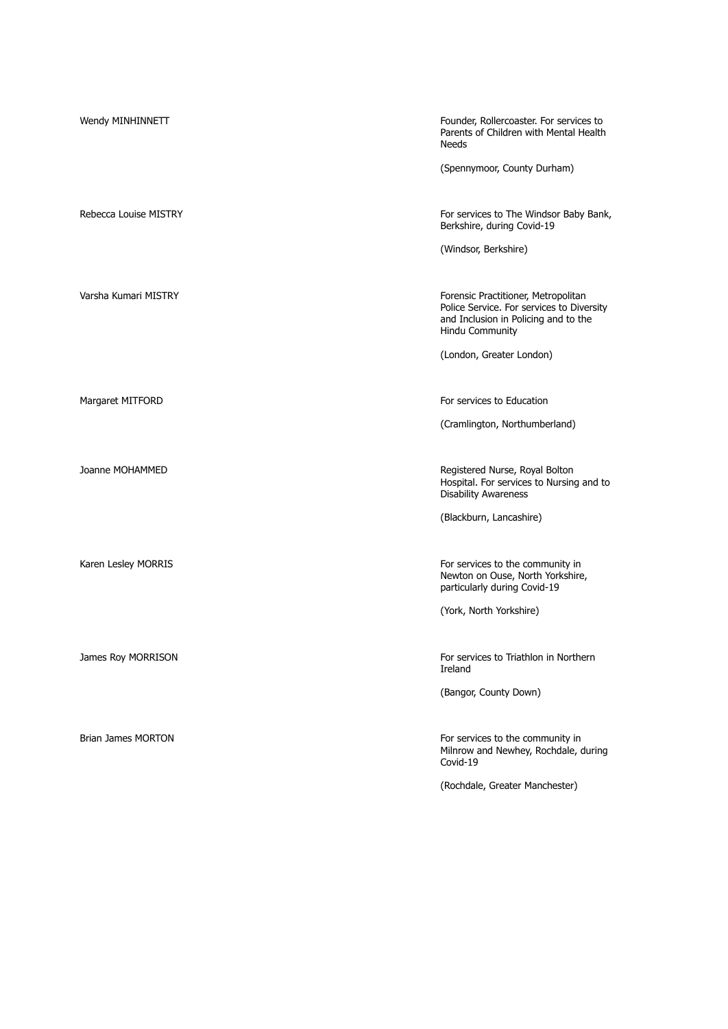| Name | Citation |
| --- | --- |
| Wendy MINHINNETT | Founder, Rollercoaster. For services to Parents of Children with Mental Health Needs<br><br>(Spennymoor, County Durham) |
| Rebecca Louise MISTRY | For services to The Windsor Baby Bank, Berkshire, during Covid-19<br><br>(Windsor, Berkshire) |
| Varsha Kumari MISTRY | Forensic Practitioner, Metropolitan Police Service. For services to Diversity and Inclusion in Policing and to the Hindu Community<br><br>(London, Greater London) |
| Margaret MITFORD | For services to Education<br><br>(Cramlington, Northumberland) |
| Joanne MOHAMMED | Registered Nurse, Royal Bolton Hospital. For services to Nursing and to Disability Awareness<br><br>(Blackburn, Lancashire) |
| Karen Lesley MORRIS | For services to the community in Newton on Ouse, North Yorkshire, particularly during Covid-19<br><br>(York, North Yorkshire) |
| James Roy MORRISON | For services to Triathlon in Northern Ireland<br><br>(Bangor, County Down) |
| Brian James MORTON | For services to the community in Milnrow and Newhey, Rochdale, during Covid-19<br><br>(Rochdale, Greater Manchester) |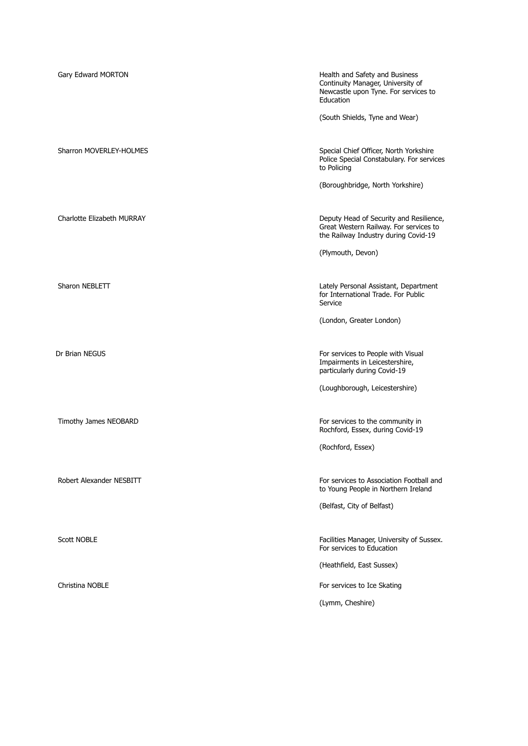| Name | Citation |
| --- | --- |
| Gary Edward MORTON | Health and Safety and Business Continuity Manager, University of Newcastle upon Tyne. For services to Education<br><br>(South Shields, Tyne and Wear) |
| Sharron MOVERLEY-HOLMES | Special Chief Officer, North Yorkshire Police Special Constabulary. For services to Policing<br><br>(Boroughbridge, North Yorkshire) |
| Charlotte Elizabeth MURRAY | Deputy Head of Security and Resilience, Great Western Railway. For services to the Railway Industry during Covid-19<br><br>(Plymouth, Devon) |
| Sharon NEBLETT | Lately Personal Assistant, Department for International Trade. For Public Service<br><br>(London, Greater London) |
| Dr Brian NEGUS | For services to People with Visual Impairments in Leicestershire, particularly during Covid-19<br><br>(Loughborough, Leicestershire) |
| Timothy James NEOBARD | For services to the community in Rochford, Essex, during Covid-19<br><br>(Rochford, Essex) |
| Robert Alexander NESBITT | For services to Association Football and to Young People in Northern Ireland<br><br>(Belfast, City of Belfast) |
| Scott NOBLE | Facilities Manager, University of Sussex. For services to Education<br><br>(Heathfield, East Sussex) |
| Christina NOBLE | For services to Ice Skating<br><br>(Lymm, Cheshire) |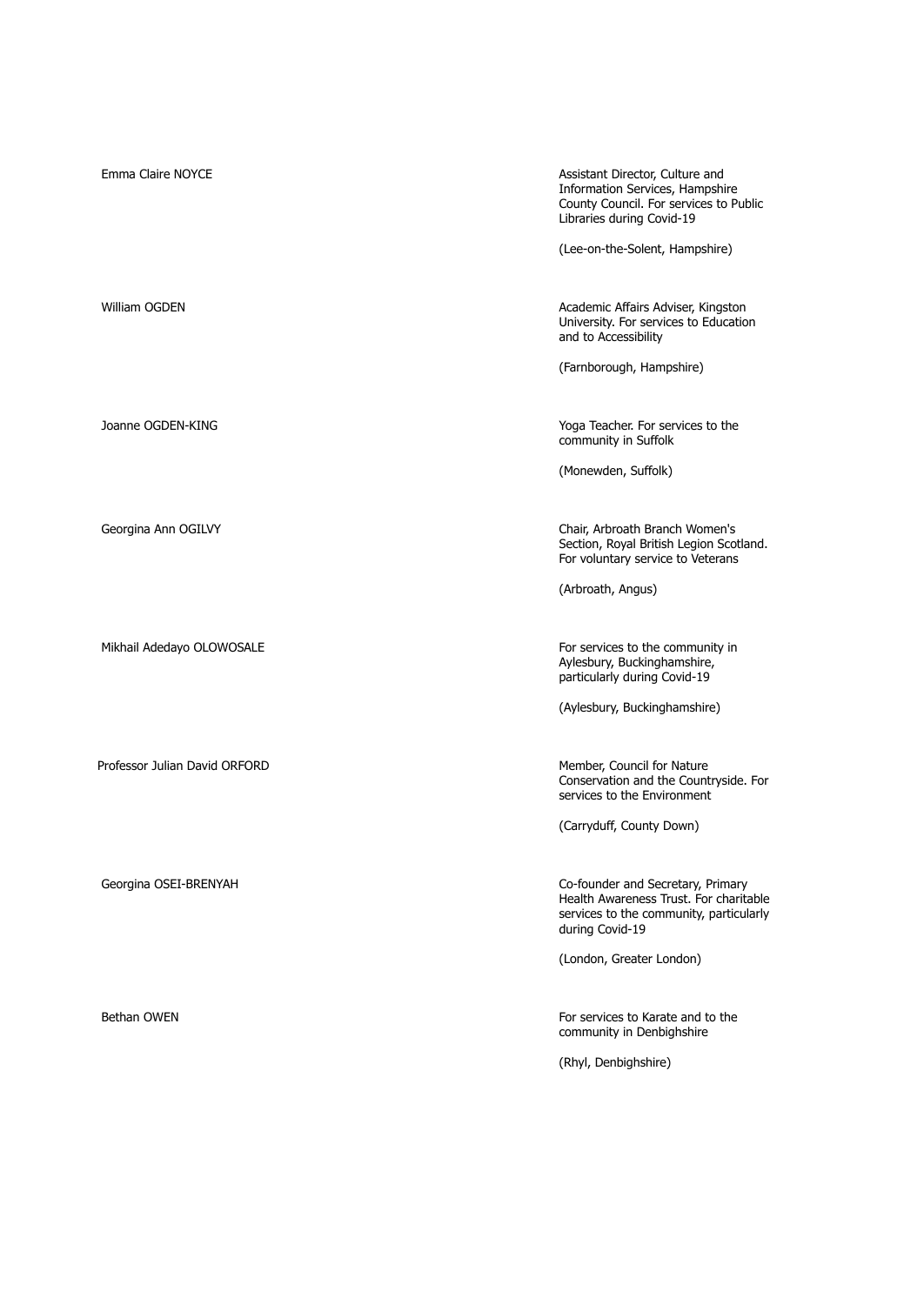| | |
|---|---|
| Emma Claire NOYCE | Assistant Director, Culture and Information Services, Hampshire County Council. For services to Public Libraries during Covid-19<br><br>(Lee-on-the-Solent, Hampshire) |
| William OGDEN | Academic Affairs Adviser, Kingston University. For services to Education and to Accessibility<br><br>(Farnborough, Hampshire) |
| Joanne OGDEN-KING | Yoga Teacher. For services to the community in Suffolk<br><br>(Monewden, Suffolk) |
| Georgina Ann OGILVY | Chair, Arbroath Branch Women's Section, Royal British Legion Scotland. For voluntary service to Veterans<br><br>(Arbroath, Angus) |
| Mikhail Adedayo OLOWOSALE | For services to the community in Aylesbury, Buckinghamshire, particularly during Covid-19<br><br>(Aylesbury, Buckinghamshire) |
| Professor Julian David ORFORD | Member, Council for Nature Conservation and the Countryside. For services to the Environment<br><br>(Carryduff, County Down) |
| Georgina OSEI-BRENYAH | Co-founder and Secretary, Primary Health Awareness Trust. For charitable services to the community, particularly during Covid-19<br><br>(London, Greater London) |
| Bethan OWEN | For services to Karate and to the community in Denbighshire<br><br>(Rhyl, Denbighshire) |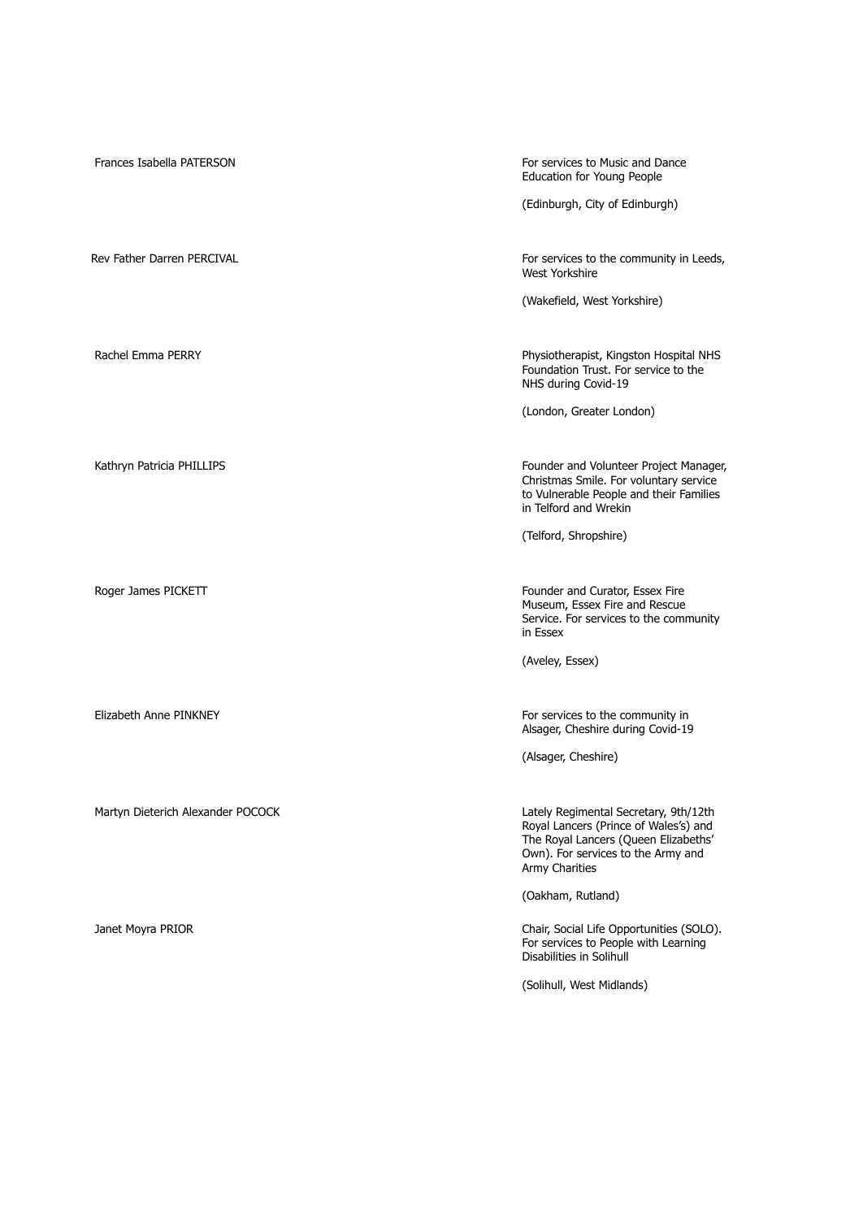| | |
|---|---|
| Frances Isabella PATERSON | For services to Music and Dance Education for Young People<br><br>(Edinburgh, City of Edinburgh) |
| Rev Father Darren PERCIVAL | For services to the community in Leeds, West Yorkshire<br><br>(Wakefield, West Yorkshire) |
| Rachel Emma PERRY | Physiotherapist, Kingston Hospital NHS Foundation Trust. For service to the NHS during Covid-19<br><br>(London, Greater London) |
| Kathryn Patricia PHILLIPS | Founder and Volunteer Project Manager, Christmas Smile. For voluntary service to Vulnerable People and their Families in Telford and Wrekin<br><br>(Telford, Shropshire) |
| Roger James PICKETT | Founder and Curator, Essex Fire Museum, Essex Fire and Rescue Service. For services to the community in Essex<br><br>(Aveley, Essex) |
| Elizabeth Anne PINKNEY | For services to the community in Alsager, Cheshire during Covid-19<br><br>(Alsager, Cheshire) |
| Martyn Dieterich Alexander POCOCK | Lately Regimental Secretary, 9th/12th Royal Lancers (Prince of Wales's) and The Royal Lancers (Queen Elizabeths' Own). For services to the Army and Army Charities<br><br>(Oakham, Rutland) |
| Janet Moyra PRIOR | Chair, Social Life Opportunities (SOLO). For services to People with Learning Disabilities in Solihull<br><br>(Solihull, West Midlands) |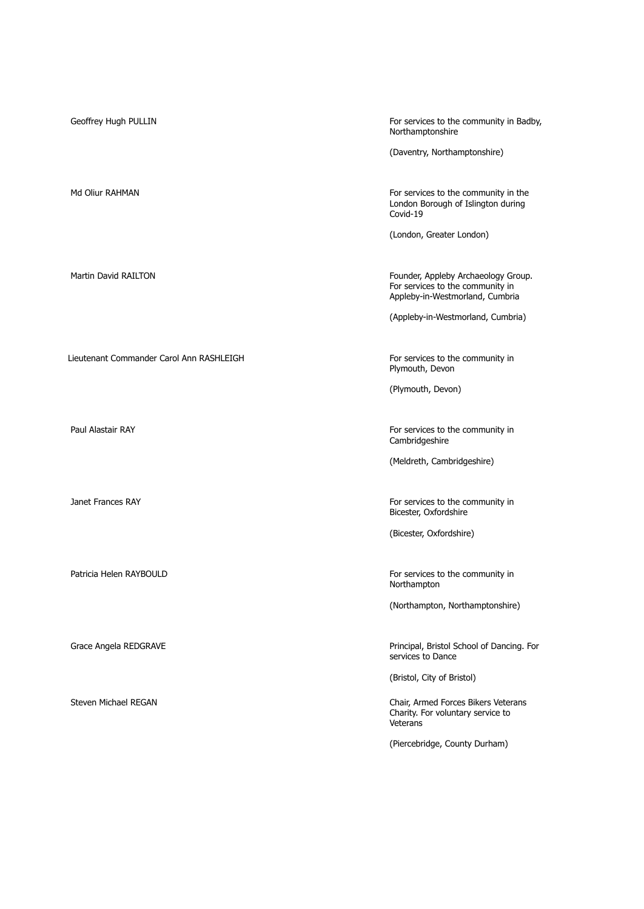| | |
|---|---|
| Geoffrey Hugh PULLIN | For services to the community in Badby, Northamptonshire<br><br>(Daventry, Northamptonshire) |
| Md Oliur RAHMAN | For services to the community in the London Borough of Islington during Covid-19<br><br>(London, Greater London) |
| Martin David RAILTON | Founder, Appleby Archaeology Group. For services to the community in Appleby-in-Westmorland, Cumbria<br><br>(Appleby-in-Westmorland, Cumbria) |
| Lieutenant Commander Carol Ann RASHLEIGH | For services to the community in Plymouth, Devon<br><br>(Plymouth, Devon) |
| Paul Alastair RAY | For services to the community in Cambridgeshire<br><br>(Meldreth, Cambridgeshire) |
| Janet Frances RAY | For services to the community in Bicester, Oxfordshire<br><br>(Bicester, Oxfordshire) |
| Patricia Helen RAYBOULD | For services to the community in Northampton<br><br>(Northampton, Northamptonshire) |
| Grace Angela REDGRAVE | Principal, Bristol School of Dancing. For services to Dance<br><br>(Bristol, City of Bristol) |
| Steven Michael REGAN | Chair, Armed Forces Bikers Veterans Charity. For voluntary service to Veterans<br><br>(Piercebridge, County Durham) |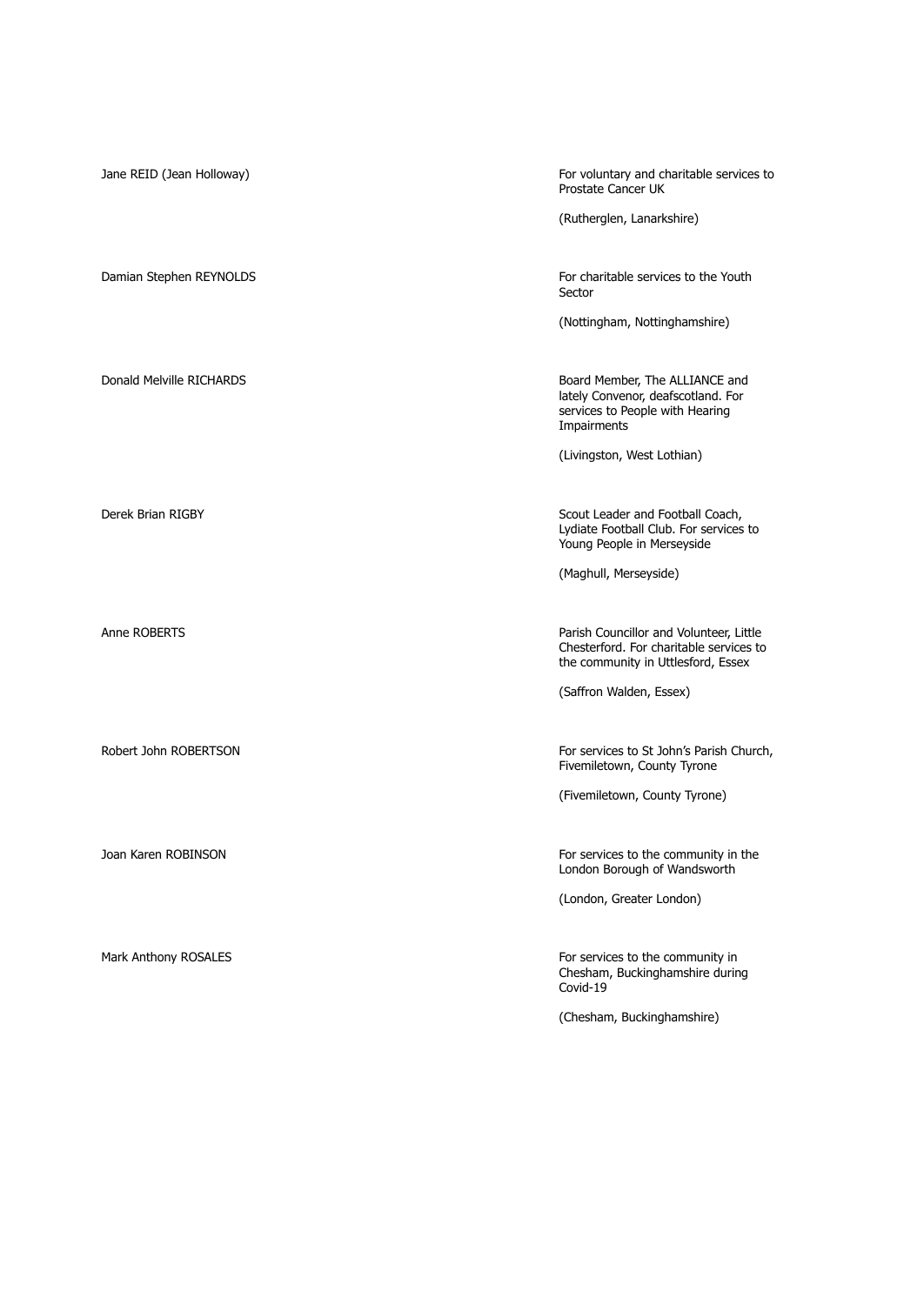| | |
|---|---|
| Jane REID (Jean Holloway) | For voluntary and charitable services to Prostate Cancer UK<br><br>(Rutherglen, Lanarkshire) |
| Damian Stephen REYNOLDS | For charitable services to the Youth Sector<br><br>(Nottingham, Nottinghamshire) |
| Donald Melville RICHARDS | Board Member, The ALLIANCE and lately Convenor, deafscotland. For services to People with Hearing Impairments<br><br>(Livingston, West Lothian) |
| Derek Brian RIGBY | Scout Leader and Football Coach, Lydiate Football Club. For services to Young People in Merseyside<br><br>(Maghull, Merseyside) |
| Anne ROBERTS | Parish Councillor and Volunteer, Little Chesterford. For charitable services to the community in Uttlesford, Essex<br><br>(Saffron Walden, Essex) |
| Robert John ROBERTSON | For services to St John's Parish Church, Fivemiletown, County Tyrone<br><br>(Fivemiletown, County Tyrone) |
| Joan Karen ROBINSON | For services to the community in the London Borough of Wandsworth<br><br>(London, Greater London) |
| Mark Anthony ROSALES | For services to the community in Chesham, Buckinghamshire during Covid-19<br><br>(Chesham, Buckinghamshire) |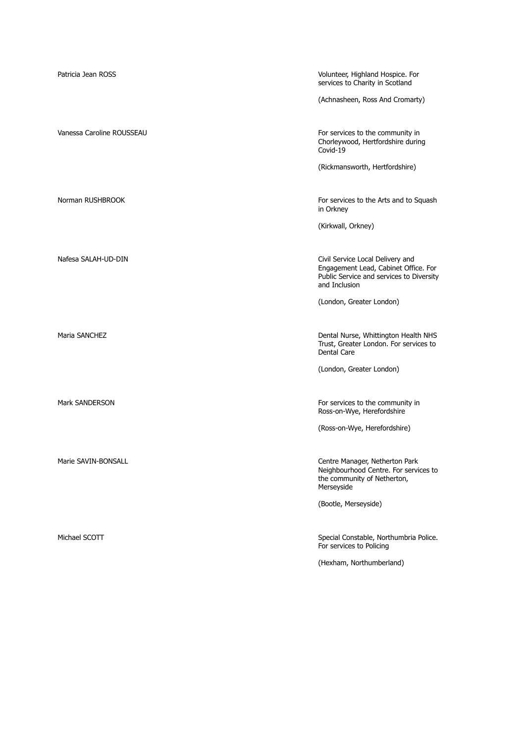| | |
|---|---|
| Patricia Jean ROSS | Volunteer, Highland Hospice. For services to Charity in Scotland<br><br>(Achnasheen, Ross And Cromarty) |
| Vanessa Caroline ROUSSEAU | For services to the community in Chorleywood, Hertfordshire during Covid-19<br><br>(Rickmansworth, Hertfordshire) |
| Norman RUSHBROOK | For services to the Arts and to Squash in Orkney<br><br>(Kirkwall, Orkney) |
| Nafesa SALAH-UD-DIN | Civil Service Local Delivery and Engagement Lead, Cabinet Office. For Public Service and services to Diversity and Inclusion<br><br>(London, Greater London) |
| Maria SANCHEZ | Dental Nurse, Whittington Health NHS Trust, Greater London. For services to Dental Care<br><br>(London, Greater London) |
| Mark SANDERSON | For services to the community in Ross-on-Wye, Herefordshire<br><br>(Ross-on-Wye, Herefordshire) |
| Marie SAVIN-BONSALL | Centre Manager, Netherton Park Neighbourhood Centre. For services to the community of Netherton, Merseyside<br><br>(Bootle, Merseyside) |
| Michael SCOTT | Special Constable, Northumbria Police. For services to Policing<br><br>(Hexham, Northumberland) |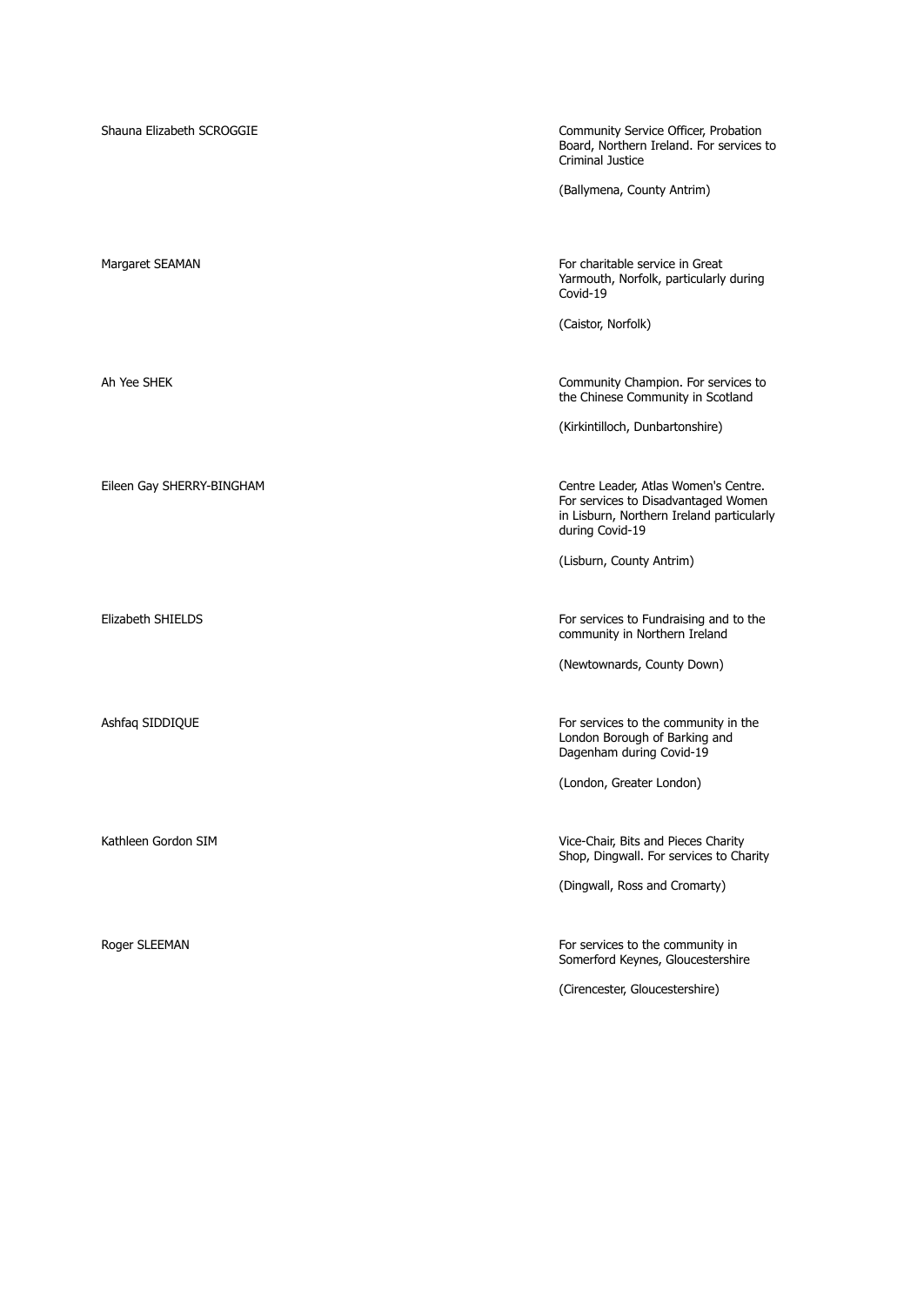| | |
|---|---|
| Shauna Elizabeth SCROGGIE | Community Service Officer, Probation Board, Northern Ireland. For services to Criminal Justice<br><br>(Ballymena, County Antrim) |
| Margaret SEAMAN | For charitable service in Great Yarmouth, Norfolk, particularly during Covid-19<br><br>(Caistor, Norfolk) |
| Ah Yee SHEK | Community Champion. For services to the Chinese Community in Scotland<br><br>(Kirkintilloch, Dunbartonshire) |
| Eileen Gay SHERRY-BINGHAM | Centre Leader, Atlas Women's Centre. For services to Disadvantaged Women in Lisburn, Northern Ireland particularly during Covid-19<br><br>(Lisburn, County Antrim) |
| Elizabeth SHIELDS | For services to Fundraising and to the community in Northern Ireland<br><br>(Newtownards, County Down) |
| Ashfaq SIDDIQUE | For services to the community in the London Borough of Barking and Dagenham during Covid-19<br><br>(London, Greater London) |
| Kathleen Gordon SIM | Vice-Chair, Bits and Pieces Charity Shop, Dingwall. For services to Charity<br><br>(Dingwall, Ross and Cromarty) |
| Roger SLEEMAN | For services to the community in Somerford Keynes, Gloucestershire<br><br>(Cirencester, Gloucestershire) |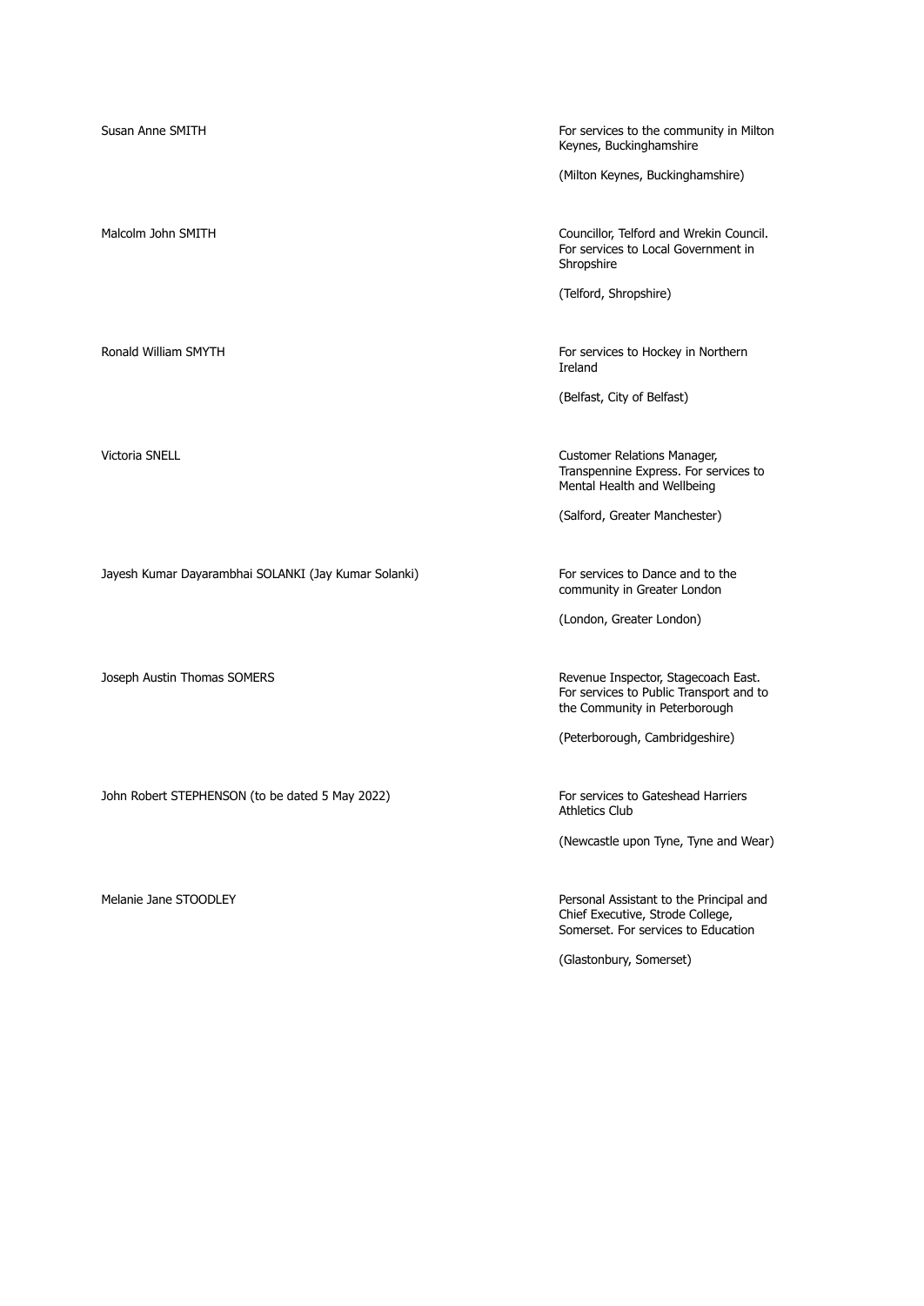| | |
|---|---|
| Susan Anne SMITH | For services to the community in Milton Keynes, Buckinghamshire<br><br>(Milton Keynes, Buckinghamshire) |
| Malcolm John SMITH | Councillor, Telford and Wrekin Council. For services to Local Government in Shropshire<br><br>(Telford, Shropshire) |
| Ronald William SMYTH | For services to Hockey in Northern Ireland<br><br>(Belfast, City of Belfast) |
| Victoria SNELL | Customer Relations Manager, Transpennine Express. For services to Mental Health and Wellbeing<br><br>(Salford, Greater Manchester) |
| Jayesh Kumar Dayarambhai SOLANKI (Jay Kumar Solanki) | For services to Dance and to the community in Greater London<br><br>(London, Greater London) |
| Joseph Austin Thomas SOMERS | Revenue Inspector, Stagecoach East. For services to Public Transport and to the Community in Peterborough<br><br>(Peterborough, Cambridgeshire) |
| John Robert STEPHENSON (to be dated 5 May 2022) | For services to Gateshead Harriers Athletics Club<br><br>(Newcastle upon Tyne, Tyne and Wear) |
| Melanie Jane STOODLEY | Personal Assistant to the Principal and Chief Executive, Strode College, Somerset. For services to Education<br><br>(Glastonbury, Somerset) |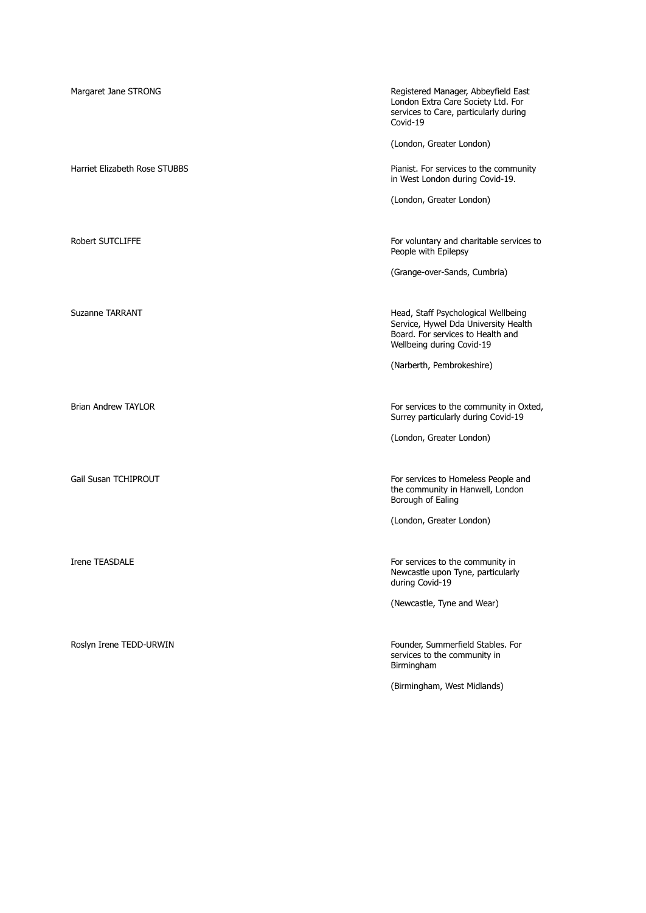| Name | Citation |
| --- | --- |
| Margaret Jane STRONG | Registered Manager, Abbeyfield East London Extra Care Society Ltd. For services to Care, particularly during Covid-19<br><br>(London, Greater London) |
| Harriet Elizabeth Rose STUBBS | Pianist. For services to the community in West London during Covid-19.<br><br>(London, Greater London) |
| Robert SUTCLIFFE | For voluntary and charitable services to People with Epilepsy<br><br>(Grange-over-Sands, Cumbria) |
| Suzanne TARRANT | Head, Staff Psychological Wellbeing Service, Hywel Dda University Health Board. For services to Health and Wellbeing during Covid-19<br><br>(Narberth, Pembrokeshire) |
| Brian Andrew TAYLOR | For services to the community in Oxted, Surrey particularly during Covid-19<br><br>(London, Greater London) |
| Gail Susan TCHIPROUT | For services to Homeless People and the community in Hanwell, London Borough of Ealing<br><br>(London, Greater London) |
| Irene TEASDALE | For services to the community in Newcastle upon Tyne, particularly during Covid-19<br><br>(Newcastle, Tyne and Wear) |
| Roslyn Irene TEDD-URWIN | Founder, Summerfield Stables. For services to the community in Birmingham<br><br>(Birmingham, West Midlands) |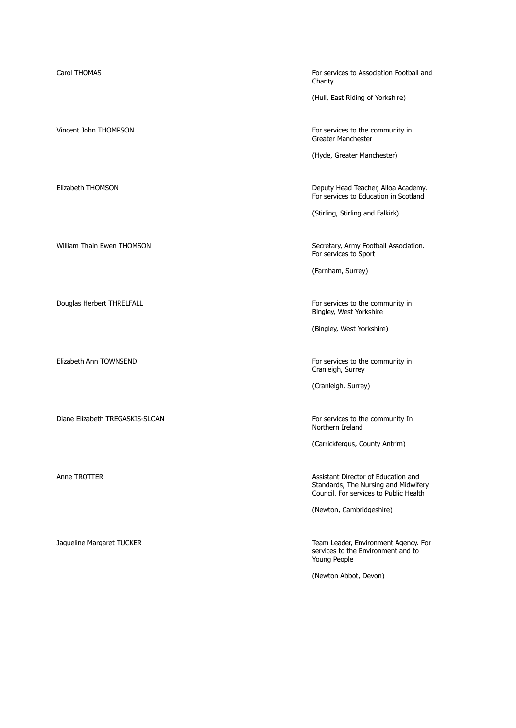| | |
|---|---|
| Carol THOMAS | For services to Association Football and Charity<br><br>(Hull, East Riding of Yorkshire) |
| Vincent John THOMPSON | For services to the community in Greater Manchester<br><br>(Hyde, Greater Manchester) |
| Elizabeth THOMSON | Deputy Head Teacher, Alloa Academy. For services to Education in Scotland<br><br>(Stirling, Stirling and Falkirk) |
| William Thain Ewen THOMSON | Secretary, Army Football Association. For services to Sport<br><br>(Farnham, Surrey) |
| Douglas Herbert THRELFALL | For services to the community in Bingley, West Yorkshire<br><br>(Bingley, West Yorkshire) |
| Elizabeth Ann TOWNSEND | For services to the community in Cranleigh, Surrey<br><br>(Cranleigh, Surrey) |
| Diane Elizabeth TREGASKIS-SLOAN | For services to the community In Northern Ireland<br><br>(Carrickfergus, County Antrim) |
| Anne TROTTER | Assistant Director of Education and Standards, The Nursing and Midwifery Council. For services to Public Health<br><br>(Newton, Cambridgeshire) |
| Jaqueline Margaret TUCKER | Team Leader, Environment Agency. For services to the Environment and to Young People<br><br>(Newton Abbot, Devon) |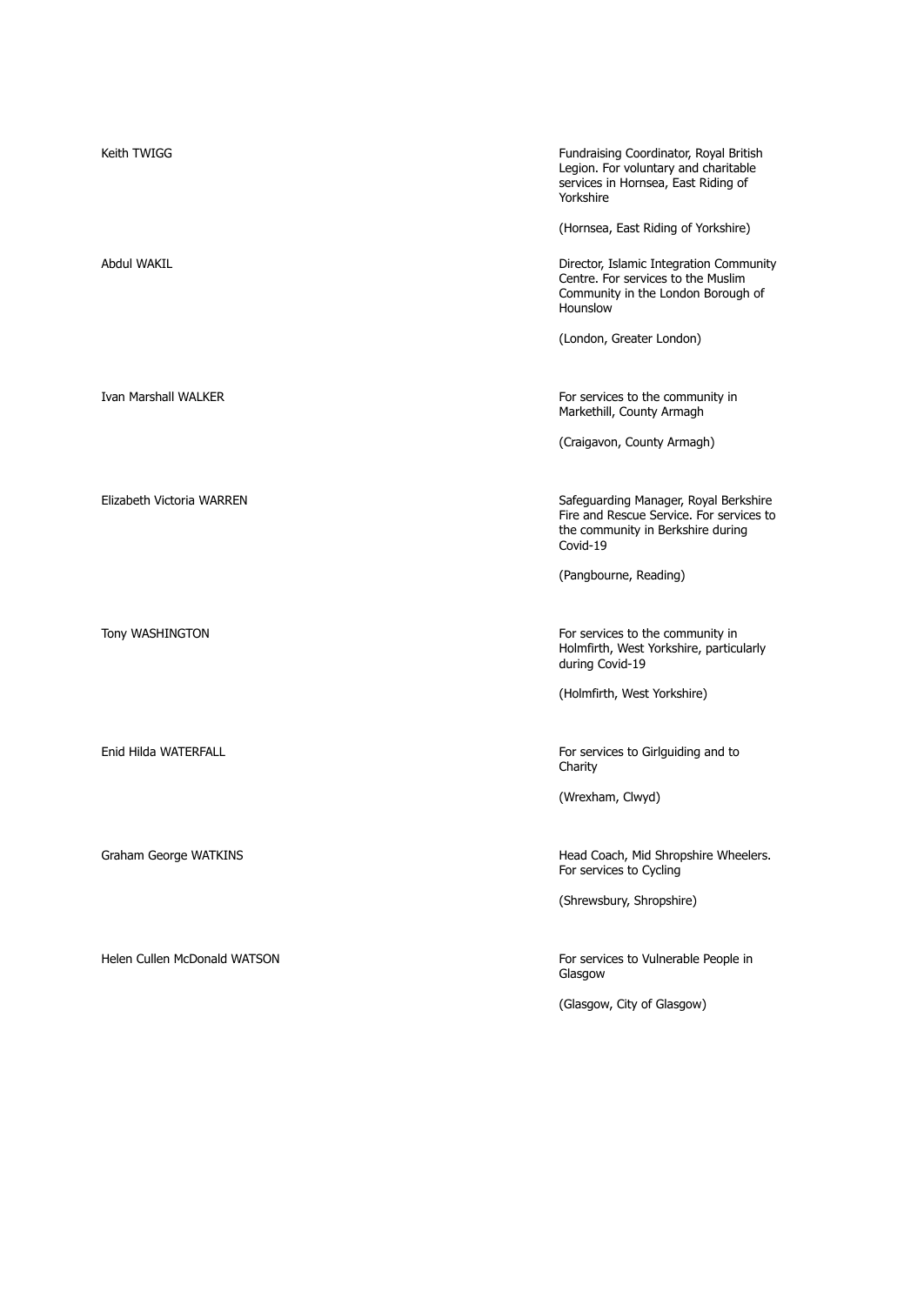| | |
|---|---|
| Keith TWIGG | Fundraising Coordinator, Royal British Legion. For voluntary and charitable services in Hornsea, East Riding of Yorkshire<br><br>(Hornsea, East Riding of Yorkshire) |
| Abdul WAKIL | Director, Islamic Integration Community Centre. For services to the Muslim Community in the London Borough of Hounslow<br><br>(London, Greater London) |
| Ivan Marshall WALKER | For services to the community in Markethill, County Armagh<br><br>(Craigavon, County Armagh) |
| Elizabeth Victoria WARREN | Safeguarding Manager, Royal Berkshire Fire and Rescue Service. For services to the community in Berkshire during Covid-19<br><br>(Pangbourne, Reading) |
| Tony WASHINGTON | For services to the community in Holmfirth, West Yorkshire, particularly during Covid-19<br><br>(Holmfirth, West Yorkshire) |
| Enid Hilda WATERFALL | For services to Girlguiding and to Charity<br><br>(Wrexham, Clwyd) |
| Graham George WATKINS | Head Coach, Mid Shropshire Wheelers. For services to Cycling<br><br>(Shrewsbury, Shropshire) |
| Helen Cullen McDonald WATSON | For services to Vulnerable People in Glasgow<br><br>(Glasgow, City of Glasgow) |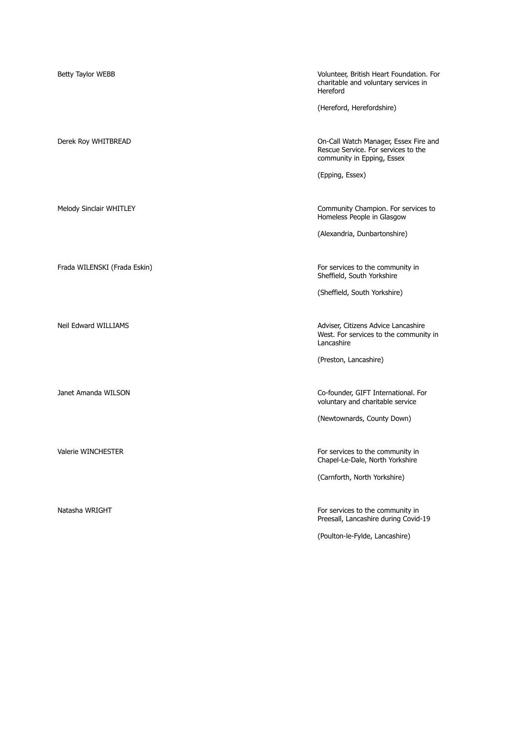| | |
|---|---|
| Betty Taylor WEBB | Volunteer, British Heart Foundation. For charitable and voluntary services in Hereford<br><br>(Hereford, Herefordshire) |
| Derek Roy WHITBREAD | On-Call Watch Manager, Essex Fire and Rescue Service. For services to the community in Epping, Essex<br><br>(Epping, Essex) |
| Melody Sinclair WHITLEY | Community Champion. For services to Homeless People in Glasgow<br><br>(Alexandria, Dunbartonshire) |
| Frada WILENSKI (Frada Eskin) | For services to the community in Sheffield, South Yorkshire<br><br>(Sheffield, South Yorkshire) |
| Neil Edward WILLIAMS | Adviser, Citizens Advice Lancashire West. For services to the community in Lancashire<br><br>(Preston, Lancashire) |
| Janet Amanda WILSON | Co-founder, GIFT International. For voluntary and charitable service<br><br>(Newtownards, County Down) |
| Valerie WINCHESTER | For services to the community in Chapel-Le-Dale, North Yorkshire<br><br>(Carnforth, North Yorkshire) |
| Natasha WRIGHT | For services to the community in Preesall, Lancashire during Covid-19<br><br>(Poulton-le-Fylde, Lancashire) |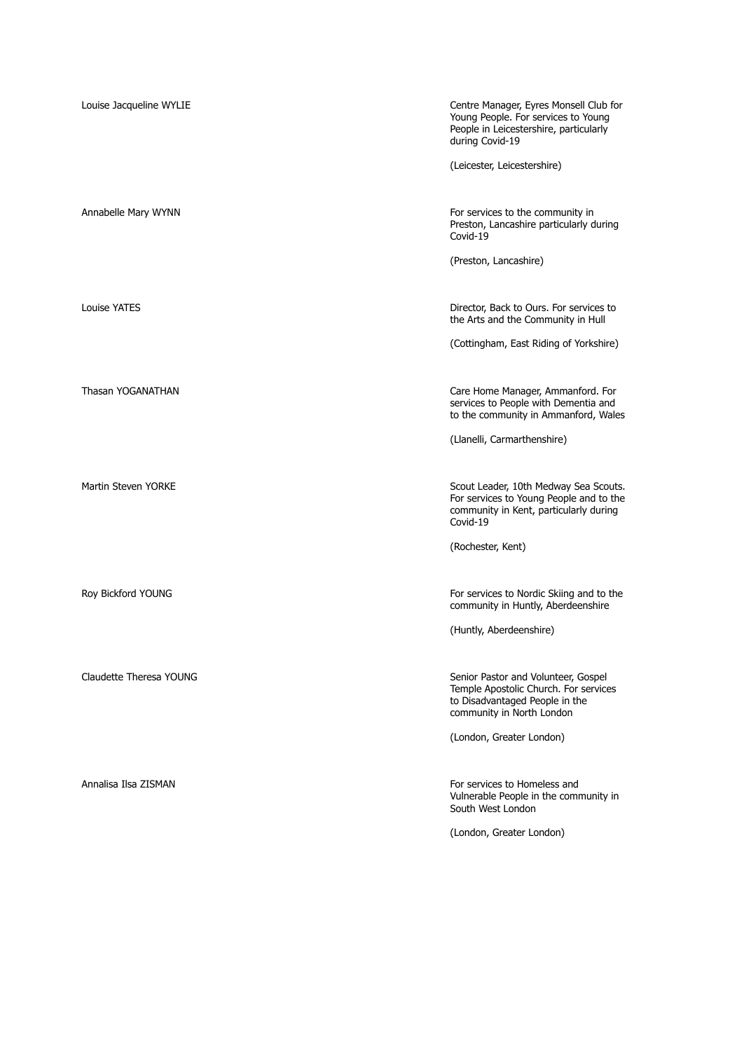| | |
|---|---|
| Louise Jacqueline WYLIE | Centre Manager, Eyres Monsell Club for Young People. For services to Young People in Leicestershire, particularly during Covid-19<br><br>(Leicester, Leicestershire) |
| Annabelle Mary WYNN | For services to the community in Preston, Lancashire particularly during Covid-19<br><br>(Preston, Lancashire) |
| Louise YATES | Director, Back to Ours. For services to the Arts and the Community in Hull<br><br>(Cottingham, East Riding of Yorkshire) |
| Thasan YOGANATHAN | Care Home Manager, Ammanford. For services to People with Dementia and to the community in Ammanford, Wales<br><br>(Llanelli, Carmarthenshire) |
| Martin Steven YORKE | Scout Leader, 10th Medway Sea Scouts. For services to Young People and to the community in Kent, particularly during Covid-19<br><br>(Rochester, Kent) |
| Roy Bickford YOUNG | For services to Nordic Skiing and to the community in Huntly, Aberdeenshire<br><br>(Huntly, Aberdeenshire) |
| Claudette Theresa YOUNG | Senior Pastor and Volunteer, Gospel Temple Apostolic Church. For services to Disadvantaged People in the community in North London<br><br>(London, Greater London) |
| Annalisa Ilsa ZISMAN | For services to Homeless and Vulnerable People in the community in South West London<br><br>(London, Greater London) |